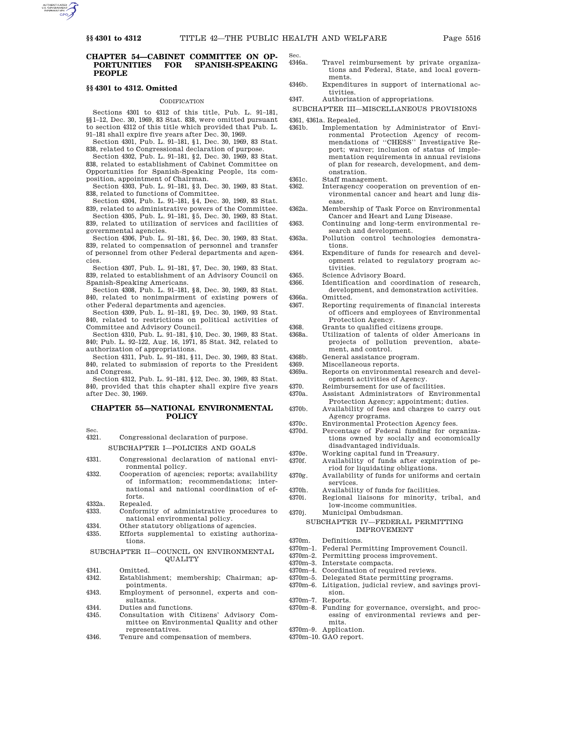# CHAPTER 54—CABINET COMMITTEE ON OPPORTUNITIES FOR SPANISH-SPEAKING PEOPLE

## §§ 4301 to 4312. Omitted

CODIFICATION

Sections 4301 to 4312 of this title, Pub. L. 91–181, §§1–12, Dec. 30, 1969, 83 Stat. 838, were omitted pursuant to section 4312 of this title which provided that Pub. L. 91–181 shall expire five years after Dec. 30, 1969.

Section 4301, Pub. L. 91–181, §1, Dec. 30, 1969, 83 Stat. 838, related to Congressional declaration of purpose.

Section 4302, Pub. L. 91–181, §2, Dec. 30, 1969, 83 Stat. 838, related to establishment of Cabinet Committee on Opportunities for Spanish-Speaking People, its composition, appointment of Chairman.

Section 4303, Pub. L. 91–181, §3, Dec. 30, 1969, 83 Stat. 838, related to functions of Committee.

Section 4304, Pub. L. 91–181, §4, Dec. 30, 1969, 83 Stat. 839, related to administrative powers of the Committee.

Section 4305, Pub. L. 91–181, §5, Dec. 30, 1969, 83 Stat. 839, related to utilization of services and facilities of governmental agencies.

Section 4306, Pub. L. 91–181, §6, Dec. 30, 1969, 83 Stat. 839, related to compensation of personnel and transfer of personnel from other Federal departments and agencies.

Section 4307, Pub. L. 91–181, §7, Dec. 30, 1969, 83 Stat. 839, related to establishment of an Advisory Council on Spanish-Speaking Americans.

Section 4308, Pub. L. 91–181, §8, Dec. 30, 1969, 83 Stat. 840, related to nonimpairment of existing powers of other Federal departments and agencies.

Section 4309, Pub. L. 91–181, §9, Dec. 30, 1969, 93 Stat. 840, related to restrictions on political activities of Committee and Advisory Council.

Section 4310, Pub. L. 91–181, §10, Dec. 30, 1969, 83 Stat. 840; Pub. L. 92–122, Aug. 16, 1971, 85 Stat. 342, related to authorization of appropriations.

Section 4311, Pub. L. 91–181, §11, Dec. 30, 1969, 83 Stat. 840, related to submission of reports to the President and Congress.

Section 4312, Pub. L. 91–181, §12, Dec. 30, 1969, 83 Stat. 840, provided that this chapter shall expire five years after Dec. 30, 1969.

# CHAPTER 55—NATIONAL ENVIRONMENTAL POLICY

Sec.
4321. Congressional declaration of purpose.

SUBCHAPTER I—POLICIES AND GOALS

4331. Congressional declaration of national environmental policy.
4332. Cooperation of agencies; reports; availability of information; recommendations; international and national coordination of efforts.
4332a. Repealed.
4333. Conformity of administrative procedures to national environmental policy.
4334. Other statutory obligations of agencies.
4335. Efforts supplemental to existing authorizations.

SUBCHAPTER II—COUNCIL ON ENVIRONMENTAL QUALITY

4341. Omitted.
4342. Establishment; membership; Chairman; appointments.
4343. Employment of personnel, experts and consultants.
4344. Duties and functions.
4345. Consultation with Citizens' Advisory Committee on Environmental Quality and other representatives.
4346. Tenure and compensation of members.
4346a. Travel reimbursement by private organizations and Federal, State, and local governments.
4346b. Expenditures in support of international activities.
4347. Authorization of appropriations.

SUBCHAPTER III—MISCELLANEOUS PROVISIONS

4361, 4361a. Repealed.
4361b. Implementation by Administrator of Environmental Protection Agency of recommendations of "CHESS" Investigative Report; waiver; inclusion of status of implementation requirements in annual revisions of plan for research, development, and demonstration.
4361c. Staff management.
4362. Interagency cooperation on prevention of environmental cancer and heart and lung disease.
4362a. Membership of Task Force on Environmental Cancer and Heart and Lung Disease.
4363. Continuing and long-term environmental research and development.
4363a. Pollution control technologies demonstrations.
4364. Expenditure of funds for research and development related to regulatory program activities.
4365. Science Advisory Board.
4366. Identification and coordination of research, development, and demonstration activities.
4366a. Omitted.
4367. Reporting requirements of financial interests of officers and employees of Environmental Protection Agency.
4368. Grants to qualified citizens groups.
4368a. Utilization of talents of older Americans in projects of pollution prevention, abatement, and control.
4368b. General assistance program.
4369. Miscellaneous reports.
4369a. Reports on environmental research and development activities of Agency.
4370. Reimbursement for use of facilities.
4370a. Assistant Administrators of Environmental Protection Agency; appointment; duties.
4370b. Availability of fees and charges to carry out Agency programs.
4370c. Environmental Protection Agency fees.
4370d. Percentage of Federal funding for organizations owned by socially and economically disadvantaged individuals.
4370e. Working capital fund in Treasury.
4370f. Availability of funds after expiration of period for liquidating obligations.
4370g. Availability of funds for uniforms and certain services.
4370h. Availability of funds for facilities.
4370i. Regional liaisons for minority, tribal, and low-income communities.
4370j. Municipal Ombudsman.

SUBCHAPTER IV—FEDERAL PERMITTING IMPROVEMENT

4370m. Definitions.
4370m–1. Federal Permitting Improvement Council.
4370m–2. Permitting process improvement.
4370m–3. Interstate compacts.
4370m–4. Coordination of required reviews.
4370m–5. Delegated State permitting programs.
4370m–6. Litigation, judicial review, and savings provision.
4370m–7. Reports.
4370m–8. Funding for governance, oversight, and processing of environmental reviews and permits.
4370m–9. Application.
4370m–10. GAO report.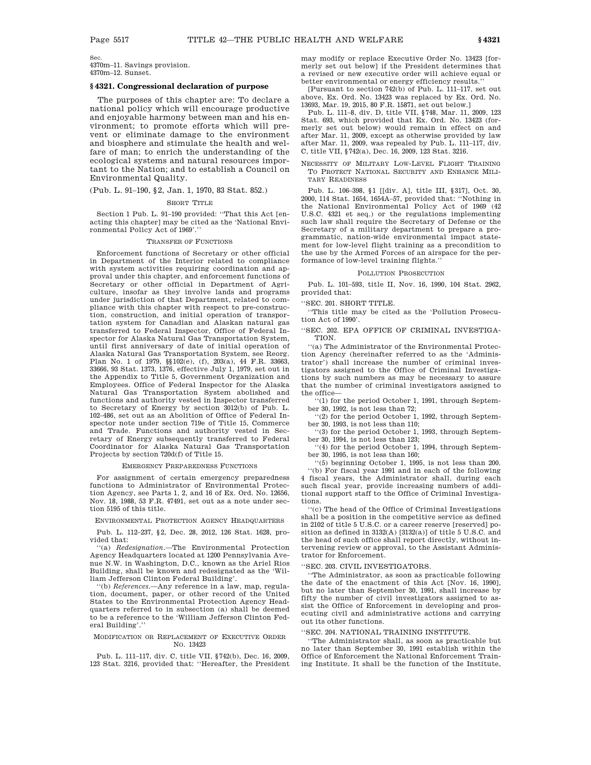Sec.
4370m–11. Savings provision.
4370m–12. Sunset.

## § 4321. Congressional declaration of purpose

The purposes of this chapter are: To declare a national policy which will encourage productive and enjoyable harmony between man and his environment; to promote efforts which will prevent or eliminate damage to the environment and biosphere and stimulate the health and welfare of man; to enrich the understanding of the ecological systems and natural resources important to the Nation; and to establish a Council on Environmental Quality.

(Pub. L. 91–190, §2, Jan. 1, 1970, 83 Stat. 852.)

### SHORT TITLE

Section 1 Pub. L. 91–190 provided: "That this Act [enacting this chapter] may be cited as the 'National Environmental Policy Act of 1969'."

### TRANSFER OF FUNCTIONS

Enforcement functions of Secretary or other official in Department of the Interior related to compliance with system activities requiring coordination and approval under this chapter, and enforcement functions of Secretary or other official in Department of Agriculture, insofar as they involve lands and programs under jurisdiction of that Department, related to compliance with this chapter with respect to pre-construction, construction, and initial operation of transportation system for Canadian and Alaskan natural gas transferred to Federal Inspector, Office of Federal Inspector for Alaska Natural Gas Transportation System, until first anniversary of date of initial operation of Alaska Natural Gas Transportation System, see Reorg. Plan No. 1 of 1979, §§102(e), (f), 203(a), 44 F.R. 33663, 33666, 93 Stat. 1373, 1376, effective July 1, 1979, set out in the Appendix to Title 5, Government Organization and Employees. Office of Federal Inspector for the Alaska Natural Gas Transportation System abolished and functions and authority vested in Inspector transferred to Secretary of Energy by section 3012(b) of Pub. L. 102–486, set out as an Abolition of Office of Federal Inspector note under section 719e of Title 15, Commerce and Trade. Functions and authority vested in Secretary of Energy subsequently transferred to Federal Coordinator for Alaska Natural Gas Transportation Projects by section 720d(f) of Title 15.

### EMERGENCY PREPAREDNESS FUNCTIONS

For assignment of certain emergency preparedness functions to Administrator of Environmental Protection Agency, see Parts 1, 2, and 16 of Ex. Ord. No. 12656, Nov. 18, 1988, 53 F.R. 47491, set out as a note under section 5195 of this title.

### ENVIRONMENTAL PROTECTION AGENCY HEADQUARTERS

Pub. L. 112–237, §2, Dec. 28, 2012, 126 Stat. 1628, provided that:

"(a) *Redesignation*.—The Environmental Protection Agency Headquarters located at 1200 Pennsylvania Avenue N.W. in Washington, D.C., known as the Ariel Rios Building, shall be known and redesignated as the 'William Jefferson Clinton Federal Building'.

"(b) *References*.—Any reference in a law, map, regulation, document, paper, or other record of the United States to the Environmental Protection Agency Headquarters referred to in subsection (a) shall be deemed to be a reference to the 'William Jefferson Clinton Federal Building'."

### MODIFICATION OR REPLACEMENT OF EXECUTIVE ORDER NO. 13423

Pub. L. 111–117, div. C, title VII, §742(b), Dec. 16, 2009, 123 Stat. 3216, provided that: "Hereafter, the President may modify or replace Executive Order No. 13423 [formerly set out below] if the President determines that a revised or new executive order will achieve equal or better environmental or energy efficiency results."

[Pursuant to section 742(b) of Pub. L. 111–117, set out above, Ex. Ord. No. 13423 was replaced by Ex. Ord. No. 13693, Mar. 19, 2015, 80 F.R. 15871, set out below.]

Pub. L. 111–8, div. D, title VII, §748, Mar. 11, 2009, 123 Stat. 693, which provided that Ex. Ord. No. 13423 (formerly set out below) would remain in effect on and after Mar. 11, 2009, except as otherwise provided by law after Mar. 11, 2009, was repealed by Pub. L. 111–117, div. C, title VII, §742(a), Dec. 16, 2009, 123 Stat. 3216.

### NECESSITY OF MILITARY LOW-LEVEL FLIGHT TRAINING TO PROTECT NATIONAL SECURITY AND ENHANCE MILITARY READINESS

Pub. L. 106–398, §1 [[div. A], title III, §317], Oct. 30, 2000, 114 Stat. 1654, 1654A–57, provided that: "Nothing in the National Environmental Policy Act of 1969 (42 U.S.C. 4321 et seq.) or the regulations implementing such law shall require the Secretary of Defense or the Secretary of a military department to prepare a programmatic, nation-wide environmental impact statement for low-level flight training as a precondition to the use by the Armed Forces of an airspace for the performance of low-level training flights."

### POLLUTION PROSECUTION

Pub. L. 101–593, title II, Nov. 16, 1990, 104 Stat. 2962, provided that:

"SEC. 201. SHORT TITLE.

"This title may be cited as the 'Pollution Prosecution Act of 1990'.

"SEC. 202. EPA OFFICE OF CRIMINAL INVESTIGATION.

"(a) The Administrator of the Environmental Protection Agency (hereinafter referred to as the 'Administrator') shall increase the number of criminal investigators assigned to the Office of Criminal Investigations by such numbers as may be necessary to assure that the number of criminal investigators assigned to the office—

"(1) for the period October 1, 1991, through September 30, 1992, is not less than 72;

"(2) for the period October 1, 1992, through September 30, 1993, is not less than 110;

"(3) for the period October 1, 1993, through September 30, 1994, is not less than 123;

"(4) for the period October 1, 1994, through September 30, 1995, is not less than 160;

"(5) beginning October 1, 1995, is not less than 200.

"(b) For fiscal year 1991 and in each of the following 4 fiscal years, the Administrator shall, during each such fiscal year, provide increasing numbers of additional support staff to the Office of Criminal Investigations.

"(c) The head of the Office of Criminal Investigations shall be a position in the competitive service as defined in 2102 of title 5 U.S.C. or a career reserve [reserved] position as defined in 3132(A) [3132(a)] of title 5 U.S.C. and the head of such office shall report directly, without intervening review or approval, to the Assistant Administrator for Enforcement.

"SEC. 203. CIVIL INVESTIGATORS.

"The Administrator, as soon as practicable following the date of the enactment of this Act [Nov. 16, 1990], but no later than September 30, 1991, shall increase by fifty the number of civil investigators assigned to assist the Office of Enforcement in developing and prosecuting civil and administrative actions and carrying out its other functions.

"SEC. 204. NATIONAL TRAINING INSTITUTE.

"The Administrator shall, as soon as practicable but no later than September 30, 1991 establish within the Office of Enforcement the National Enforcement Training Institute. It shall be the function of the Institute,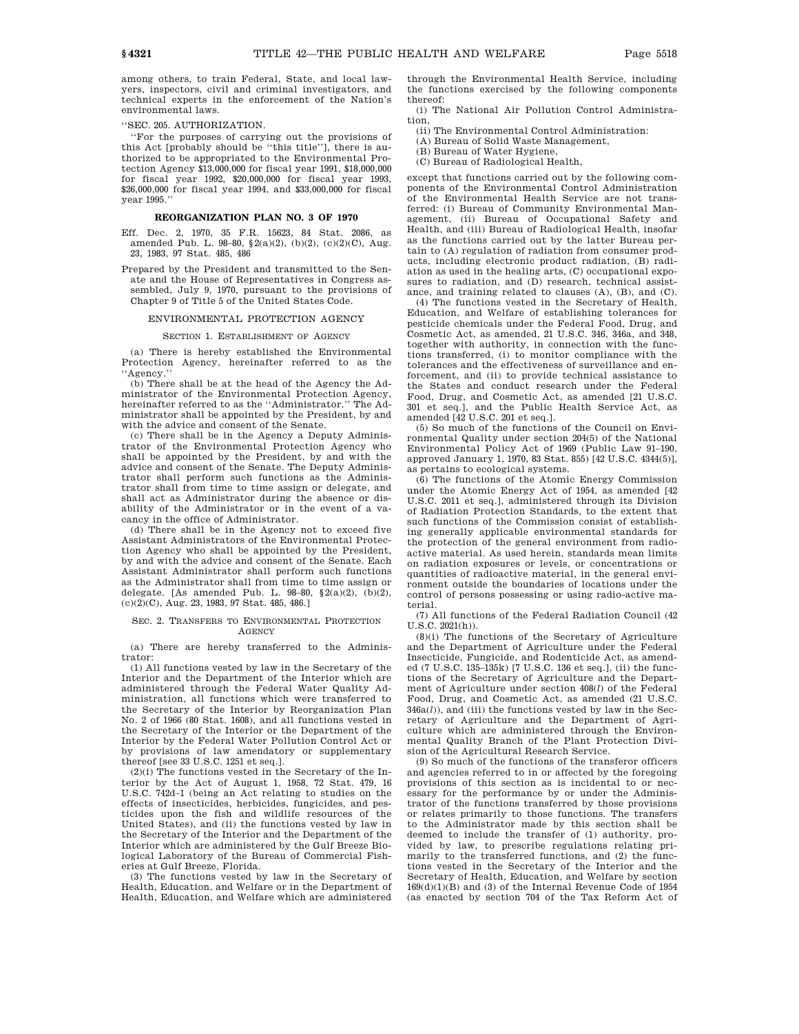among others, to train Federal, State, and local lawyers, inspectors, civil and criminal investigators, and technical experts in the enforcement of the Nation's environmental laws.

"SEC. 205. AUTHORIZATION.

"For the purposes of carrying out the provisions of this Act [probably should be "this title"], there is authorized to be appropriated to the Environmental Protection Agency $13,000,000 for fiscal year 1991, $18,000,000 for fiscal year 1992, $20,000,000 for fiscal year 1993, $26,000,000 for fiscal year 1994, and $33,000,000 for fiscal year 1995."

## REORGANIZATION PLAN NO. 3 OF 1970

Eff. Dec. 2, 1970, 35 F.R. 15623, 84 Stat. 2086, as amended Pub. L. 98–80, §2(a)(2), (b)(2), (c)(2)(C), Aug. 23, 1983, 97 Stat. 485, 486

Prepared by the President and transmitted to the Senate and the House of Representatives in Congress assembled, July 9, 1970, pursuant to the provisions of Chapter 9 of Title 5 of the United States Code.

### ENVIRONMENTAL PROTECTION AGENCY

#### SECTION 1. ESTABLISHMENT OF AGENCY

(a) There is hereby established the Environmental Protection Agency, hereinafter referred to as the "Agency."

(b) There shall be at the head of the Agency the Administrator of the Environmental Protection Agency, hereinafter referred to as the "Administrator." The Administrator shall be appointed by the President, by and with the advice and consent of the Senate.

(c) There shall be in the Agency a Deputy Administrator of the Environmental Protection Agency who shall be appointed by the President, by and with the advice and consent of the Senate. The Deputy Administrator shall perform such functions as the Administrator shall from time to time assign or delegate, and shall act as Administrator during the absence or disability of the Administrator or in the event of a vacancy in the office of Administrator.

(d) There shall be in the Agency not to exceed five Assistant Administrators of the Environmental Protection Agency who shall be appointed by the President, by and with the advice and consent of the Senate. Each Assistant Administrator shall perform such functions as the Administrator shall from time to time assign or delegate. [As amended Pub. L. 98–80, §2(a)(2), (b)(2), (c)(2)(C), Aug. 23, 1983, 97 Stat. 485, 486.]

#### SEC. 2. TRANSFERS TO ENVIRONMENTAL PROTECTION AGENCY

(a) There are hereby transferred to the Administrator:

(1) All functions vested by law in the Secretary of the Interior and the Department of the Interior which are administered through the Federal Water Quality Administration, all functions which were transferred to the Secretary of the Interior by Reorganization Plan No. 2 of 1966 (80 Stat. 1608), and all functions vested in the Secretary of the Interior or the Department of the Interior by the Federal Water Pollution Control Act or by provisions of law amendatory or supplementary thereof [see 33 U.S.C. 1251 et seq.].

(2)(i) The functions vested in the Secretary of the Interior by the Act of August 1, 1958, 72 Stat. 479, 16 U.S.C. 742d–1 (being an Act relating to studies on the effects of insecticides, herbicides, fungicides, and pesticides upon the fish and wildlife resources of the United States), and (ii) the functions vested by law in the Secretary of the Interior and the Department of the Interior which are administered by the Gulf Breeze Biological Laboratory of the Bureau of Commercial Fisheries at Gulf Breeze, Florida.

(3) The functions vested by law in the Secretary of Health, Education, and Welfare or in the Department of Health, Education, and Welfare which are administered through the Environmental Health Service, including the functions exercised by the following components thereof:

(i) The National Air Pollution Control Administration,

(ii) The Environmental Control Administration:

(A) Bureau of Solid Waste Management,

(B) Bureau of Water Hygiene,

(C) Bureau of Radiological Health,

except that functions carried out by the following components of the Environmental Control Administration of the Environmental Health Service are not transferred: (i) Bureau of Community Environmental Management, (ii) Bureau of Occupational Safety and Health, and (iii) Bureau of Radiological Health, insofar as the functions carried out by the latter Bureau pertain to (A) regulation of radiation from consumer products, including electronic product radiation, (B) radiation as used in the healing arts, (C) occupational exposures to radiation, and (D) research, technical assistance, and training related to clauses (A), (B), and (C).

(4) The functions vested in the Secretary of Health, Education, and Welfare of establishing tolerances for pesticide chemicals under the Federal Food, Drug, and Cosmetic Act, as amended, 21 U.S.C. 346, 346a, and 348, together with authority, in connection with the functions transferred, (i) to monitor compliance with the tolerances and the effectiveness of surveillance and enforcement, and (ii) to provide technical assistance to the States and conduct research under the Federal Food, Drug, and Cosmetic Act, as amended [21 U.S.C. 301 et seq.], and the Public Health Service Act, as amended [42 U.S.C. 201 et seq.].

(5) So much of the functions of the Council on Environmental Quality under section 204(5) of the National Environmental Policy Act of 1969 (Public Law 91–190, approved January 1, 1970, 83 Stat. 855) [42 U.S.C. 4344(5)], as pertains to ecological systems.

(6) The functions of the Atomic Energy Commission under the Atomic Energy Act of 1954, as amended [42 U.S.C. 2011 et seq.], administered through its Division of Radiation Protection Standards, to the extent that such functions of the Commission consist of establishing generally applicable environmental standards for the protection of the general environment from radioactive material. As used herein, standards mean limits on radiation exposures or levels, or concentrations or quantities of radioactive material, in the general environment outside the boundaries of locations under the control of persons possessing or using radio-active material.

(7) All functions of the Federal Radiation Council (42 U.S.C. 2021(h)).

(8)(i) The functions of the Secretary of Agriculture and the Department of Agriculture under the Federal Insecticide, Fungicide, and Rodenticide Act, as amended (7 U.S.C. 135–135k) [7 U.S.C. 136 et seq.], (ii) the functions of the Secretary of Agriculture and the Department of Agriculture under section 408(*l*) of the Federal Food, Drug, and Cosmetic Act, as amended (21 U.S.C. 346a(*l*)), and (iii) the functions vested by law in the Secretary of Agriculture and the Department of Agriculture which are administered through the Environmental Quality Branch of the Plant Protection Division of the Agricultural Research Service.

(9) So much of the functions of the transferor officers and agencies referred to in or affected by the foregoing provisions of this section as is incidental to or necessary for the performance by or under the Administrator of the functions transferred by those provisions or relates primarily to those functions. The transfers to the Administrator made by this section shall be deemed to include the transfer of (1) authority, provided by law, to prescribe regulations relating primarily to the transferred functions, and (2) the functions vested in the Secretary of the Interior and the Secretary of Health, Education, and Welfare by section 169(d)(1)(B) and (3) of the Internal Revenue Code of 1954 (as enacted by section 704 of the Tax Reform Act of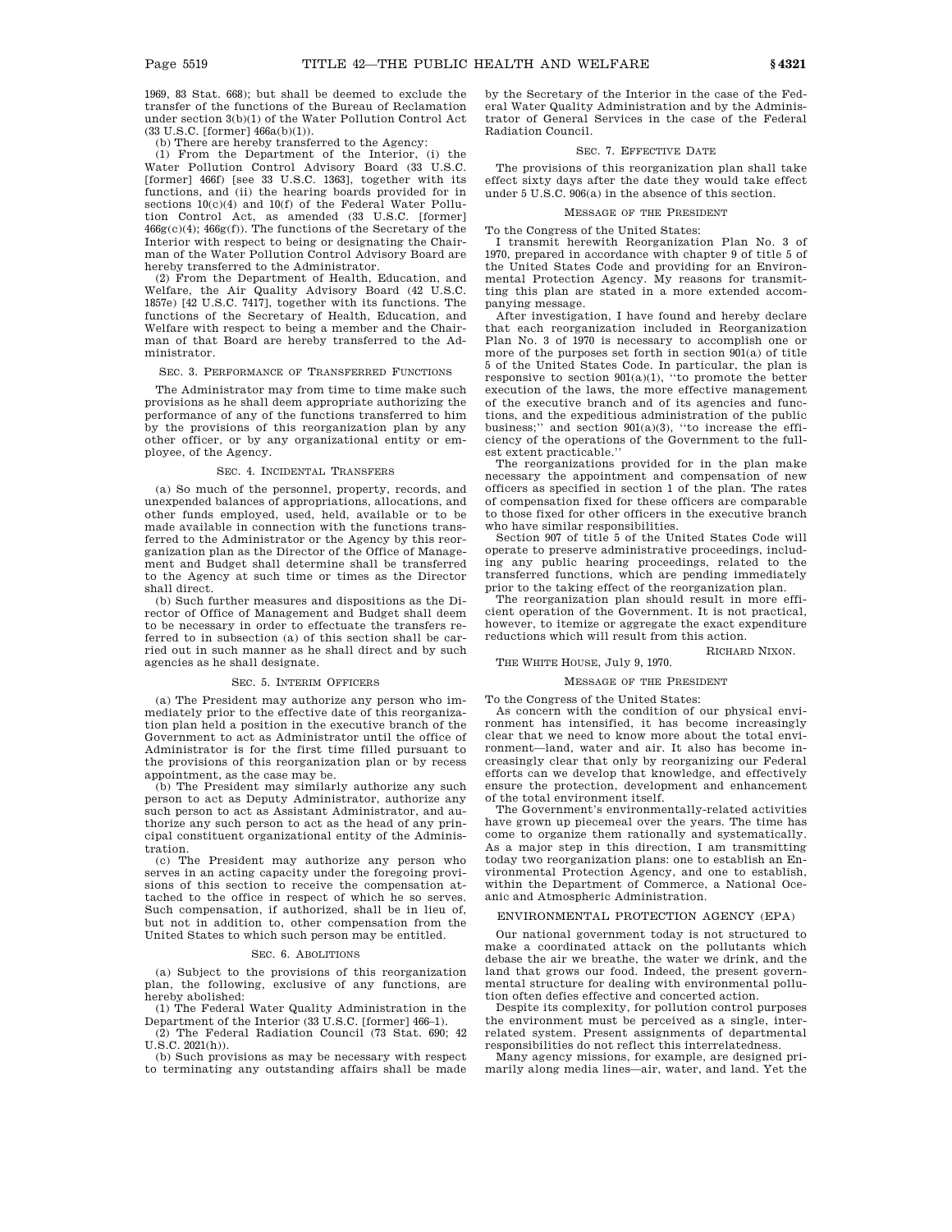1969, 83 Stat. 668); but shall be deemed to exclude the transfer of the functions of the Bureau of Reclamation under section 3(b)(1) of the Water Pollution Control Act (33 U.S.C. [former] 466a(b)(1)).

(b) There are hereby transferred to the Agency:

(1) From the Department of the Interior, (i) the Water Pollution Control Advisory Board (33 U.S.C. [former] 466f) [see 33 U.S.C. 1363], together with its functions, and (ii) the hearing boards provided for in sections 10(c)(4) and 10(f) of the Federal Water Pollution Control Act, as amended (33 U.S.C. [former] 466g(c)(4); 466g(f)). The functions of the Secretary of the Interior with respect to being or designating the Chairman of the Water Pollution Control Advisory Board are hereby transferred to the Administrator.

(2) From the Department of Health, Education, and Welfare, the Air Quality Advisory Board (42 U.S.C. 1857e) [42 U.S.C. 7417], together with its functions. The functions of the Secretary of Health, Education, and Welfare with respect to being a member and the Chairman of that Board are hereby transferred to the Administrator.

SEC. 3. PERFORMANCE OF TRANSFERRED FUNCTIONS

The Administrator may from time to time make such provisions as he shall deem appropriate authorizing the performance of any of the functions transferred to him by the provisions of this reorganization plan by any other officer, or by any organizational entity or employee, of the Agency.

SEC. 4. INCIDENTAL TRANSFERS

(a) So much of the personnel, property, records, and unexpended balances of appropriations, allocations, and other funds employed, used, held, available or to be made available in connection with the functions transferred to the Administrator or the Agency by this reorganization plan as the Director of the Office of Management and Budget shall determine shall be transferred to the Agency at such time or times as the Director shall direct.

(b) Such further measures and dispositions as the Director of Office of Management and Budget shall deem to be necessary in order to effectuate the transfers referred to in subsection (a) of this section shall be carried out in such manner as he shall direct and by such agencies as he shall designate.

SEC. 5. INTERIM OFFICERS

(a) The President may authorize any person who immediately prior to the effective date of this reorganization plan held a position in the executive branch of the Government to act as Administrator until the office of Administrator is for the first time filled pursuant to the provisions of this reorganization plan or by recess appointment, as the case may be.

(b) The President may similarly authorize any such person to act as Deputy Administrator, authorize any such person to act as Assistant Administrator, and authorize any such person to act as the head of any principal constituent organizational entity of the Administration.

(c) The President may authorize any person who serves in an acting capacity under the foregoing provisions of this section to receive the compensation attached to the office in respect of which he so serves. Such compensation, if authorized, shall be in lieu of, but not in addition to, other compensation from the United States to which such person may be entitled.

SEC. 6. ABOLITIONS

(a) Subject to the provisions of this reorganization plan, the following, exclusive of any functions, are hereby abolished:

(1) The Federal Water Quality Administration in the Department of the Interior (33 U.S.C. [former] 466–1).

(2) The Federal Radiation Council (73 Stat. 690; 42 U.S.C. 2021(h)).

(b) Such provisions as may be necessary with respect to terminating any outstanding affairs shall be made by the Secretary of the Interior in the case of the Federal Water Quality Administration and by the Administrator of General Services in the case of the Federal Radiation Council.

SEC. 7. EFFECTIVE DATE

The provisions of this reorganization plan shall take effect sixty days after the date they would take effect under 5 U.S.C. 906(a) in the absence of this section.

MESSAGE OF THE PRESIDENT

To the Congress of the United States:

I transmit herewith Reorganization Plan No. 3 of 1970, prepared in accordance with chapter 9 of title 5 of the United States Code and providing for an Environmental Protection Agency. My reasons for transmitting this plan are stated in a more extended accompanying message.

After investigation, I have found and hereby declare that each reorganization included in Reorganization Plan No. 3 of 1970 is necessary to accomplish one or more of the purposes set forth in section 901(a) of title 5 of the United States Code. In particular, the plan is responsive to section 901(a)(1), ''to promote the better execution of the laws, the more effective management of the executive branch and of its agencies and functions, and the expeditious administration of the public business;'' and section 901(a)(3), ''to increase the efficiency of the operations of the Government to the fullest extent practicable.''

The reorganizations provided for in the plan make necessary the appointment and compensation of new officers as specified in section 1 of the plan. The rates of compensation fixed for these officers are comparable to those fixed for other officers in the executive branch who have similar responsibilities.

Section 907 of title 5 of the United States Code will operate to preserve administrative proceedings, including any public hearing proceedings, related to the transferred functions, which are pending immediately prior to the taking effect of the reorganization plan.

The reorganization plan should result in more efficient operation of the Government. It is not practical, however, to itemize or aggregate the exact expenditure reductions which will result from this action.

RICHARD NIXON.

THE WHITE HOUSE, July 9, 1970.

MESSAGE OF THE PRESIDENT

To the Congress of the United States:

As concern with the condition of our physical environment has intensified, it has become increasingly clear that we need to know more about the total environment—land, water and air. It also has become increasingly clear that only by reorganizing our Federal efforts can we develop that knowledge, and effectively ensure the protection, development and enhancement of the total environment itself.

The Government's environmentally-related activities have grown up piecemeal over the years. The time has come to organize them rationally and systematically. As a major step in this direction, I am transmitting today two reorganization plans: one to establish an Environmental Protection Agency, and one to establish, within the Department of Commerce, a National Oceanic and Atmospheric Administration.

ENVIRONMENTAL PROTECTION AGENCY (EPA)

Our national government today is not structured to make a coordinated attack on the pollutants which debase the air we breathe, the water we drink, and the land that grows our food. Indeed, the present governmental structure for dealing with environmental pollution often defies effective and concerted action.

Despite its complexity, for pollution control purposes the environment must be perceived as a single, interrelated system. Present assignments of departmental responsibilities do not reflect this interrelatedness.

Many agency missions, for example, are designed primarily along media lines—air, water, and land. Yet the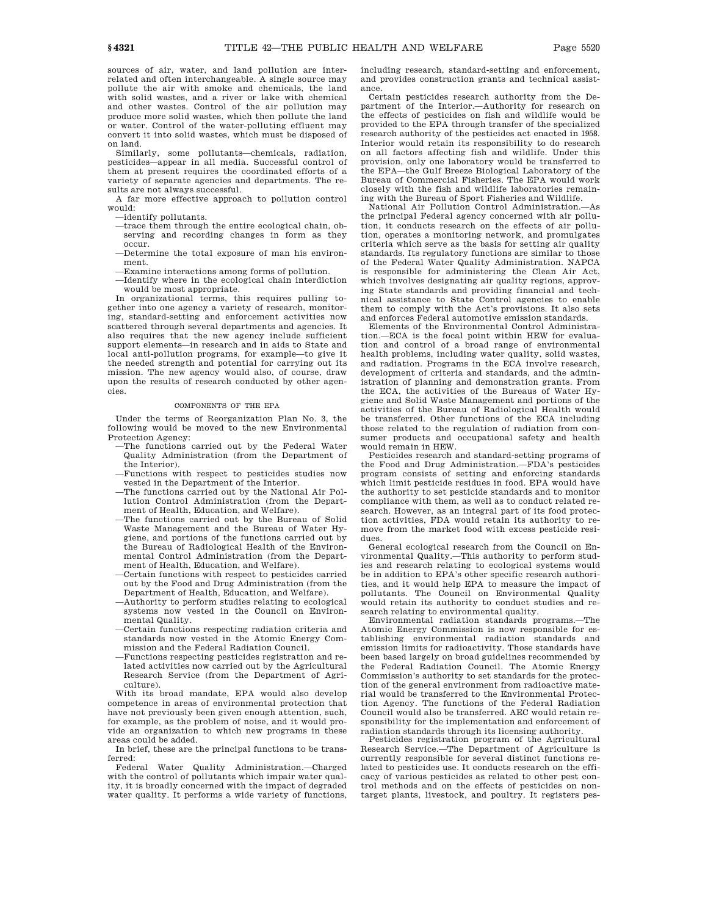sources of air, water, and land pollution are interrelated and often interchangeable. A single source may pollute the air with smoke and chemicals, the land with solid wastes, and a river or lake with chemical and other wastes. Control of the air pollution may produce more solid wastes, which then pollute the land or water. Control of the water-polluting effluent may convert it into solid wastes, which must be disposed of on land.

Similarly, some pollutants—chemicals, radiation, pesticides—appear in all media. Successful control of them at present requires the coordinated efforts of a variety of separate agencies and departments. The results are not always successful.

A far more effective approach to pollution control would:

—identify pollutants.

—trace them through the entire ecological chain, observing and recording changes in form as they occur.

—Determine the total exposure of man his environment.

—Examine interactions among forms of pollution.

—Identify where in the ecological chain interdiction would be most appropriate.

In organizational terms, this requires pulling together into one agency a variety of research, monitoring, standard-setting and enforcement activities now scattered through several departments and agencies. It also requires that the new agency include sufficient support elements—in research and in aids to State and local anti-pollution programs, for example—to give it the needed strength and potential for carrying out its mission. The new agency would also, of course, draw upon the results of research conducted by other agencies.

COMPONENTS OF THE EPA

Under the terms of Reorganization Plan No. 3, the following would be moved to the new Environmental Protection Agency:

—The functions carried out by the Federal Water Quality Administration (from the Department of the Interior).

—Functions with respect to pesticides studies now vested in the Department of the Interior.

—The functions carried out by the National Air Pollution Control Administration (from the Department of Health, Education, and Welfare).

—The functions carried out by the Bureau of Solid Waste Management and the Bureau of Water Hygiene, and portions of the functions carried out by the Bureau of Radiological Health of the Environmental Control Administration (from the Department of Health, Education, and Welfare).

—Certain functions with respect to pesticides carried out by the Food and Drug Administration (from the Department of Health, Education, and Welfare).

—Authority to perform studies relating to ecological systems now vested in the Council on Environmental Quality.

—Certain functions respecting radiation criteria and standards now vested in the Atomic Energy Commission and the Federal Radiation Council.

—Functions respecting pesticides registration and related activities now carried out by the Agricultural Research Service (from the Department of Agriculture).

With its broad mandate, EPA would also develop competence in areas of environmental protection that have not previously been given enough attention, such, for example, as the problem of noise, and it would provide an organization to which new programs in these areas could be added.

In brief, these are the principal functions to be transferred:

Federal Water Quality Administration.—Charged with the control of pollutants which impair water quality, it is broadly concerned with the impact of degraded water quality. It performs a wide variety of functions, including research, standard-setting and enforcement, and provides construction grants and technical assistance.

Certain pesticides research authority from the Department of the Interior.—Authority for research on the effects of pesticides on fish and wildlife would be provided to the EPA through transfer of the specialized research authority of the pesticides act enacted in 1958. Interior would retain its responsibility to do research on all factors affecting fish and wildlife. Under this provision, only one laboratory would be transferred to the EPA—the Gulf Breeze Biological Laboratory of the Bureau of Commercial Fisheries. The EPA would work closely with the fish and wildlife laboratories remaining with the Bureau of Sport Fisheries and Wildlife.

National Air Pollution Control Administration.—As the principal Federal agency concerned with air pollution, it conducts research on the effects of air pollution, operates a monitoring network, and promulgates criteria which serve as the basis for setting air quality standards. Its regulatory functions are similar to those of the Federal Water Quality Administration. NAPCA is responsible for administering the Clean Air Act, which involves designating air quality regions, approving State standards and providing financial and technical assistance to State Control agencies to enable them to comply with the Act's provisions. It also sets and enforces Federal automotive emission standards.

Elements of the Environmental Control Administration.—ECA is the focal point within HEW for evaluation and control of a broad range of environmental health problems, including water quality, solid wastes, and radiation. Programs in the ECA involve research, development of criteria and standards, and the administration of planning and demonstration grants. From the ECA, the activities of the Bureaus of Water Hygiene and Solid Waste Management and portions of the activities of the Bureau of Radiological Health would be transferred. Other functions of the ECA including those related to the regulation of radiation from consumer products and occupational safety and health would remain in HEW.

Pesticides research and standard-setting programs of the Food and Drug Administration.—FDA's pesticides program consists of setting and enforcing standards which limit pesticide residues in food. EPA would have the authority to set pesticide standards and to monitor compliance with them, as well as to conduct related research. However, as an integral part of its food protection activities, FDA would retain its authority to remove from the market food with excess pesticide residues.

General ecological research from the Council on Environmental Quality.—This authority to perform studies and research relating to ecological systems would be in addition to EPA's other specific research authorities, and it would help EPA to measure the impact of pollutants. The Council on Environmental Quality would retain its authority to conduct studies and research relating to environmental quality.

Environmental radiation standards programs.—The Atomic Energy Commission is now responsible for establishing environmental radiation standards and emission limits for radioactivity. Those standards have been based largely on broad guidelines recommended by the Federal Radiation Council. The Atomic Energy Commission's authority to set standards for the protection of the general environment from radioactive material would be transferred to the Environmental Protection Agency. The functions of the Federal Radiation Council would also be transferred. AEC would retain responsibility for the implementation and enforcement of radiation standards through its licensing authority.

Pesticides registration program of the Agricultural Research Service.—The Department of Agriculture is currently responsible for several distinct functions related to pesticides use. It conducts research on the efficacy of various pesticides as related to other pest control methods and on the effects of pesticides on nontarget plants, livestock, and poultry. It registers pes-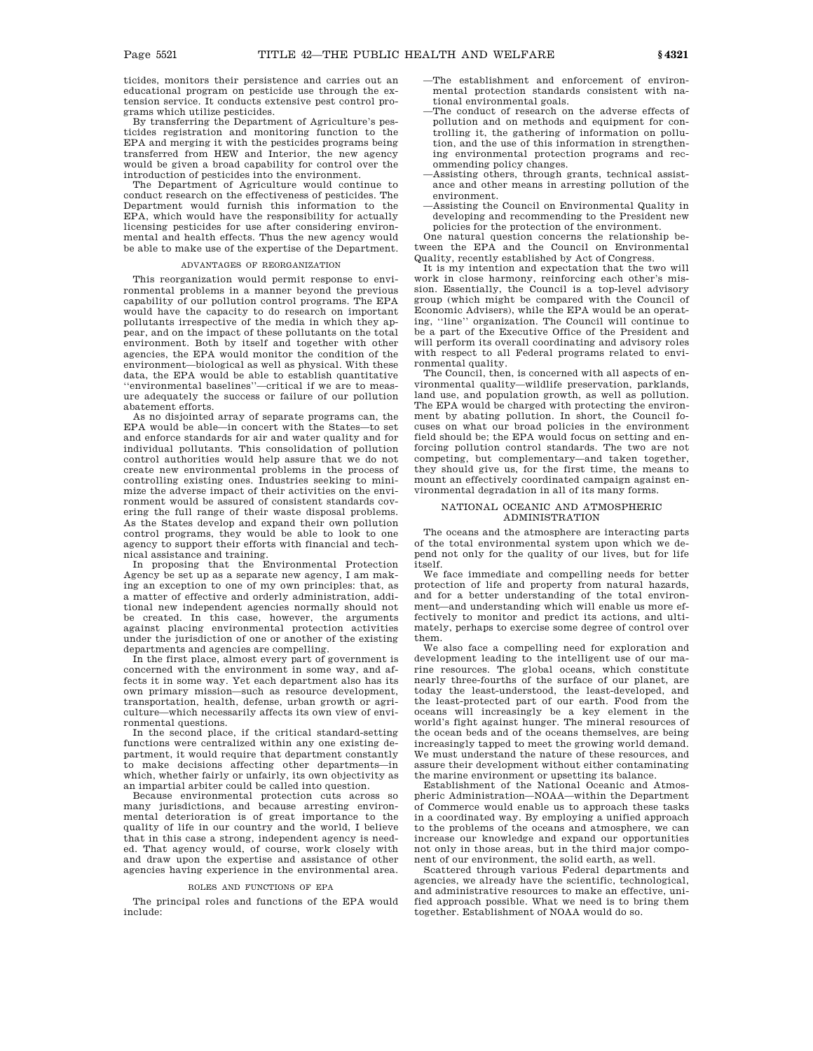ticides, monitors their persistence and carries out an educational program on pesticide use through the extension service. It conducts extensive pest control programs which utilize pesticides.

By transferring the Department of Agriculture's pesticides registration and monitoring function to the EPA and merging it with the pesticides programs being transferred from HEW and Interior, the new agency would be given a broad capability for control over the introduction of pesticides into the environment.

The Department of Agriculture would continue to conduct research on the effectiveness of pesticides. The Department would furnish this information to the EPA, which would have the responsibility for actually licensing pesticides for use after considering environmental and health effects. Thus the new agency would be able to make use of the expertise of the Department.

ADVANTAGES OF REORGANIZATION

This reorganization would permit response to environmental problems in a manner beyond the previous capability of our pollution control programs. The EPA would have the capacity to do research on important pollutants irrespective of the media in which they appear, and on the impact of these pollutants on the total environment. Both by itself and together with other agencies, the EPA would monitor the condition of the environment—biological as well as physical. With these data, the EPA would be able to establish quantitative ''environmental baselines''—critical if we are to measure adequately the success or failure of our pollution abatement efforts.

As no disjointed array of separate programs can, the EPA would be able—in concert with the States—to set and enforce standards for air and water quality and for individual pollutants. This consolidation of pollution control authorities would help assure that we do not create new environmental problems in the process of controlling existing ones. Industries seeking to minimize the adverse impact of their activities on the environment would be assured of consistent standards covering the full range of their waste disposal problems. As the States develop and expand their own pollution control programs, they would be able to look to one agency to support their efforts with financial and technical assistance and training.

In proposing that the Environmental Protection Agency be set up as a separate new agency, I am making an exception to one of my own principles: that, as a matter of effective and orderly administration, additional new independent agencies normally should not be created. In this case, however, the arguments against placing environmental protection activities under the jurisdiction of one or another of the existing departments and agencies are compelling.

In the first place, almost every part of government is concerned with the environment in some way, and affects it in some way. Yet each department also has its own primary mission—such as resource development, transportation, health, defense, urban growth or agriculture—which necessarily affects its own view of environmental questions.

In the second place, if the critical standard-setting functions were centralized within any one existing department, it would require that department constantly to make decisions affecting other departments—in which, whether fairly or unfairly, its own objectivity as an impartial arbiter could be called into question.

Because environmental protection cuts across so many jurisdictions, and because arresting environmental deterioration is of great importance to the quality of life in our country and the world, I believe that in this case a strong, independent agency is needed. That agency would, of course, work closely with and draw upon the expertise and assistance of other agencies having experience in the environmental area.

ROLES AND FUNCTIONS OF EPA

The principal roles and functions of the EPA would include:

—The establishment and enforcement of environmental protection standards consistent with national environmental goals.

—The conduct of research on the adverse effects of pollution and on methods and equipment for controlling it, the gathering of information on pollution, and the use of this information in strengthening environmental protection programs and recommending policy changes.

—Assisting others, through grants, technical assistance and other means in arresting pollution of the environment.

—Assisting the Council on Environmental Quality in developing and recommending to the President new policies for the protection of the environment.

One natural question concerns the relationship between the EPA and the Council on Environmental Quality, recently established by Act of Congress.

It is my intention and expectation that the two will work in close harmony, reinforcing each other's mission. Essentially, the Council is a top-level advisory group (which might be compared with the Council of Economic Advisers), while the EPA would be an operating, ''line'' organization. The Council will continue to be a part of the Executive Office of the President and will perform its overall coordinating and advisory roles with respect to all Federal programs related to environmental quality.

The Council, then, is concerned with all aspects of environmental quality—wildlife preservation, parklands, land use, and population growth, as well as pollution. The EPA would be charged with protecting the environment by abating pollution. In short, the Council focuses on what our broad policies in the environment field should be; the EPA would focus on setting and enforcing pollution control standards. The two are not competing, but complementary—and taken together, they should give us, for the first time, the means to mount an effectively coordinated campaign against environmental degradation in all of its many forms.

NATIONAL OCEANIC AND ATMOSPHERIC ADMINISTRATION

The oceans and the atmosphere are interacting parts of the total environmental system upon which we depend not only for the quality of our lives, but for life itself.

We face immediate and compelling needs for better protection of life and property from natural hazards, and for a better understanding of the total environment—and understanding which will enable us more effectively to monitor and predict its actions, and ultimately, perhaps to exercise some degree of control over them.

We also face a compelling need for exploration and development leading to the intelligent use of our marine resources. The global oceans, which constitute nearly three-fourths of the surface of our planet, are today the least-understood, the least-developed, and the least-protected part of our earth. Food from the oceans will increasingly be a key element in the world's fight against hunger. The mineral resources of the ocean beds and of the oceans themselves, are being increasingly tapped to meet the growing world demand. We must understand the nature of these resources, and assure their development without either contaminating the marine environment or upsetting its balance.

Establishment of the National Oceanic and Atmospheric Administration—NOAA—within the Department of Commerce would enable us to approach these tasks in a coordinated way. By employing a unified approach to the problems of the oceans and atmosphere, we can increase our knowledge and expand our opportunities not only in those areas, but in the third major component of our environment, the solid earth, as well.

Scattered through various Federal departments and agencies, we already have the scientific, technological, and administrative resources to make an effective, unified approach possible. What we need is to bring them together. Establishment of NOAA would do so.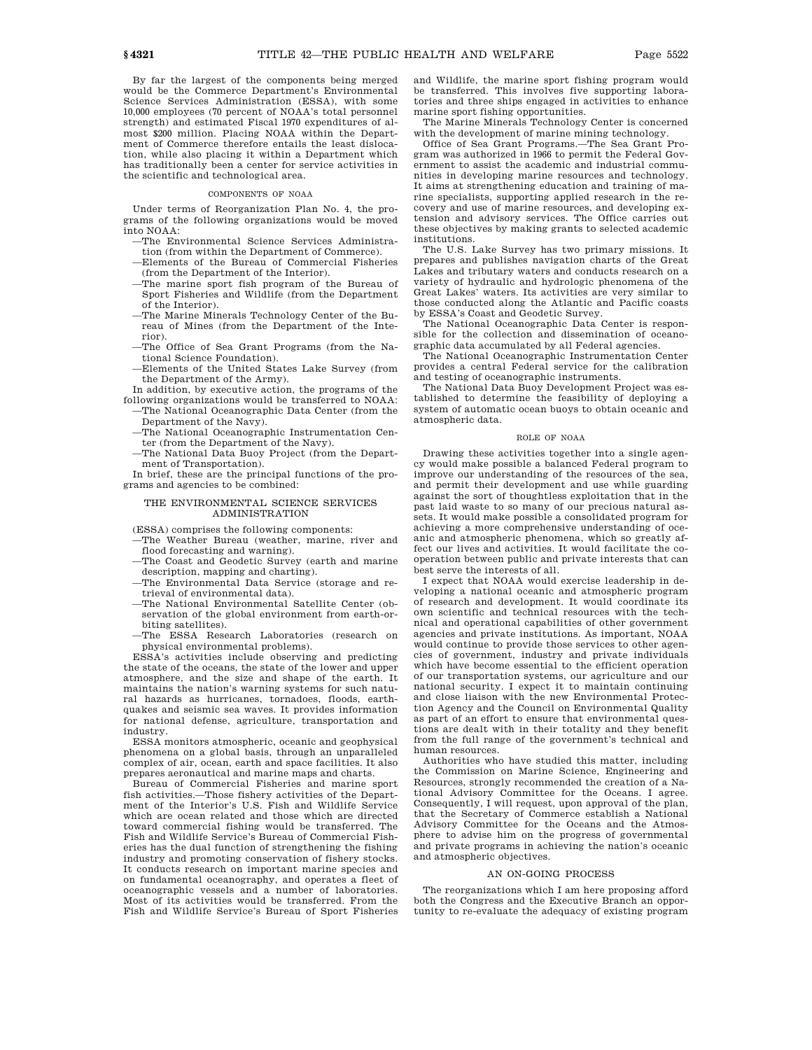By far the largest of the components being merged would be the Commerce Department's Environmental Science Services Administration (ESSA), with some 10,000 employees (70 percent of NOAA's total personnel strength) and estimated Fiscal 1970 expenditures of almost $200 million. Placing NOAA within the Department of Commerce therefore entails the least dislocation, while also placing it within a Department which has traditionally been a center for service activities in the scientific and technological area.

#### COMPONENTS OF NOAA

Under terms of Reorganization Plan No. 4, the programs of the following organizations would be moved into NOAA:

—The Environmental Science Services Administration (from within the Department of Commerce).

—Elements of the Bureau of Commercial Fisheries (from the Department of the Interior).

—The marine sport fish program of the Bureau of Sport Fisheries and Wildlife (from the Department of the Interior).

—The Marine Minerals Technology Center of the Bureau of Mines (from the Department of the Interior).

—The Office of Sea Grant Programs (from the National Science Foundation).

—Elements of the United States Lake Survey (from the Department of the Army).

In addition, by executive action, the programs of the following organizations would be transferred to NOAA:

—The National Oceanographic Data Center (from the Department of the Navy).

—The National Oceanographic Instrumentation Center (from the Department of the Navy).

—The National Data Buoy Project (from the Department of Transportation).

In brief, these are the principal functions of the programs and agencies to be combined:

#### THE ENVIRONMENTAL SCIENCE SERVICES ADMINISTRATION

(ESSA) comprises the following components:

—The Weather Bureau (weather, marine, river and flood forecasting and warning).

—The Coast and Geodetic Survey (earth and marine description, mapping and charting).

—The Environmental Data Service (storage and retrieval of environmental data).

—The National Environmental Satellite Center (observation of the global environment from earth-orbiting satellites).

—The ESSA Research Laboratories (research on physical environmental problems).

ESSA's activities include observing and predicting the state of the oceans, the state of the lower and upper atmosphere, and the size and shape of the earth. It maintains the nation's warning systems for such natural hazards as hurricanes, tornadoes, floods, earthquakes and seismic sea waves. It provides information for national defense, agriculture, transportation and industry.

ESSA monitors atmospheric, oceanic and geophysical phenomena on a global basis, through an unparalleled complex of air, ocean, earth and space facilities. It also prepares aeronautical and marine maps and charts.

Bureau of Commercial Fisheries and marine sport fish activities.—Those fishery activities of the Department of the Interior's U.S. Fish and Wildlife Service which are ocean related and those which are directed toward commercial fishing would be transferred. The Fish and Wildlife Service's Bureau of Commercial Fisheries has the dual function of strengthening the fishing industry and promoting conservation of fishery stocks. It conducts research on important marine species and on fundamental oceanography, and operates a fleet of oceanographic vessels and a number of laboratories. Most of its activities would be transferred. From the Fish and Wildlife Service's Bureau of Sport Fisheries and Wildlife, the marine sport fishing program would be transferred. This involves five supporting laboratories and three ships engaged in activities to enhance marine sport fishing opportunities.

The Marine Minerals Technology Center is concerned with the development of marine mining technology.

Office of Sea Grant Programs.—The Sea Grant Program was authorized in 1966 to permit the Federal Government to assist the academic and industrial communities in developing marine resources and technology. It aims at strengthening education and training of marine specialists, supporting applied research in the recovery and use of marine resources, and developing extension and advisory services. The Office carries out these objectives by making grants to selected academic institutions.

The U.S. Lake Survey has two primary missions. It prepares and publishes navigation charts of the Great Lakes and tributary waters and conducts research on a variety of hydraulic and hydrologic phenomena of the Great Lakes' waters. Its activities are very similar to those conducted along the Atlantic and Pacific coasts by ESSA's Coast and Geodetic Survey.

The National Oceanographic Data Center is responsible for the collection and dissemination of oceanographic data accumulated by all Federal agencies.

The National Oceanographic Instrumentation Center provides a central Federal service for the calibration and testing of oceanographic instruments.

The National Data Buoy Development Project was established to determine the feasibility of deploying a system of automatic ocean buoys to obtain oceanic and atmospheric data.

#### ROLE OF NOAA

Drawing these activities together into a single agency would make possible a balanced Federal program to improve our understanding of the resources of the sea, and permit their development and use while guarding against the sort of thoughtless exploitation that in the past laid waste to so many of our precious natural assets. It would make possible a consolidated program for achieving a more comprehensive understanding of oceanic and atmospheric phenomena, which so greatly affect our lives and activities. It would facilitate the cooperation between public and private interests that can best serve the interests of all.

I expect that NOAA would exercise leadership in developing a national oceanic and atmospheric program of research and development. It would coordinate its own scientific and technical resources with the technical and operational capabilities of other government agencies and private institutions. As important, NOAA would continue to provide those services to other agencies of government, industry and private individuals which have become essential to the efficient operation of our transportation systems, our agriculture and our national security. I expect it to maintain continuing and close liaison with the new Environmental Protection Agency and the Council on Environmental Quality as part of an effort to ensure that environmental questions are dealt with in their totality and they benefit from the full range of the government's technical and human resources.

Authorities who have studied this matter, including the Commission on Marine Science, Engineering and Resources, strongly recommended the creation of a National Advisory Committee for the Oceans. I agree. Consequently, I will request, upon approval of the plan, that the Secretary of Commerce establish a National Advisory Committee for the Oceans and the Atmosphere to advise him on the progress of governmental and private programs in achieving the nation's oceanic and atmospheric objectives.

#### AN ON-GOING PROCESS

The reorganizations which I am here proposing afford both the Congress and the Executive Branch an opportunity to re-evaluate the adequacy of existing program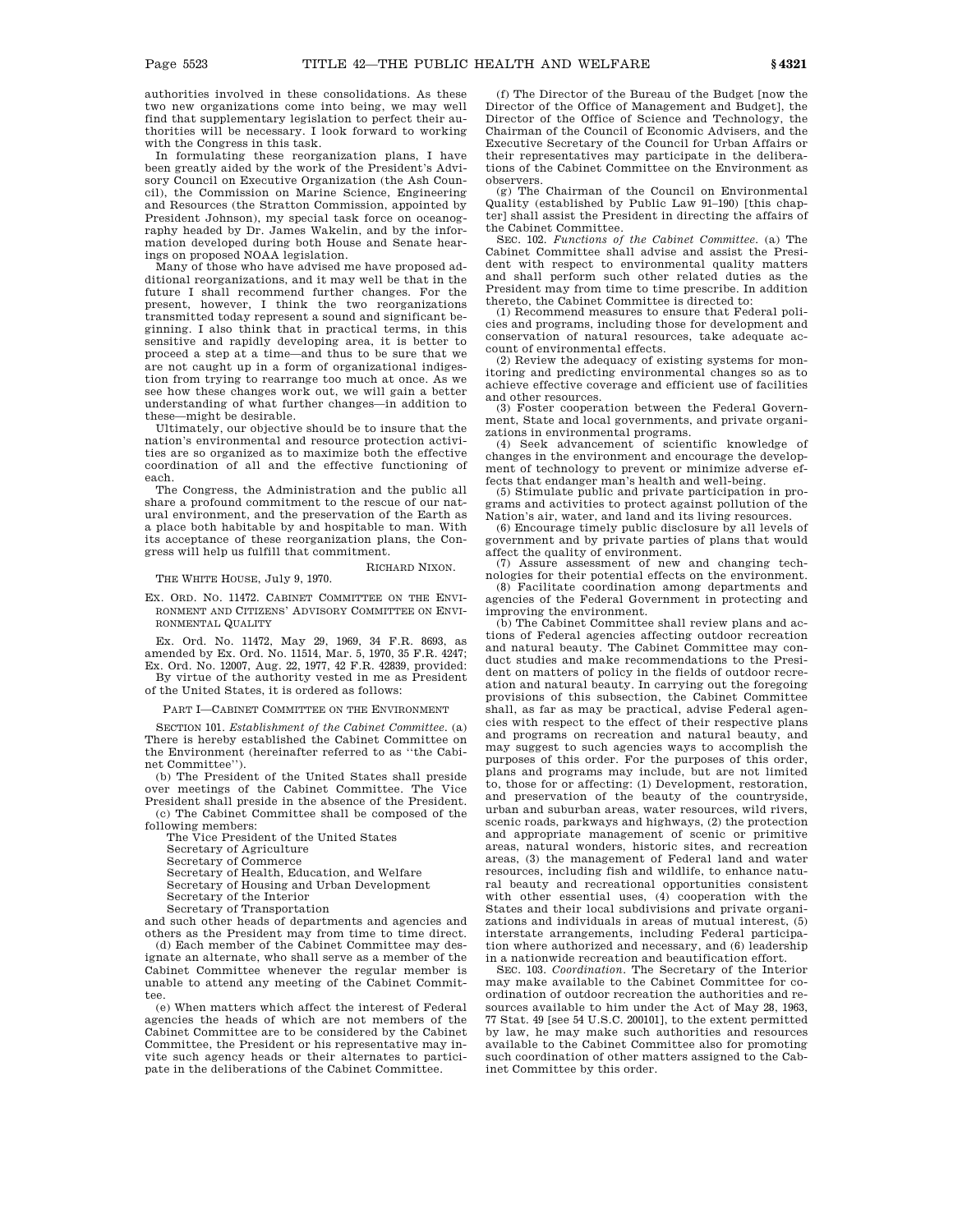authorities involved in these consolidations. As these two new organizations come into being, we may well find that supplementary legislation to perfect their authorities will be necessary. I look forward to working with the Congress in this task.

In formulating these reorganization plans, I have been greatly aided by the work of the President's Advisory Council on Executive Organization (the Ash Council), the Commission on Marine Science, Engineering and Resources (the Stratton Commission, appointed by President Johnson), my special task force on oceanography headed by Dr. James Wakelin, and by the information developed during both House and Senate hearings on proposed NOAA legislation.

Many of those who have advised me have proposed additional reorganizations, and it may well be that in the future I shall recommend further changes. For the present, however, I think the two reorganizations transmitted today represent a sound and significant beginning. I also think that in practical terms, in this sensitive and rapidly developing area, it is better to proceed a step at a time—and thus to be sure that we are not caught up in a form of organizational indigestion from trying to rearrange too much at once. As we see how these changes work out, we will gain a better understanding of what further changes—in addition to these—might be desirable.

Ultimately, our objective should be to insure that the nation's environmental and resource protection activities are so organized as to maximize both the effective coordination of all and the effective functioning of each.

The Congress, the Administration and the public all share a profound commitment to the rescue of our natural environment, and the preservation of the Earth as a place both habitable by and hospitable to man. With its acceptance of these reorganization plans, the Congress will help us fulfill that commitment.

RICHARD NIXON.

THE WHITE HOUSE, July 9, 1970.

EX. ORD. NO. 11472. CABINET COMMITTEE ON THE ENVIRONMENT AND CITIZENS' ADVISORY COMMITTEE ON ENVIRONMENTAL QUALITY

Ex. Ord. No. 11472, May 29, 1969, 34 F.R. 8693, as amended by Ex. Ord. No. 11514, Mar. 5, 1970, 35 F.R. 4247; Ex. Ord. No. 12007, Aug. 22, 1977, 42 F.R. 42839, provided:

By virtue of the authority vested in me as President of the United States, it is ordered as follows:

PART I—CABINET COMMITTEE ON THE ENVIRONMENT

SECTION 101. *Establishment of the Cabinet Committee.* (a) There is hereby established the Cabinet Committee on the Environment (hereinafter referred to as ''the Cabinet Committee'').

(b) The President of the United States shall preside over meetings of the Cabinet Committee. The Vice President shall preside in the absence of the President.

(c) The Cabinet Committee shall be composed of the following members:

The Vice President of the United States
Secretary of Agriculture
Secretary of Commerce
Secretary of Health, Education, and Welfare
Secretary of Housing and Urban Development
Secretary of the Interior
Secretary of Transportation

and such other heads of departments and agencies and others as the President may from time to time direct.

(d) Each member of the Cabinet Committee may designate an alternate, who shall serve as a member of the Cabinet Committee whenever the regular member is unable to attend any meeting of the Cabinet Committee.

(e) When matters which affect the interest of Federal agencies the heads of which are not members of the Cabinet Committee are to be considered by the Cabinet Committee, the President or his representative may invite such agency heads or their alternates to participate in the deliberations of the Cabinet Committee.

(f) The Director of the Bureau of the Budget [now the Director of the Office of Management and Budget], the Director of the Office of Science and Technology, the Chairman of the Council of Economic Advisers, and the Executive Secretary of the Council for Urban Affairs or their representatives may participate in the deliberations of the Cabinet Committee on the Environment as observers.

(g) The Chairman of the Council on Environmental Quality (established by Public Law 91–190) [this chapter] shall assist the President in directing the affairs of the Cabinet Committee.

SEC. 102. *Functions of the Cabinet Committee.* (a) The Cabinet Committee shall advise and assist the President with respect to environmental quality matters and shall perform such other related duties as the President may from time to time prescribe. In addition thereto, the Cabinet Committee is directed to:

(1) Recommend measures to ensure that Federal policies and programs, including those for development and conservation of natural resources, take adequate account of environmental effects.

(2) Review the adequacy of existing systems for monitoring and predicting environmental changes so as to achieve effective coverage and efficient use of facilities and other resources.

(3) Foster cooperation between the Federal Government, State and local governments, and private organizations in environmental programs.

(4) Seek advancement of scientific knowledge of changes in the environment and encourage the development of technology to prevent or minimize adverse effects that endanger man's health and well-being.

(5) Stimulate public and private participation in programs and activities to protect against pollution of the Nation's air, water, and land and its living resources.

(6) Encourage timely public disclosure by all levels of government and by private parties of plans that would affect the quality of environment.

(7) Assure assessment of new and changing technologies for their potential effects on the environment.

(8) Facilitate coordination among departments and agencies of the Federal Government in protecting and improving the environment.

(b) The Cabinet Committee shall review plans and actions of Federal agencies affecting outdoor recreation and natural beauty. The Cabinet Committee may conduct studies and make recommendations to the President on matters of policy in the fields of outdoor recreation and natural beauty. In carrying out the foregoing provisions of this subsection, the Cabinet Committee shall, as far as may be practical, advise Federal agencies with respect to the effect of their respective plans and programs on recreation and natural beauty, and may suggest to such agencies ways to accomplish the purposes of this order. For the purposes of this order, plans and programs may include, but are not limited to, those for or affecting: (1) Development, restoration, and preservation of the beauty of the countryside, urban and suburban areas, water resources, wild rivers, scenic roads, parkways and highways, (2) the protection and appropriate management of scenic or primitive areas, natural wonders, historic sites, and recreation areas, (3) the management of Federal land and water resources, including fish and wildlife, to enhance natural beauty and recreational opportunities consistent with other essential uses, (4) cooperation with the States and their local subdivisions and private organizations and individuals in areas of mutual interest, (5) interstate arrangements, including Federal participation where authorized and necessary, and (6) leadership in a nationwide recreation and beautification effort.

SEC. 103. *Coordination.* The Secretary of the Interior may make available to the Cabinet Committee for coordination of outdoor recreation the authorities and resources available to him under the Act of May 28, 1963, 77 Stat. 49 [see 54 U.S.C. 200101], to the extent permitted by law, he may make such authorities and resources available to the Cabinet Committee also for promoting such coordination of other matters assigned to the Cabinet Committee by this order.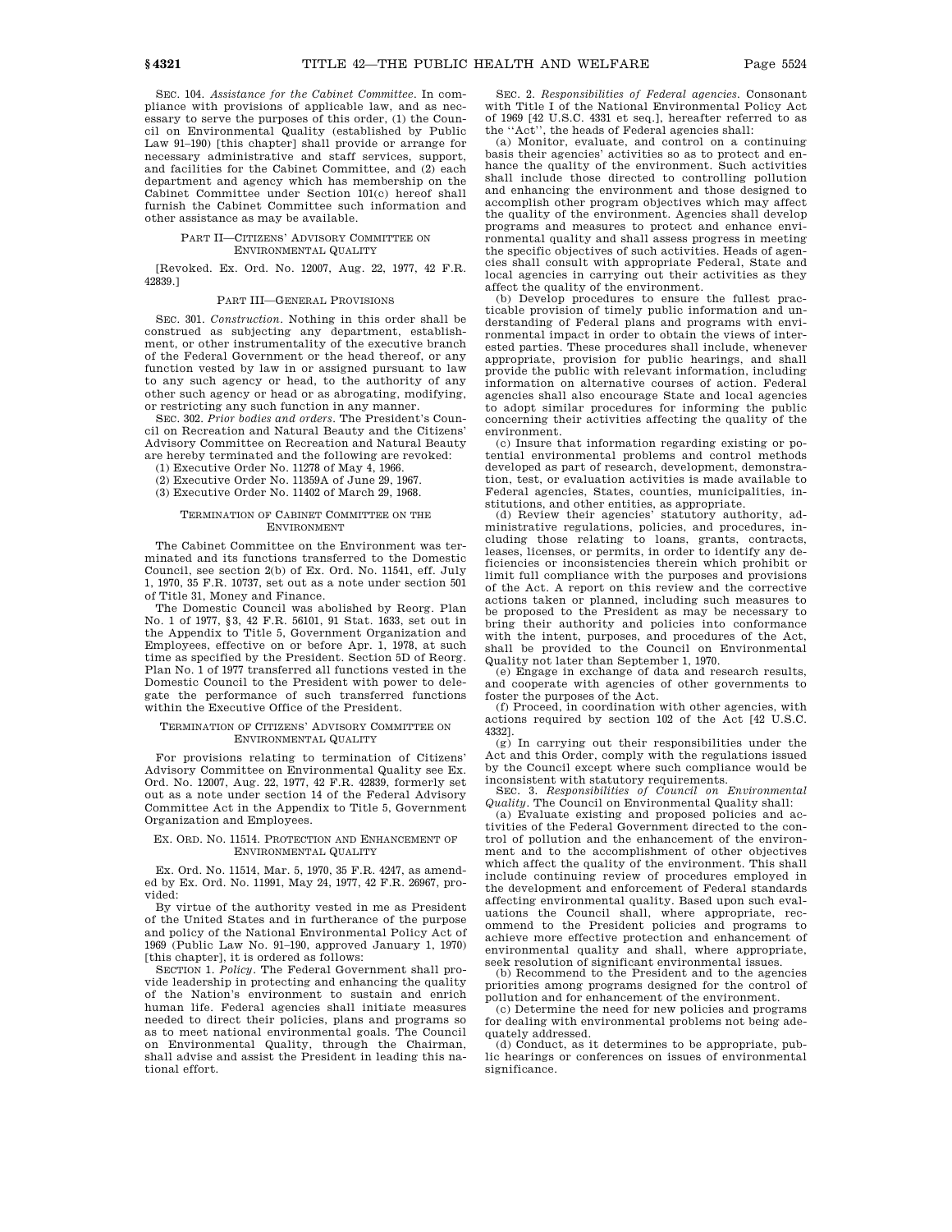SEC. 104. *Assistance for the Cabinet Committee*. In compliance with provisions of applicable law, and as necessary to serve the purposes of this order, (1) the Council on Environmental Quality (established by Public Law 91–190) [this chapter] shall provide or arrange for necessary administrative and staff services, support, and facilities for the Cabinet Committee, and (2) each department and agency which has membership on the Cabinet Committee under Section 101(c) hereof shall furnish the Cabinet Committee such information and other assistance as may be available.

PART II—CITIZENS' ADVISORY COMMITTEE ON ENVIRONMENTAL QUALITY

[Revoked. Ex. Ord. No. 12007, Aug. 22, 1977, 42 F.R. 42839.]

PART III—GENERAL PROVISIONS

SEC. 301. *Construction*. Nothing in this order shall be construed as subjecting any department, establishment, or other instrumentality of the executive branch of the Federal Government or the head thereof, or any function vested by law in or assigned pursuant to law to any such agency or head, to the authority of any other such agency or head or as abrogating, modifying, or restricting any such function in any manner.

SEC. 302. *Prior bodies and orders*. The President's Council on Recreation and Natural Beauty and the Citizens' Advisory Committee on Recreation and Natural Beauty are hereby terminated and the following are revoked:

(1) Executive Order No. 11278 of May 4, 1966.

(2) Executive Order No. 11359A of June 29, 1967.

(3) Executive Order No. 11402 of March 29, 1968.

TERMINATION OF CABINET COMMITTEE ON THE ENVIRONMENT

The Cabinet Committee on the Environment was terminated and its functions transferred to the Domestic Council, see section 2(b) of Ex. Ord. No. 11541, eff. July 1, 1970, 35 F.R. 10737, set out as a note under section 501 of Title 31, Money and Finance.

The Domestic Council was abolished by Reorg. Plan No. 1 of 1977, §3, 42 F.R. 56101, 91 Stat. 1633, set out in the Appendix to Title 5, Government Organization and Employees, effective on or before Apr. 1, 1978, at such time as specified by the President. Section 5D of Reorg. Plan No. 1 of 1977 transferred all functions vested in the Domestic Council to the President with power to delegate the performance of such transferred functions within the Executive Office of the President.

TERMINATION OF CITIZENS' ADVISORY COMMITTEE ON ENVIRONMENTAL QUALITY

For provisions relating to termination of Citizens' Advisory Committee on Environmental Quality see Ex. Ord. No. 12007, Aug. 22, 1977, 42 F.R. 42839, formerly set out as a note under section 14 of the Federal Advisory Committee Act in the Appendix to Title 5, Government Organization and Employees.

EX. ORD. NO. 11514. PROTECTION AND ENHANCEMENT OF ENVIRONMENTAL QUALITY

Ex. Ord. No. 11514, Mar. 5, 1970, 35 F.R. 4247, as amended by Ex. Ord. No. 11991, May 24, 1977, 42 F.R. 26967, provided:

By virtue of the authority vested in me as President of the United States and in furtherance of the purpose and policy of the National Environmental Policy Act of 1969 (Public Law No. 91–190, approved January 1, 1970) [this chapter], it is ordered as follows:

SECTION 1. *Policy*. The Federal Government shall provide leadership in protecting and enhancing the quality of the Nation's environment to sustain and enrich human life. Federal agencies shall initiate measures needed to direct their policies, plans and programs so as to meet national environmental goals. The Council on Environmental Quality, through the Chairman, shall advise and assist the President in leading this national effort.

SEC. 2. *Responsibilities of Federal agencies*. Consonant with Title I of the National Environmental Policy Act of 1969 [42 U.S.C. 4331 et seq.], hereafter referred to as the ''Act'', the heads of Federal agencies shall:

(a) Monitor, evaluate, and control on a continuing basis their agencies' activities so as to protect and enhance the quality of the environment. Such activities shall include those directed to controlling pollution and enhancing the environment and those designed to accomplish other program objectives which may affect the quality of the environment. Agencies shall develop programs and measures to protect and enhance environmental quality and shall assess progress in meeting the specific objectives of such activities. Heads of agencies shall consult with appropriate Federal, State and local agencies in carrying out their activities as they affect the quality of the environment.

(b) Develop procedures to ensure the fullest practicable provision of timely public information and understanding of Federal plans and programs with environmental impact in order to obtain the views of interested parties. These procedures shall include, whenever appropriate, provision for public hearings, and shall provide the public with relevant information, including information on alternative courses of action. Federal agencies shall also encourage State and local agencies to adopt similar procedures for informing the public concerning their activities affecting the quality of the environment.

(c) Insure that information regarding existing or potential environmental problems and control methods developed as part of research, development, demonstration, test, or evaluation activities is made available to Federal agencies, States, counties, municipalities, institutions, and other entities, as appropriate.

(d) Review their agencies' statutory authority, administrative regulations, policies, and procedures, including those relating to loans, grants, contracts, leases, licenses, or permits, in order to identify any deficiencies or inconsistencies therein which prohibit or limit full compliance with the purposes and provisions of the Act. A report on this review and the corrective actions taken or planned, including such measures to be proposed to the President as may be necessary to bring their authority and policies into conformance with the intent, purposes, and procedures of the Act, shall be provided to the Council on Environmental Quality not later than September 1, 1970.

(e) Engage in exchange of data and research results, and cooperate with agencies of other governments to foster the purposes of the Act.

(f) Proceed, in coordination with other agencies, with actions required by section 102 of the Act [42 U.S.C. 4332].

(g) In carrying out their responsibilities under the Act and this Order, comply with the regulations issued by the Council except where such compliance would be inconsistent with statutory requirements.

SEC. 3. *Responsibilities of Council on Environmental Quality*. The Council on Environmental Quality shall:

(a) Evaluate existing and proposed policies and activities of the Federal Government directed to the control of pollution and the enhancement of the environment and to the accomplishment of other objectives which affect the quality of the environment. This shall include continuing review of procedures employed in the development and enforcement of Federal standards affecting environmental quality. Based upon such evaluations the Council shall, where appropriate, recommend to the President policies and programs to achieve more effective protection and enhancement of environmental quality and shall, where appropriate, seek resolution of significant environmental issues.

(b) Recommend to the President and to the agencies priorities among programs designed for the control of pollution and for enhancement of the environment.

(c) Determine the need for new policies and programs for dealing with environmental problems not being adequately addressed.

(d) Conduct, as it determines to be appropriate, public hearings or conferences on issues of environmental significance.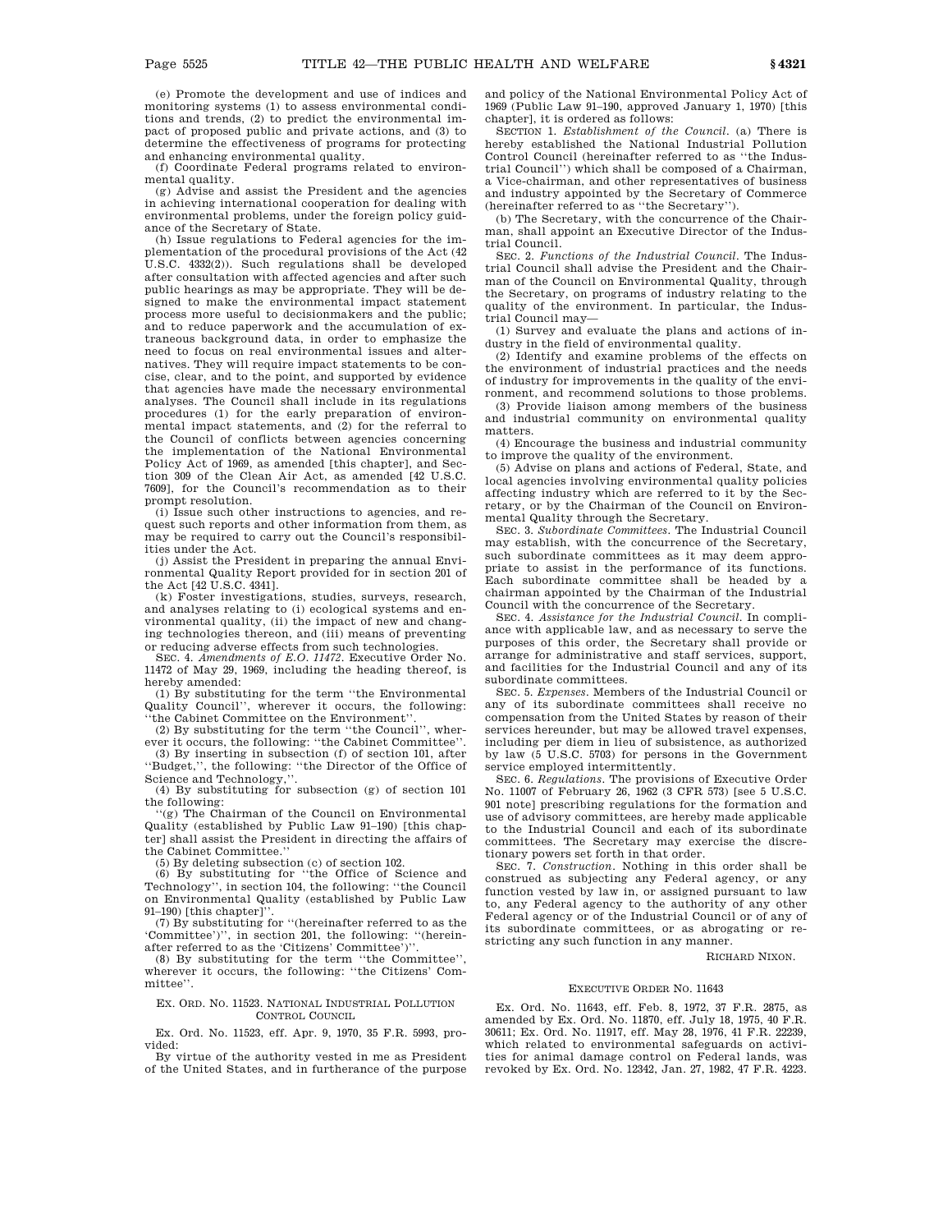(e) Promote the development and use of indices and monitoring systems (1) to assess environmental conditions and trends, (2) to predict the environmental impact of proposed public and private actions, and (3) to determine the effectiveness of programs for protecting and enhancing environmental quality.

(f) Coordinate Federal programs related to environmental quality.

(g) Advise and assist the President and the agencies in achieving international cooperation for dealing with environmental problems, under the foreign policy guidance of the Secretary of State.

(h) Issue regulations to Federal agencies for the implementation of the procedural provisions of the Act (42 U.S.C. 4332(2)). Such regulations shall be developed after consultation with affected agencies and after such public hearings as may be appropriate. They will be designed to make the environmental impact statement process more useful to decisionmakers and the public; and to reduce paperwork and the accumulation of extraneous background data, in order to emphasize the need to focus on real environmental issues and alternatives. They will require impact statements to be concise, clear, and to the point, and supported by evidence that agencies have made the necessary environmental analyses. The Council shall include in its regulations procedures (1) for the early preparation of environmental impact statements, and (2) for the referral to the Council of conflicts between agencies concerning the implementation of the National Environmental Policy Act of 1969, as amended [this chapter], and Section 309 of the Clean Air Act, as amended [42 U.S.C. 7609], for the Council's recommendation as to their prompt resolution.

(i) Issue such other instructions to agencies, and request such reports and other information from them, as may be required to carry out the Council's responsibilities under the Act.

(j) Assist the President in preparing the annual Environmental Quality Report provided for in section 201 of the Act [42 U.S.C. 4341].

(k) Foster investigations, studies, surveys, research, and analyses relating to (i) ecological systems and environmental quality, (ii) the impact of new and changing technologies thereon, and (iii) means of preventing or reducing adverse effects from such technologies.

SEC. 4. *Amendments of E.O. 11472*. Executive Order No. 11472 of May 29, 1969, including the heading thereof, is hereby amended:

(1) By substituting for the term ''the Environmental Quality Council'', wherever it occurs, the following: ''the Cabinet Committee on the Environment''.

(2) By substituting for the term ''the Council'', wherever it occurs, the following: ''the Cabinet Committee''.

(3) By inserting in subsection (f) of section 101, after ''Budget,'', the following: ''the Director of the Office of Science and Technology,''.

(4) By substituting for subsection (g) of section 101 the following:

''(g) The Chairman of the Council on Environmental Quality (established by Public Law 91–190) [this chapter] shall assist the President in directing the affairs of the Cabinet Committee.''

(5) By deleting subsection (c) of section 102.

(6) By substituting for ''the Office of Science and Technology'', in section 104, the following: ''the Council on Environmental Quality (established by Public Law 91–190) [this chapter]''.

(7) By substituting for ''(hereinafter referred to as the 'Committee')'', in section 201, the following: ''(hereinafter referred to as the 'Citizens' Committee')''.

(8) By substituting for the term ''the Committee'', wherever it occurs, the following: ''the Citizens' Committee''.

## EX. ORD. NO. 11523. NATIONAL INDUSTRIAL POLLUTION CONTROL COUNCIL

Ex. Ord. No. 11523, eff. Apr. 9, 1970, 35 F.R. 5993, provided:

By virtue of the authority vested in me as President of the United States, and in furtherance of the purpose and policy of the National Environmental Policy Act of 1969 (Public Law 91–190, approved January 1, 1970) [this chapter], it is ordered as follows:

SECTION 1. *Establishment of the Council*. (a) There is hereby established the National Industrial Pollution Control Council (hereinafter referred to as ''the Industrial Council'') which shall be composed of a Chairman, a Vice-chairman, and other representatives of business and industry appointed by the Secretary of Commerce (hereinafter referred to as ''the Secretary'').

(b) The Secretary, with the concurrence of the Chairman, shall appoint an Executive Director of the Industrial Council.

SEC. 2. *Functions of the Industrial Council*. The Industrial Council shall advise the President and the Chairman of the Council on Environmental Quality, through the Secretary, on programs of industry relating to the quality of the environment. In particular, the Industrial Council may—

(1) Survey and evaluate the plans and actions of industry in the field of environmental quality.

(2) Identify and examine problems of the effects on the environment of industrial practices and the needs of industry for improvements in the quality of the environment, and recommend solutions to those problems.

(3) Provide liaison among members of the business and industrial community on environmental quality matters.

(4) Encourage the business and industrial community to improve the quality of the environment.

(5) Advise on plans and actions of Federal, State, and local agencies involving environmental quality policies affecting industry which are referred to it by the Secretary, or by the Chairman of the Council on Environmental Quality through the Secretary.

SEC. 3. *Subordinate Committees*. The Industrial Council may establish, with the concurrence of the Secretary, such subordinate committees as it may deem appropriate to assist in the performance of its functions. Each subordinate committee shall be headed by a chairman appointed by the Chairman of the Industrial Council with the concurrence of the Secretary.

SEC. 4. *Assistance for the Industrial Council*. In compliance with applicable law, and as necessary to serve the purposes of this order, the Secretary shall provide or arrange for administrative and staff services, support, and facilities for the Industrial Council and any of its subordinate committees.

SEC. 5. *Expenses*. Members of the Industrial Council or any of its subordinate committees shall receive no compensation from the United States by reason of their services hereunder, but may be allowed travel expenses, including per diem in lieu of subsistence, as authorized by law (5 U.S.C. 5703) for persons in the Government service employed intermittently.

SEC. 6. *Regulations*. The provisions of Executive Order No. 11007 of February 26, 1962 (3 CFR 573) [see 5 U.S.C. 901 note] prescribing regulations for the formation and use of advisory committees, are hereby made applicable to the Industrial Council and each of its subordinate committees. The Secretary may exercise the discretionary powers set forth in that order.

SEC. 7. *Construction*. Nothing in this order shall be construed as subjecting any Federal agency, or any function vested by law in, or assigned pursuant to law to, any Federal agency to the authority of any other Federal agency or of the Industrial Council or of any of its subordinate committees, or as abrogating or restricting any such function in any manner.

RICHARD NIXON.

## EXECUTIVE ORDER NO. 11643

Ex. Ord. No. 11643, eff. Feb. 8, 1972, 37 F.R. 2875, as amended by Ex. Ord. No. 11870, eff. July 18, 1975, 40 F.R. 30611; Ex. Ord. No. 11917, eff. May 28, 1976, 41 F.R. 22239, which related to environmental safeguards on activities for animal damage control on Federal lands, was revoked by Ex. Ord. No. 12342, Jan. 27, 1982, 47 F.R. 4223.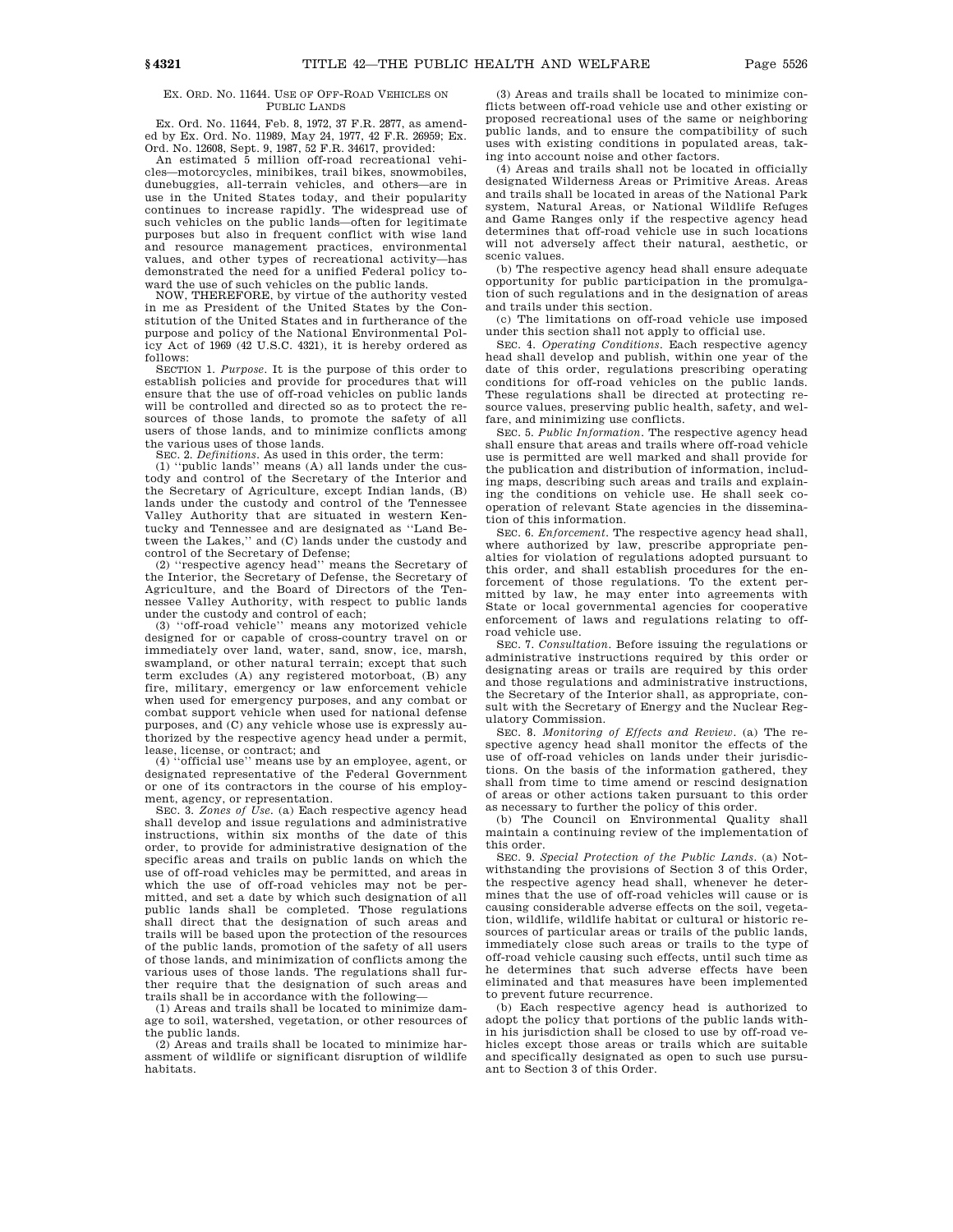### EX. ORD. NO. 11644. USE OF OFF-ROAD VEHICLES ON PUBLIC LANDS

Ex. Ord. No. 11644, Feb. 8, 1972, 37 F.R. 2877, as amended by Ex. Ord. No. 11989, May 24, 1977, 42 F.R. 26959; Ex. Ord. No. 12608, Sept. 9, 1987, 52 F.R. 34617, provided:

An estimated 5 million off-road recreational vehicles—motorcycles, minibikes, trail bikes, snowmobiles, dunebuggies, all-terrain vehicles, and others—are in use in the United States today, and their popularity continues to increase rapidly. The widespread use of such vehicles on the public lands—often for legitimate purposes but also in frequent conflict with wise land and resource management practices, environmental values, and other types of recreational activity—has demonstrated the need for a unified Federal policy toward the use of such vehicles on the public lands.

NOW, THEREFORE, by virtue of the authority vested in me as President of the United States by the Constitution of the United States and in furtherance of the purpose and policy of the National Environmental Policy Act of 1969 (42 U.S.C. 4321), it is hereby ordered as follows:

SECTION 1. *Purpose*. It is the purpose of this order to establish policies and provide for procedures that will ensure that the use of off-road vehicles on public lands will be controlled and directed so as to protect the resources of those lands, to promote the safety of all users of those lands, and to minimize conflicts among the various uses of those lands.

SEC. 2. *Definitions*. As used in this order, the term:

(1) ''public lands'' means (A) all lands under the custody and control of the Secretary of the Interior and the Secretary of Agriculture, except Indian lands, (B) lands under the custody and control of the Tennessee Valley Authority that are situated in western Kentucky and Tennessee and are designated as ''Land Between the Lakes,'' and (C) lands under the custody and control of the Secretary of Defense;

(2) ''respective agency head'' means the Secretary of the Interior, the Secretary of Defense, the Secretary of Agriculture, and the Board of Directors of the Tennessee Valley Authority, with respect to public lands under the custody and control of each;

(3) ''off-road vehicle'' means any motorized vehicle designed for or capable of cross-country travel on or immediately over land, water, sand, snow, ice, marsh, swampland, or other natural terrain; except that such term excludes (A) any registered motorboat, (B) any fire, military, emergency or law enforcement vehicle when used for emergency purposes, and any combat or combat support vehicle when used for national defense purposes, and (C) any vehicle whose use is expressly authorized by the respective agency head under a permit, lease, license, or contract; and

(4) ''official use'' means use by an employee, agent, or designated representative of the Federal Government or one of its contractors in the course of his employment, agency, or representation.

SEC. 3. *Zones of Use*. (a) Each respective agency head shall develop and issue regulations and administrative instructions, within six months of the date of this order, to provide for administrative designation of the specific areas and trails on public lands on which the use of off-road vehicles may be permitted, and areas in which the use of off-road vehicles may not be permitted, and set a date by which such designation of all public lands shall be completed. Those regulations shall direct that the designation of such areas and trails will be based upon the protection of the resources of the public lands, promotion of the safety of all users of those lands, and minimization of conflicts among the various uses of those lands. The regulations shall further require that the designation of such areas and trails shall be in accordance with the following—

(1) Areas and trails shall be located to minimize damage to soil, watershed, vegetation, or other resources of the public lands.

(2) Areas and trails shall be located to minimize harassment of wildlife or significant disruption of wildlife habitats.

(3) Areas and trails shall be located to minimize conflicts between off-road vehicle use and other existing or proposed recreational uses of the same or neighboring public lands, and to ensure the compatibility of such uses with existing conditions in populated areas, taking into account noise and other factors.

(4) Areas and trails shall not be located in officially designated Wilderness Areas or Primitive Areas. Areas and trails shall be located in areas of the National Park system, Natural Areas, or National Wildlife Refuges and Game Ranges only if the respective agency head determines that off-road vehicle use in such locations will not adversely affect their natural, aesthetic, or scenic values.

(b) The respective agency head shall ensure adequate opportunity for public participation in the promulgation of such regulations and in the designation of areas and trails under this section.

(c) The limitations on off-road vehicle use imposed under this section shall not apply to official use.

SEC. 4. *Operating Conditions*. Each respective agency head shall develop and publish, within one year of the date of this order, regulations prescribing operating conditions for off-road vehicles on the public lands. These regulations shall be directed at protecting resource values, preserving public health, safety, and welfare, and minimizing use conflicts.

SEC. 5. *Public Information*. The respective agency head shall ensure that areas and trails where off-road vehicle use is permitted are well marked and shall provide for the publication and distribution of information, including maps, describing such areas and trails and explaining the conditions on vehicle use. He shall seek cooperation of relevant State agencies in the dissemination of this information.

SEC. 6. *Enforcement*. The respective agency head shall, where authorized by law, prescribe appropriate penalties for violation of regulations adopted pursuant to this order, and shall establish procedures for the enforcement of those regulations. To the extent permitted by law, he may enter into agreements with State or local governmental agencies for cooperative enforcement of laws and regulations relating to off-road vehicle use.

SEC. 7. *Consultation*. Before issuing the regulations or administrative instructions required by this order or designating areas or trails are required by this order and those regulations and administrative instructions, the Secretary of the Interior shall, as appropriate, consult with the Secretary of Energy and the Nuclear Regulatory Commission.

SEC. 8. *Monitoring of Effects and Review*. (a) The respective agency head shall monitor the effects of the use of off-road vehicles on lands under their jurisdictions. On the basis of the information gathered, they shall from time to time amend or rescind designation of areas or other actions taken pursuant to this order as necessary to further the policy of this order.

(b) The Council on Environmental Quality shall maintain a continuing review of the implementation of this order.

SEC. 9. *Special Protection of the Public Lands*. (a) Notwithstanding the provisions of Section 3 of this Order, the respective agency head shall, whenever he determines that the use of off-road vehicles will cause or is causing considerable adverse effects on the soil, vegetation, wildlife, wildlife habitat or cultural or historic resources of particular areas or trails of the public lands, immediately close such areas or trails to the type of off-road vehicle causing such effects, until such time as he determines that such adverse effects have been eliminated and that measures have been implemented to prevent future recurrence.

(b) Each respective agency head is authorized to adopt the policy that portions of the public lands within his jurisdiction shall be closed to use by off-road vehicles except those areas or trails which are suitable and specifically designated as open to such use pursuant to Section 3 of this Order.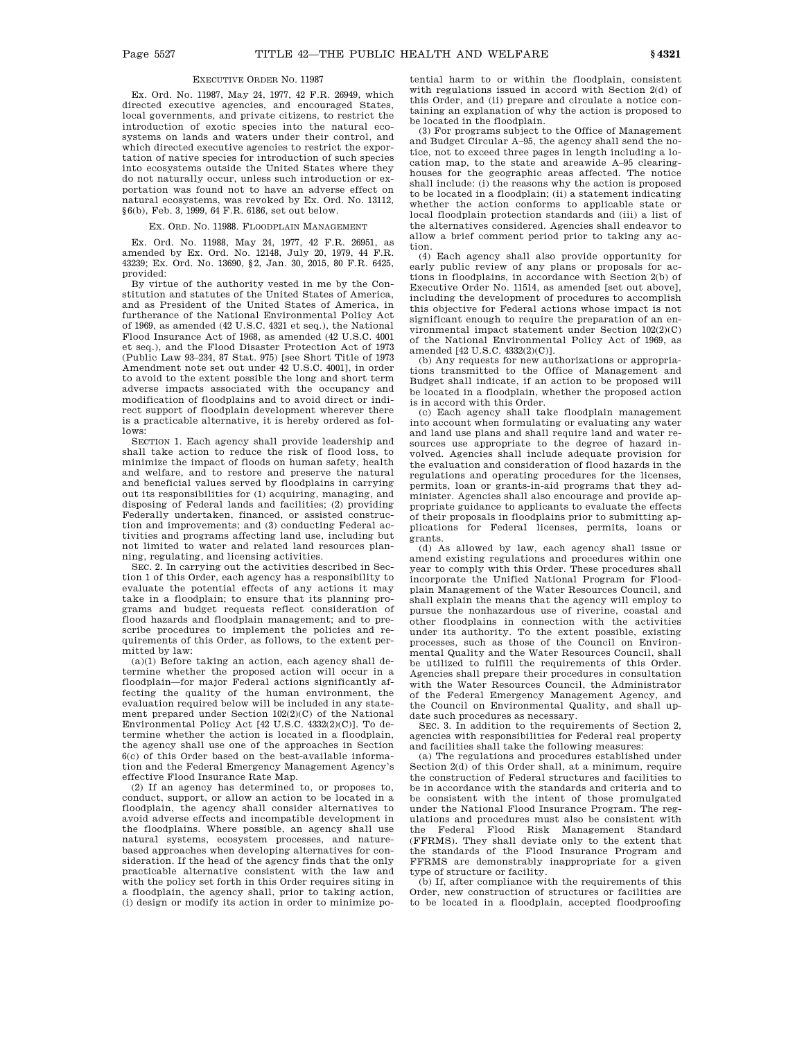EXECUTIVE ORDER NO. 11987

Ex. Ord. No. 11987, May 24, 1977, 42 F.R. 26949, which directed executive agencies, and encouraged States, local governments, and private citizens, to restrict the introduction of exotic species into the natural ecosystems on lands and waters under their control, and which directed executive agencies to restrict the exportation of native species for introduction of such species into ecosystems outside the United States where they do not naturally occur, unless such introduction or exportation was found not to have an adverse effect on natural ecosystems, was revoked by Ex. Ord. No. 13112, §6(b), Feb. 3, 1999, 64 F.R. 6186, set out below.

EX. ORD. NO. 11988. FLOODPLAIN MANAGEMENT

Ex. Ord. No. 11988, May 24, 1977, 42 F.R. 26951, as amended by Ex. Ord. No. 12148, July 20, 1979, 44 F.R. 43239; Ex. Ord. No. 13690, §2, Jan. 30, 2015, 80 F.R. 6425, provided:

By virtue of the authority vested in me by the Constitution and statutes of the United States of America, and as President of the United States of America, in furtherance of the National Environmental Policy Act of 1969, as amended (42 U.S.C. 4321 et seq.), the National Flood Insurance Act of 1968, as amended (42 U.S.C. 4001 et seq.), and the Flood Disaster Protection Act of 1973 (Public Law 93–234, 87 Stat. 975) [see Short Title of 1973 Amendment note set out under 42 U.S.C. 4001], in order to avoid to the extent possible the long and short term adverse impacts associated with the occupancy and modification of floodplains and to avoid direct or indirect support of floodplain development wherever there is a practicable alternative, it is hereby ordered as follows:

SECTION 1. Each agency shall provide leadership and shall take action to reduce the risk of flood loss, to minimize the impact of floods on human safety, health and welfare, and to restore and preserve the natural and beneficial values served by floodplains in carrying out its responsibilities for (1) acquiring, managing, and disposing of Federal lands and facilities; (2) providing Federally undertaken, financed, or assisted construction and improvements; and (3) conducting Federal activities and programs affecting land use, including but not limited to water and related land resources planning, regulating, and licensing activities.

SEC. 2. In carrying out the activities described in Section 1 of this Order, each agency has a responsibility to evaluate the potential effects of any actions it may take in a floodplain; to ensure that its planning programs and budget requests reflect consideration of flood hazards and floodplain management; and to prescribe procedures to implement the policies and requirements of this Order, as follows, to the extent permitted by law:

(a)(1) Before taking an action, each agency shall determine whether the proposed action will occur in a floodplain—for major Federal actions significantly affecting the quality of the human environment, the evaluation required below will be included in any statement prepared under Section 102(2)(C) of the National Environmental Policy Act [42 U.S.C. 4332(2)(C)]. To determine whether the action is located in a floodplain, the agency shall use one of the approaches in Section 6(c) of this Order based on the best-available information and the Federal Emergency Management Agency's effective Flood Insurance Rate Map.

(2) If an agency has determined to, or proposes to, conduct, support, or allow an action to be located in a floodplain, the agency shall consider alternatives to avoid adverse effects and incompatible development in the floodplains. Where possible, an agency shall use natural systems, ecosystem processes, and nature-based approaches when developing alternatives for consideration. If the head of the agency finds that the only practicable alternative consistent with the law and with the policy set forth in this Order requires siting in a floodplain, the agency shall, prior to taking action, (i) design or modify its action in order to minimize potential harm to or within the floodplain, consistent with regulations issued in accord with Section 2(d) of this Order, and (ii) prepare and circulate a notice containing an explanation of why the action is proposed to be located in the floodplain.

(3) For programs subject to the Office of Management and Budget Circular A–95, the agency shall send the notice, not to exceed three pages in length including a location map, to the state and areawide A–95 clearinghouses for the geographic areas affected. The notice shall include: (i) the reasons why the action is proposed to be located in a floodplain; (ii) a statement indicating whether the action conforms to applicable state or local floodplain protection standards and (iii) a list of the alternatives considered. Agencies shall endeavor to allow a brief comment period prior to taking any action.

(4) Each agency shall also provide opportunity for early public review of any plans or proposals for actions in floodplains, in accordance with Section 2(b) of Executive Order No. 11514, as amended [set out above], including the development of procedures to accomplish this objective for Federal actions whose impact is not significant enough to require the preparation of an environmental impact statement under Section 102(2)(C) of the National Environmental Policy Act of 1969, as amended [42 U.S.C. 4332(2)(C)].

(b) Any requests for new authorizations or appropriations transmitted to the Office of Management and Budget shall indicate, if an action to be proposed will be located in a floodplain, whether the proposed action is in accord with this Order.

(c) Each agency shall take floodplain management into account when formulating or evaluating any water and land use plans and shall require land and water resources use appropriate to the degree of hazard involved. Agencies shall include adequate provision for the evaluation and consideration of flood hazards in the regulations and operating procedures for the licenses, permits, loan or grants-in-aid programs that they administer. Agencies shall also encourage and provide appropriate guidance to applicants to evaluate the effects of their proposals in floodplains prior to submitting applications for Federal licenses, permits, loans or grants.

(d) As allowed by law, each agency shall issue or amend existing regulations and procedures within one year to comply with this Order. These procedures shall incorporate the Unified National Program for Floodplain Management of the Water Resources Council, and shall explain the means that the agency will employ to pursue the nonhazardous use of riverine, coastal and other floodplains in connection with the activities under its authority. To the extent possible, existing processes, such as those of the Council on Environmental Quality and the Water Resources Council, shall be utilized to fulfill the requirements of this Order. Agencies shall prepare their procedures in consultation with the Water Resources Council, the Administrator of the Federal Emergency Management Agency, and the Council on Environmental Quality, and shall update such procedures as necessary.

SEC. 3. In addition to the requirements of Section 2, agencies with responsibilities for Federal real property and facilities shall take the following measures:

(a) The regulations and procedures established under Section 2(d) of this Order shall, at a minimum, require the construction of Federal structures and facilities to be in accordance with the standards and criteria and to be consistent with the intent of those promulgated under the National Flood Insurance Program. The regulations and procedures must also be consistent with the Federal Flood Risk Management Standard (FFRMS). They shall deviate only to the extent that the standards of the Flood Insurance Program and FFRMS are demonstrably inappropriate for a given type of structure or facility.

(b) If, after compliance with the requirements of this Order, new construction of structures or facilities are to be located in a floodplain, accepted floodproofing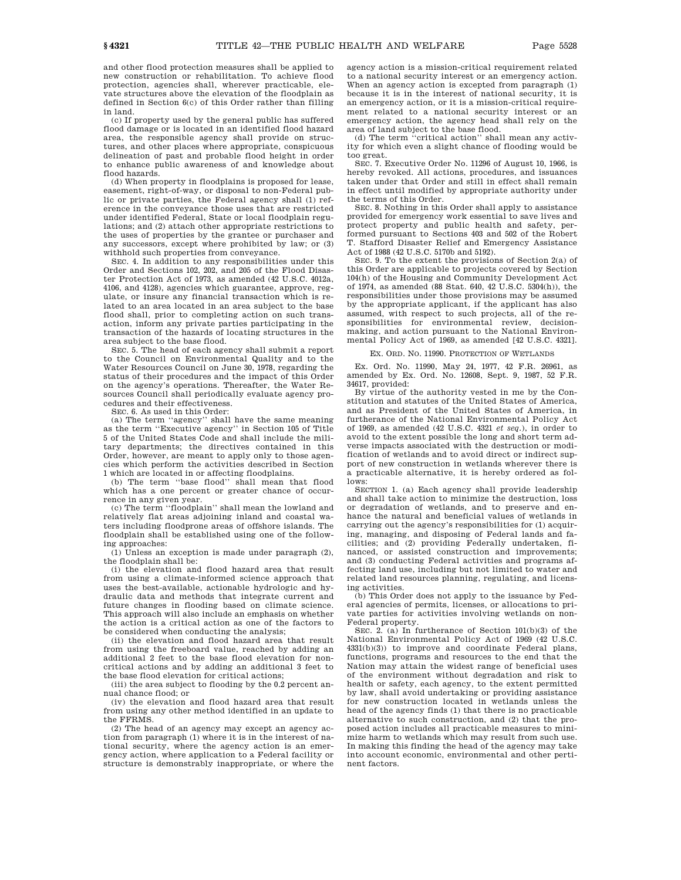and other flood protection measures shall be applied to new construction or rehabilitation. To achieve flood protection, agencies shall, wherever practicable, elevate structures above the elevation of the floodplain as defined in Section 6(c) of this Order rather than filling in land.

(c) If property used by the general public has suffered flood damage or is located in an identified flood hazard area, the responsible agency shall provide on structures, and other places where appropriate, conspicuous delineation of past and probable flood height in order to enhance public awareness of and knowledge about flood hazards.

(d) When property in floodplains is proposed for lease, easement, right-of-way, or disposal to non-Federal public or private parties, the Federal agency shall (1) reference in the conveyance those uses that are restricted under identified Federal, State or local floodplain regulations; and (2) attach other appropriate restrictions to the uses of properties by the grantee or purchaser and any successors, except where prohibited by law; or (3) withhold such properties from conveyance.

SEC. 4. In addition to any responsibilities under this Order and Sections 102, 202, and 205 of the Flood Disaster Protection Act of 1973, as amended (42 U.S.C. 4012a, 4106, and 4128), agencies which guarantee, approve, regulate, or insure any financial transaction which is related to an area located in an area subject to the base flood shall, prior to completing action on such transaction, inform any private parties participating in the transaction of the hazards of locating structures in the area subject to the base flood.

SEC. 5. The head of each agency shall submit a report to the Council on Environmental Quality and to the Water Resources Council on June 30, 1978, regarding the status of their procedures and the impact of this Order on the agency's operations. Thereafter, the Water Resources Council shall periodically evaluate agency procedures and their effectiveness.

SEC. 6. As used in this Order:

(a) The term ''agency'' shall have the same meaning as the term ''Executive agency'' in Section 105 of Title 5 of the United States Code and shall include the military departments; the directives contained in this Order, however, are meant to apply only to those agencies which perform the activities described in Section 1 which are located in or affecting floodplains.

(b) The term ''base flood'' shall mean that flood which has a one percent or greater chance of occurrence in any given year.

(c) The term ''floodplain'' shall mean the lowland and relatively flat areas adjoining inland and coastal waters including floodprone areas of offshore islands. The floodplain shall be established using one of the following approaches:

(1) Unless an exception is made under paragraph (2), the floodplain shall be:

(i) the elevation and flood hazard area that result from using a climate-informed science approach that uses the best-available, actionable hydrologic and hydraulic data and methods that integrate current and future changes in flooding based on climate science. This approach will also include an emphasis on whether the action is a critical action as one of the factors to be considered when conducting the analysis;

(ii) the elevation and flood hazard area that result from using the freeboard value, reached by adding an additional 2 feet to the base flood elevation for non-critical actions and by adding an additional 3 feet to the base flood elevation for critical actions;

(iii) the area subject to flooding by the 0.2 percent annual chance flood; or

(iv) the elevation and flood hazard area that result from using any other method identified in an update to the FFRMS.

(2) The head of an agency may except an agency action from paragraph (1) where it is in the interest of national security, where the agency action is an emergency action, where application to a Federal facility or structure is demonstrably inappropriate, or where the agency action is a mission-critical requirement related to a national security interest or an emergency action. When an agency action is excepted from paragraph (1) because it is in the interest of national security, it is an emergency action, or it is a mission-critical requirement related to a national security interest or an emergency action, the agency head shall rely on the area of land subject to the base flood.

(d) The term ''critical action'' shall mean any activity for which even a slight chance of flooding would be too great.

SEC. 7. Executive Order No. 11296 of August 10, 1966, is hereby revoked. All actions, procedures, and issuances taken under that Order and still in effect shall remain in effect until modified by appropriate authority under the terms of this Order.

SEC. 8. Nothing in this Order shall apply to assistance provided for emergency work essential to save lives and protect property and public health and safety, performed pursuant to Sections 403 and 502 of the Robert T. Stafford Disaster Relief and Emergency Assistance Act of 1988 (42 U.S.C. 5170b and 5192).

SEC. 9. To the extent the provisions of Section 2(a) of this Order are applicable to projects covered by Section 104(h) of the Housing and Community Development Act of 1974, as amended (88 Stat. 640, 42 U.S.C. 5304(h)), the responsibilities under those provisions may be assumed by the appropriate applicant, if the applicant has also assumed, with respect to such projects, all of the responsibilities for environmental review, decisionmaking, and action pursuant to the National Environmental Policy Act of 1969, as amended [42 U.S.C. 4321].

## EX. ORD. NO. 11990. PROTECTION OF WETLANDS

Ex. Ord. No. 11990, May 24, 1977, 42 F.R. 26961, as amended by Ex. Ord. No. 12608, Sept. 9, 1987, 52 F.R. 34617, provided:

By virtue of the authority vested in me by the Constitution and statutes of the United States of America, and as President of the United States of America, in furtherance of the National Environmental Policy Act of 1969, as amended (42 U.S.C. 4321 *et seq.*), in order to avoid to the extent possible the long and short term adverse impacts associated with the destruction or modification of wetlands and to avoid direct or indirect support of new construction in wetlands wherever there is a practicable alternative, it is hereby ordered as follows:

SECTION 1. (a) Each agency shall provide leadership and shall take action to minimize the destruction, loss or degradation of wetlands, and to preserve and enhance the natural and beneficial values of wetlands in carrying out the agency's responsibilities for (1) acquiring, managing, and disposing of Federal lands and facilities; and (2) providing Federally undertaken, financed, or assisted construction and improvements; and (3) conducting Federal activities and programs affecting land use, including but not limited to water and related land resources planning, regulating, and licensing activities.

(b) This Order does not apply to the issuance by Federal agencies of permits, licenses, or allocations to private parties for activities involving wetlands on non-Federal property.

SEC. 2. (a) In furtherance of Section 101(b)(3) of the National Environmental Policy Act of 1969 (42 U.S.C. 4331(b)(3)) to improve and coordinate Federal plans, functions, programs and resources to the end that the Nation may attain the widest range of beneficial uses of the environment without degradation and risk to health or safety, each agency, to the extent permitted by law, shall avoid undertaking or providing assistance for new construction located in wetlands unless the head of the agency finds (1) that there is no practicable alternative to such construction, and (2) that the proposed action includes all practicable measures to minimize harm to wetlands which may result from such use. In making this finding the head of the agency may take into account economic, environmental and other pertinent factors.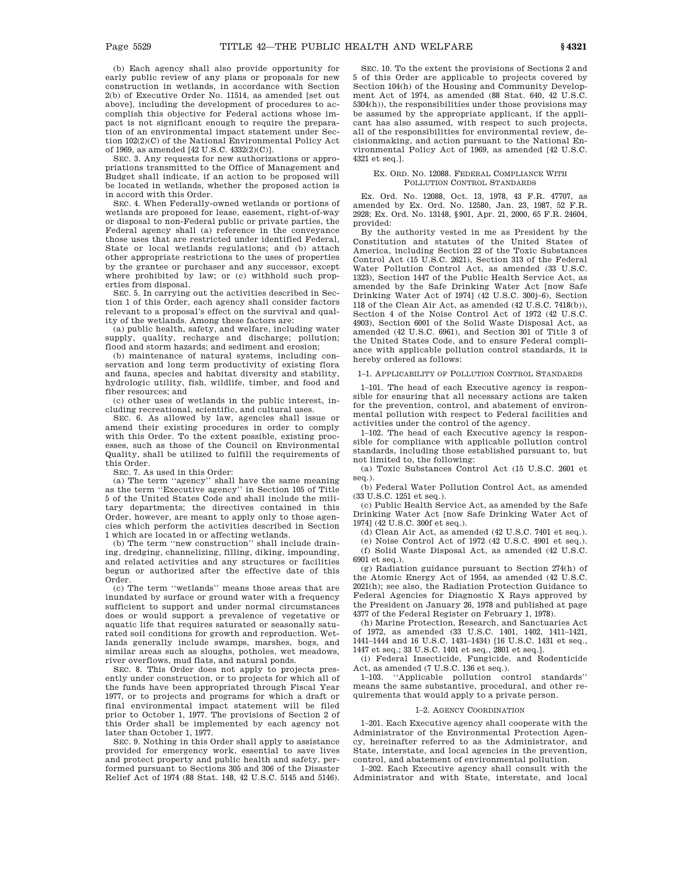(b) Each agency shall also provide opportunity for early public review of any plans or proposals for new construction in wetlands, in accordance with Section 2(b) of Executive Order No. 11514, as amended [set out above], including the development of procedures to accomplish this objective for Federal actions whose impact is not significant enough to require the preparation of an environmental impact statement under Section 102(2)(C) of the National Environmental Policy Act of 1969, as amended [42 U.S.C. 4332(2)(C)].

SEC. 3. Any requests for new authorizations or appropriations transmitted to the Office of Management and Budget shall indicate, if an action to be proposed will be located in wetlands, whether the proposed action is in accord with this Order.

SEC. 4. When Federally-owned wetlands or portions of wetlands are proposed for lease, easement, right-of-way or disposal to non-Federal public or private parties, the Federal agency shall (a) reference in the conveyance those uses that are restricted under identified Federal, State or local wetlands regulations; and (b) attach other appropriate restrictions to the uses of properties by the grantee or purchaser and any successor, except where prohibited by law; or (c) withhold such properties from disposal.

SEC. 5. In carrying out the activities described in Section 1 of this Order, each agency shall consider factors relevant to a proposal's effect on the survival and quality of the wetlands. Among these factors are:

(a) public health, safety, and welfare, including water supply, quality, recharge and discharge; pollution; flood and storm hazards; and sediment and erosion;

(b) maintenance of natural systems, including conservation and long term productivity of existing flora and fauna, species and habitat diversity and stability, hydrologic utility, fish, wildlife, timber, and food and fiber resources; and

(c) other uses of wetlands in the public interest, including recreational, scientific, and cultural uses.

SEC. 6. As allowed by law, agencies shall issue or amend their existing procedures in order to comply with this Order. To the extent possible, existing processes, such as those of the Council on Environmental Quality, shall be utilized to fulfill the requirements of this Order.

SEC. 7. As used in this Order:

(a) The term ''agency'' shall have the same meaning as the term ''Executive agency'' in Section 105 of Title 5 of the United States Code and shall include the military departments; the directives contained in this Order, however, are meant to apply only to those agencies which perform the activities described in Section 1 which are located in or affecting wetlands.

(b) The term ''new construction'' shall include draining, dredging, channelizing, filling, diking, impounding, and related activities and any structures or facilities begun or authorized after the effective date of this Order.

(c) The term ''wetlands'' means those areas that are inundated by surface or ground water with a frequency sufficient to support and under normal circumstances does or would support a prevalence of vegetative or aquatic life that requires saturated or seasonally saturated soil conditions for growth and reproduction. Wetlands generally include swamps, marshes, bogs, and similar areas such as sloughs, potholes, wet meadows, river overflows, mud flats, and natural ponds.

SEC. 8. This Order does not apply to projects presently under construction, or to projects for which all of the funds have been appropriated through Fiscal Year 1977, or to projects and programs for which a draft or final environmental impact statement will be filed prior to October 1, 1977. The provisions of Section 2 of this Order shall be implemented by each agency not later than October 1, 1977.

SEC. 9. Nothing in this Order shall apply to assistance provided for emergency work, essential to save lives and protect property and public health and safety, performed pursuant to Sections 305 and 306 of the Disaster Relief Act of 1974 (88 Stat. 148, 42 U.S.C. 5145 and 5146).

SEC. 10. To the extent the provisions of Sections 2 and 5 of this Order are applicable to projects covered by Section 104(h) of the Housing and Community Development Act of 1974, as amended (88 Stat. 640, 42 U.S.C. 5304(h)), the responsibilities under those provisions may be assumed by the appropriate applicant, if the applicant has also assumed, with respect to such projects, all of the responsibilities for environmental review, decisionmaking, and action pursuant to the National Environmental Policy Act of 1969, as amended [42 U.S.C. 4321 et seq.].

## EX. ORD. NO. 12088. FEDERAL COMPLIANCE WITH POLLUTION CONTROL STANDARDS

Ex. Ord. No. 12088, Oct. 13, 1978, 43 F.R. 47707, as amended by Ex. Ord. No. 12580, Jan. 23, 1987, 52 F.R. 2928; Ex. Ord. No. 13148, §901, Apr. 21, 2000, 65 F.R. 24604, provided:

By the authority vested in me as President by the Constitution and statutes of the United States of America, including Section 22 of the Toxic Substances Control Act (15 U.S.C. 2621), Section 313 of the Federal Water Pollution Control Act, as amended (33 U.S.C. 1323), Section 1447 of the Public Health Service Act, as amended by the Safe Drinking Water Act [now Safe Drinking Water Act of 1974] (42 U.S.C. 300j–6), Section 118 of the Clean Air Act, as amended (42 U.S.C. 7418(b)), Section 4 of the Noise Control Act of 1972 (42 U.S.C. 4903), Section 6001 of the Solid Waste Disposal Act, as amended (42 U.S.C. 6961), and Section 301 of Title 3 of the United States Code, and to ensure Federal compliance with applicable pollution control standards, it is hereby ordered as follows:

### 1–1. APPLICABILITY OF POLLUTION CONTROL STANDARDS

1–101. The head of each Executive agency is responsible for ensuring that all necessary actions are taken for the prevention, control, and abatement of environmental pollution with respect to Federal facilities and activities under the control of the agency.

1–102. The head of each Executive agency is responsible for compliance with applicable pollution control standards, including those established pursuant to, but not limited to, the following:

(a) Toxic Substances Control Act (15 U.S.C. 2601 et seq.).

(b) Federal Water Pollution Control Act, as amended (33 U.S.C. 1251 et seq.).

(c) Public Health Service Act, as amended by the Safe Drinking Water Act [now Safe Drinking Water Act of 1974] (42 U.S.C. 300f et seq.).

(d) Clean Air Act, as amended (42 U.S.C. 7401 et seq.).

(e) Noise Control Act of 1972 (42 U.S.C. 4901 et seq.).

(f) Solid Waste Disposal Act, as amended (42 U.S.C. 6901 et seq.).

(g) Radiation guidance pursuant to Section 274(h) of the Atomic Energy Act of 1954, as amended (42 U.S.C. 2021(h); see also, the Radiation Protection Guidance to Federal Agencies for Diagnostic X Rays approved by the President on January 26, 1978 and published at page 4377 of the Federal Register on February 1, 1978).

(h) Marine Protection, Research, and Sanctuaries Act of 1972, as amended (33 U.S.C. 1401, 1402, 1411–1421, 1441–1444 and 16 U.S.C. 1431–1434) [16 U.S.C. 1431 et seq., 1447 et seq.; 33 U.S.C. 1401 et seq., 2801 et seq.].

(i) Federal Insecticide, Fungicide, and Rodenticide Act, as amended (7 U.S.C. 136 et seq.).

1–103. ''Applicable pollution control standards'' means the same substantive, procedural, and other requirements that would apply to a private person.

### 1–2. AGENCY COORDINATION

1–201. Each Executive agency shall cooperate with the Administrator of the Environmental Protection Agency, hereinafter referred to as the Administrator, and State, interstate, and local agencies in the prevention, control, and abatement of environmental pollution.

1–202. Each Executive agency shall consult with the Administrator and with State, interstate, and local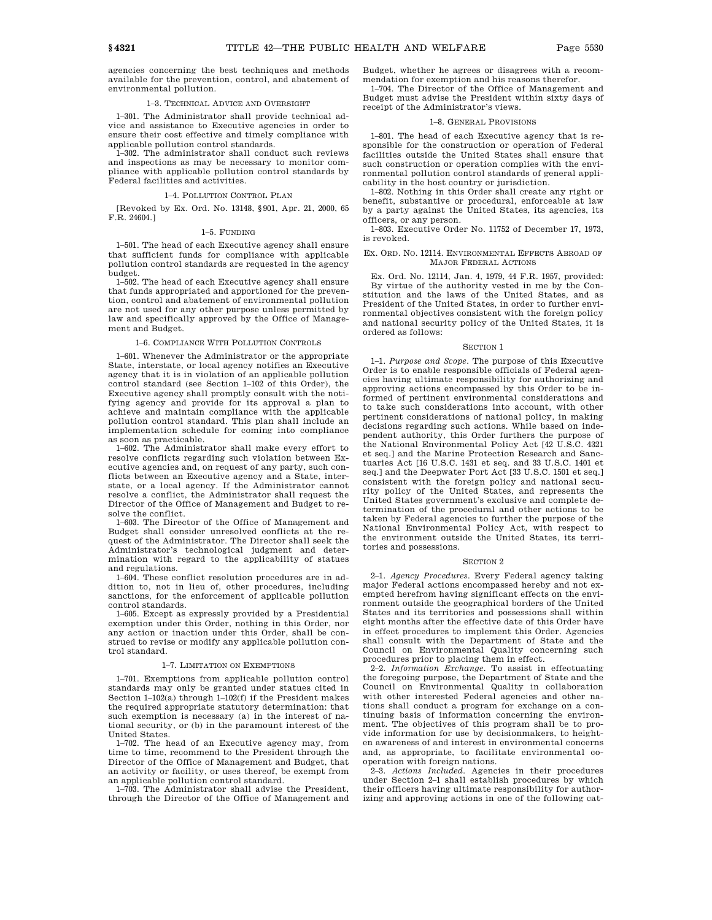agencies concerning the best techniques and methods available for the prevention, control, and abatement of environmental pollution.

1–3. TECHNICAL ADVICE AND OVERSIGHT

1–301. The Administrator shall provide technical advice and assistance to Executive agencies in order to ensure their cost effective and timely compliance with applicable pollution control standards.

1–302. The administrator shall conduct such reviews and inspections as may be necessary to monitor compliance with applicable pollution control standards by Federal facilities and activities.

1–4. POLLUTION CONTROL PLAN

[Revoked by Ex. Ord. No. 13148, §901, Apr. 21, 2000, 65 F.R. 24604.]

1–5. FUNDING

1–501. The head of each Executive agency shall ensure that sufficient funds for compliance with applicable pollution control standards are requested in the agency budget.

1–502. The head of each Executive agency shall ensure that funds appropriated and apportioned for the prevention, control and abatement of environmental pollution are not used for any other purpose unless permitted by law and specifically approved by the Office of Management and Budget.

1–6. COMPLIANCE WITH POLLUTION CONTROLS

1–601. Whenever the Administrator or the appropriate State, interstate, or local agency notifies an Executive agency that it is in violation of an applicable pollution control standard (see Section 1–102 of this Order), the Executive agency shall promptly consult with the notifying agency and provide for its approval a plan to achieve and maintain compliance with the applicable pollution control standard. This plan shall include an implementation schedule for coming into compliance as soon as practicable.

1–602. The Administrator shall make every effort to resolve conflicts regarding such violation between Executive agencies and, on request of any party, such conflicts between an Executive agency and a State, interstate, or a local agency. If the Administrator cannot resolve a conflict, the Administrator shall request the Director of the Office of Management and Budget to resolve the conflict.

1–603. The Director of the Office of Management and Budget shall consider unresolved conflicts at the request of the Administrator. The Director shall seek the Administrator's technological judgment and determination with regard to the applicability of statues and regulations.

1–604. These conflict resolution procedures are in addition to, not in lieu of, other procedures, including sanctions, for the enforcement of applicable pollution control standards.

1–605. Except as expressly provided by a Presidential exemption under this Order, nothing in this Order, nor any action or inaction under this Order, shall be construed to revise or modify any applicable pollution control standard.

1–7. LIMITATION ON EXEMPTIONS

1–701. Exemptions from applicable pollution control standards may only be granted under statues cited in Section 1–102(a) through 1–102(f) if the President makes the required appropriate statutory determination: that such exemption is necessary (a) in the interest of national security, or (b) in the paramount interest of the United States.

1–702. The head of an Executive agency may, from time to time, recommend to the President through the Director of the Office of Management and Budget, that an activity or facility, or uses thereof, be exempt from an applicable pollution control standard.

1–703. The Administrator shall advise the President, through the Director of the Office of Management and Budget, whether he agrees or disagrees with a recommendation for exemption and his reasons therefor.

1–704. The Director of the Office of Management and Budget must advise the President within sixty days of receipt of the Administrator's views.

1–8. GENERAL PROVISIONS

1–801. The head of each Executive agency that is responsible for the construction or operation of Federal facilities outside the United States shall ensure that such construction or operation complies with the environmental pollution control standards of general applicability in the host country or jurisdiction.

1–802. Nothing in this Order shall create any right or benefit, substantive or procedural, enforceable at law by a party against the United States, its agencies, its officers, or any person.

1–803. Executive Order No. 11752 of December 17, 1973, is revoked.

EX. ORD. NO. 12114. ENVIRONMENTAL EFFECTS ABROAD OF MAJOR FEDERAL ACTIONS

Ex. Ord. No. 12114, Jan. 4, 1979, 44 F.R. 1957, provided:

By virtue of the authority vested in me by the Constitution and the laws of the United States, and as President of the United States, in order to further environmental objectives consistent with the foreign policy and national security policy of the United States, it is ordered as follows:

SECTION 1

1–1. *Purpose and Scope*. The purpose of this Executive Order is to enable responsible officials of Federal agencies having ultimate responsibility for authorizing and approving actions encompassed by this Order to be informed of pertinent environmental considerations and to take such considerations into account, with other pertinent considerations of national policy, in making decisions regarding such actions. While based on independent authority, this Order furthers the purpose of the National Environmental Policy Act [42 U.S.C. 4321 et seq.] and the Marine Protection Research and Sanctuaries Act [16 U.S.C. 1431 et seq. and 33 U.S.C. 1401 et seq.] and the Deepwater Port Act [33 U.S.C. 1501 et seq.] consistent with the foreign policy and national security policy of the United States, and represents the United States government's exclusive and complete determination of the procedural and other actions to be taken by Federal agencies to further the purpose of the National Environmental Policy Act, with respect to the environment outside the United States, its territories and possessions.

SECTION 2

2–1. *Agency Procedures*. Every Federal agency taking major Federal actions encompassed hereby and not exempted herefrom having significant effects on the environment outside the geographical borders of the United States and its territories and possessions shall within eight months after the effective date of this Order have in effect procedures to implement this Order. Agencies shall consult with the Department of State and the Council on Environmental Quality concerning such procedures prior to placing them in effect.

2–2. *Information Exchange*. To assist in effectuating the foregoing purpose, the Department of State and the Council on Environmental Quality in collaboration with other interested Federal agencies and other nations shall conduct a program for exchange on a continuing basis of information concerning the environment. The objectives of this program shall be to provide information for use by decisionmakers, to heighten awareness of and interest in environmental concerns and, as appropriate, to facilitate environmental cooperation with foreign nations.

2–3. *Actions Included*. Agencies in their procedures under Section 2–1 shall establish procedures by which their officers having ultimate responsibility for authorizing and approving actions in one of the following cat-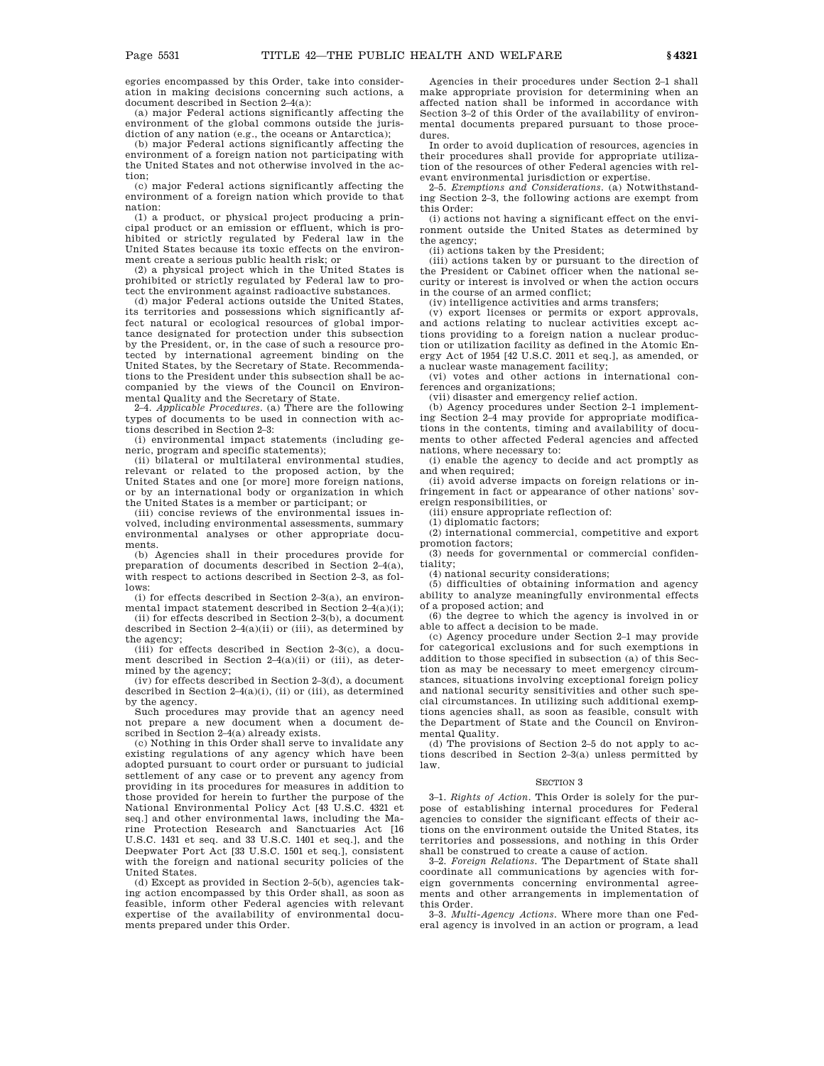egories encompassed by this Order, take into consideration in making decisions concerning such actions, a document described in Section 2–4(a):

(a) major Federal actions significantly affecting the environment of the global commons outside the jurisdiction of any nation (e.g., the oceans or Antarctica);

(b) major Federal actions significantly affecting the environment of a foreign nation not participating with the United States and not otherwise involved in the action;

(c) major Federal actions significantly affecting the environment of a foreign nation which provide to that nation:

(1) a product, or physical project producing a principal product or an emission or effluent, which is prohibited or strictly regulated by Federal law in the United States because its toxic effects on the environment create a serious public health risk; or

(2) a physical project which in the United States is prohibited or strictly regulated by Federal law to protect the environment against radioactive substances.

(d) major Federal actions outside the United States, its territories and possessions which significantly affect natural or ecological resources of global importance designated for protection under this subsection by the President, or, in the case of such a resource protected by international agreement binding on the United States, by the Secretary of State. Recommendations to the President under this subsection shall be accompanied by the views of the Council on Environmental Quality and the Secretary of State.

2–4. *Applicable Procedures.* (a) There are the following types of documents to be used in connection with actions described in Section 2–3:

(i) environmental impact statements (including generic, program and specific statements);

(ii) bilateral or multilateral environmental studies, relevant or related to the proposed action, by the United States and one [or more] more foreign nations, or by an international body or organization in which the United States is a member or participant; or

(iii) concise reviews of the environmental issues involved, including environmental assessments, summary environmental analyses or other appropriate documents.

(b) Agencies shall in their procedures provide for preparation of documents described in Section 2–4(a), with respect to actions described in Section 2–3, as follows:

(i) for effects described in Section 2–3(a), an environmental impact statement described in Section 2–4(a)(i);

(ii) for effects described in Section 2–3(b), a document described in Section 2–4(a)(ii) or (iii), as determined by the agency;

(iii) for effects described in Section 2–3(c), a document described in Section 2–4(a)(ii) or (iii), as determined by the agency;

(iv) for effects described in Section 2–3(d), a document described in Section 2–4(a)(i), (ii) or (iii), as determined by the agency.

Such procedures may provide that an agency need not prepare a new document when a document described in Section 2–4(a) already exists.

(c) Nothing in this Order shall serve to invalidate any existing regulations of any agency which have been adopted pursuant to court order or pursuant to judicial settlement of any case or to prevent any agency from providing in its procedures for measures in addition to those provided for herein to further the purpose of the National Environmental Policy Act [43 U.S.C. 4321 et seq.] and other environmental laws, including the Marine Protection Research and Sanctuaries Act [16 U.S.C. 1431 et seq. and 33 U.S.C. 1401 et seq.], and the Deepwater Port Act [33 U.S.C. 1501 et seq.], consistent with the foreign and national security policies of the United States.

(d) Except as provided in Section 2–5(b), agencies taking action encompassed by this Order shall, as soon as feasible, inform other Federal agencies with relevant expertise of the availability of environmental documents prepared under this Order.

Agencies in their procedures under Section 2–1 shall make appropriate provision for determining when an affected nation shall be informed in accordance with Section 3–2 of this Order of the availability of environmental documents prepared pursuant to those procedures.

In order to avoid duplication of resources, agencies in their procedures shall provide for appropriate utilization of the resources of other Federal agencies with relevant environmental jurisdiction or expertise.

2–5. *Exemptions and Considerations.* (a) Notwithstanding Section 2–3, the following actions are exempt from this Order:

(i) actions not having a significant effect on the environment outside the United States as determined by the agency;

(ii) actions taken by the President;

(iii) actions taken by or pursuant to the direction of the President or Cabinet officer when the national security or interest is involved or when the action occurs in the course of an armed conflict;

(iv) intelligence activities and arms transfers;

(v) export licenses or permits or export approvals, and actions relating to nuclear activities except actions providing to a foreign nation a nuclear production or utilization facility as defined in the Atomic Energy Act of 1954 [42 U.S.C. 2011 et seq.], as amended, or a nuclear waste management facility;

(vi) votes and other actions in international conferences and organizations;

(vii) disaster and emergency relief action.

(b) Agency procedures under Section 2–1 implementing Section 2–4 may provide for appropriate modifications in the contents, timing and availability of documents to other affected Federal agencies and affected nations, where necessary to:

(i) enable the agency to decide and act promptly as and when required;

(ii) avoid adverse impacts on foreign relations or infringement in fact or appearance of other nations' sovereign responsibilities, or

(iii) ensure appropriate reflection of:

(1) diplomatic factors;

(2) international commercial, competitive and export promotion factors;

(3) needs for governmental or commercial confidentiality;

(4) national security considerations;

(5) difficulties of obtaining information and agency ability to analyze meaningfully environmental effects of a proposed action; and

(6) the degree to which the agency is involved in or able to affect a decision to be made.

(c) Agency procedure under Section 2–1 may provide for categorical exclusions and for such exemptions in addition to those specified in subsection (a) of this Section as may be necessary to meet emergency circumstances, situations involving exceptional foreign policy and national security sensitivities and other such special circumstances. In utilizing such additional exemptions agencies shall, as soon as feasible, consult with the Department of State and the Council on Environmental Quality.

(d) The provisions of Section 2–5 do not apply to actions described in Section 2–3(a) unless permitted by law.

SECTION 3

3–1. *Rights of Action.* This Order is solely for the purpose of establishing internal procedures for Federal agencies to consider the significant effects of their actions on the environment outside the United States, its territories and possessions, and nothing in this Order shall be construed to create a cause of action.

3–2. *Foreign Relations.* The Department of State shall coordinate all communications by agencies with foreign governments concerning environmental agreements and other arrangements in implementation of this Order.

3–3. *Multi-Agency Actions.* Where more than one Federal agency is involved in an action or program, a lead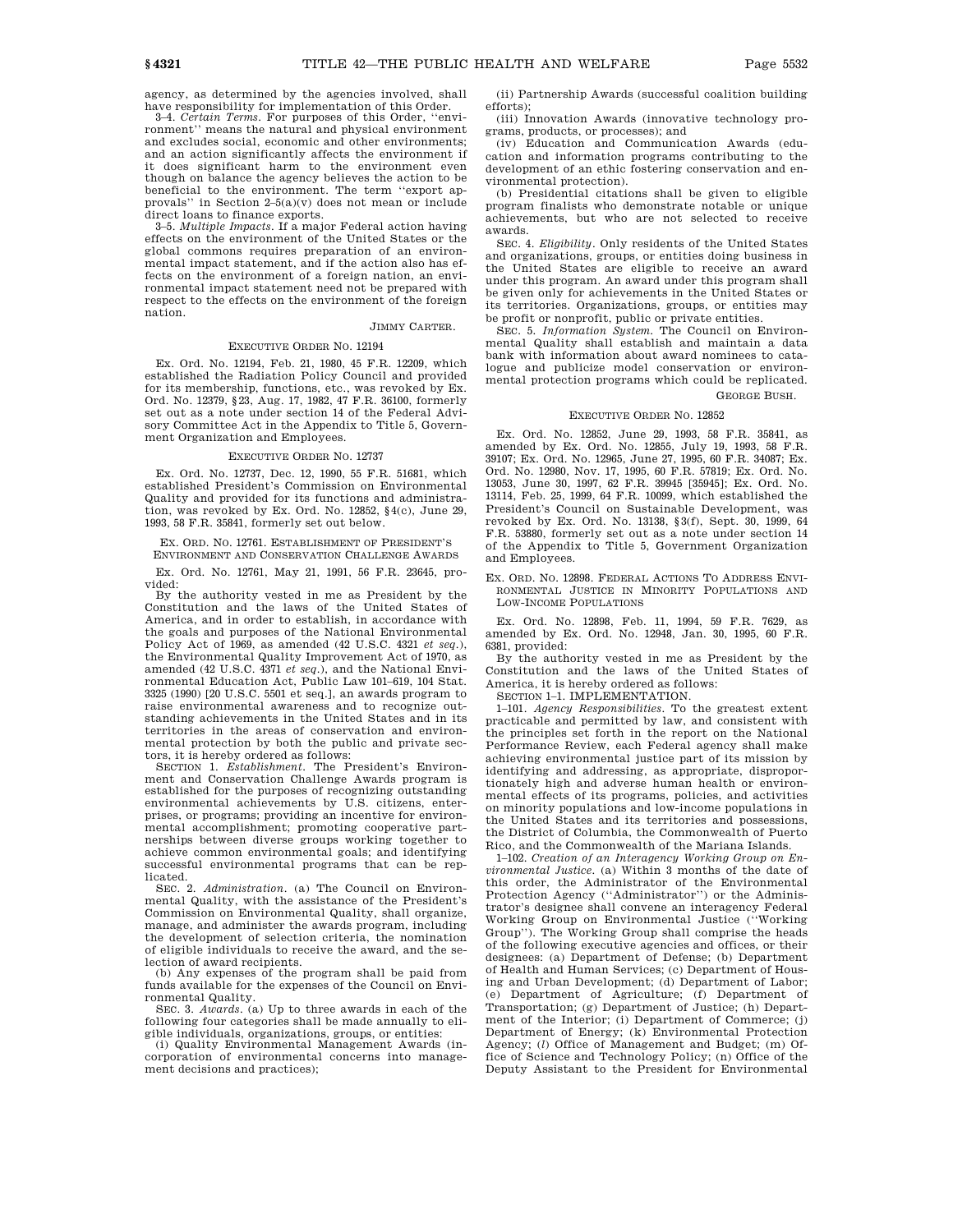agency, as determined by the agencies involved, shall have responsibility for implementation of this Order.

3–4. *Certain Terms*. For purposes of this Order, ''environment'' means the natural and physical environment and excludes social, economic and other environments; and an action significantly affects the environment if it does significant harm to the environment even though on balance the agency believes the action to be beneficial to the environment. The term ''export approvals'' in Section 2–5(a)(v) does not mean or include direct loans to finance exports.

3–5. *Multiple Impacts*. If a major Federal action having effects on the environment of the United States or the global commons requires preparation of an environmental impact statement, and if the action also has effects on the environment of a foreign nation, an environmental impact statement need not be prepared with respect to the effects on the environment of the foreign nation.

JIMMY CARTER.

## EXECUTIVE ORDER NO. 12194

Ex. Ord. No. 12194, Feb. 21, 1980, 45 F.R. 12209, which established the Radiation Policy Council and provided for its membership, functions, etc., was revoked by Ex. Ord. No. 12379, §23, Aug. 17, 1982, 47 F.R. 36100, formerly set out as a note under section 14 of the Federal Advisory Committee Act in the Appendix to Title 5, Government Organization and Employees.

## EXECUTIVE ORDER NO. 12737

Ex. Ord. No. 12737, Dec. 12, 1990, 55 F.R. 51681, which established President's Commission on Environmental Quality and provided for its functions and administration, was revoked by Ex. Ord. No. 12852, §4(c), June 29, 1993, 58 F.R. 35841, formerly set out below.

## EX. ORD. NO. 12761. ESTABLISHMENT OF PRESIDENT'S ENVIRONMENT AND CONSERVATION CHALLENGE AWARDS

Ex. Ord. No. 12761, May 21, 1991, 56 F.R. 23645, provided:

By the authority vested in me as President by the Constitution and the laws of the United States of America, and in order to establish, in accordance with the goals and purposes of the National Environmental Policy Act of 1969, as amended (42 U.S.C. 4321 *et seq.*), the Environmental Quality Improvement Act of 1970, as amended (42 U.S.C. 4371 *et seq.*), and the National Environmental Education Act, Public Law 101–619, 104 Stat. 3325 (1990) [20 U.S.C. 5501 et seq.], an awards program to raise environmental awareness and to recognize outstanding achievements in the United States and in its territories in the areas of conservation and environmental protection by both the public and private sectors, it is hereby ordered as follows:

SECTION 1. *Establishment*. The President's Environment and Conservation Challenge Awards program is established for the purposes of recognizing outstanding environmental achievements by U.S. citizens, enterprises, or programs; providing an incentive for environmental accomplishment; promoting cooperative partnerships between diverse groups working together to achieve common environmental goals; and identifying successful environmental programs that can be replicated.

SEC. 2. *Administration*. (a) The Council on Environmental Quality, with the assistance of the President's Commission on Environmental Quality, shall organize, manage, and administer the awards program, including the development of selection criteria, the nomination of eligible individuals to receive the award, and the selection of award recipients.

(b) Any expenses of the program shall be paid from funds available for the expenses of the Council on Environmental Quality.

SEC. 3. *Awards*. (a) Up to three awards in each of the following four categories shall be made annually to eligible individuals, organizations, groups, or entities:

(i) Quality Environmental Management Awards (incorporation of environmental concerns into management decisions and practices);

(ii) Partnership Awards (successful coalition building efforts);

(iii) Innovation Awards (innovative technology programs, products, or processes); and

(iv) Education and Communication Awards (education and information programs contributing to the development of an ethic fostering conservation and environmental protection).

(b) Presidential citations shall be given to eligible program finalists who demonstrate notable or unique achievements, but who are not selected to receive awards.

SEC. 4. *Eligibility*. Only residents of the United States and organizations, groups, or entities doing business in the United States are eligible to receive an award under this program. An award under this program shall be given only for achievements in the United States or its territories. Organizations, groups, or entities may be profit or nonprofit, public or private entities.

SEC. 5. *Information System*. The Council on Environmental Quality shall establish and maintain a data bank with information about award nominees to catalogue and publicize model conservation or environmental protection programs which could be replicated.

GEORGE BUSH.

## EXECUTIVE ORDER NO. 12852

Ex. Ord. No. 12852, June 29, 1993, 58 F.R. 35841, as amended by Ex. Ord. No. 12855, July 19, 1993, 58 F.R. 39107; Ex. Ord. No. 12965, June 27, 1995, 60 F.R. 34087; Ex. Ord. No. 12980, Nov. 17, 1995, 60 F.R. 57819; Ex. Ord. No. 13053, June 30, 1997, 62 F.R. 39945 [35945]; Ex. Ord. No. 13114, Feb. 25, 1999, 64 F.R. 10099, which established the President's Council on Sustainable Development, was revoked by Ex. Ord. No. 13138, §3(f), Sept. 30, 1999, 64 F.R. 53880, formerly set out as a note under section 14 of the Appendix to Title 5, Government Organization and Employees.

## EX. ORD. NO. 12898. FEDERAL ACTIONS TO ADDRESS ENVIRONMENTAL JUSTICE IN MINORITY POPULATIONS AND LOW-INCOME POPULATIONS

Ex. Ord. No. 12898, Feb. 11, 1994, 59 F.R. 7629, as amended by Ex. Ord. No. 12948, Jan. 30, 1995, 60 F.R. 6381, provided:

By the authority vested in me as President by the Constitution and the laws of the United States of America, it is hereby ordered as follows:

SECTION 1–1. IMPLEMENTATION.

1–101. *Agency Responsibilities*. To the greatest extent practicable and permitted by law, and consistent with the principles set forth in the report on the National Performance Review, each Federal agency shall make achieving environmental justice part of its mission by identifying and addressing, as appropriate, disproportionately high and adverse human health or environmental effects of its programs, policies, and activities on minority populations and low-income populations in the United States and its territories and possessions, the District of Columbia, the Commonwealth of Puerto Rico, and the Commonwealth of the Mariana Islands.

1–102. *Creation of an Interagency Working Group on Environmental Justice*. (a) Within 3 months of the date of this order, the Administrator of the Environmental Protection Agency (''Administrator'') or the Administrator's designee shall convene an interagency Federal Working Group on Environmental Justice (''Working Group''). The Working Group shall comprise the heads of the following executive agencies and offices, or their designees: (a) Department of Defense; (b) Department of Health and Human Services; (c) Department of Housing and Urban Development; (d) Department of Labor; (e) Department of Agriculture; (f) Department of Transportation; (g) Department of Justice; (h) Department of the Interior; (i) Department of Commerce; (j) Department of Energy; (k) Environmental Protection Agency; (*l*) Office of Management and Budget; (m) Office of Science and Technology Policy; (n) Office of the Deputy Assistant to the President for Environmental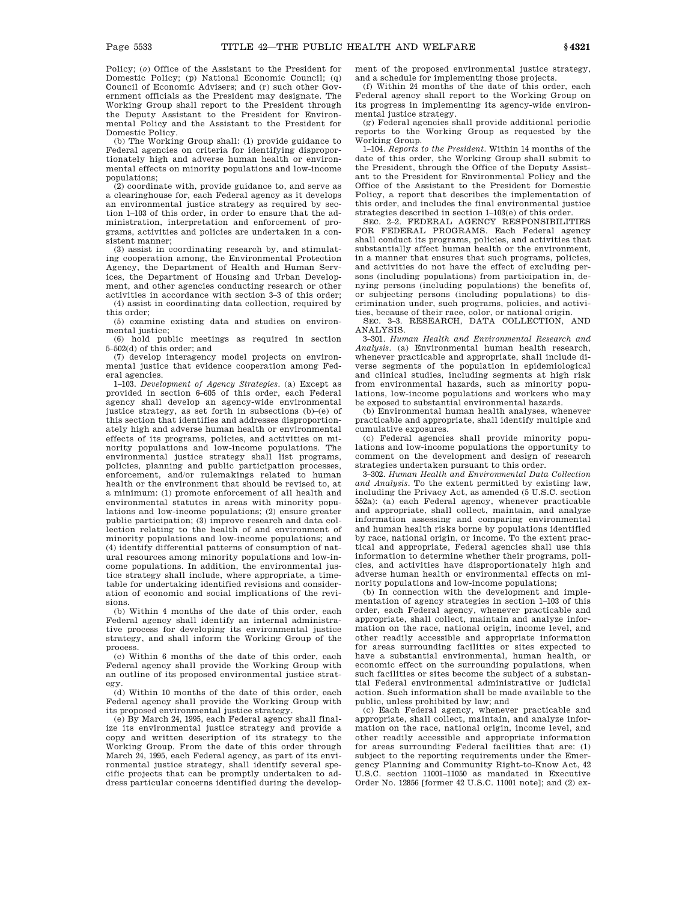Policy; (*o*) Office of the Assistant to the President for Domestic Policy; (p) National Economic Council; (q) Council of Economic Advisers; and (r) such other Government officials as the President may designate. The Working Group shall report to the President through the Deputy Assistant to the President for Environmental Policy and the Assistant to the President for Domestic Policy.

(b) The Working Group shall: (1) provide guidance to Federal agencies on criteria for identifying disproportionately high and adverse human health or environmental effects on minority populations and low-income populations;

(2) coordinate with, provide guidance to, and serve as a clearinghouse for, each Federal agency as it develops an environmental justice strategy as required by section 1–103 of this order, in order to ensure that the administration, interpretation and enforcement of programs, activities and policies are undertaken in a consistent manner;

(3) assist in coordinating research by, and stimulating cooperation among, the Environmental Protection Agency, the Department of Health and Human Services, the Department of Housing and Urban Development, and other agencies conducting research or other activities in accordance with section 3–3 of this order;

(4) assist in coordinating data collection, required by this order;

(5) examine existing data and studies on environmental justice;

(6) hold public meetings as required in section 5–502(d) of this order; and

(7) develop interagency model projects on environmental justice that evidence cooperation among Federal agencies.

1–103. *Development of Agency Strategies.* (a) Except as provided in section 6–605 of this order, each Federal agency shall develop an agency-wide environmental justice strategy, as set forth in subsections (b)–(e) of this section that identifies and addresses disproportionately high and adverse human health or environmental effects of its programs, policies, and activities on minority populations and low-income populations. The environmental justice strategy shall list programs, policies, planning and public participation processes, enforcement, and/or rulemakings related to human health or the environment that should be revised to, at a minimum: (1) promote enforcement of all health and environmental statutes in areas with minority populations and low-income populations; (2) ensure greater public participation; (3) improve research and data collection relating to the health of and environment of minority populations and low-income populations; and (4) identify differential patterns of consumption of natural resources among minority populations and low-income populations. In addition, the environmental justice strategy shall include, where appropriate, a timetable for undertaking identified revisions and consideration of economic and social implications of the revisions.

(b) Within 4 months of the date of this order, each Federal agency shall identify an internal administrative process for developing its environmental justice strategy, and shall inform the Working Group of the process.

(c) Within 6 months of the date of this order, each Federal agency shall provide the Working Group with an outline of its proposed environmental justice strategy.

(d) Within 10 months of the date of this order, each Federal agency shall provide the Working Group with its proposed environmental justice strategy.

(e) By March 24, 1995, each Federal agency shall finalize its environmental justice strategy and provide a copy and written description of its strategy to the Working Group. From the date of this order through March 24, 1995, each Federal agency, as part of its environmental justice strategy, shall identify several specific projects that can be promptly undertaken to address particular concerns identified during the development of the proposed environmental justice strategy, and a schedule for implementing those projects.

(f) Within 24 months of the date of this order, each Federal agency shall report to the Working Group on its progress in implementing its agency-wide environmental justice strategy.

(g) Federal agencies shall provide additional periodic reports to the Working Group as requested by the Working Group.

1–104. *Reports to the President.* Within 14 months of the date of this order, the Working Group shall submit to the President, through the Office of the Deputy Assistant to the President for Environmental Policy and the Office of the Assistant to the President for Domestic Policy, a report that describes the implementation of this order, and includes the final environmental justice strategies described in section 1–103(e) of this order.

SEC. 2–2. FEDERAL AGENCY RESPONSIBILITIES FOR FEDERAL PROGRAMS. Each Federal agency shall conduct its programs, policies, and activities that substantially affect human health or the environment, in a manner that ensures that such programs, policies, and activities do not have the effect of excluding persons (including populations) from participation in, denying persons (including populations) the benefits of, or subjecting persons (including populations) to discrimination under, such programs, policies, and activities, because of their race, color, or national origin.

SEC. 3–3. RESEARCH, DATA COLLECTION, AND ANALYSIS.

3–301. *Human Health and Environmental Research and Analysis.* (a) Environmental human health research, whenever practicable and appropriate, shall include diverse segments of the population in epidemiological and clinical studies, including segments at high risk from environmental hazards, such as minority populations, low-income populations and workers who may be exposed to substantial environmental hazards.

(b) Environmental human health analyses, whenever practicable and appropriate, shall identify multiple and cumulative exposures.

(c) Federal agencies shall provide minority populations and low-income populations the opportunity to comment on the development and design of research strategies undertaken pursuant to this order.

3–302. *Human Health and Environmental Data Collection and Analysis.* To the extent permitted by existing law, including the Privacy Act, as amended (5 U.S.C. section 552a): (a) each Federal agency, whenever practicable and appropriate, shall collect, maintain, and analyze information assessing and comparing environmental and human health risks borne by populations identified by race, national origin, or income. To the extent practical and appropriate, Federal agencies shall use this information to determine whether their programs, policies, and activities have disproportionately high and adverse human health or environmental effects on minority populations and low-income populations;

(b) In connection with the development and implementation of agency strategies in section 1–103 of this order, each Federal agency, whenever practicable and appropriate, shall collect, maintain and analyze information on the race, national origin, income level, and other readily accessible and appropriate information for areas surrounding facilities or sites expected to have a substantial environmental, human health, or economic effect on the surrounding populations, when such facilities or sites become the subject of a substantial Federal environmental administrative or judicial action. Such information shall be made available to the public, unless prohibited by law; and

(c) Each Federal agency, whenever practicable and appropriate, shall collect, maintain, and analyze information on the race, national origin, income level, and other readily accessible and appropriate information for areas surrounding Federal facilities that are: (1) subject to the reporting requirements under the Emergency Planning and Community Right-to-Know Act, 42 U.S.C. section 11001–11050 as mandated in Executive Order No. 12856 [former 42 U.S.C. 11001 note]; and (2) ex-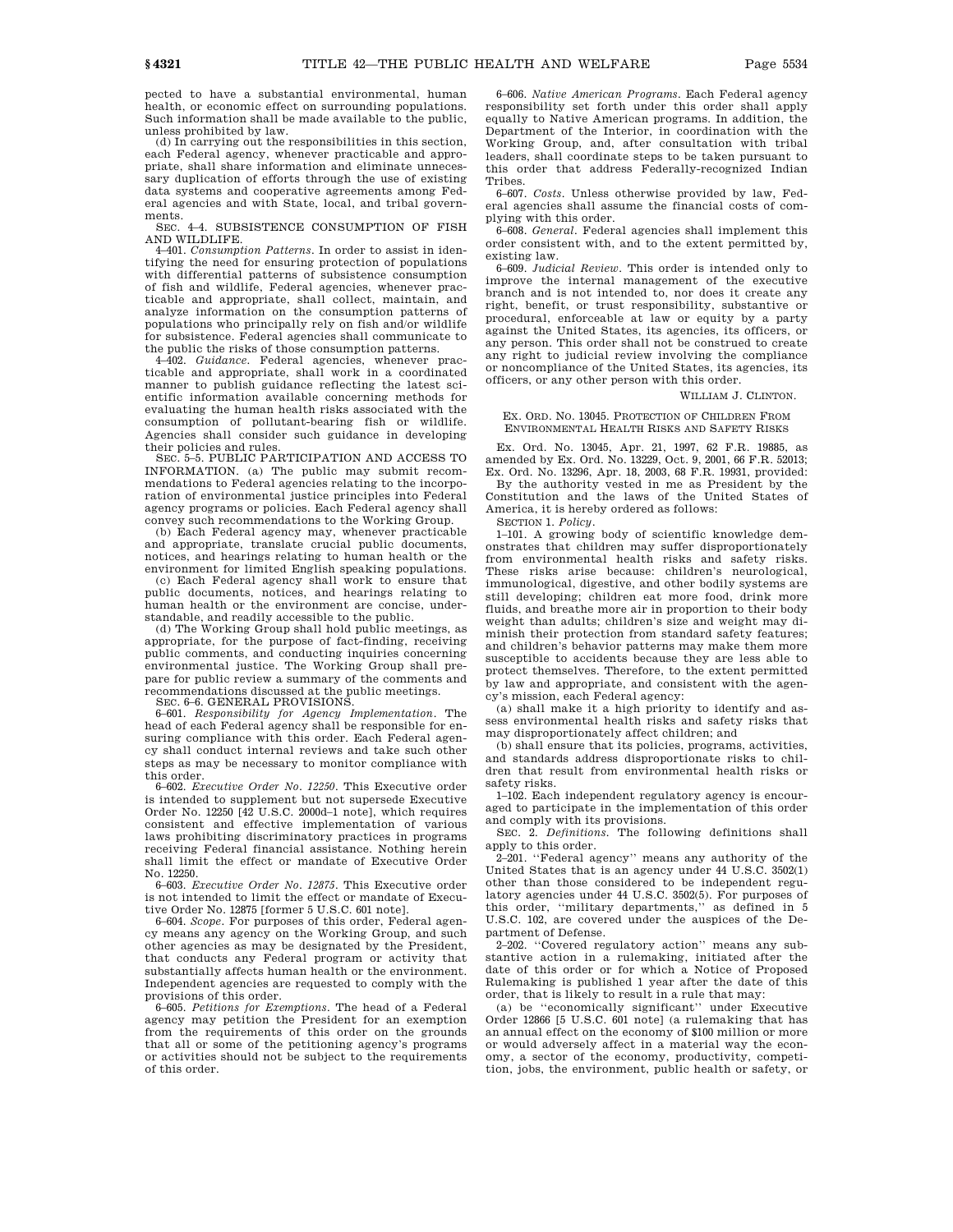pected to have a substantial environmental, human health, or economic effect on surrounding populations. Such information shall be made available to the public, unless prohibited by law.

(d) In carrying out the responsibilities in this section, each Federal agency, whenever practicable and appropriate, shall share information and eliminate unnecessary duplication of efforts through the use of existing data systems and cooperative agreements among Federal agencies and with State, local, and tribal governments.

SEC. 4–4. SUBSISTENCE CONSUMPTION OF FISH AND WILDLIFE.

4–401. *Consumption Patterns.* In order to assist in identifying the need for ensuring protection of populations with differential patterns of subsistence consumption of fish and wildlife, Federal agencies, whenever practicable and appropriate, shall collect, maintain, and analyze information on the consumption patterns of populations who principally rely on fish and/or wildlife for subsistence. Federal agencies shall communicate to the public the risks of those consumption patterns.

4–402. *Guidance.* Federal agencies, whenever practicable and appropriate, shall work in a coordinated manner to publish guidance reflecting the latest scientific information available concerning methods for evaluating the human health risks associated with the consumption of pollutant-bearing fish or wildlife. Agencies shall consider such guidance in developing their policies and rules.

SEC. 5–5. PUBLIC PARTICIPATION AND ACCESS TO INFORMATION. (a) The public may submit recommendations to Federal agencies relating to the incorporation of environmental justice principles into Federal agency programs or policies. Each Federal agency shall convey such recommendations to the Working Group.

(b) Each Federal agency may, whenever practicable and appropriate, translate crucial public documents, notices, and hearings relating to human health or the environment for limited English speaking populations.

(c) Each Federal agency shall work to ensure that public documents, notices, and hearings relating to human health or the environment are concise, understandable, and readily accessible to the public.

(d) The Working Group shall hold public meetings, as appropriate, for the purpose of fact-finding, receiving public comments, and conducting inquiries concerning environmental justice. The Working Group shall prepare for public review a summary of the comments and recommendations discussed at the public meetings.

SEC. 6–6. GENERAL PROVISIONS.

6–601. *Responsibility for Agency Implementation.* The head of each Federal agency shall be responsible for ensuring compliance with this order. Each Federal agency shall conduct internal reviews and take such other steps as may be necessary to monitor compliance with this order.

6–602. *Executive Order No. 12250.* This Executive order is intended to supplement but not supersede Executive Order No. 12250 [42 U.S.C. 2000d–1 note], which requires consistent and effective implementation of various laws prohibiting discriminatory practices in programs receiving Federal financial assistance. Nothing herein shall limit the effect or mandate of Executive Order No. 12250.

6–603. *Executive Order No. 12875.* This Executive order is not intended to limit the effect or mandate of Executive Order No. 12875 [former 5 U.S.C. 601 note].

6–604. *Scope.* For purposes of this order, Federal agency means any agency on the Working Group, and such other agencies as may be designated by the President, that conducts any Federal program or activity that substantially affects human health or the environment. Independent agencies are requested to comply with the provisions of this order.

6–605. *Petitions for Exemptions.* The head of a Federal agency may petition the President for an exemption from the requirements of this order on the grounds that all or some of the petitioning agency's programs or activities should not be subject to the requirements of this order.

6–606. *Native American Programs.* Each Federal agency responsibility set forth under this order shall apply equally to Native American programs. In addition, the Department of the Interior, in coordination with the Working Group, and, after consultation with tribal leaders, shall coordinate steps to be taken pursuant to this order that address Federally-recognized Indian Tribes.

6–607. *Costs.* Unless otherwise provided by law, Federal agencies shall assume the financial costs of complying with this order.

6–608. *General.* Federal agencies shall implement this order consistent with, and to the extent permitted by, existing law.

6–609. *Judicial Review.* This order is intended only to improve the internal management of the executive branch and is not intended to, nor does it create any right, benefit, or trust responsibility, substantive or procedural, enforceable at law or equity by a party against the United States, its agencies, its officers, or any person. This order shall not be construed to create any right to judicial review involving the compliance or noncompliance of the United States, its agencies, its officers, or any other person with this order.

WILLIAM J. CLINTON.

EX. ORD. NO. 13045. PROTECTION OF CHILDREN FROM ENVIRONMENTAL HEALTH RISKS AND SAFETY RISKS

Ex. Ord. No. 13045, Apr. 21, 1997, 62 F.R. 19885, as amended by Ex. Ord. No. 13229, Oct. 9, 2001, 66 F.R. 52013; Ex. Ord. No. 13296, Apr. 18, 2003, 68 F.R. 19931, provided:

By the authority vested in me as President by the Constitution and the laws of the United States of America, it is hereby ordered as follows:

SECTION 1. *Policy.*

1–101. A growing body of scientific knowledge demonstrates that children may suffer disproportionately from environmental health risks and safety risks. These risks arise because: children's neurological, immunological, digestive, and other bodily systems are still developing; children eat more food, drink more fluids, and breathe more air in proportion to their body weight than adults; children's size and weight may diminish their protection from standard safety features; and children's behavior patterns may make them more susceptible to accidents because they are less able to protect themselves. Therefore, to the extent permitted by law and appropriate, and consistent with the agency's mission, each Federal agency:

(a) shall make it a high priority to identify and assess environmental health risks and safety risks that may disproportionately affect children; and

(b) shall ensure that its policies, programs, activities, and standards address disproportionate risks to children that result from environmental health risks or safety risks.

1–102. Each independent regulatory agency is encouraged to participate in the implementation of this order and comply with its provisions.

SEC. 2. *Definitions.* The following definitions shall apply to this order.

2–201. ''Federal agency'' means any authority of the United States that is an agency under 44 U.S.C. 3502(1) other than those considered to be independent regulatory agencies under 44 U.S.C. 3502(5). For purposes of this order, ''military departments,'' as defined in 5 U.S.C. 102, are covered under the auspices of the Department of Defense.

2–202. ''Covered regulatory action'' means any substantive action in a rulemaking, initiated after the date of this order or for which a Notice of Proposed Rulemaking is published 1 year after the date of this order, that is likely to result in a rule that may:

(a) be ''economically significant'' under Executive Order 12866 [5 U.S.C. 601 note] (a rulemaking that has an annual effect on the economy of $100 million or more or would adversely affect in a material way the economy, a sector of the economy, productivity, competition, jobs, the environment, public health or safety, or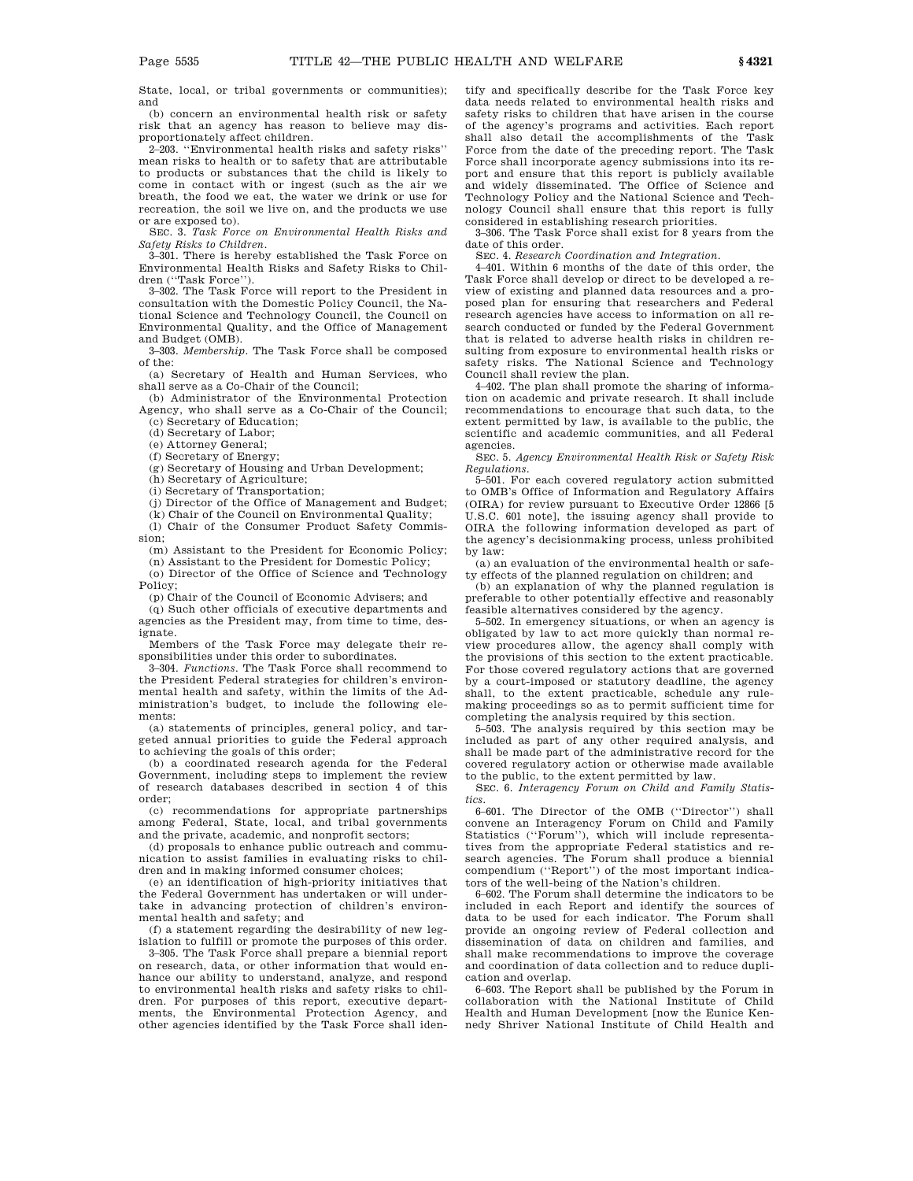State, local, or tribal governments or communities); and

(b) concern an environmental health risk or safety risk that an agency has reason to believe may disproportionately affect children.

2–203. ''Environmental health risks and safety risks'' mean risks to health or to safety that are attributable to products or substances that the child is likely to come in contact with or ingest (such as the air we breath, the food we eat, the water we drink or use for recreation, the soil we live on, and the products we use or are exposed to).

SEC. 3. *Task Force on Environmental Health Risks and Safety Risks to Children*.

3–301. There is hereby established the Task Force on Environmental Health Risks and Safety Risks to Children (''Task Force'').

3–302. The Task Force will report to the President in consultation with the Domestic Policy Council, the National Science and Technology Council, the Council on Environmental Quality, and the Office of Management and Budget (OMB).

3–303. *Membership*. The Task Force shall be composed of the:

(a) Secretary of Health and Human Services, who shall serve as a Co-Chair of the Council;

(b) Administrator of the Environmental Protection Agency, who shall serve as a Co-Chair of the Council;

(c) Secretary of Education;

(d) Secretary of Labor;

(e) Attorney General;

(f) Secretary of Energy;

(g) Secretary of Housing and Urban Development;

(h) Secretary of Agriculture;

(i) Secretary of Transportation;

(j) Director of the Office of Management and Budget;

(k) Chair of the Council on Environmental Quality;

(l) Chair of the Consumer Product Safety Commission;

(m) Assistant to the President for Economic Policy;

(n) Assistant to the President for Domestic Policy;

(o) Director of the Office of Science and Technology Policy;

(p) Chair of the Council of Economic Advisers; and

(q) Such other officials of executive departments and agencies as the President may, from time to time, designate.

Members of the Task Force may delegate their responsibilities under this order to subordinates.

3–304. *Functions*. The Task Force shall recommend to the President Federal strategies for children's environmental health and safety, within the limits of the Administration's budget, to include the following elements:

(a) statements of principles, general policy, and targeted annual priorities to guide the Federal approach to achieving the goals of this order;

(b) a coordinated research agenda for the Federal Government, including steps to implement the review of research databases described in section 4 of this order;

(c) recommendations for appropriate partnerships among Federal, State, local, and tribal governments and the private, academic, and nonprofit sectors;

(d) proposals to enhance public outreach and communication to assist families in evaluating risks to children and in making informed consumer choices;

(e) an identification of high-priority initiatives that the Federal Government has undertaken or will undertake in advancing protection of children's environmental health and safety; and

(f) a statement regarding the desirability of new legislation to fulfill or promote the purposes of this order.

3–305. The Task Force shall prepare a biennial report on research, data, or other information that would enhance our ability to understand, analyze, and respond to environmental health risks and safety risks to children. For purposes of this report, executive departments, the Environmental Protection Agency, and other agencies identified by the Task Force shall identify and specifically describe for the Task Force key data needs related to environmental health risks and safety risks to children that have arisen in the course of the agency's programs and activities. Each report shall also detail the accomplishments of the Task Force from the date of the preceding report. The Task Force shall incorporate agency submissions into its report and ensure that this report is publicly available and widely disseminated. The Office of Science and Technology Policy and the National Science and Technology Council shall ensure that this report is fully considered in establishing research priorities.

3–306. The Task Force shall exist for 8 years from the date of this order.

SEC. 4. *Research Coordination and Integration*.

4–401. Within 6 months of the date of this order, the Task Force shall develop or direct to be developed a review of existing and planned data resources and a proposed plan for ensuring that researchers and Federal research agencies have access to information on all research conducted or funded by the Federal Government that is related to adverse health risks in children resulting from exposure to environmental health risks or safety risks. The National Science and Technology Council shall review the plan.

4–402. The plan shall promote the sharing of information on academic and private research. It shall include recommendations to encourage that such data, to the extent permitted by law, is available to the public, the scientific and academic communities, and all Federal agencies.

SEC. 5. *Agency Environmental Health Risk or Safety Risk Regulations*.

5–501. For each covered regulatory action submitted to OMB's Office of Information and Regulatory Affairs (OIRA) for review pursuant to Executive Order 12866 [5 U.S.C. 601 note], the issuing agency shall provide to OIRA the following information developed as part of the agency's decisionmaking process, unless prohibited by law:

(a) an evaluation of the environmental health or safety effects of the planned regulation on children; and

(b) an explanation of why the planned regulation is preferable to other potentially effective and reasonably feasible alternatives considered by the agency.

5–502. In emergency situations, or when an agency is obligated by law to act more quickly than normal review procedures allow, the agency shall comply with the provisions of this section to the extent practicable. For those covered regulatory actions that are governed by a court-imposed or statutory deadline, the agency shall, to the extent practicable, schedule any rulemaking proceedings so as to permit sufficient time for completing the analysis required by this section.

5–503. The analysis required by this section may be included as part of any other required analysis, and shall be made part of the administrative record for the covered regulatory action or otherwise made available to the public, to the extent permitted by law.

SEC. 6. *Interagency Forum on Child and Family Statistics*.

6–601. The Director of the OMB (''Director'') shall convene an Interagency Forum on Child and Family Statistics (''Forum''), which will include representatives from the appropriate Federal statistics and research agencies. The Forum shall produce a biennial compendium (''Report'') of the most important indicators of the well-being of the Nation's children.

6–602. The Forum shall determine the indicators to be included in each Report and identify the sources of data to be used for each indicator. The Forum shall provide an ongoing review of Federal collection and dissemination of data on children and families, and shall make recommendations to improve the coverage and coordination of data collection and to reduce duplication and overlap.

6–603. The Report shall be published by the Forum in collaboration with the National Institute of Child Health and Human Development [now the Eunice Kennedy Shriver National Institute of Child Health and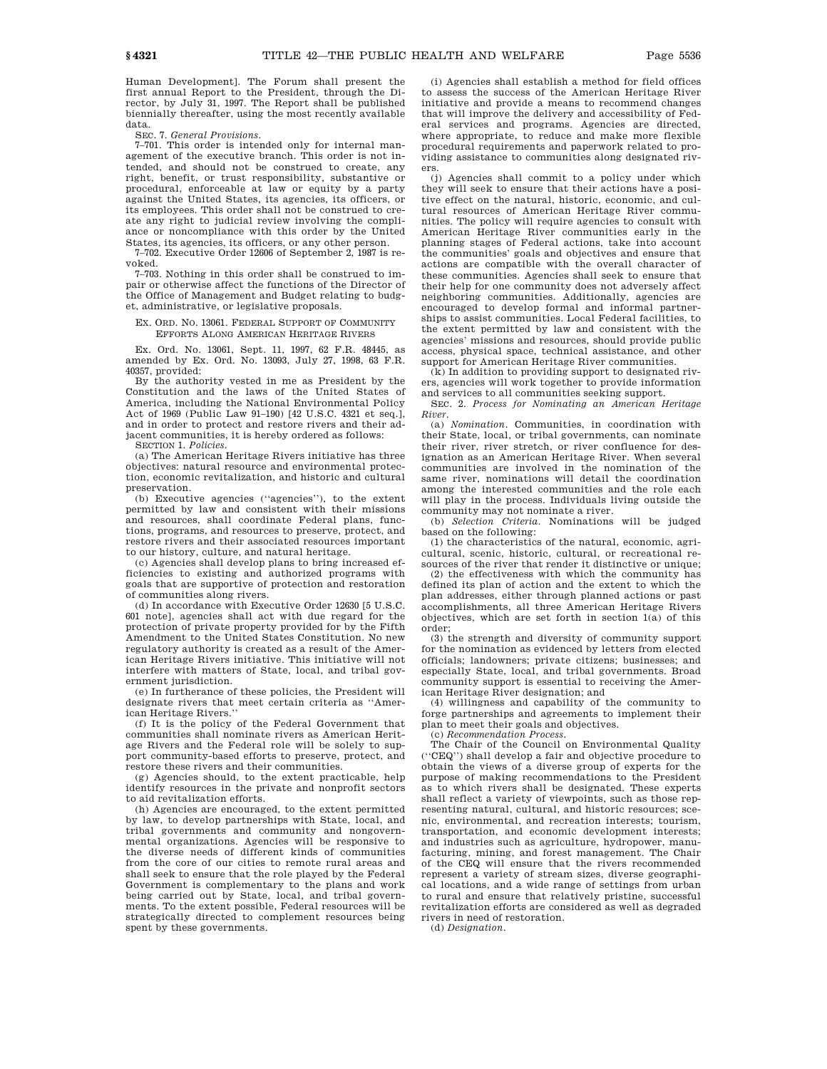Human Development]. The Forum shall present the first annual Report to the President, through the Director, by July 31, 1997. The Report shall be published biennially thereafter, using the most recently available data.

SEC. 7. *General Provisions*.

7–701. This order is intended only for internal management of the executive branch. This order is not intended, and should not be construed to create, any right, benefit, or trust responsibility, substantive or procedural, enforceable at law or equity by a party against the United States, its agencies, its officers, or its employees. This order shall not be construed to create any right to judicial review involving the compliance or noncompliance with this order by the United States, its agencies, its officers, or any other person.

7–702. Executive Order 12606 of September 2, 1987 is revoked.

7–703. Nothing in this order shall be construed to impair or otherwise affect the functions of the Director of the Office of Management and Budget relating to budget, administrative, or legislative proposals.

EX. ORD. NO. 13061. FEDERAL SUPPORT OF COMMUNITY EFFORTS ALONG AMERICAN HERITAGE RIVERS

Ex. Ord. No. 13061, Sept. 11, 1997, 62 F.R. 48445, as amended by Ex. Ord. No. 13093, July 27, 1998, 63 F.R. 40357, provided:

By the authority vested in me as President by the Constitution and the laws of the United States of America, including the National Environmental Policy Act of 1969 (Public Law 91–190) [42 U.S.C. 4321 et seq.], and in order to protect and restore rivers and their adjacent communities, it is hereby ordered as follows:

SECTION 1. *Policies*.

(a) The American Heritage Rivers initiative has three objectives: natural resource and environmental protection, economic revitalization, and historic and cultural preservation.

(b) Executive agencies (''agencies''), to the extent permitted by law and consistent with their missions and resources, shall coordinate Federal plans, functions, programs, and resources to preserve, protect, and restore rivers and their associated resources important to our history, culture, and natural heritage.

(c) Agencies shall develop plans to bring increased efficiencies to existing and authorized programs with goals that are supportive of protection and restoration of communities along rivers.

(d) In accordance with Executive Order 12630 [5 U.S.C. 601 note], agencies shall act with due regard for the protection of private property provided for by the Fifth Amendment to the United States Constitution. No new regulatory authority is created as a result of the American Heritage Rivers initiative. This initiative will not interfere with matters of State, local, and tribal government jurisdiction.

(e) In furtherance of these policies, the President will designate rivers that meet certain criteria as ''American Heritage Rivers.''

(f) It is the policy of the Federal Government that communities shall nominate rivers as American Heritage Rivers and the Federal role will be solely to support community-based efforts to preserve, protect, and restore these rivers and their communities.

(g) Agencies should, to the extent practicable, help identify resources in the private and nonprofit sectors to aid revitalization efforts.

(h) Agencies are encouraged, to the extent permitted by law, to develop partnerships with State, local, and tribal governments and community and nongovernmental organizations. Agencies will be responsive to the diverse needs of different kinds of communities from the core of our cities to remote rural areas and shall seek to ensure that the role played by the Federal Government is complementary to the plans and work being carried out by State, local, and tribal governments. To the extent possible, Federal resources will be strategically directed to complement resources being spent by these governments.

(i) Agencies shall establish a method for field offices to assess the success of the American Heritage River initiative and provide a means to recommend changes that will improve the delivery and accessibility of Federal services and programs. Agencies are directed, where appropriate, to reduce and make more flexible procedural requirements and paperwork related to providing assistance to communities along designated rivers.

(j) Agencies shall commit to a policy under which they will seek to ensure that their actions have a positive effect on the natural, historic, economic, and cultural resources of American Heritage River communities. The policy will require agencies to consult with American Heritage River communities early in the planning stages of Federal actions, take into account the communities' goals and objectives and ensure that actions are compatible with the overall character of these communities. Agencies shall seek to ensure that their help for one community does not adversely affect neighboring communities. Additionally, agencies are encouraged to develop formal and informal partnerships to assist communities. Local Federal facilities, to the extent permitted by law and consistent with the agencies' missions and resources, should provide public access, physical space, technical assistance, and other support for American Heritage River communities.

(k) In addition to providing support to designated rivers, agencies will work together to provide information and services to all communities seeking support.

SEC. 2. *Process for Nominating an American Heritage River*.

(a) *Nomination*. Communities, in coordination with their State, local, or tribal governments, can nominate their river, river stretch, or river confluence for designation as an American Heritage River. When several communities are involved in the nomination of the same river, nominations will detail the coordination among the interested communities and the role each will play in the process. Individuals living outside the community may not nominate a river.

(b) *Selection Criteria*. Nominations will be judged based on the following:

(1) the characteristics of the natural, economic, agricultural, scenic, historic, cultural, or recreational resources of the river that render it distinctive or unique;

(2) the effectiveness with which the community has defined its plan of action and the extent to which the plan addresses, either through planned actions or past accomplishments, all three American Heritage Rivers objectives, which are set forth in section 1(a) of this order;

(3) the strength and diversity of community support for the nomination as evidenced by letters from elected officials; landowners; private citizens; businesses; and especially State, local, and tribal governments. Broad community support is essential to receiving the American Heritage River designation; and

(4) willingness and capability of the community to forge partnerships and agreements to implement their plan to meet their goals and objectives.

(c) *Recommendation Process*.

The Chair of the Council on Environmental Quality (''CEQ'') shall develop a fair and objective procedure to obtain the views of a diverse group of experts for the purpose of making recommendations to the President as to which rivers shall be designated. These experts shall reflect a variety of viewpoints, such as those representing natural, cultural, and historic resources; scenic, environmental, and recreation interests; tourism, transportation, and economic development interests; and industries such as agriculture, hydropower, manufacturing, mining, and forest management. The Chair of the CEQ will ensure that the rivers recommended represent a variety of stream sizes, diverse geographical locations, and a wide range of settings from urban to rural and ensure that relatively pristine, successful revitalization efforts are considered as well as degraded rivers in need of restoration.

(d) *Designation*.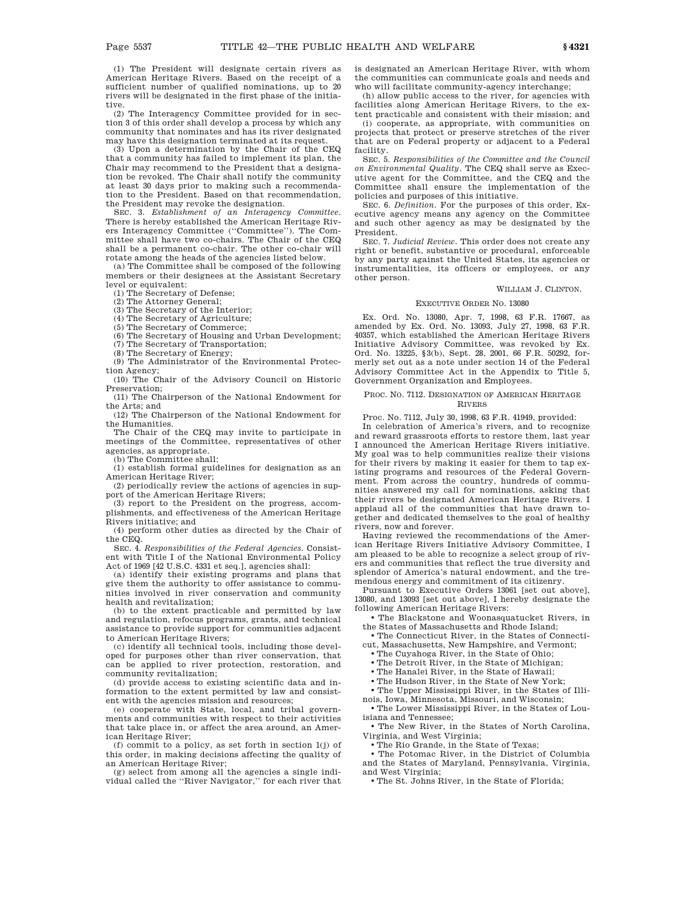(1) The President will designate certain rivers as American Heritage Rivers. Based on the receipt of a sufficient number of qualified nominations, up to 20 rivers will be designated in the first phase of the initiative.

(2) The Interagency Committee provided for in section 3 of this order shall develop a process by which any community that nominates and has its river designated may have this designation terminated at its request.

(3) Upon a determination by the Chair of the CEQ that a community has failed to implement its plan, the Chair may recommend to the President that a designation be revoked. The Chair shall notify the community at least 30 days prior to making such a recommendation to the President. Based on that recommendation, the President may revoke the designation.

SEC. 3. *Establishment of an Interagency Committee.* There is hereby established the American Heritage Rivers Interagency Committee (''Committee''). The Committee shall have two co-chairs. The Chair of the CEQ shall be a permanent co-chair. The other co-chair will rotate among the heads of the agencies listed below.

(a) The Committee shall be composed of the following members or their designees at the Assistant Secretary level or equivalent:

(1) The Secretary of Defense;
(2) The Attorney General;
(3) The Secretary of the Interior;
(4) The Secretary of Agriculture;
(5) The Secretary of Commerce;
(6) The Secretary of Housing and Urban Development;
(7) The Secretary of Transportation;
(8) The Secretary of Energy;
(9) The Administrator of the Environmental Protection Agency;
(10) The Chair of the Advisory Council on Historic Preservation;
(11) The Chairperson of the National Endowment for the Arts; and
(12) The Chairperson of the National Endowment for the Humanities.

The Chair of the CEQ may invite to participate in meetings of the Committee, representatives of other agencies, as appropriate.

(b) The Committee shall:

(1) establish formal guidelines for designation as an American Heritage River;
(2) periodically review the actions of agencies in support of the American Heritage Rivers;
(3) report to the President on the progress, accomplishments, and effectiveness of the American Heritage Rivers initiative; and
(4) perform other duties as directed by the Chair of the CEQ.

SEC. 4. *Responsibilities of the Federal Agencies.* Consistent with Title I of the National Environmental Policy Act of 1969 [42 U.S.C. 4331 et seq.], agencies shall:

(a) identify their existing programs and plans that give them the authority to offer assistance to communities involved in river conservation and community health and revitalization;

(b) to the extent practicable and permitted by law and regulation, refocus programs, grants, and technical assistance to provide support for communities adjacent to American Heritage Rivers;

(c) identify all technical tools, including those developed for purposes other than river conservation, that can be applied to river protection, restoration, and community revitalization;

(d) provide access to existing scientific data and information to the extent permitted by law and consistent with the agencies mission and resources;

(e) cooperate with State, local, and tribal governments and communities with respect to their activities that take place in, or affect the area around, an American Heritage River;

(f) commit to a policy, as set forth in section 1(j) of this order, in making decisions affecting the quality of an American Heritage River;

(g) select from among all the agencies a single individual called the ''River Navigator,'' for each river that is designated an American Heritage River, with whom the communities can communicate goals and needs and who will facilitate community-agency interchange;

(h) allow public access to the river, for agencies with facilities along American Heritage Rivers, to the extent practicable and consistent with their mission; and

(i) cooperate, as appropriate, with communities on projects that protect or preserve stretches of the river that are on Federal property or adjacent to a Federal facility.

SEC. 5. *Responsibilities of the Committee and the Council on Environmental Quality.* The CEQ shall serve as Executive agent for the Committee, and the CEQ and the Committee shall ensure the implementation of the policies and purposes of this initiative.

SEC. 6. *Definition.* For the purposes of this order, Executive agency means any agency on the Committee and such other agency as may be designated by the President.

SEC. 7. *Judicial Review.* This order does not create any right or benefit, substantive or procedural, enforceable by any party against the United States, its agencies or instrumentalities, its officers or employees, or any other person.

WILLIAM J. CLINTON.

## EXECUTIVE ORDER NO. 13080

Ex. Ord. No. 13080, Apr. 7, 1998, 63 F.R. 17667, as amended by Ex. Ord. No. 13093, July 27, 1998, 63 F.R. 40357, which established the American Heritage Rivers Initiative Advisory Committee, was revoked by Ex. Ord. No. 13225, §3(b), Sept. 28, 2001, 66 F.R. 50292, formerly set out as a note under section 14 of the Federal Advisory Committee Act in the Appendix to Title 5, Government Organization and Employees.

## PROC. NO. 7112. DESIGNATION OF AMERICAN HERITAGE RIVERS

Proc. No. 7112, July 30, 1998, 63 F.R. 41949, provided:

In celebration of America's rivers, and to recognize and reward grassroots efforts to restore them, last year I announced the American Heritage Rivers initiative. My goal was to help communities realize their visions for their rivers by making it easier for them to tap existing programs and resources of the Federal Government. From across the country, hundreds of communities answered my call for nominations, asking that their rivers be designated American Heritage Rivers. I applaud all of the communities that have drawn together and dedicated themselves to the goal of healthy rivers, now and forever.

Having reviewed the recommendations of the American Heritage Rivers Initiative Advisory Committee, I am pleased to be able to recognize a select group of rivers and communities that reflect the true diversity and splendor of America's natural endowment, and the tremendous energy and commitment of its citizenry.

Pursuant to Executive Orders 13061 [set out above], 13080, and 13093 [set out above], I hereby designate the following American Heritage Rivers:

- The Blackstone and Woonasquatucket Rivers, in the States of Massachusetts and Rhode Island;
- The Connecticut River, in the States of Connecticut, Massachusetts, New Hampshire, and Vermont;
- The Cuyahoga River, in the State of Ohio;
- The Detroit River, in the State of Michigan;
- The Hanalei River, in the State of Hawaii;
- The Hudson River, in the State of New York;
- The Upper Mississippi River, in the States of Illinois, Iowa, Minnesota, Missouri, and Wisconsin;
- The Lower Mississippi River, in the States of Louisiana and Tennessee;
- The New River, in the States of North Carolina, Virginia, and West Virginia;
- The Rio Grande, in the State of Texas;
- The Potomac River, in the District of Columbia and the States of Maryland, Pennsylvania, Virginia, and West Virginia;
- The St. Johns River, in the State of Florida;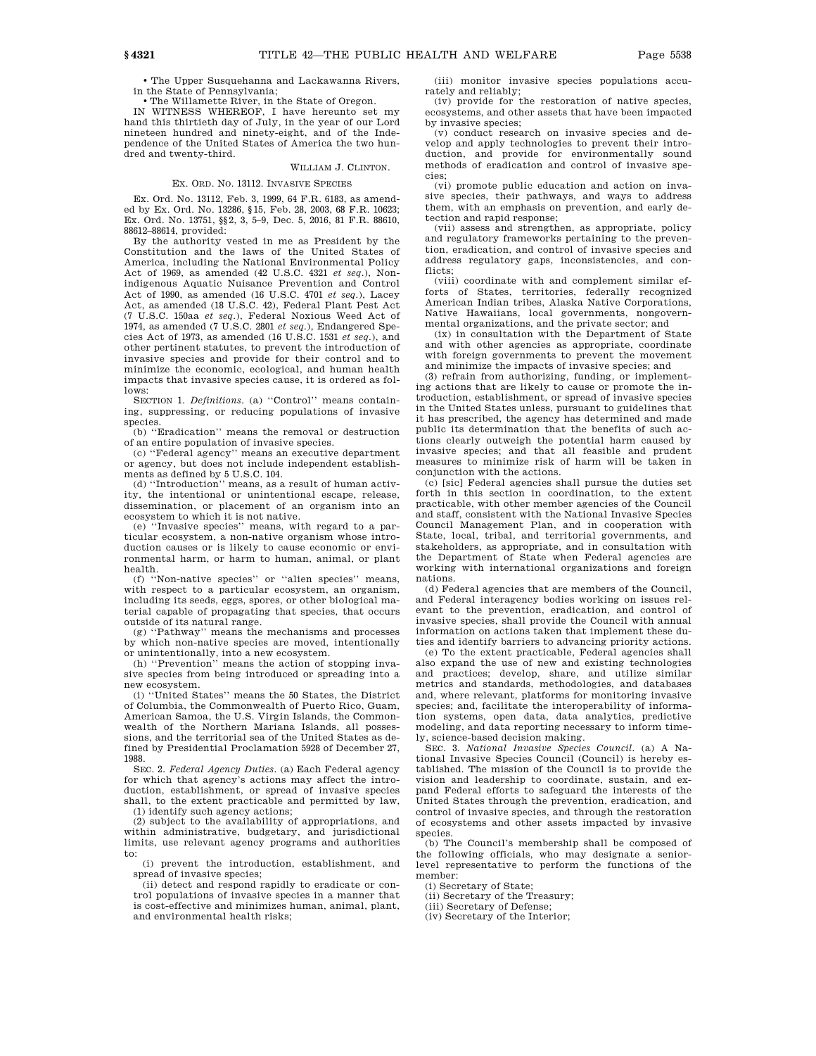• The Upper Susquehanna and Lackawanna Rivers, in the State of Pennsylvania;

• The Willamette River, in the State of Oregon.

IN WITNESS WHEREOF, I have hereunto set my hand this thirtieth day of July, in the year of our Lord nineteen hundred and ninety-eight, and of the Independence of the United States of America the two hundred and twenty-third.

WILLIAM J. CLINTON.

### EX. ORD. NO. 13112. INVASIVE SPECIES

Ex. Ord. No. 13112, Feb. 3, 1999, 64 F.R. 6183, as amended by Ex. Ord. No. 13286, §15, Feb. 28, 2003, 68 F.R. 10623; Ex. Ord. No. 13751, §§2, 3, 5–9, Dec. 5, 2016, 81 F.R. 88610, 88612–88614, provided:

By the authority vested in me as President by the Constitution and the laws of the United States of America, including the National Environmental Policy Act of 1969, as amended (42 U.S.C. 4321 *et seq.*), Nonindigenous Aquatic Nuisance Prevention and Control Act of 1990, as amended (16 U.S.C. 4701 *et seq.*), Lacey Act, as amended (18 U.S.C. 42), Federal Plant Pest Act (7 U.S.C. 150aa *et seq.*), Federal Noxious Weed Act of 1974, as amended (7 U.S.C. 2801 *et seq.*), Endangered Species Act of 1973, as amended (16 U.S.C. 1531 *et seq.*), and other pertinent statutes, to prevent the introduction of invasive species and provide for their control and to minimize the economic, ecological, and human health impacts that invasive species cause, it is ordered as follows:

SECTION 1. *Definitions.* (a) ''Control'' means containing, suppressing, or reducing populations of invasive species.

(b) ''Eradication'' means the removal or destruction of an entire population of invasive species.

(c) ''Federal agency'' means an executive department or agency, but does not include independent establishments as defined by 5 U.S.C. 104.

(d) ''Introduction'' means, as a result of human activity, the intentional or unintentional escape, release, dissemination, or placement of an organism into an ecosystem to which it is not native.

(e) ''Invasive species'' means, with regard to a particular ecosystem, a non-native organism whose introduction causes or is likely to cause economic or environmental harm, or harm to human, animal, or plant health.

(f) ''Non-native species'' or ''alien species'' means, with respect to a particular ecosystem, an organism, including its seeds, eggs, spores, or other biological material capable of propagating that species, that occurs outside of its natural range.

(g) ''Pathway'' means the mechanisms and processes by which non-native species are moved, intentionally or unintentionally, into a new ecosystem.

(h) ''Prevention'' means the action of stopping invasive species from being introduced or spreading into a new ecosystem.

(i) ''United States'' means the 50 States, the District of Columbia, the Commonwealth of Puerto Rico, Guam, American Samoa, the U.S. Virgin Islands, the Commonwealth of the Northern Mariana Islands, all possessions, and the territorial sea of the United States as defined by Presidential Proclamation 5928 of December 27, 1988.

SEC. 2. *Federal Agency Duties.* (a) Each Federal agency for which that agency's actions may affect the introduction, establishment, or spread of invasive species shall, to the extent practicable and permitted by law,

(1) identify such agency actions;

(2) subject to the availability of appropriations, and within administrative, budgetary, and jurisdictional limits, use relevant agency programs and authorities to:

(i) prevent the introduction, establishment, and spread of invasive species;

(ii) detect and respond rapidly to eradicate or control populations of invasive species in a manner that is cost-effective and minimizes human, animal, plant, and environmental health risks;

(iii) monitor invasive species populations accurately and reliably;

(iv) provide for the restoration of native species, ecosystems, and other assets that have been impacted by invasive species;

(v) conduct research on invasive species and develop and apply technologies to prevent their introduction, and provide for environmentally sound methods of eradication and control of invasive species;

(vi) promote public education and action on invasive species, their pathways, and ways to address them, with an emphasis on prevention, and early detection and rapid response;

(vii) assess and strengthen, as appropriate, policy and regulatory frameworks pertaining to the prevention, eradication, and control of invasive species and address regulatory gaps, inconsistencies, and conflicts;

(viii) coordinate with and complement similar efforts of States, territories, federally recognized American Indian tribes, Alaska Native Corporations, Native Hawaiians, local governments, nongovernmental organizations, and the private sector; and

(ix) in consultation with the Department of State and with other agencies as appropriate, coordinate with foreign governments to prevent the movement and minimize the impacts of invasive species; and

(3) refrain from authorizing, funding, or implementing actions that are likely to cause or promote the introduction, establishment, or spread of invasive species in the United States unless, pursuant to guidelines that it has prescribed, the agency has determined and made public its determination that the benefits of such actions clearly outweigh the potential harm caused by invasive species; and that all feasible and prudent measures to minimize risk of harm will be taken in conjunction with the actions.

(c) [sic] Federal agencies shall pursue the duties set forth in this section in coordination, to the extent practicable, with other member agencies of the Council and staff, consistent with the National Invasive Species Council Management Plan, and in cooperation with State, local, tribal, and territorial governments, and stakeholders, as appropriate, and in consultation with the Department of State when Federal agencies are working with international organizations and foreign nations.

(d) Federal agencies that are members of the Council, and Federal interagency bodies working on issues relevant to the prevention, eradication, and control of invasive species, shall provide the Council with annual information on actions taken that implement these duties and identify barriers to advancing priority actions.

(e) To the extent practicable, Federal agencies shall also expand the use of new and existing technologies and practices; develop, share, and utilize similar metrics and standards, methodologies, and databases and, where relevant, platforms for monitoring invasive species; and, facilitate the interoperability of information systems, open data, data analytics, predictive modeling, and data reporting necessary to inform timely, science-based decision making.

SEC. 3. *National Invasive Species Council.* (a) A National Invasive Species Council (Council) is hereby established. The mission of the Council is to provide the vision and leadership to coordinate, sustain, and expand Federal efforts to safeguard the interests of the United States through the prevention, eradication, and control of invasive species, and through the restoration of ecosystems and other assets impacted by invasive species.

(b) The Council's membership shall be composed of the following officials, who may designate a senior-level representative to perform the functions of the member:

(i) Secretary of State;

(ii) Secretary of the Treasury;

(iii) Secretary of Defense;

(iv) Secretary of the Interior;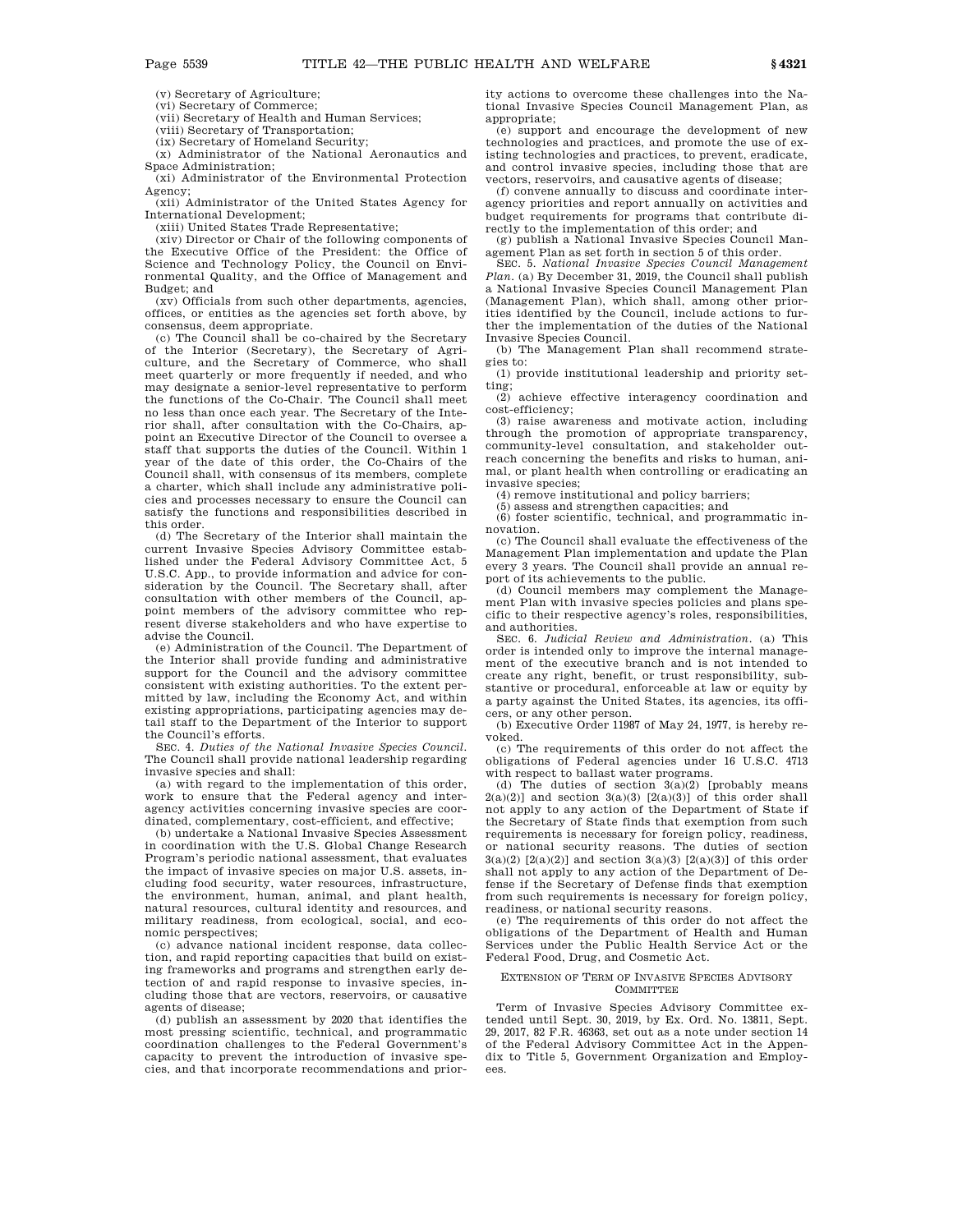(v) Secretary of Agriculture;

(vi) Secretary of Commerce;

(vii) Secretary of Health and Human Services;

(viii) Secretary of Transportation;

(ix) Secretary of Homeland Security;

(x) Administrator of the National Aeronautics and Space Administration;

(xi) Administrator of the Environmental Protection Agency;

(xii) Administrator of the United States Agency for International Development;

(xiii) United States Trade Representative;

(xiv) Director or Chair of the following components of the Executive Office of the President: the Office of Science and Technology Policy, the Council on Environmental Quality, and the Office of Management and Budget; and

(xv) Officials from such other departments, agencies, offices, or entities as the agencies set forth above, by consensus, deem appropriate.

(c) The Council shall be co-chaired by the Secretary of the Interior (Secretary), the Secretary of Agriculture, and the Secretary of Commerce, who shall meet quarterly or more frequently if needed, and who may designate a senior-level representative to perform the functions of the Co-Chair. The Council shall meet no less than once each year. The Secretary of the Interior shall, after consultation with the Co-Chairs, appoint an Executive Director of the Council to oversee a staff that supports the duties of the Council. Within 1 year of the date of this order, the Co-Chairs of the Council shall, with consensus of its members, complete a charter, which shall include any administrative policies and processes necessary to ensure the Council can satisfy the functions and responsibilities described in this order.

(d) The Secretary of the Interior shall maintain the current Invasive Species Advisory Committee established under the Federal Advisory Committee Act, 5 U.S.C. App., to provide information and advice for consideration by the Council. The Secretary shall, after consultation with other members of the Council, appoint members of the advisory committee who represent diverse stakeholders and who have expertise to advise the Council.

(e) Administration of the Council. The Department of the Interior shall provide funding and administrative support for the Council and the advisory committee consistent with existing authorities. To the extent permitted by law, including the Economy Act, and within existing appropriations, participating agencies may detail staff to the Department of the Interior to support the Council's efforts.

SEC. 4. *Duties of the National Invasive Species Council*. The Council shall provide national leadership regarding invasive species and shall:

(a) with regard to the implementation of this order, work to ensure that the Federal agency and interagency activities concerning invasive species are coordinated, complementary, cost-efficient, and effective;

(b) undertake a National Invasive Species Assessment in coordination with the U.S. Global Change Research Program's periodic national assessment, that evaluates the impact of invasive species on major U.S. assets, including food security, water resources, infrastructure, the environment, human, animal, and plant health, natural resources, cultural identity and resources, and military readiness, from ecological, social, and economic perspectives;

(c) advance national incident response, data collection, and rapid reporting capacities that build on existing frameworks and programs and strengthen early detection of and rapid response to invasive species, including those that are vectors, reservoirs, or causative agents of disease;

(d) publish an assessment by 2020 that identifies the most pressing scientific, technical, and programmatic coordination challenges to the Federal Government's capacity to prevent the introduction of invasive species, and that incorporate recommendations and priority actions to overcome these challenges into the National Invasive Species Council Management Plan, as appropriate;

(e) support and encourage the development of new technologies and practices, and promote the use of existing technologies and practices, to prevent, eradicate, and control invasive species, including those that are vectors, reservoirs, and causative agents of disease;

(f) convene annually to discuss and coordinate interagency priorities and report annually on activities and budget requirements for programs that contribute directly to the implementation of this order; and

(g) publish a National Invasive Species Council Management Plan as set forth in section 5 of this order.

SEC. 5. *National Invasive Species Council Management Plan*. (a) By December 31, 2019, the Council shall publish a National Invasive Species Council Management Plan (Management Plan), which shall, among other priorities identified by the Council, include actions to further the implementation of the duties of the National Invasive Species Council.

(b) The Management Plan shall recommend strategies to:

(1) provide institutional leadership and priority setting;

(2) achieve effective interagency coordination and cost-efficiency;

(3) raise awareness and motivate action, including through the promotion of appropriate transparency, community-level consultation, and stakeholder outreach concerning the benefits and risks to human, animal, or plant health when controlling or eradicating an invasive species;

(4) remove institutional and policy barriers;

(5) assess and strengthen capacities; and

(6) foster scientific, technical, and programmatic innovation.

(c) The Council shall evaluate the effectiveness of the Management Plan implementation and update the Plan every 3 years. The Council shall provide an annual report of its achievements to the public.

(d) Council members may complement the Management Plan with invasive species policies and plans specific to their respective agency's roles, responsibilities, and authorities.

SEC. 6. *Judicial Review and Administration*. (a) This order is intended only to improve the internal management of the executive branch and is not intended to create any right, benefit, or trust responsibility, substantive or procedural, enforceable at law or equity by a party against the United States, its agencies, its officers, or any other person.

(b) Executive Order 11987 of May 24, 1977, is hereby revoked.

(c) The requirements of this order do not affect the obligations of Federal agencies under 16 U.S.C. 4713 with respect to ballast water programs.

(d) The duties of section 3(a)(2) [probably means 2(a)(2)] and section 3(a)(3) [2(a)(3)] of this order shall not apply to any action of the Department of State if the Secretary of State finds that exemption from such requirements is necessary for foreign policy, readiness, or national security reasons. The duties of section 3(a)(2) [2(a)(2)] and section 3(a)(3) [2(a)(3)] of this order shall not apply to any action of the Department of Defense if the Secretary of Defense finds that exemption from such requirements is necessary for foreign policy, readiness, or national security reasons.

(e) The requirements of this order do not affect the obligations of the Department of Health and Human Services under the Public Health Service Act or the Federal Food, Drug, and Cosmetic Act.

## EXTENSION OF TERM OF INVASIVE SPECIES ADVISORY COMMITTEE

Term of Invasive Species Advisory Committee extended until Sept. 30, 2019, by Ex. Ord. No. 13811, Sept. 29, 2017, 82 F.R. 46363, set out as a note under section 14 of the Federal Advisory Committee Act in the Appendix to Title 5, Government Organization and Employees.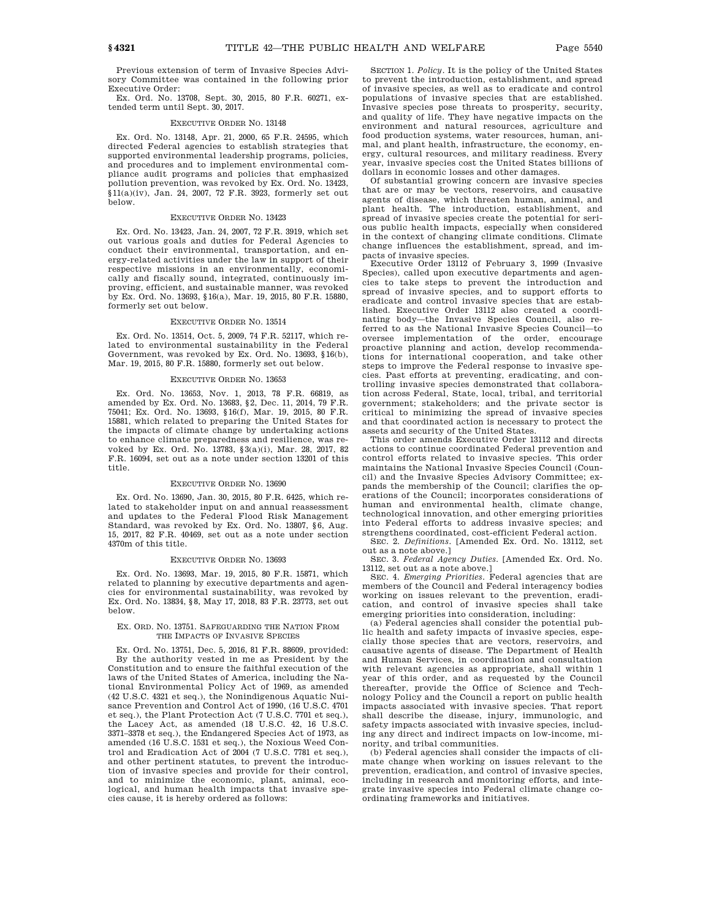Previous extension of term of Invasive Species Advisory Committee was contained in the following prior Executive Order:

Ex. Ord. No. 13708, Sept. 30, 2015, 80 F.R. 60271, extended term until Sept. 30, 2017.

### EXECUTIVE ORDER NO. 13148

Ex. Ord. No. 13148, Apr. 21, 2000, 65 F.R. 24595, which directed Federal agencies to establish strategies that supported environmental leadership programs, policies, and procedures and to implement environmental compliance audit programs and policies that emphasized pollution prevention, was revoked by Ex. Ord. No. 13423, §11(a)(iv), Jan. 24, 2007, 72 F.R. 3923, formerly set out below.

### EXECUTIVE ORDER NO. 13423

Ex. Ord. No. 13423, Jan. 24, 2007, 72 F.R. 3919, which set out various goals and duties for Federal Agencies to conduct their environmental, transportation, and energy-related activities under the law in support of their respective missions in an environmentally, economically and fiscally sound, integrated, continuously improving, efficient, and sustainable manner, was revoked by Ex. Ord. No. 13693, §16(a), Mar. 19, 2015, 80 F.R. 15880, formerly set out below.

### EXECUTIVE ORDER NO. 13514

Ex. Ord. No. 13514, Oct. 5, 2009, 74 F.R. 52117, which related to environmental sustainability in the Federal Government, was revoked by Ex. Ord. No. 13693, §16(b), Mar. 19, 2015, 80 F.R. 15880, formerly set out below.

### EXECUTIVE ORDER NO. 13653

Ex. Ord. No. 13653, Nov. 1, 2013, 78 F.R. 66819, as amended by Ex. Ord. No. 13683, §2, Dec. 11, 2014, 79 F.R. 75041; Ex. Ord. No. 13693, §16(f), Mar. 19, 2015, 80 F.R. 15881, which related to preparing the United States for the impacts of climate change by undertaking actions to enhance climate preparedness and resilience, was revoked by Ex. Ord. No. 13783, §3(a)(i), Mar. 28, 2017, 82 F.R. 16094, set out as a note under section 13201 of this title.

### EXECUTIVE ORDER NO. 13690

Ex. Ord. No. 13690, Jan. 30, 2015, 80 F.R. 6425, which related to stakeholder input on and annual reassessment and updates to the Federal Flood Risk Management Standard, was revoked by Ex. Ord. No. 13807, §6, Aug. 15, 2017, 82 F.R. 40469, set out as a note under section 4370m of this title.

### EXECUTIVE ORDER NO. 13693

Ex. Ord. No. 13693, Mar. 19, 2015, 80 F.R. 15871, which related to planning by executive departments and agencies for environmental sustainability, was revoked by Ex. Ord. No. 13834, §8, May 17, 2018, 83 F.R. 23773, set out below.

### EX. ORD. NO. 13751. SAFEGUARDING THE NATION FROM THE IMPACTS OF INVASIVE SPECIES

Ex. Ord. No. 13751, Dec. 5, 2016, 81 F.R. 88609, provided:

By the authority vested in me as President by the Constitution and to ensure the faithful execution of the laws of the United States of America, including the National Environmental Policy Act of 1969, as amended (42 U.S.C. 4321 et seq.), the Nonindigenous Aquatic Nuisance Prevention and Control Act of 1990, (16 U.S.C. 4701 et seq.), the Plant Protection Act (7 U.S.C. 7701 et seq.), the Lacey Act, as amended (18 U.S.C. 42, 16 U.S.C. 3371–3378 et seq.), the Endangered Species Act of 1973, as amended (16 U.S.C. 1531 et seq.), the Noxious Weed Control and Eradication Act of 2004 (7 U.S.C. 7781 et seq.), and other pertinent statutes, to prevent the introduction of invasive species and provide for their control, and to minimize the economic, plant, animal, ecological, and human health impacts that invasive species cause, it is hereby ordered as follows:

SECTION 1. *Policy*. It is the policy of the United States to prevent the introduction, establishment, and spread of invasive species, as well as to eradicate and control populations of invasive species that are established. Invasive species pose threats to prosperity, security, and quality of life. They have negative impacts on the environment and natural resources, agriculture and food production systems, water resources, human, animal, and plant health, infrastructure, the economy, energy, cultural resources, and military readiness. Every year, invasive species cost the United States billions of dollars in economic losses and other damages.

Of substantial growing concern are invasive species that are or may be vectors, reservoirs, and causative agents of disease, which threaten human, animal, and plant health. The introduction, establishment, and spread of invasive species create the potential for serious public health impacts, especially when considered in the context of changing climate conditions. Climate change influences the establishment, spread, and impacts of invasive species.

Executive Order 13112 of February 3, 1999 (Invasive Species), called upon executive departments and agencies to take steps to prevent the introduction and spread of invasive species, and to support efforts to eradicate and control invasive species that are established. Executive Order 13112 also created a coordinating body—the Invasive Species Council, also referred to as the National Invasive Species Council—to oversee implementation of the order, encourage proactive planning and action, develop recommendations for international cooperation, and take other steps to improve the Federal response to invasive species. Past efforts at preventing, eradicating, and controlling invasive species demonstrated that collaboration across Federal, State, local, tribal, and territorial government; stakeholders; and the private sector is critical to minimizing the spread of invasive species and that coordinated action is necessary to protect the assets and security of the United States.

This order amends Executive Order 13112 and directs actions to continue coordinated Federal prevention and control efforts related to invasive species. This order maintains the National Invasive Species Council (Council) and the Invasive Species Advisory Committee; expands the membership of the Council; clarifies the operations of the Council; incorporates considerations of human and environmental health, climate change, technological innovation, and other emerging priorities into Federal efforts to address invasive species; and strengthens coordinated, cost-efficient Federal action.

SEC. 2. *Definitions*. [Amended Ex. Ord. No. 13112, set out as a note above.]

SEC. 3. *Federal Agency Duties*. [Amended Ex. Ord. No. 13112, set out as a note above.]

SEC. 4. *Emerging Priorities*. Federal agencies that are members of the Council and Federal interagency bodies working on issues relevant to the prevention, eradication, and control of invasive species shall take emerging priorities into consideration, including:

(a) Federal agencies shall consider the potential public health and safety impacts of invasive species, especially those species that are vectors, reservoirs, and causative agents of disease. The Department of Health and Human Services, in coordination and consultation with relevant agencies as appropriate, shall within 1 year of this order, and as requested by the Council thereafter, provide the Office of Science and Technology Policy and the Council a report on public health impacts associated with invasive species. That report shall describe the disease, injury, immunologic, and safety impacts associated with invasive species, including any direct and indirect impacts on low-income, minority, and tribal communities.

(b) Federal agencies shall consider the impacts of climate change when working on issues relevant to the prevention, eradication, and control of invasive species, including in research and monitoring efforts, and integrate invasive species into Federal climate change coordinating frameworks and initiatives.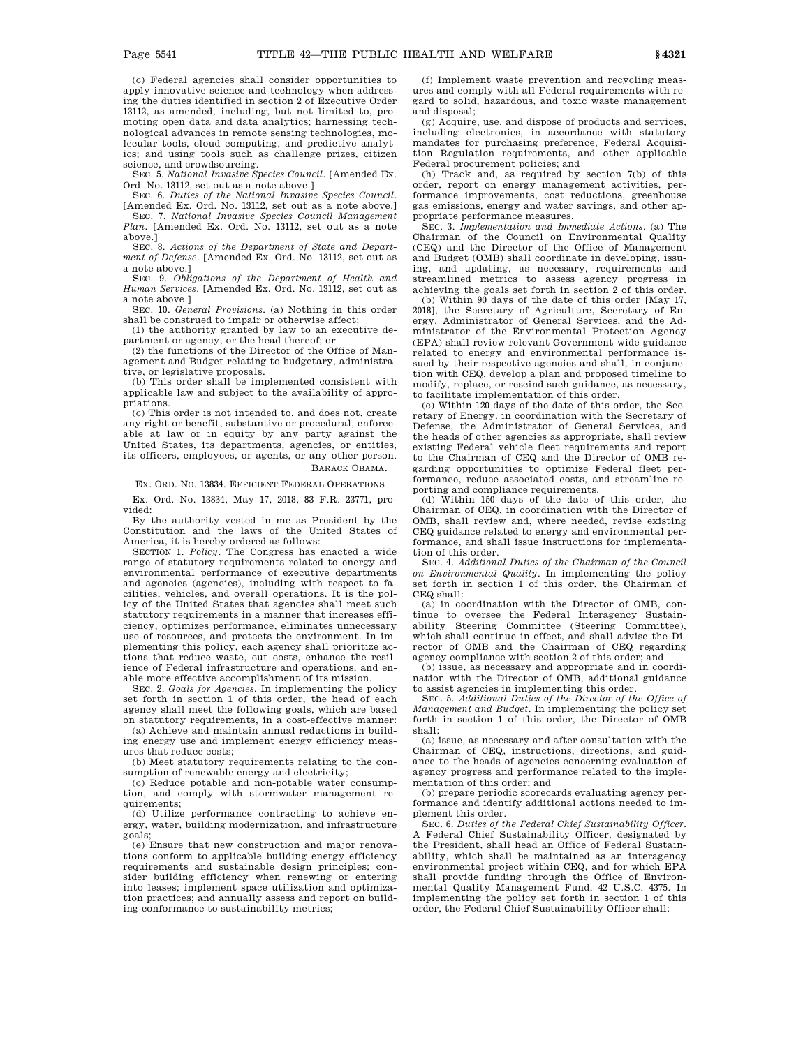(c) Federal agencies shall consider opportunities to apply innovative science and technology when addressing the duties identified in section 2 of Executive Order 13112, as amended, including, but not limited to, promoting open data and data analytics; harnessing technological advances in remote sensing technologies, molecular tools, cloud computing, and predictive analytics; and using tools such as challenge prizes, citizen science, and crowdsourcing.

SEC. 5. *National Invasive Species Council*. [Amended Ex. Ord. No. 13112, set out as a note above.]

SEC. 6. *Duties of the National Invasive Species Council*. [Amended Ex. Ord. No. 13112, set out as a note above.]

SEC. 7. *National Invasive Species Council Management Plan*. [Amended Ex. Ord. No. 13112, set out as a note above.]

SEC. 8. *Actions of the Department of State and Department of Defense*. [Amended Ex. Ord. No. 13112, set out as a note above.]

SEC. 9. *Obligations of the Department of Health and Human Services*. [Amended Ex. Ord. No. 13112, set out as a note above.]

SEC. 10. *General Provisions*. (a) Nothing in this order shall be construed to impair or otherwise affect:

(1) the authority granted by law to an executive department or agency, or the head thereof; or

(2) the functions of the Director of the Office of Management and Budget relating to budgetary, administrative, or legislative proposals.

(b) This order shall be implemented consistent with applicable law and subject to the availability of appropriations.

(c) This order is not intended to, and does not, create any right or benefit, substantive or procedural, enforceable at law or in equity by any party against the United States, its departments, agencies, or entities, its officers, employees, or agents, or any other person.

BARACK OBAMA.

EX. ORD. NO. 13834. EFFICIENT FEDERAL OPERATIONS

Ex. Ord. No. 13834, May 17, 2018, 83 F.R. 23771, provided:

By the authority vested in me as President by the Constitution and the laws of the United States of America, it is hereby ordered as follows:

SECTION 1. *Policy*. The Congress has enacted a wide range of statutory requirements related to energy and environmental performance of executive departments and agencies (agencies), including with respect to facilities, vehicles, and overall operations. It is the policy of the United States that agencies shall meet such statutory requirements in a manner that increases efficiency, optimizes performance, eliminates unnecessary use of resources, and protects the environment. In implementing this policy, each agency shall prioritize actions that reduce waste, cut costs, enhance the resilience of Federal infrastructure and operations, and enable more effective accomplishment of its mission.

SEC. 2. *Goals for Agencies*. In implementing the policy set forth in section 1 of this order, the head of each agency shall meet the following goals, which are based on statutory requirements, in a cost-effective manner:

(a) Achieve and maintain annual reductions in building energy use and implement energy efficiency measures that reduce costs;

(b) Meet statutory requirements relating to the consumption of renewable energy and electricity;

(c) Reduce potable and non-potable water consumption, and comply with stormwater management requirements;

(d) Utilize performance contracting to achieve energy, water, building modernization, and infrastructure goals;

(e) Ensure that new construction and major renovations conform to applicable building energy efficiency requirements and sustainable design principles; consider building efficiency when renewing or entering into leases; implement space utilization and optimization practices; and annually assess and report on building conformance to sustainability metrics;

(f) Implement waste prevention and recycling measures and comply with all Federal requirements with regard to solid, hazardous, and toxic waste management and disposal;

(g) Acquire, use, and dispose of products and services, including electronics, in accordance with statutory mandates for purchasing preference, Federal Acquisition Regulation requirements, and other applicable Federal procurement policies; and

(h) Track and, as required by section 7(b) of this order, report on energy management activities, performance improvements, cost reductions, greenhouse gas emissions, energy and water savings, and other appropriate performance measures.

SEC. 3. *Implementation and Immediate Actions*. (a) The Chairman of the Council on Environmental Quality (CEQ) and the Director of the Office of Management and Budget (OMB) shall coordinate in developing, issuing, and updating, as necessary, requirements and streamlined metrics to assess agency progress in achieving the goals set forth in section 2 of this order.

(b) Within 90 days of the date of this order [May 17, 2018], the Secretary of Agriculture, Secretary of Energy, Administrator of General Services, and the Administrator of the Environmental Protection Agency (EPA) shall review relevant Government-wide guidance related to energy and environmental performance issued by their respective agencies and shall, in conjunction with CEQ, develop a plan and proposed timeline to modify, replace, or rescind such guidance, as necessary, to facilitate implementation of this order.

(c) Within 120 days of the date of this order, the Secretary of Energy, in coordination with the Secretary of Defense, the Administrator of General Services, and the heads of other agencies as appropriate, shall review existing Federal vehicle fleet requirements and report to the Chairman of CEQ and the Director of OMB regarding opportunities to optimize Federal fleet performance, reduce associated costs, and streamline reporting and compliance requirements.

(d) Within 150 days of the date of this order, the Chairman of CEQ, in coordination with the Director of OMB, shall review and, where needed, revise existing CEQ guidance related to energy and environmental performance, and shall issue instructions for implementation of this order.

SEC. 4. *Additional Duties of the Chairman of the Council on Environmental Quality*. In implementing the policy set forth in section 1 of this order, the Chairman of CEQ shall:

(a) in coordination with the Director of OMB, continue to oversee the Federal Interagency Sustainability Steering Committee (Steering Committee), which shall continue in effect, and shall advise the Director of OMB and the Chairman of CEQ regarding agency compliance with section 2 of this order; and

(b) issue, as necessary and appropriate and in coordination with the Director of OMB, additional guidance to assist agencies in implementing this order.

SEC. 5. *Additional Duties of the Director of the Office of Management and Budget*. In implementing the policy set forth in section 1 of this order, the Director of OMB shall:

(a) issue, as necessary and after consultation with the Chairman of CEQ, instructions, directions, and guidance to the heads of agencies concerning evaluation of agency progress and performance related to the implementation of this order; and

(b) prepare periodic scorecards evaluating agency performance and identify additional actions needed to implement this order.

SEC. 6. *Duties of the Federal Chief Sustainability Officer*. A Federal Chief Sustainability Officer, designated by the President, shall head an Office of Federal Sustainability, which shall be maintained as an interagency environmental project within CEQ, and for which EPA shall provide funding through the Office of Environmental Quality Management Fund, 42 U.S.C. 4375. In implementing the policy set forth in section 1 of this order, the Federal Chief Sustainability Officer shall: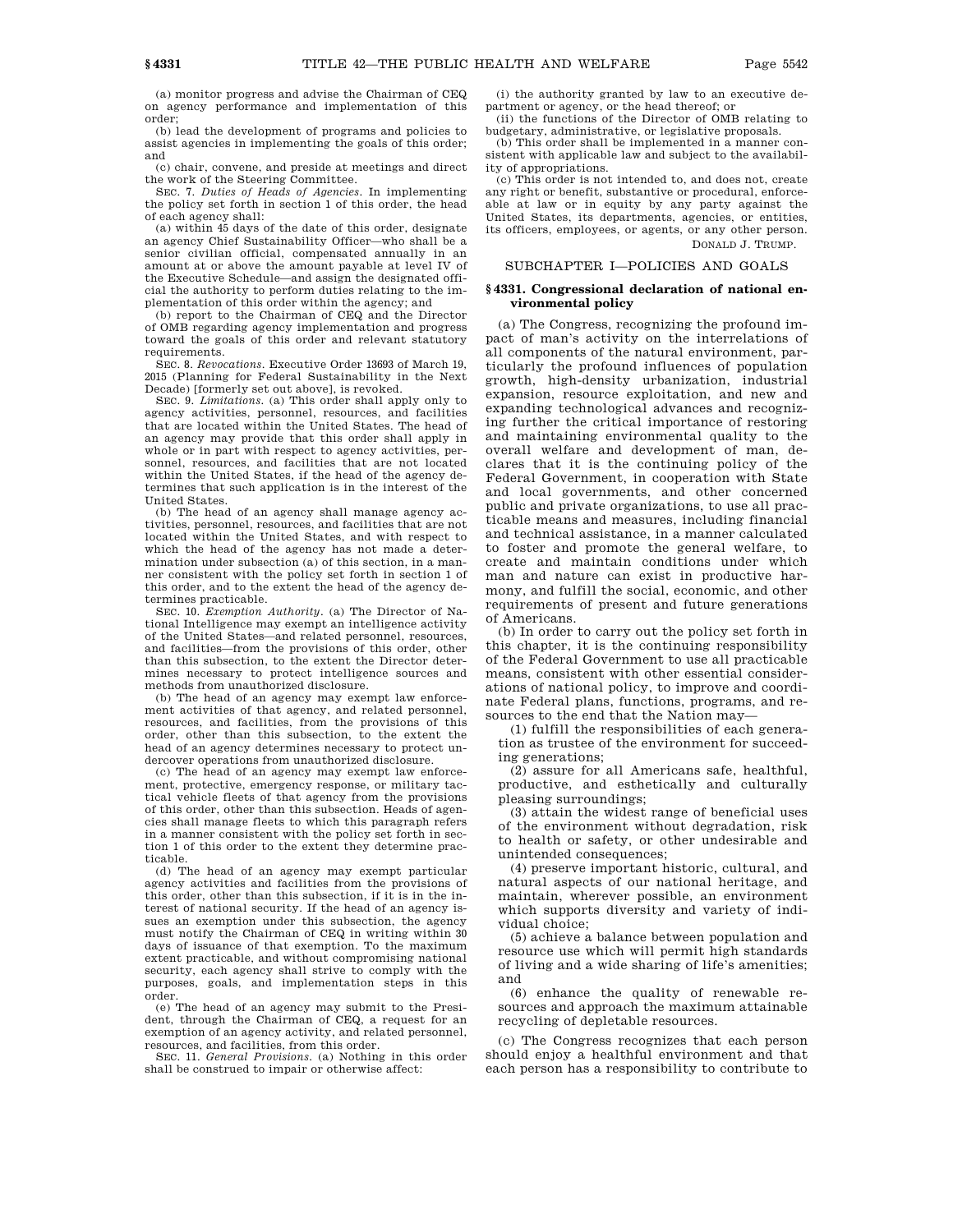(a) monitor progress and advise the Chairman of CEQ on agency performance and implementation of this order;

(b) lead the development of programs and policies to assist agencies in implementing the goals of this order; and

(c) chair, convene, and preside at meetings and direct the work of the Steering Committee.

SEC. 7. *Duties of Heads of Agencies.* In implementing the policy set forth in section 1 of this order, the head of each agency shall:

(a) within 45 days of the date of this order, designate an agency Chief Sustainability Officer—who shall be a senior civilian official, compensated annually in an amount at or above the amount payable at level IV of the Executive Schedule—and assign the designated official the authority to perform duties relating to the implementation of this order within the agency; and

(b) report to the Chairman of CEQ and the Director of OMB regarding agency implementation and progress toward the goals of this order and relevant statutory requirements.

SEC. 8. *Revocations.* Executive Order 13693 of March 19, 2015 (Planning for Federal Sustainability in the Next Decade) [formerly set out above], is revoked.

SEC. 9. *Limitations.* (a) This order shall apply only to agency activities, personnel, resources, and facilities that are located within the United States. The head of an agency may provide that this order shall apply in whole or in part with respect to agency activities, personnel, resources, and facilities that are not located within the United States, if the head of the agency determines that such application is in the interest of the United States.

(b) The head of an agency shall manage agency activities, personnel, resources, and facilities that are not located within the United States, and with respect to which the head of the agency has not made a determination under subsection (a) of this section, in a manner consistent with the policy set forth in section 1 of this order, and to the extent the head of the agency determines practicable.

SEC. 10. *Exemption Authority.* (a) The Director of National Intelligence may exempt an intelligence activity of the United States—and related personnel, resources, and facilities—from the provisions of this order, other than this subsection, to the extent the Director determines necessary to protect intelligence sources and methods from unauthorized disclosure.

(b) The head of an agency may exempt law enforcement activities of that agency, and related personnel, resources, and facilities, from the provisions of this order, other than this subsection, to the extent the head of an agency determines necessary to protect undercover operations from unauthorized disclosure.

(c) The head of an agency may exempt law enforcement, protective, emergency response, or military tactical vehicle fleets of that agency from the provisions of this order, other than this subsection. Heads of agencies shall manage fleets to which this paragraph refers in a manner consistent with the policy set forth in section 1 of this order to the extent they determine practicable.

(d) The head of an agency may exempt particular agency activities and facilities from the provisions of this order, other than this subsection, if it is in the interest of national security. If the head of an agency issues an exemption under this subsection, the agency must notify the Chairman of CEQ in writing within 30 days of issuance of that exemption. To the maximum extent practicable, and without compromising national security, each agency shall strive to comply with the purposes, goals, and implementation steps in this order.

(e) The head of an agency may submit to the President, through the Chairman of CEQ, a request for an exemption of an agency activity, and related personnel, resources, and facilities, from this order.

SEC. 11. *General Provisions.* (a) Nothing in this order shall be construed to impair or otherwise affect:

(i) the authority granted by law to an executive department or agency, or the head thereof; or

(ii) the functions of the Director of OMB relating to budgetary, administrative, or legislative proposals.

(b) This order shall be implemented in a manner consistent with applicable law and subject to the availability of appropriations.

(c) This order is not intended to, and does not, create any right or benefit, substantive or procedural, enforceable at law or in equity by any party against the United States, its departments, agencies, or entities, its officers, employees, or agents, or any other person.

DONALD J. TRUMP.

## SUBCHAPTER I—POLICIES AND GOALS

### § 4331. Congressional declaration of national environmental policy

(a) The Congress, recognizing the profound impact of man's activity on the interrelations of all components of the natural environment, particularly the profound influences of population growth, high-density urbanization, industrial expansion, resource exploitation, and new and expanding technological advances and recognizing further the critical importance of restoring and maintaining environmental quality to the overall welfare and development of man, declares that it is the continuing policy of the Federal Government, in cooperation with State and local governments, and other concerned public and private organizations, to use all practicable means and measures, including financial and technical assistance, in a manner calculated to foster and promote the general welfare, to create and maintain conditions under which man and nature can exist in productive harmony, and fulfill the social, economic, and other requirements of present and future generations of Americans.

(b) In order to carry out the policy set forth in this chapter, it is the continuing responsibility of the Federal Government to use all practicable means, consistent with other essential considerations of national policy, to improve and coordinate Federal plans, functions, programs, and resources to the end that the Nation may—

(1) fulfill the responsibilities of each generation as trustee of the environment for succeeding generations;

(2) assure for all Americans safe, healthful, productive, and esthetically and culturally pleasing surroundings;

(3) attain the widest range of beneficial uses of the environment without degradation, risk to health or safety, or other undesirable and unintended consequences;

(4) preserve important historic, cultural, and natural aspects of our national heritage, and maintain, wherever possible, an environment which supports diversity and variety of individual choice;

(5) achieve a balance between population and resource use which will permit high standards of living and a wide sharing of life's amenities; and

(6) enhance the quality of renewable resources and approach the maximum attainable recycling of depletable resources.

(c) The Congress recognizes that each person should enjoy a healthful environment and that each person has a responsibility to contribute to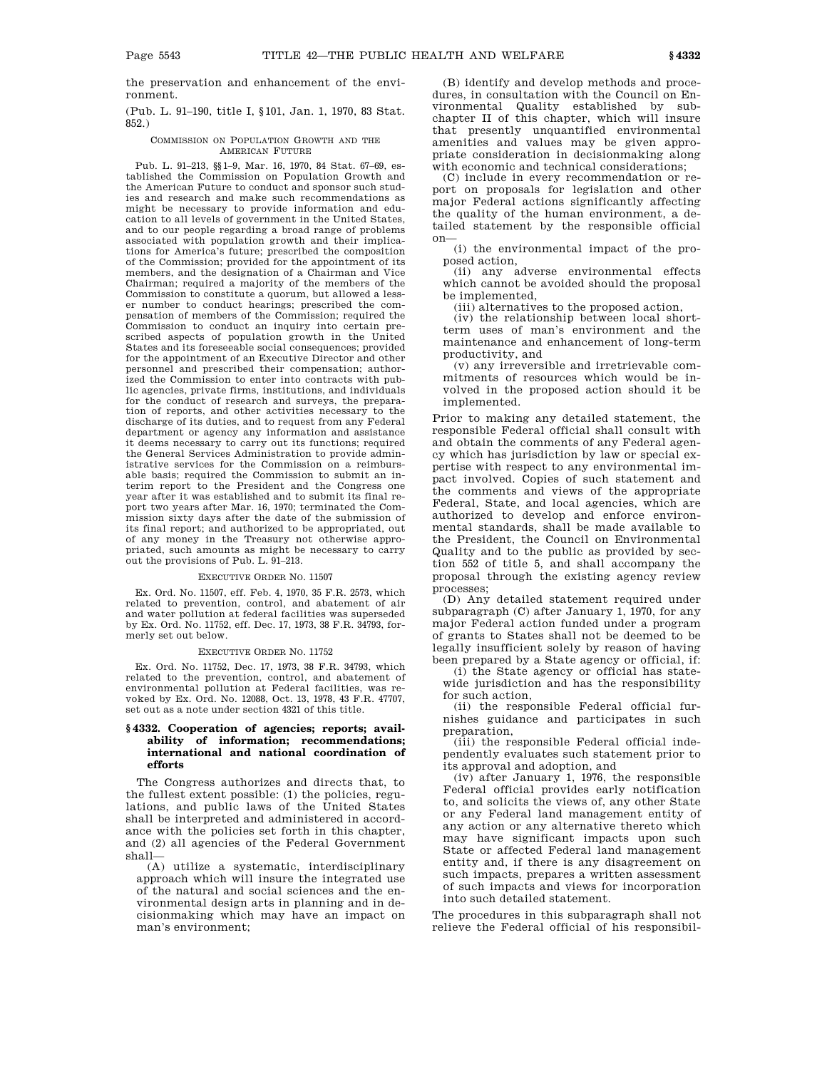the preservation and enhancement of the environment.

(Pub. L. 91–190, title I, §101, Jan. 1, 1970, 83 Stat. 852.)

COMMISSION ON POPULATION GROWTH AND THE AMERICAN FUTURE

Pub. L. 91–213, §§1–9, Mar. 16, 1970, 84 Stat. 67–69, established the Commission on Population Growth and the American Future to conduct and sponsor such studies and research and make such recommendations as might be necessary to provide information and education to all levels of government in the United States, and to our people regarding a broad range of problems associated with population growth and their implications for America's future; prescribed the composition of the Commission; provided for the appointment of its members, and the designation of a Chairman and Vice Chairman; required a majority of the members of the Commission to constitute a quorum, but allowed a lesser number to conduct hearings; prescribed the compensation of members of the Commission; required the Commission to conduct an inquiry into certain prescribed aspects of population growth in the United States and its foreseeable social consequences; provided for the appointment of an Executive Director and other personnel and prescribed their compensation; authorized the Commission to enter into contracts with public agencies, private firms, institutions, and individuals for the conduct of research and surveys, the preparation of reports, and other activities necessary to the discharge of its duties, and to request from any Federal department or agency any information and assistance it deems necessary to carry out its functions; required the General Services Administration to provide administrative services for the Commission on a reimbursable basis; required the Commission to submit an interim report to the President and the Congress one year after it was established and to submit its final report two years after Mar. 16, 1970; terminated the Commission sixty days after the date of the submission of its final report; and authorized to be appropriated, out of any money in the Treasury not otherwise appropriated, such amounts as might be necessary to carry out the provisions of Pub. L. 91–213.

EXECUTIVE ORDER NO. 11507

Ex. Ord. No. 11507, eff. Feb. 4, 1970, 35 F.R. 2573, which related to prevention, control, and abatement of air and water pollution at federal facilities was superseded by Ex. Ord. No. 11752, eff. Dec. 17, 1973, 38 F.R. 34793, formerly set out below.

EXECUTIVE ORDER NO. 11752

Ex. Ord. No. 11752, Dec. 17, 1973, 38 F.R. 34793, which related to the prevention, control, and abatement of environmental pollution at Federal facilities, was revoked by Ex. Ord. No. 12088, Oct. 13, 1978, 43 F.R. 47707, set out as a note under section 4321 of this title.

### §4332. Cooperation of agencies; reports; availability of information; recommendations; international and national coordination of efforts

The Congress authorizes and directs that, to the fullest extent possible: (1) the policies, regulations, and public laws of the United States shall be interpreted and administered in accordance with the policies set forth in this chapter, and (2) all agencies of the Federal Government shall—

(A) utilize a systematic, interdisciplinary approach which will insure the integrated use of the natural and social sciences and the environmental design arts in planning and in decisionmaking which may have an impact on man's environment;

(B) identify and develop methods and procedures, in consultation with the Council on Environmental Quality established by subchapter II of this chapter, which will insure that presently unquantified environmental amenities and values may be given appropriate consideration in decisionmaking along with economic and technical considerations;

(C) include in every recommendation or report on proposals for legislation and other major Federal actions significantly affecting the quality of the human environment, a detailed statement by the responsible official on—

(i) the environmental impact of the proposed action,

(ii) any adverse environmental effects which cannot be avoided should the proposal be implemented,

(iii) alternatives to the proposed action,

(iv) the relationship between local short-term uses of man's environment and the maintenance and enhancement of long-term productivity, and

(v) any irreversible and irretrievable commitments of resources which would be involved in the proposed action should it be implemented.

Prior to making any detailed statement, the responsible Federal official shall consult with and obtain the comments of any Federal agency which has jurisdiction by law or special expertise with respect to any environmental impact involved. Copies of such statement and the comments and views of the appropriate Federal, State, and local agencies, which are authorized to develop and enforce environmental standards, shall be made available to the President, the Council on Environmental Quality and to the public as provided by section 552 of title 5, and shall accompany the proposal through the existing agency review processes;

(D) Any detailed statement required under subparagraph (C) after January 1, 1970, for any major Federal action funded under a program of grants to States shall not be deemed to be legally insufficient solely by reason of having been prepared by a State agency or official, if:

(i) the State agency or official has statewide jurisdiction and has the responsibility for such action,

(ii) the responsible Federal official furnishes guidance and participates in such preparation,

(iii) the responsible Federal official independently evaluates such statement prior to its approval and adoption, and

(iv) after January 1, 1976, the responsible Federal official provides early notification to, and solicits the views of, any other State or any Federal land management entity of any action or any alternative thereto which may have significant impacts upon such State or affected Federal land management entity and, if there is any disagreement on such impacts, prepares a written assessment of such impacts and views for incorporation into such detailed statement.

The procedures in this subparagraph shall not relieve the Federal official of his responsibil-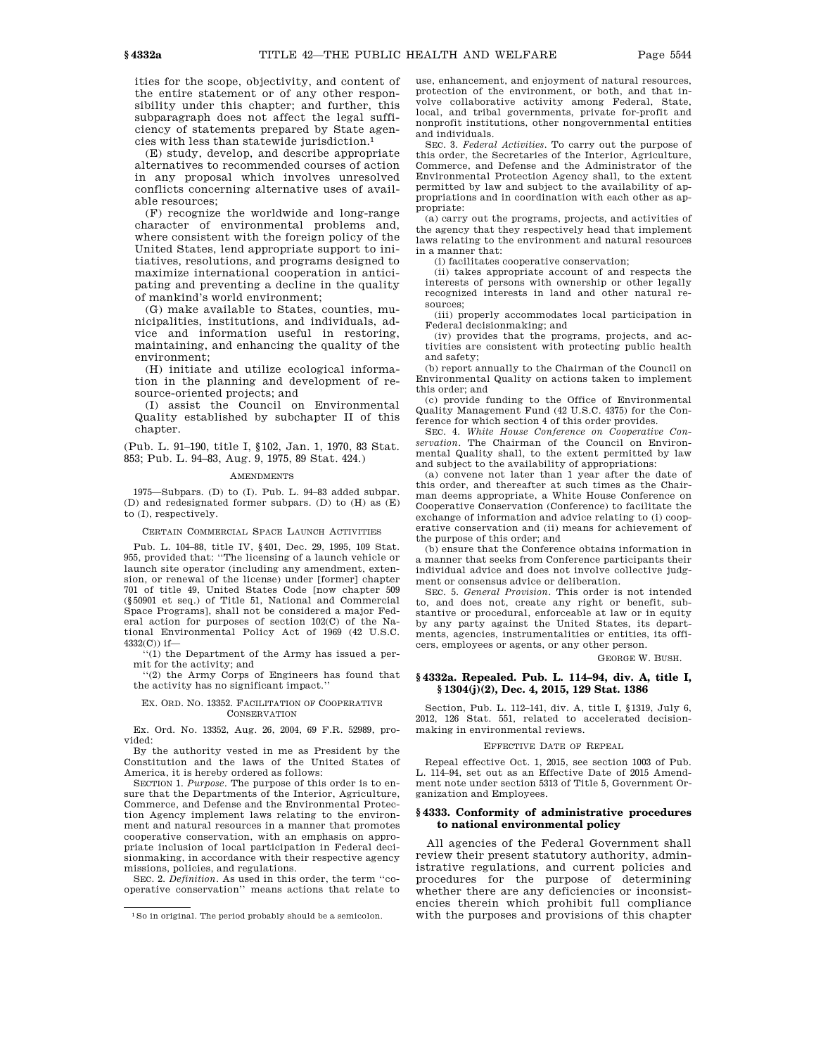ities for the scope, objectivity, and content of the entire statement or of any other responsibility under this chapter; and further, this subparagraph does not affect the legal sufficiency of statements prepared by State agencies with less than statewide jurisdiction.[1]

(E) study, develop, and describe appropriate alternatives to recommended courses of action in any proposal which involves unresolved conflicts concerning alternative uses of available resources;

(F) recognize the worldwide and long-range character of environmental problems and, where consistent with the foreign policy of the United States, lend appropriate support to initiatives, resolutions, and programs designed to maximize international cooperation in anticipating and preventing a decline in the quality of mankind's world environment;

(G) make available to States, counties, municipalities, institutions, and individuals, advice and information useful in restoring, maintaining, and enhancing the quality of the environment;

(H) initiate and utilize ecological information in the planning and development of resource-oriented projects; and

(I) assist the Council on Environmental Quality established by subchapter II of this chapter.

(Pub. L. 91–190, title I, §102, Jan. 1, 1970, 83 Stat. 853; Pub. L. 94–83, Aug. 9, 1975, 89 Stat. 424.)

AMENDMENTS

1975—Subpars. (D) to (I). Pub. L. 94–83 added subpar. (D) and redesignated former subpars. (D) to (H) as (E) to (I), respectively.

CERTAIN COMMERCIAL SPACE LAUNCH ACTIVITIES

Pub. L. 104–88, title IV, §401, Dec. 29, 1995, 109 Stat. 955, provided that: "The licensing of a launch vehicle or launch site operator (including any amendment, extension, or renewal of the license) under [former] chapter 701 of title 49, United States Code [now chapter 509 (§50901 et seq.) of Title 51, National and Commercial Space Programs], shall not be considered a major Federal action for purposes of section 102(C) of the National Environmental Policy Act of 1969 (42 U.S.C. 4332(C)) if—

"(1) the Department of the Army has issued a permit for the activity; and

"(2) the Army Corps of Engineers has found that the activity has no significant impact."

EX. ORD. NO. 13352. FACILITATION OF COOPERATIVE CONSERVATION

Ex. Ord. No. 13352, Aug. 26, 2004, 69 F.R. 52989, provided:

By the authority vested in me as President by the Constitution and the laws of the United States of America, it is hereby ordered as follows:

SECTION 1. *Purpose*. The purpose of this order is to ensure that the Departments of the Interior, Agriculture, Commerce, and Defense and the Environmental Protection Agency implement laws relating to the environment and natural resources in a manner that promotes cooperative conservation, with an emphasis on appropriate inclusion of local participation in Federal decisionmaking, in accordance with their respective agency missions, policies, and regulations.

SEC. 2. *Definition*. As used in this order, the term "cooperative conservation" means actions that relate to use, enhancement, and enjoyment of natural resources, protection of the environment, or both, and that involve collaborative activity among Federal, State, local, and tribal governments, private for-profit and nonprofit institutions, other nongovernmental entities and individuals.

SEC. 3. *Federal Activities*. To carry out the purpose of this order, the Secretaries of the Interior, Agriculture, Commerce, and Defense and the Administrator of the Environmental Protection Agency shall, to the extent permitted by law and subject to the availability of appropriations and in coordination with each other as appropriate:

(a) carry out the programs, projects, and activities of the agency that they respectively head that implement laws relating to the environment and natural resources in a manner that:

(i) facilitates cooperative conservation;

(ii) takes appropriate account of and respects the interests of persons with ownership or other legally recognized interests in land and other natural resources;

(iii) properly accommodates local participation in Federal decisionmaking; and

(iv) provides that the programs, projects, and activities are consistent with protecting public health and safety;

(b) report annually to the Chairman of the Council on Environmental Quality on actions taken to implement this order; and

(c) provide funding to the Office of Environmental Quality Management Fund (42 U.S.C. 4375) for the Conference for which section 4 of this order provides.

SEC. 4. *White House Conference on Cooperative Conservation*. The Chairman of the Council on Environmental Quality shall, to the extent permitted by law and subject to the availability of appropriations:

(a) convene not later than 1 year after the date of this order, and thereafter at such times as the Chairman deems appropriate, a White House Conference on Cooperative Conservation (Conference) to facilitate the exchange of information and advice relating to (i) cooperative conservation and (ii) means for achievement of the purpose of this order; and

(b) ensure that the Conference obtains information in a manner that seeks from Conference participants their individual advice and does not involve collective judgment or consensus advice or deliberation.

SEC. 5. *General Provision*. This order is not intended to, and does not, create any right or benefit, substantive or procedural, enforceable at law or in equity by any party against the United States, its departments, agencies, instrumentalities or entities, its officers, employees or agents, or any other person.

GEORGE W. BUSH.

## §4332a. Repealed. Pub. L. 114–94, div. A, title I, §1304(j)(2), Dec. 4, 2015, 129 Stat. 1386

Section, Pub. L. 112–141, div. A, title I, §1319, July 6, 2012, 126 Stat. 551, related to accelerated decisionmaking in environmental reviews.

EFFECTIVE DATE OF REPEAL

Repeal effective Oct. 1, 2015, see section 1003 of Pub. L. 114–94, set out as an Effective Date of 2015 Amendment note under section 5313 of Title 5, Government Organization and Employees.

## §4333. Conformity of administrative procedures to national environmental policy

All agencies of the Federal Government shall review their present statutory authority, administrative regulations, and current policies and procedures for the purpose of determining whether there are any deficiencies or inconsistencies therein which prohibit full compliance with the purposes and provisions of this chapter

[1] So in original. The period probably should be a semicolon.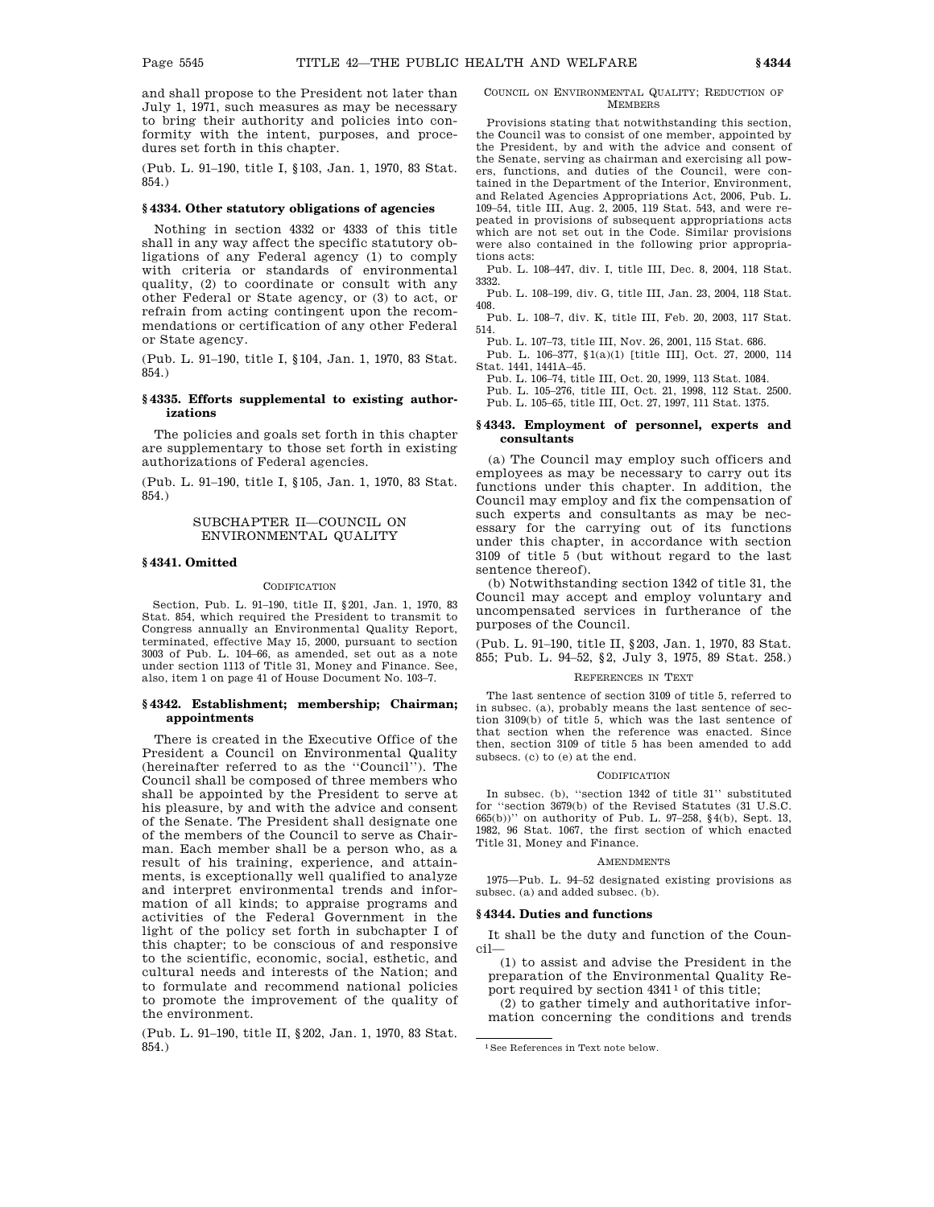and shall propose to the President not later than July 1, 1971, such measures as may be necessary to bring their authority and policies into conformity with the intent, purposes, and procedures set forth in this chapter.

(Pub. L. 91–190, title I, §103, Jan. 1, 1970, 83 Stat. 854.)

### §4334. Other statutory obligations of agencies

Nothing in section 4332 or 4333 of this title shall in any way affect the specific statutory obligations of any Federal agency (1) to comply with criteria or standards of environmental quality, (2) to coordinate or consult with any other Federal or State agency, or (3) to act, or refrain from acting contingent upon the recommendations or certification of any other Federal or State agency.

(Pub. L. 91–190, title I, §104, Jan. 1, 1970, 83 Stat. 854.)

### §4335. Efforts supplemental to existing authorizations

The policies and goals set forth in this chapter are supplementary to those set forth in existing authorizations of Federal agencies.

(Pub. L. 91–190, title I, §105, Jan. 1, 1970, 83 Stat. 854.)

## SUBCHAPTER II—COUNCIL ON ENVIRONMENTAL QUALITY

### §4341. Omitted

CODIFICATION

Section, Pub. L. 91–190, title II, §201, Jan. 1, 1970, 83 Stat. 854, which required the President to transmit to Congress annually an Environmental Quality Report, terminated, effective May 15, 2000, pursuant to section 3003 of Pub. L. 104–66, as amended, set out as a note under section 1113 of Title 31, Money and Finance. See, also, item 1 on page 41 of House Document No. 103–7.

### §4342. Establishment; membership; Chairman; appointments

There is created in the Executive Office of the President a Council on Environmental Quality (hereinafter referred to as the ''Council''). The Council shall be composed of three members who shall be appointed by the President to serve at his pleasure, by and with the advice and consent of the Senate. The President shall designate one of the members of the Council to serve as Chairman. Each member shall be a person who, as a result of his training, experience, and attainments, is exceptionally well qualified to analyze and interpret environmental trends and information of all kinds; to appraise programs and activities of the Federal Government in the light of the policy set forth in subchapter I of this chapter; to be conscious of and responsive to the scientific, economic, social, esthetic, and cultural needs and interests of the Nation; and to formulate and recommend national policies to promote the improvement of the quality of the environment.

(Pub. L. 91–190, title II, §202, Jan. 1, 1970, 83 Stat. 854.)

COUNCIL ON ENVIRONMENTAL QUALITY; REDUCTION OF MEMBERS

Provisions stating that notwithstanding this section, the Council was to consist of one member, appointed by the President, by and with the advice and consent of the Senate, serving as chairman and exercising all powers, functions, and duties of the Council, were contained in the Department of the Interior, Environment, and Related Agencies Appropriations Act, 2006, Pub. L. 109–54, title III, Aug. 2, 2005, 119 Stat. 543, and were repeated in provisions of subsequent appropriations acts which are not set out in the Code. Similar provisions were also contained in the following prior appropriations acts:

Pub. L. 108–447, div. I, title III, Dec. 8, 2004, 118 Stat. 3332.

Pub. L. 108–199, div. G, title III, Jan. 23, 2004, 118 Stat. 408.

Pub. L. 108–7, div. K, title III, Feb. 20, 2003, 117 Stat. 514.

Pub. L. 107–73, title III, Nov. 26, 2001, 115 Stat. 686.

Pub. L. 106–377, §1(a)(1) [title III], Oct. 27, 2000, 114 Stat. 1441, 1441A–45.

Pub. L. 106–74, title III, Oct. 20, 1999, 113 Stat. 1084.

Pub. L. 105–276, title III, Oct. 21, 1998, 112 Stat. 2500.

Pub. L. 105–65, title III, Oct. 27, 1997, 111 Stat. 1375.

### §4343. Employment of personnel, experts and consultants

(a) The Council may employ such officers and employees as may be necessary to carry out its functions under this chapter. In addition, the Council may employ and fix the compensation of such experts and consultants as may be necessary for the carrying out of its functions under this chapter, in accordance with section 3109 of title 5 (but without regard to the last sentence thereof).

(b) Notwithstanding section 1342 of title 31, the Council may accept and employ voluntary and uncompensated services in furtherance of the purposes of the Council.

(Pub. L. 91–190, title II, §203, Jan. 1, 1970, 83 Stat. 855; Pub. L. 94–52, §2, July 3, 1975, 89 Stat. 258.)

REFERENCES IN TEXT

The last sentence of section 3109 of title 5, referred to in subsec. (a), probably means the last sentence of section 3109(b) of title 5, which was the last sentence of that section when the reference was enacted. Since then, section 3109 of title 5 has been amended to add subsecs. (c) to (e) at the end.

CODIFICATION

In subsec. (b), ''section 1342 of title 31'' substituted for ''section 3679(b) of the Revised Statutes (31 U.S.C. 665(b))'' on authority of Pub. L. 97–258, §4(b), Sept. 13, 1982, 96 Stat. 1067, the first section of which enacted Title 31, Money and Finance.

AMENDMENTS

1975—Pub. L. 94–52 designated existing provisions as subsec. (a) and added subsec. (b).

### §4344. Duties and functions

It shall be the duty and function of the Council—

(1) to assist and advise the President in the preparation of the Environmental Quality Report required by section 4341 [1] of this title;

(2) to gather timely and authoritative information concerning the conditions and trends

[1] See References in Text note below.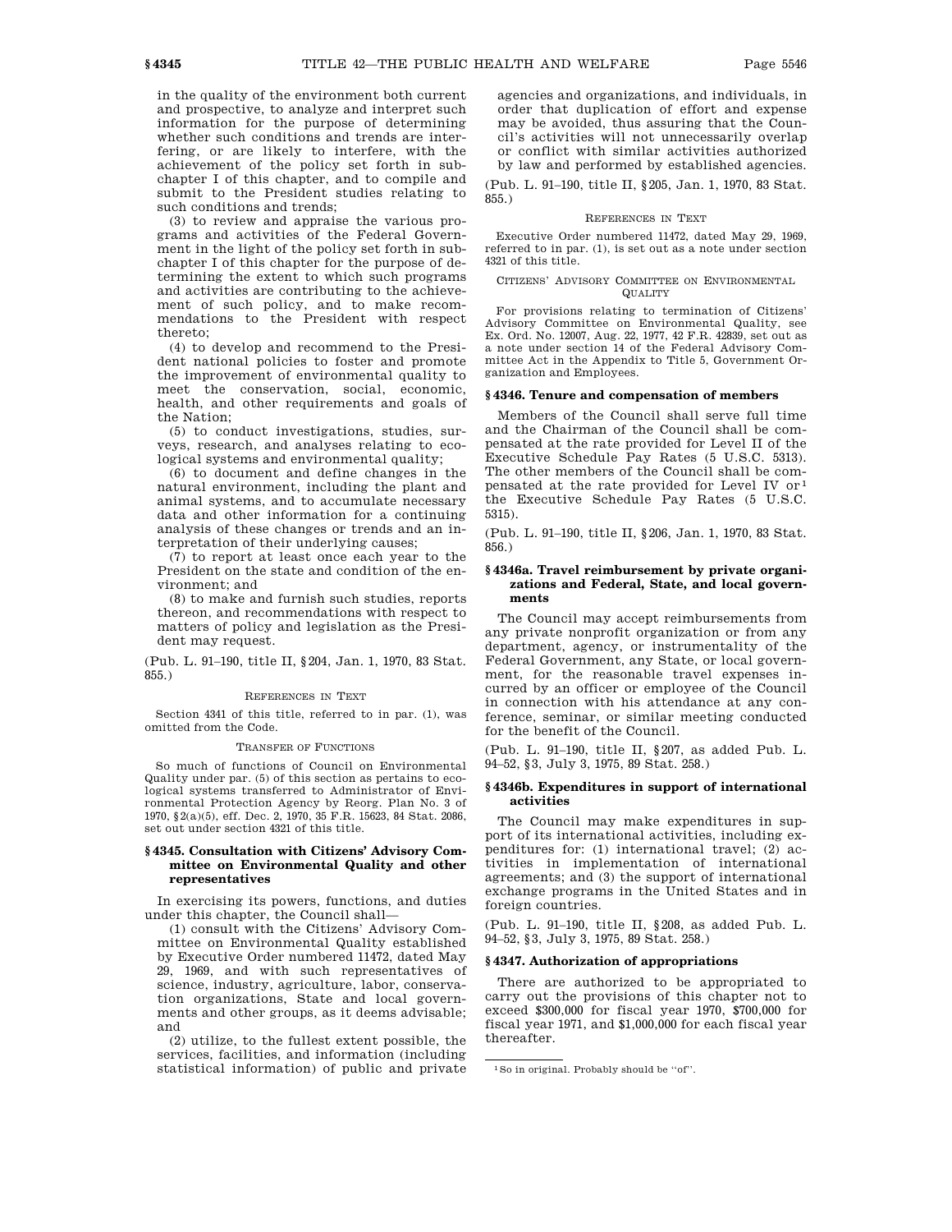in the quality of the environment both current and prospective, to analyze and interpret such information for the purpose of determining whether such conditions and trends are interfering, or are likely to interfere, with the achievement of the policy set forth in subchapter I of this chapter, and to compile and submit to the President studies relating to such conditions and trends;

(3) to review and appraise the various programs and activities of the Federal Government in the light of the policy set forth in subchapter I of this chapter for the purpose of determining the extent to which such programs and activities are contributing to the achievement of such policy, and to make recommendations to the President with respect thereto;

(4) to develop and recommend to the President national policies to foster and promote the improvement of environmental quality to meet the conservation, social, economic, health, and other requirements and goals of the Nation;

(5) to conduct investigations, studies, surveys, research, and analyses relating to ecological systems and environmental quality;

(6) to document and define changes in the natural environment, including the plant and animal systems, and to accumulate necessary data and other information for a continuing analysis of these changes or trends and an interpretation of their underlying causes;

(7) to report at least once each year to the President on the state and condition of the environment; and

(8) to make and furnish such studies, reports thereon, and recommendations with respect to matters of policy and legislation as the President may request.

(Pub. L. 91–190, title II, §204, Jan. 1, 1970, 83 Stat. 855.)

REFERENCES IN TEXT

Section 4341 of this title, referred to in par. (1), was omitted from the Code.

TRANSFER OF FUNCTIONS

So much of functions of Council on Environmental Quality under par. (5) of this section as pertains to ecological systems transferred to Administrator of Environmental Protection Agency by Reorg. Plan No. 3 of 1970, §2(a)(5), eff. Dec. 2, 1970, 35 F.R. 15623, 84 Stat. 2086, set out under section 4321 of this title.

### §4345. Consultation with Citizens' Advisory Committee on Environmental Quality and other representatives

In exercising its powers, functions, and duties under this chapter, the Council shall—

(1) consult with the Citizens' Advisory Committee on Environmental Quality established by Executive Order numbered 11472, dated May 29, 1969, and with such representatives of science, industry, agriculture, labor, conservation organizations, State and local governments and other groups, as it deems advisable; and

(2) utilize, to the fullest extent possible, the services, facilities, and information (including statistical information) of public and private agencies and organizations, and individuals, in order that duplication of effort and expense may be avoided, thus assuring that the Council's activities will not unnecessarily overlap or conflict with similar activities authorized by law and performed by established agencies.

(Pub. L. 91–190, title II, §205, Jan. 1, 1970, 83 Stat. 855.)

REFERENCES IN TEXT

Executive Order numbered 11472, dated May 29, 1969, referred to in par. (1), is set out as a note under section 4321 of this title.

CITIZENS' ADVISORY COMMITTEE ON ENVIRONMENTAL QUALITY

For provisions relating to termination of Citizens' Advisory Committee on Environmental Quality, see Ex. Ord. No. 12007, Aug. 22, 1977, 42 F.R. 42839, set out as a note under section 14 of the Federal Advisory Committee Act in the Appendix to Title 5, Government Organization and Employees.

### §4346. Tenure and compensation of members

Members of the Council shall serve full time and the Chairman of the Council shall be compensated at the rate provided for Level II of the Executive Schedule Pay Rates (5 U.S.C. 5313). The other members of the Council shall be compensated at the rate provided for Level IV or[1] the Executive Schedule Pay Rates (5 U.S.C. 5315).

(Pub. L. 91–190, title II, §206, Jan. 1, 1970, 83 Stat. 856.)

### §4346a. Travel reimbursement by private organizations and Federal, State, and local governments

The Council may accept reimbursements from any private nonprofit organization or from any department, agency, or instrumentality of the Federal Government, any State, or local government, for the reasonable travel expenses incurred by an officer or employee of the Council in connection with his attendance at any conference, seminar, or similar meeting conducted for the benefit of the Council.

(Pub. L. 91–190, title II, §207, as added Pub. L. 94–52, §3, July 3, 1975, 89 Stat. 258.)

### §4346b. Expenditures in support of international activities

The Council may make expenditures in support of its international activities, including expenditures for: (1) international travel; (2) activities in implementation of international agreements; and (3) the support of international exchange programs in the United States and in foreign countries.

(Pub. L. 91–190, title II, §208, as added Pub. L. 94–52, §3, July 3, 1975, 89 Stat. 258.)

### §4347. Authorization of appropriations

There are authorized to be appropriated to carry out the provisions of this chapter not to exceed $300,000 for fiscal year 1970, $700,000 for fiscal year 1971, and $1,000,000 for each fiscal year thereafter.

[1] So in original. Probably should be "of".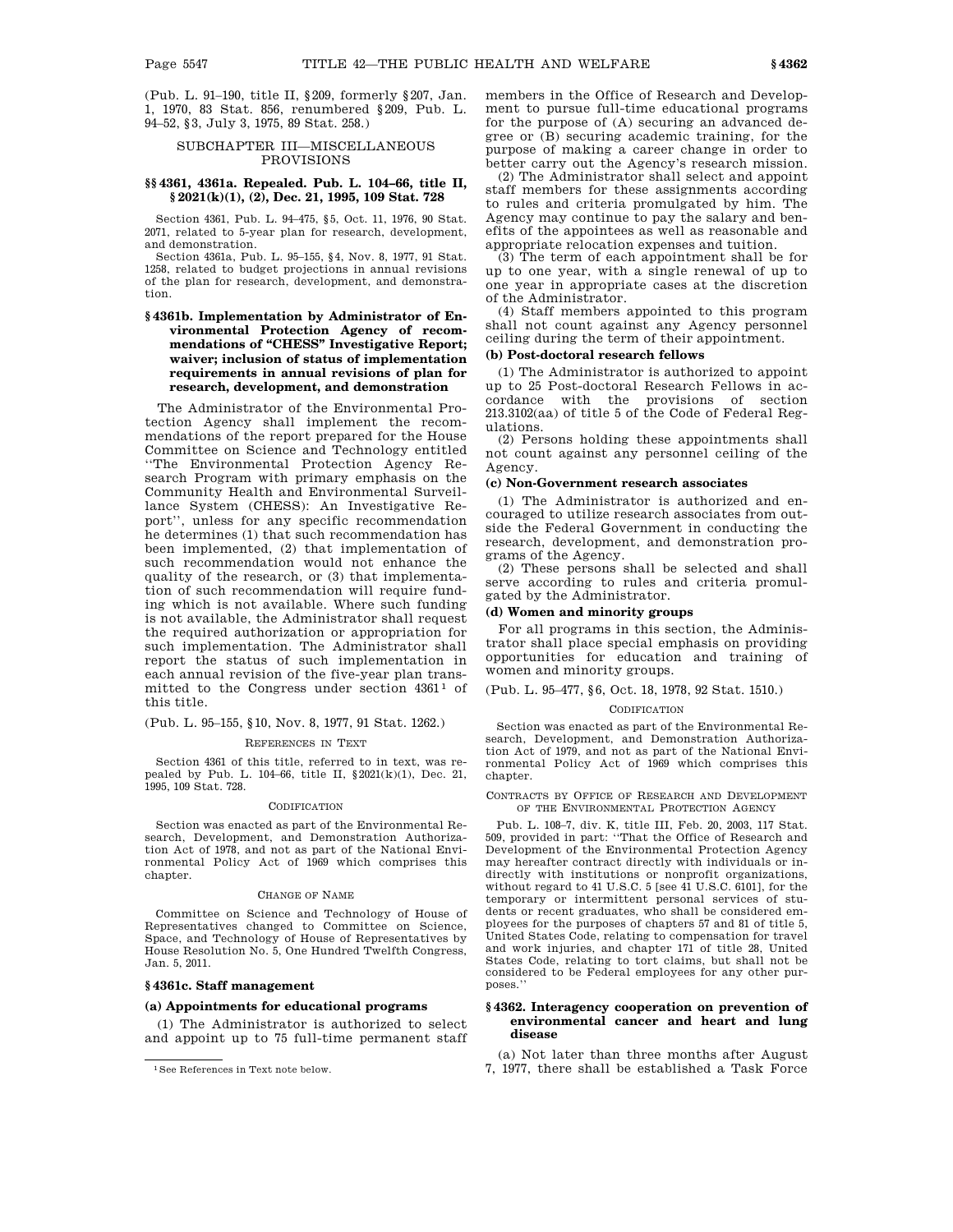(Pub. L. 91–190, title II, §209, formerly §207, Jan. 1, 1970, 83 Stat. 856, renumbered §209, Pub. L. 94–52, §3, July 3, 1975, 89 Stat. 258.)

## SUBCHAPTER III—MISCELLANEOUS PROVISIONS

### §§4361, 4361a. Repealed. Pub. L. 104–66, title II, §2021(k)(1), (2), Dec. 21, 1995, 109 Stat. 728

Section 4361, Pub. L. 94–475, §5, Oct. 11, 1976, 90 Stat. 2071, related to 5-year plan for research, development, and demonstration.

Section 4361a, Pub. L. 95–155, §4, Nov. 8, 1977, 91 Stat. 1258, related to budget projections in annual revisions of the plan for research, development, and demonstration.

### §4361b. Implementation by Administrator of Environmental Protection Agency of recommendations of "CHESS" Investigative Report; waiver; inclusion of status of implementation requirements in annual revisions of plan for research, development, and demonstration

The Administrator of the Environmental Protection Agency shall implement the recommendations of the report prepared for the House Committee on Science and Technology entitled "The Environmental Protection Agency Research Program with primary emphasis on the Community Health and Environmental Surveillance System (CHESS): An Investigative Report", unless for any specific recommendation he determines (1) that such recommendation has been implemented, (2) that implementation of such recommendation would not enhance the quality of the research, or (3) that implementation of such recommendation will require funding which is not available. Where such funding is not available, the Administrator shall request the required authorization or appropriation for such implementation. The Administrator shall report the status of such implementation in each annual revision of the five-year plan transmitted to the Congress under section 4361[1] of this title.

(Pub. L. 95–155, §10, Nov. 8, 1977, 91 Stat. 1262.)

REFERENCES IN TEXT

Section 4361 of this title, referred to in text, was repealed by Pub. L. 104–66, title II, §2021(k)(1), Dec. 21, 1995, 109 Stat. 728.

CODIFICATION

Section was enacted as part of the Environmental Research, Development, and Demonstration Authorization Act of 1978, and not as part of the National Environmental Policy Act of 1969 which comprises this chapter.

CHANGE OF NAME

Committee on Science and Technology of House of Representatives changed to Committee on Science, Space, and Technology of House of Representatives by House Resolution No. 5, One Hundred Twelfth Congress, Jan. 5, 2011.

[1] See References in Text note below.

### §4361c. Staff management

**(a) Appointments for educational programs**

(1) The Administrator is authorized to select and appoint up to 75 full-time permanent staff members in the Office of Research and Development to pursue full-time educational programs for the purpose of (A) securing an advanced degree or (B) securing academic training, for the purpose of making a career change in order to better carry out the Agency's research mission.

(2) The Administrator shall select and appoint staff members for these assignments according to rules and criteria promulgated by him. The Agency may continue to pay the salary and benefits of the appointees as well as reasonable and appropriate relocation expenses and tuition.

(3) The term of each appointment shall be for up to one year, with a single renewal of up to one year in appropriate cases at the discretion of the Administrator.

(4) Staff members appointed to this program shall not count against any Agency personnel ceiling during the term of their appointment.

**(b) Post-doctoral research fellows**

(1) The Administrator is authorized to appoint up to 25 Post-doctoral Research Fellows in accordance with the provisions of section 213.3102(aa) of title 5 of the Code of Federal Regulations.

(2) Persons holding these appointments shall not count against any personnel ceiling of the Agency.

**(c) Non-Government research associates**

(1) The Administrator is authorized and encouraged to utilize research associates from outside the Federal Government in conducting the research, development, and demonstration programs of the Agency.

(2) These persons shall be selected and shall serve according to rules and criteria promulgated by the Administrator.

**(d) Women and minority groups**

For all programs in this section, the Administrator shall place special emphasis on providing opportunities for education and training of women and minority groups.

(Pub. L. 95–477, §6, Oct. 18, 1978, 92 Stat. 1510.)

CODIFICATION

Section was enacted as part of the Environmental Research, Development, and Demonstration Authorization Act of 1979, and not as part of the National Environmental Policy Act of 1969 which comprises this chapter.

CONTRACTS BY OFFICE OF RESEARCH AND DEVELOPMENT OF THE ENVIRONMENTAL PROTECTION AGENCY

Pub. L. 108–7, div. K, title III, Feb. 20, 2003, 117 Stat. 509, provided in part: "That the Office of Research and Development of the Environmental Protection Agency may hereafter contract directly with individuals or indirectly with institutions or nonprofit organizations, without regard to 41 U.S.C. 5 [see 41 U.S.C. 6101], for the temporary or intermittent personal services of students or recent graduates, who shall be considered employees for the purposes of chapters 57 and 81 of title 5, United States Code, relating to compensation for travel and work injuries, and chapter 171 of title 28, United States Code, relating to tort claims, but shall not be considered to be Federal employees for any other purposes."

### §4362. Interagency cooperation on prevention of environmental cancer and heart and lung disease

(a) Not later than three months after August 7, 1977, there shall be established a Task Force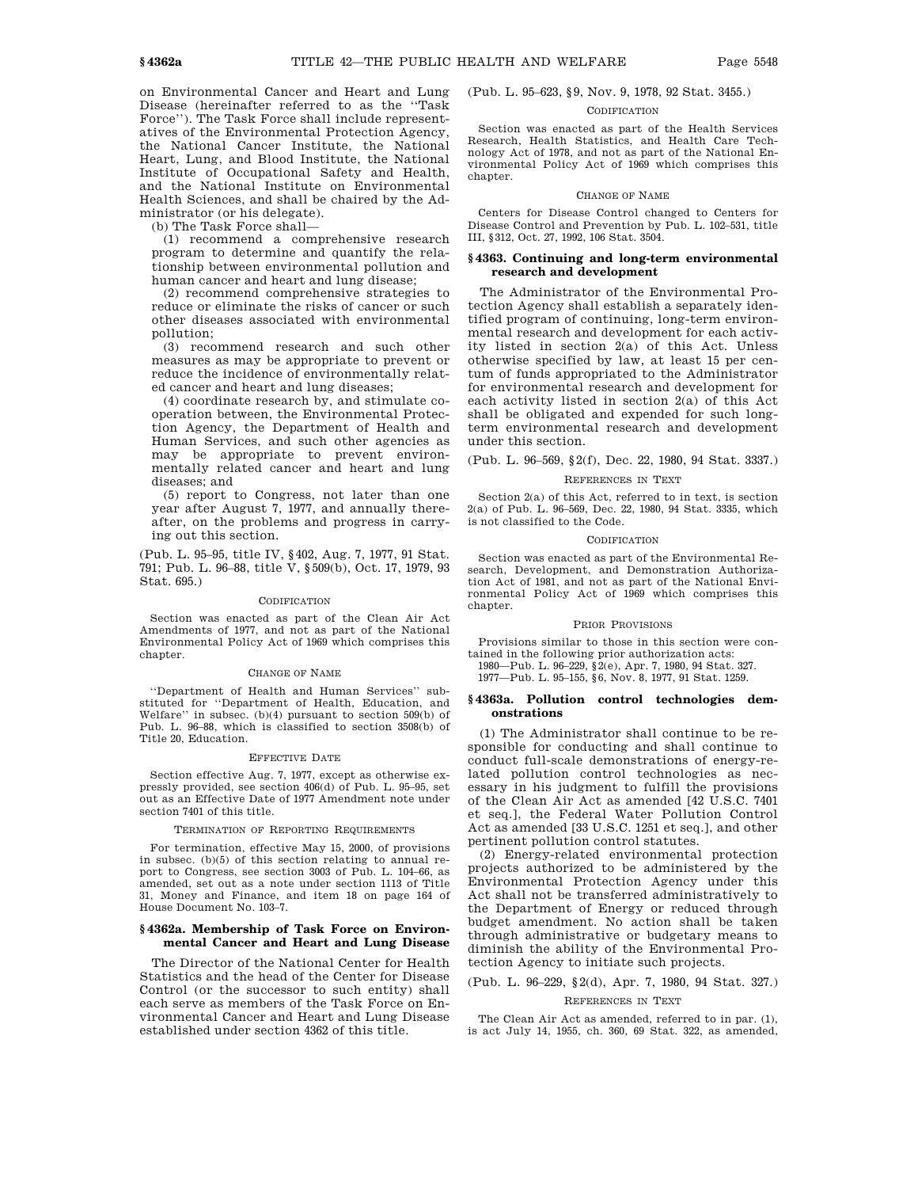on Environmental Cancer and Heart and Lung Disease (hereinafter referred to as the ''Task Force''). The Task Force shall include representatives of the Environmental Protection Agency, the National Cancer Institute, the National Heart, Lung, and Blood Institute, the National Institute of Occupational Safety and Health, and the National Institute on Environmental Health Sciences, and shall be chaired by the Administrator (or his delegate).

(b) The Task Force shall—

(1) recommend a comprehensive research program to determine and quantify the relationship between environmental pollution and human cancer and heart and lung disease;

(2) recommend comprehensive strategies to reduce or eliminate the risks of cancer or such other diseases associated with environmental pollution;

(3) recommend research and such other measures as may be appropriate to prevent or reduce the incidence of environmentally related cancer and heart and lung diseases;

(4) coordinate research by, and stimulate cooperation between, the Environmental Protection Agency, the Department of Health and Human Services, and such other agencies as may be appropriate to prevent environmentally related cancer and heart and lung diseases; and

(5) report to Congress, not later than one year after August 7, 1977, and annually thereafter, on the problems and progress in carrying out this section.

(Pub. L. 95–95, title IV, §402, Aug. 7, 1977, 91 Stat. 791; Pub. L. 96–88, title V, §509(b), Oct. 17, 1979, 93 Stat. 695.)

CODIFICATION

Section was enacted as part of the Clean Air Act Amendments of 1977, and not as part of the National Environmental Policy Act of 1969 which comprises this chapter.

CHANGE OF NAME

''Department of Health and Human Services'' substituted for ''Department of Health, Education, and Welfare'' in subsec. (b)(4) pursuant to section 509(b) of Pub. L. 96–88, which is classified to section 3508(b) of Title 20, Education.

EFFECTIVE DATE

Section effective Aug. 7, 1977, except as otherwise expressly provided, see section 406(d) of Pub. L. 95–95, set out as an Effective Date of 1977 Amendment note under section 7401 of this title.

TERMINATION OF REPORTING REQUIREMENTS

For termination, effective May 15, 2000, of provisions in subsec. (b)(5) of this section relating to annual report to Congress, see section 3003 of Pub. L. 104–66, as amended, set out as a note under section 1113 of Title 31, Money and Finance, and item 18 on page 164 of House Document No. 103–7.

### §4362a. Membership of Task Force on Environmental Cancer and Heart and Lung Disease

The Director of the National Center for Health Statistics and the head of the Center for Disease Control (or the successor to such entity) shall each serve as members of the Task Force on Environmental Cancer and Heart and Lung Disease established under section 4362 of this title.

(Pub. L. 95–623, §9, Nov. 9, 1978, 92 Stat. 3455.)

CODIFICATION

Section was enacted as part of the Health Services Research, Health Statistics, and Health Care Technology Act of 1978, and not as part of the National Environmental Policy Act of 1969 which comprises this chapter.

CHANGE OF NAME

Centers for Disease Control changed to Centers for Disease Control and Prevention by Pub. L. 102–531, title III, §312, Oct. 27, 1992, 106 Stat. 3504.

### §4363. Continuing and long-term environmental research and development

The Administrator of the Environmental Protection Agency shall establish a separately identified program of continuing, long-term environmental research and development for each activity listed in section 2(a) of this Act. Unless otherwise specified by law, at least 15 per centum of funds appropriated to the Administrator for environmental research and development for each activity listed in section 2(a) of this Act shall be obligated and expended for such long-term environmental research and development under this section.

(Pub. L. 96–569, §2(f), Dec. 22, 1980, 94 Stat. 3337.)

REFERENCES IN TEXT

Section 2(a) of this Act, referred to in text, is section 2(a) of Pub. L. 96–569, Dec. 22, 1980, 94 Stat. 3335, which is not classified to the Code.

CODIFICATION

Section was enacted as part of the Environmental Research, Development, and Demonstration Authorization Act of 1981, and not as part of the National Environmental Policy Act of 1969 which comprises this chapter.

PRIOR PROVISIONS

Provisions similar to those in this section were contained in the following prior authorization acts:

1980—Pub. L. 96–229, §2(e), Apr. 7, 1980, 94 Stat. 327.

1977—Pub. L. 95–155, §6, Nov. 8, 1977, 91 Stat. 1259.

### §4363a. Pollution control technologies demonstrations

(1) The Administrator shall continue to be responsible for conducting and shall continue to conduct full-scale demonstrations of energy-related pollution control technologies as necessary in his judgment to fulfill the provisions of the Clean Air Act as amended [42 U.S.C. 7401 et seq.], the Federal Water Pollution Control Act as amended [33 U.S.C. 1251 et seq.], and other pertinent pollution control statutes.

(2) Energy-related environmental protection projects authorized to be administered by the Environmental Protection Agency under this Act shall not be transferred administratively to the Department of Energy or reduced through budget amendment. No action shall be taken through administrative or budgetary means to diminish the ability of the Environmental Protection Agency to initiate such projects.

(Pub. L. 96–229, §2(d), Apr. 7, 1980, 94 Stat. 327.)

REFERENCES IN TEXT

The Clean Air Act as amended, referred to in par. (1), is act July 14, 1955, ch. 360, 69 Stat. 322, as amended,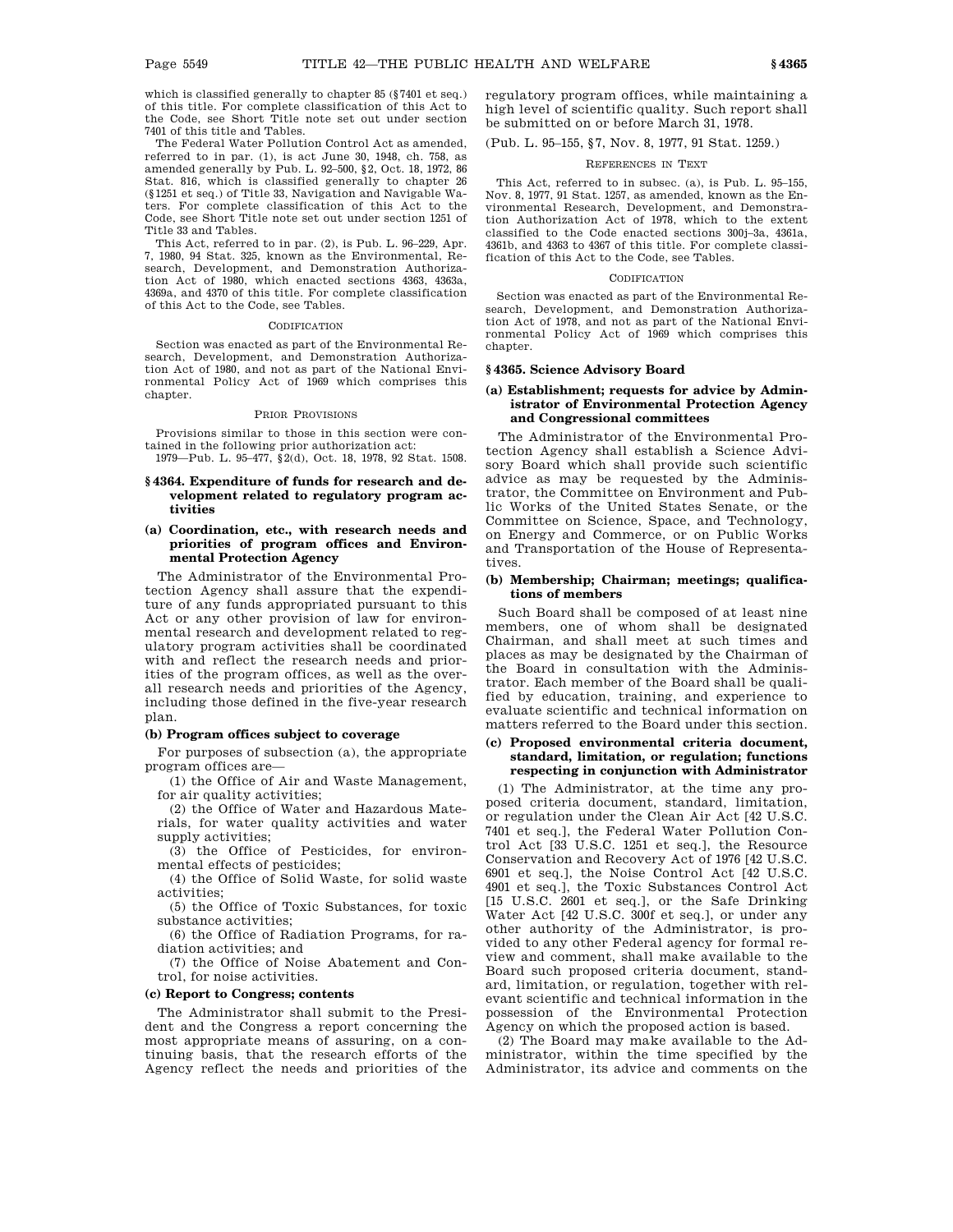which is classified generally to chapter 85 (§7401 et seq.) of this title. For complete classification of this Act to the Code, see Short Title note set out under section 7401 of this title and Tables.

The Federal Water Pollution Control Act as amended, referred to in par. (1), is act June 30, 1948, ch. 758, as amended generally by Pub. L. 92–500, §2, Oct. 18, 1972, 86 Stat. 816, which is classified generally to chapter 26 (§1251 et seq.) of Title 33, Navigation and Navigable Waters. For complete classification of this Act to the Code, see Short Title note set out under section 1251 of Title 33 and Tables.

This Act, referred to in par. (2), is Pub. L. 96–229, Apr. 7, 1980, 94 Stat. 325, known as the Environmental, Research, Development, and Demonstration Authorization Act of 1980, which enacted sections 4363, 4363a, 4369a, and 4370 of this title. For complete classification of this Act to the Code, see Tables.

CODIFICATION

Section was enacted as part of the Environmental Research, Development, and Demonstration Authorization Act of 1980, and not as part of the National Environmental Policy Act of 1969 which comprises this chapter.

PRIOR PROVISIONS

Provisions similar to those in this section were contained in the following prior authorization act:

1979—Pub. L. 95–477, §2(d), Oct. 18, 1978, 92 Stat. 1508.

### §4364. Expenditure of funds for research and development related to regulatory program activities

#### (a) Coordination, etc., with research needs and priorities of program offices and Environmental Protection Agency

The Administrator of the Environmental Protection Agency shall assure that the expenditure of any funds appropriated pursuant to this Act or any other provision of law for environmental research and development related to regulatory program activities shall be coordinated with and reflect the research needs and priorities of the program offices, as well as the overall research needs and priorities of the Agency, including those defined in the five-year research plan.

#### (b) Program offices subject to coverage

For purposes of subsection (a), the appropriate program offices are—

(1) the Office of Air and Waste Management, for air quality activities;

(2) the Office of Water and Hazardous Materials, for water quality activities and water supply activities;

(3) the Office of Pesticides, for environmental effects of pesticides;

(4) the Office of Solid Waste, for solid waste activities;

(5) the Office of Toxic Substances, for toxic substance activities;

(6) the Office of Radiation Programs, for radiation activities; and

(7) the Office of Noise Abatement and Control, for noise activities.

#### (c) Report to Congress; contents

The Administrator shall submit to the President and the Congress a report concerning the most appropriate means of assuring, on a continuing basis, that the research efforts of the Agency reflect the needs and priorities of the regulatory program offices, while maintaining a high level of scientific quality. Such report shall be submitted on or before March 31, 1978.

(Pub. L. 95–155, §7, Nov. 8, 1977, 91 Stat. 1259.)

REFERENCES IN TEXT

This Act, referred to in subsec. (a), is Pub. L. 95–155, Nov. 8, 1977, 91 Stat. 1257, as amended, known as the Environmental Research, Development, and Demonstration Authorization Act of 1978, which to the extent classified to the Code enacted sections 300j–3a, 4361a, 4361b, and 4363 to 4367 of this title. For complete classification of this Act to the Code, see Tables.

CODIFICATION

Section was enacted as part of the Environmental Research, Development, and Demonstration Authorization Act of 1978, and not as part of the National Environmental Policy Act of 1969 which comprises this chapter.

### §4365. Science Advisory Board

#### (a) Establishment; requests for advice by Administrator of Environmental Protection Agency and Congressional committees

The Administrator of the Environmental Protection Agency shall establish a Science Advisory Board which shall provide such scientific advice as may be requested by the Administrator, the Committee on Environment and Public Works of the United States Senate, or the Committee on Science, Space, and Technology, on Energy and Commerce, or on Public Works and Transportation of the House of Representatives.

#### (b) Membership; Chairman; meetings; qualifications of members

Such Board shall be composed of at least nine members, one of whom shall be designated Chairman, and shall meet at such times and places as may be designated by the Chairman of the Board in consultation with the Administrator. Each member of the Board shall be qualified by education, training, and experience to evaluate scientific and technical information on matters referred to the Board under this section.

#### (c) Proposed environmental criteria document, standard, limitation, or regulation; functions respecting in conjunction with Administrator

(1) The Administrator, at the time any proposed criteria document, standard, limitation, or regulation under the Clean Air Act [42 U.S.C. 7401 et seq.], the Federal Water Pollution Control Act [33 U.S.C. 1251 et seq.], the Resource Conservation and Recovery Act of 1976 [42 U.S.C. 6901 et seq.], the Noise Control Act [42 U.S.C. 4901 et seq.], the Toxic Substances Control Act [15 U.S.C. 2601 et seq.], or the Safe Drinking Water Act [42 U.S.C. 300f et seq.], or under any other authority of the Administrator, is provided to any other Federal agency for formal review and comment, shall make available to the Board such proposed criteria document, standard, limitation, or regulation, together with relevant scientific and technical information in the possession of the Environmental Protection Agency on which the proposed action is based.

(2) The Board may make available to the Administrator, within the time specified by the Administrator, its advice and comments on the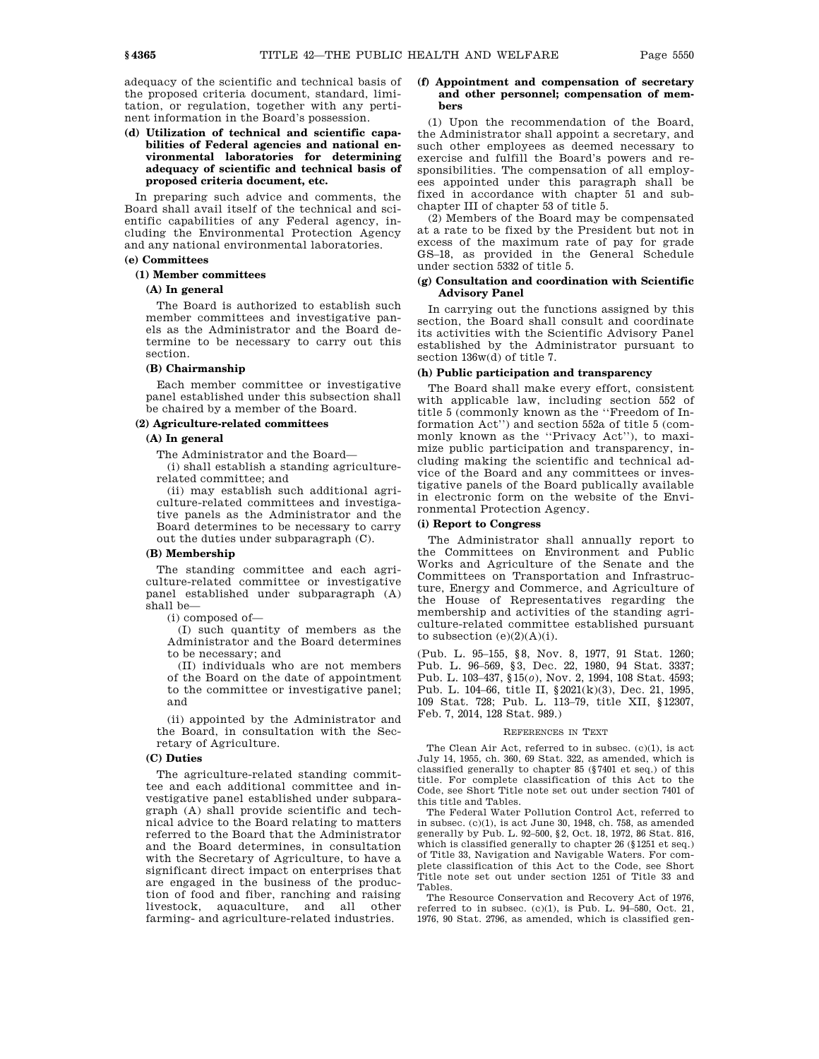adequacy of the scientific and technical basis of the proposed criteria document, standard, limitation, or regulation, together with any pertinent information in the Board's possession.

**(d) Utilization of technical and scientific capabilities of Federal agencies and national environmental laboratories for determining adequacy of scientific and technical basis of proposed criteria document, etc.**

In preparing such advice and comments, the Board shall avail itself of the technical and scientific capabilities of any Federal agency, including the Environmental Protection Agency and any national environmental laboratories.

**(e) Committees**

**(1) Member committees**

**(A) In general**

The Board is authorized to establish such member committees and investigative panels as the Administrator and the Board determine to be necessary to carry out this section.

**(B) Chairmanship**

Each member committee or investigative panel established under this subsection shall be chaired by a member of the Board.

**(2) Agriculture-related committees**

**(A) In general**

The Administrator and the Board—

(i) shall establish a standing agriculture-related committee; and

(ii) may establish such additional agriculture-related committees and investigative panels as the Administrator and the Board determines to be necessary to carry out the duties under subparagraph (C).

**(B) Membership**

The standing committee and each agriculture-related committee or investigative panel established under subparagraph (A) shall be—

(i) composed of—

(I) such quantity of members as the Administrator and the Board determines to be necessary; and

(II) individuals who are not members of the Board on the date of appointment to the committee or investigative panel; and

(ii) appointed by the Administrator and the Board, in consultation with the Secretary of Agriculture.

**(C) Duties**

The agriculture-related standing committee and each additional committee and investigative panel established under subparagraph (A) shall provide scientific and technical advice to the Board relating to matters referred to the Board that the Administrator and the Board determines, in consultation with the Secretary of Agriculture, to have a significant direct impact on enterprises that are engaged in the business of the production of food and fiber, ranching and raising livestock, aquaculture, and all other farming- and agriculture-related industries.

**(f) Appointment and compensation of secretary and other personnel; compensation of members**

(1) Upon the recommendation of the Board, the Administrator shall appoint a secretary, and such other employees as deemed necessary to exercise and fulfill the Board's powers and responsibilities. The compensation of all employees appointed under this paragraph shall be fixed in accordance with chapter 51 and subchapter III of chapter 53 of title 5.

(2) Members of the Board may be compensated at a rate to be fixed by the President but not in excess of the maximum rate of pay for grade GS–18, as provided in the General Schedule under section 5332 of title 5.

**(g) Consultation and coordination with Scientific Advisory Panel**

In carrying out the functions assigned by this section, the Board shall consult and coordinate its activities with the Scientific Advisory Panel established by the Administrator pursuant to section 136w(d) of title 7.

**(h) Public participation and transparency**

The Board shall make every effort, consistent with applicable law, including section 552 of title 5 (commonly known as the ''Freedom of Information Act'') and section 552a of title 5 (commonly known as the ''Privacy Act''), to maximize public participation and transparency, including making the scientific and technical advice of the Board and any committees or investigative panels of the Board publically available in electronic form on the website of the Environmental Protection Agency.

**(i) Report to Congress**

The Administrator shall annually report to the Committees on Environment and Public Works and Agriculture of the Senate and the Committees on Transportation and Infrastructure, Energy and Commerce, and Agriculture of the House of Representatives regarding the membership and activities of the standing agriculture-related committee established pursuant to subsection (e)(2)(A)(i).

(Pub. L. 95–155, §8, Nov. 8, 1977, 91 Stat. 1260; Pub. L. 96–569, §3, Dec. 22, 1980, 94 Stat. 3337; Pub. L. 103–437, §15(*o*), Nov. 2, 1994, 108 Stat. 4593; Pub. L. 104–66, title II, §2021(k)(3), Dec. 21, 1995, 109 Stat. 728; Pub. L. 113–79, title XII, §12307, Feb. 7, 2014, 128 Stat. 989.)

REFERENCES IN TEXT

The Clean Air Act, referred to in subsec. (c)(1), is act July 14, 1955, ch. 360, 69 Stat. 322, as amended, which is classified generally to chapter 85 (§7401 et seq.) of this title. For complete classification of this Act to the Code, see Short Title note set out under section 7401 of this title and Tables.

The Federal Water Pollution Control Act, referred to in subsec. (c)(1), is act June 30, 1948, ch. 758, as amended generally by Pub. L. 92–500, §2, Oct. 18, 1972, 86 Stat. 816, which is classified generally to chapter 26 (§1251 et seq.) of Title 33, Navigation and Navigable Waters. For complete classification of this Act to the Code, see Short Title note set out under section 1251 of Title 33 and Tables.

The Resource Conservation and Recovery Act of 1976, referred to in subsec. (c)(1), is Pub. L. 94–580, Oct. 21, 1976, 90 Stat. 2796, as amended, which is classified gen-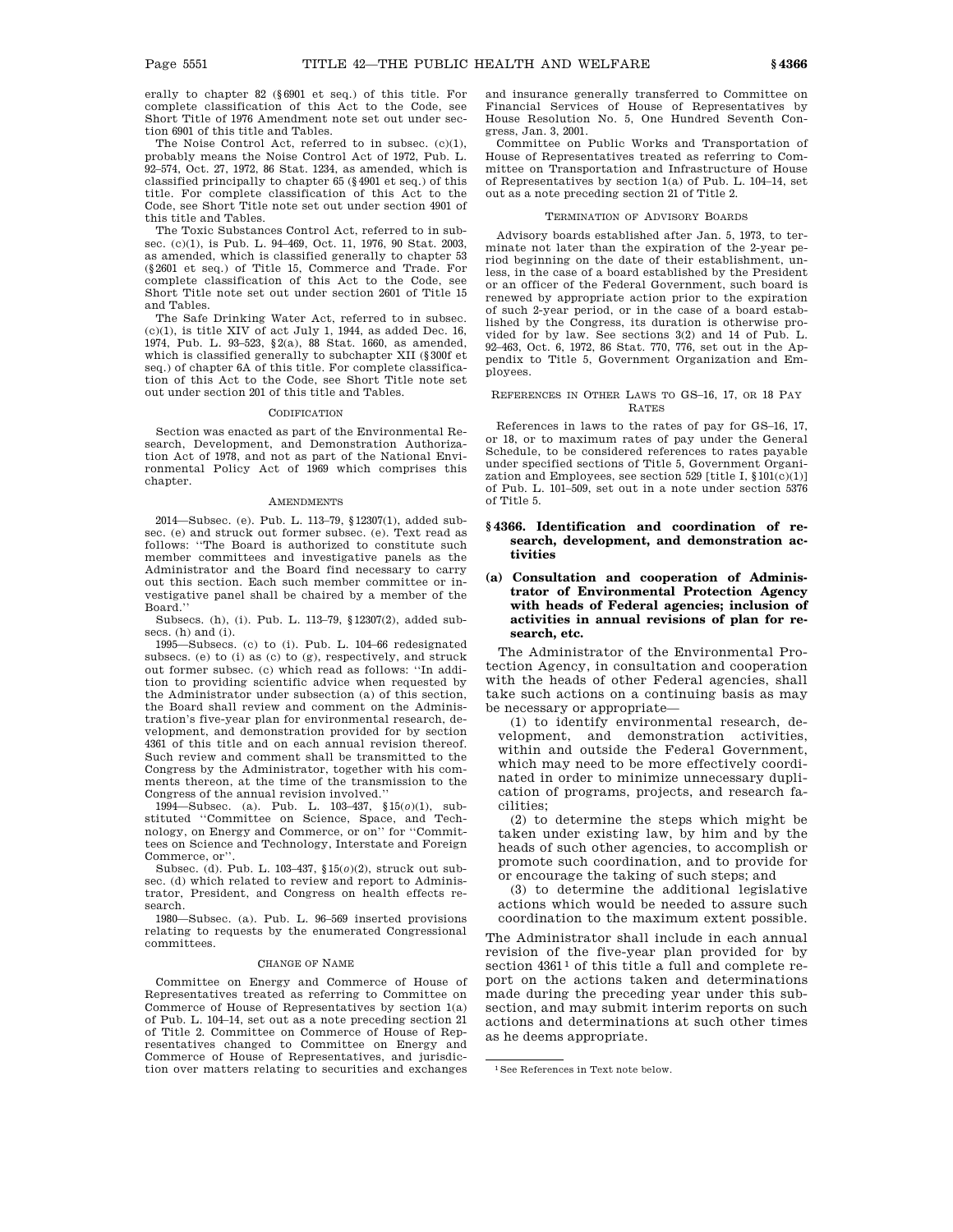erally to chapter 82 (§6901 et seq.) of this title. For complete classification of this Act to the Code, see Short Title of 1976 Amendment note set out under section 6901 of this title and Tables.

The Noise Control Act, referred to in subsec. (c)(1), probably means the Noise Control Act of 1972, Pub. L. 92–574, Oct. 27, 1972, 86 Stat. 1234, as amended, which is classified principally to chapter 65 (§4901 et seq.) of this title. For complete classification of this Act to the Code, see Short Title note set out under section 4901 of this title and Tables.

The Toxic Substances Control Act, referred to in subsec. (c)(1), is Pub. L. 94–469, Oct. 11, 1976, 90 Stat. 2003, as amended, which is classified generally to chapter 53 (§2601 et seq.) of Title 15, Commerce and Trade. For complete classification of this Act to the Code, see Short Title note set out under section 2601 of Title 15 and Tables.

The Safe Drinking Water Act, referred to in subsec. (c)(1), is title XIV of act July 1, 1944, as added Dec. 16, 1974, Pub. L. 93–523, §2(a), 88 Stat. 1660, as amended, which is classified generally to subchapter XII (§300f et seq.) of chapter 6A of this title. For complete classification of this Act to the Code, see Short Title note set out under section 201 of this title and Tables.

CODIFICATION

Section was enacted as part of the Environmental Research, Development, and Demonstration Authorization Act of 1978, and not as part of the National Environmental Policy Act of 1969 which comprises this chapter.

AMENDMENTS

2014—Subsec. (e). Pub. L. 113–79, §12307(1), added subsec. (e) and struck out former subsec. (e). Text read as follows: "The Board is authorized to constitute such member committees and investigative panels as the Administrator and the Board find necessary to carry out this section. Each such member committee or investigative panel shall be chaired by a member of the Board."

Subsecs. (h), (i). Pub. L. 113–79, §12307(2), added subsecs. (h) and (i).

1995—Subsecs. (c) to (i). Pub. L. 104–66 redesignated subsecs. (e) to (i) as (c) to (g), respectively, and struck out former subsec. (c) which read as follows: "In addition to providing scientific advice when requested by the Administrator under subsection (a) of this section, the Board shall review and comment on the Administration's five-year plan for environmental research, development, and demonstration provided for by section 4361 of this title and on each annual revision thereof. Such review and comment shall be transmitted to the Congress by the Administrator, together with his comments thereon, at the time of the transmission to the Congress of the annual revision involved."

1994—Subsec. (a). Pub. L. 103–437, §15(*o*)(1), substituted "Committee on Science, Space, and Technology, on Energy and Commerce, or on" for "Committees on Science and Technology, Interstate and Foreign Commerce, or".

Subsec. (d). Pub. L. 103–437, §15(*o*)(2), struck out subsec. (d) which related to review and report to Administrator, President, and Congress on health effects research.

1980—Subsec. (a). Pub. L. 96–569 inserted provisions relating to requests by the enumerated Congressional committees.

CHANGE OF NAME

Committee on Energy and Commerce of House of Representatives treated as referring to Committee on Commerce of House of Representatives by section 1(a) of Pub. L. 104–14, set out as a note preceding section 21 of Title 2. Committee on Commerce of House of Representatives changed to Committee on Energy and Commerce of House of Representatives, and jurisdiction over matters relating to securities and exchanges and insurance generally transferred to Committee on Financial Services of House of Representatives by House Resolution No. 5, One Hundred Seventh Congress, Jan. 3, 2001.

Committee on Public Works and Transportation of House of Representatives treated as referring to Committee on Transportation and Infrastructure of House of Representatives by section 1(a) of Pub. L. 104–14, set out as a note preceding section 21 of Title 2.

TERMINATION OF ADVISORY BOARDS

Advisory boards established after Jan. 5, 1973, to terminate not later than the expiration of the 2-year period beginning on the date of their establishment, unless, in the case of a board established by the President or an officer of the Federal Government, such board is renewed by appropriate action prior to the expiration of such 2-year period, or in the case of a board established by the Congress, its duration is otherwise provided for by law. See sections 3(2) and 14 of Pub. L. 92–463, Oct. 6, 1972, 86 Stat. 770, 776, set out in the Appendix to Title 5, Government Organization and Employees.

REFERENCES IN OTHER LAWS TO GS–16, 17, OR 18 PAY RATES

References in laws to the rates of pay for GS–16, 17, or 18, or to maximum rates of pay under the General Schedule, to be considered references to rates payable under specified sections of Title 5, Government Organization and Employees, see section 529 [title I, §101(c)(1)] of Pub. L. 101–509, set out in a note under section 5376 of Title 5.

## §4366. Identification and coordination of research, development, and demonstration activities

### (a) Consultation and cooperation of Administrator of Environmental Protection Agency with heads of Federal agencies; inclusion of activities in annual revisions of plan for research, etc.

The Administrator of the Environmental Protection Agency, in consultation and cooperation with the heads of other Federal agencies, shall take such actions on a continuing basis as may be necessary or appropriate—

(1) to identify environmental research, development, and demonstration activities, within and outside the Federal Government, which may need to be more effectively coordinated in order to minimize unnecessary duplication of programs, projects, and research facilities;

(2) to determine the steps which might be taken under existing law, by him and by the heads of such other agencies, to accomplish or promote such coordination, and to provide for or encourage the taking of such steps; and

(3) to determine the additional legislative actions which would be needed to assure such coordination to the maximum extent possible.

The Administrator shall include in each annual revision of the five-year plan provided for by section 4361[1] of this title a full and complete report on the actions taken and determinations made during the preceding year under this subsection, and may submit interim reports on such actions and determinations at such other times as he deems appropriate.

[1] See References in Text note below.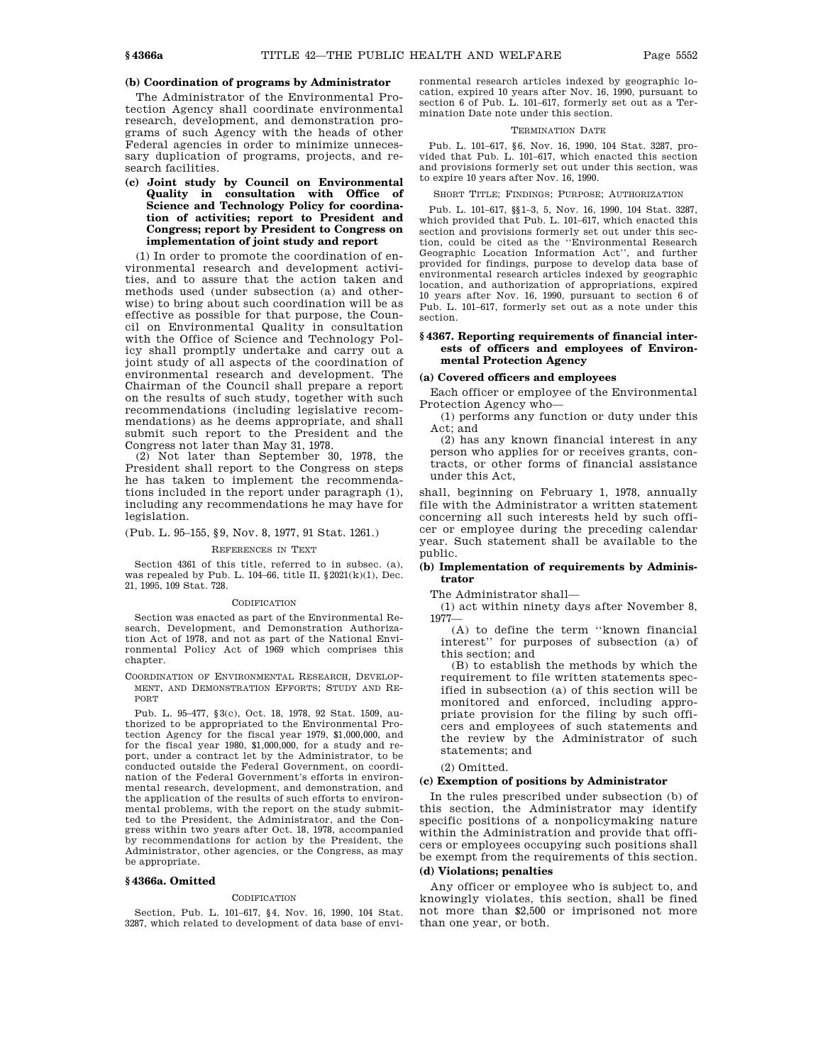**(b) Coordination of programs by Administrator**

The Administrator of the Environmental Protection Agency shall coordinate environmental research, development, and demonstration programs of such Agency with the heads of other Federal agencies in order to minimize unnecessary duplication of programs, projects, and research facilities.

**(c) Joint study by Council on Environmental Quality in consultation with Office of Science and Technology Policy for coordination of activities; report to President and Congress; report by President to Congress on implementation of joint study and report**

(1) In order to promote the coordination of environmental research and development activities, and to assure that the action taken and methods used (under subsection (a) and otherwise) to bring about such coordination will be as effective as possible for that purpose, the Council on Environmental Quality in consultation with the Office of Science and Technology Policy shall promptly undertake and carry out a joint study of all aspects of the coordination of environmental research and development. The Chairman of the Council shall prepare a report on the results of such study, together with such recommendations (including legislative recommendations) as he deems appropriate, and shall submit such report to the President and the Congress not later than May 31, 1978.

(2) Not later than September 30, 1978, the President shall report to the Congress on steps he has taken to implement the recommendations included in the report under paragraph (1), including any recommendations he may have for legislation.

(Pub. L. 95–155, §9, Nov. 8, 1977, 91 Stat. 1261.)

REFERENCES IN TEXT

Section 4361 of this title, referred to in subsec. (a), was repealed by Pub. L. 104–66, title II, §2021(k)(1), Dec. 21, 1995, 109 Stat. 728.

CODIFICATION

Section was enacted as part of the Environmental Research, Development, and Demonstration Authorization Act of 1978, and not as part of the National Environmental Policy Act of 1969 which comprises this chapter.

COORDINATION OF ENVIRONMENTAL RESEARCH, DEVELOPMENT, AND DEMONSTRATION EFFORTS; STUDY AND REPORT

Pub. L. 95–477, §3(c), Oct. 18, 1978, 92 Stat. 1509, authorized to be appropriated to the Environmental Protection Agency for the fiscal year 1979, $1,000,000, and for the fiscal year 1980, $1,000,000, for a study and report, under a contract let by the Administrator, to be conducted outside the Federal Government, on coordination of the Federal Government's efforts in environmental research, development, and demonstration, and the application of the results of such efforts to environmental problems, with the report on the study submitted to the President, the Administrator, and the Congress within two years after Oct. 18, 1978, accompanied by recommendations for action by the President, the Administrator, other agencies, or the Congress, as may be appropriate.

## §4366a. Omitted

CODIFICATION

Section, Pub. L. 101–617, §4, Nov. 16, 1990, 104 Stat. 3287, which related to development of data base of environmental research articles indexed by geographic location, expired 10 years after Nov. 16, 1990, pursuant to section 6 of Pub. L. 101–617, formerly set out as a Termination Date note under this section.

TERMINATION DATE

Pub. L. 101–617, §6, Nov. 16, 1990, 104 Stat. 3287, provided that Pub. L. 101–617, which enacted this section and provisions formerly set out under this section, was to expire 10 years after Nov. 16, 1990.

SHORT TITLE; FINDINGS; PURPOSE; AUTHORIZATION

Pub. L. 101–617, §§1–3, 5, Nov. 16, 1990, 104 Stat. 3287, which provided that Pub. L. 101–617, which enacted this section and provisions formerly set out under this section, could be cited as the "Environmental Research Geographic Location Information Act", and further provided for findings, purpose to develop data base of environmental research articles indexed by geographic location, and authorization of appropriations, expired 10 years after Nov. 16, 1990, pursuant to section 6 of Pub. L. 101–617, formerly set out as a note under this section.

## §4367. Reporting requirements of financial interests of officers and employees of Environmental Protection Agency

**(a) Covered officers and employees**

Each officer or employee of the Environmental Protection Agency who—

(1) performs any function or duty under this Act; and

(2) has any known financial interest in any person who applies for or receives grants, contracts, or other forms of financial assistance under this Act,

shall, beginning on February 1, 1978, annually file with the Administrator a written statement concerning all such interests held by such officer or employee during the preceding calendar year. Such statement shall be available to the public.

**(b) Implementation of requirements by Administrator**

The Administrator shall—

(1) act within ninety days after November 8, 1977—

(A) to define the term "known financial interest" for purposes of subsection (a) of this section; and

(B) to establish the methods by which the requirement to file written statements specified in subsection (a) of this section will be monitored and enforced, including appropriate provision for the filing by such officers and employees of such statements and the review by the Administrator of such statements; and

(2) Omitted.

**(c) Exemption of positions by Administrator**

In the rules prescribed under subsection (b) of this section, the Administrator may identify specific positions of a nonpolicymaking nature within the Administration and provide that officers or employees occupying such positions shall be exempt from the requirements of this section.

**(d) Violations; penalties**

Any officer or employee who is subject to, and knowingly violates, this section, shall be fined not more than $2,500 or imprisoned not more than one year, or both.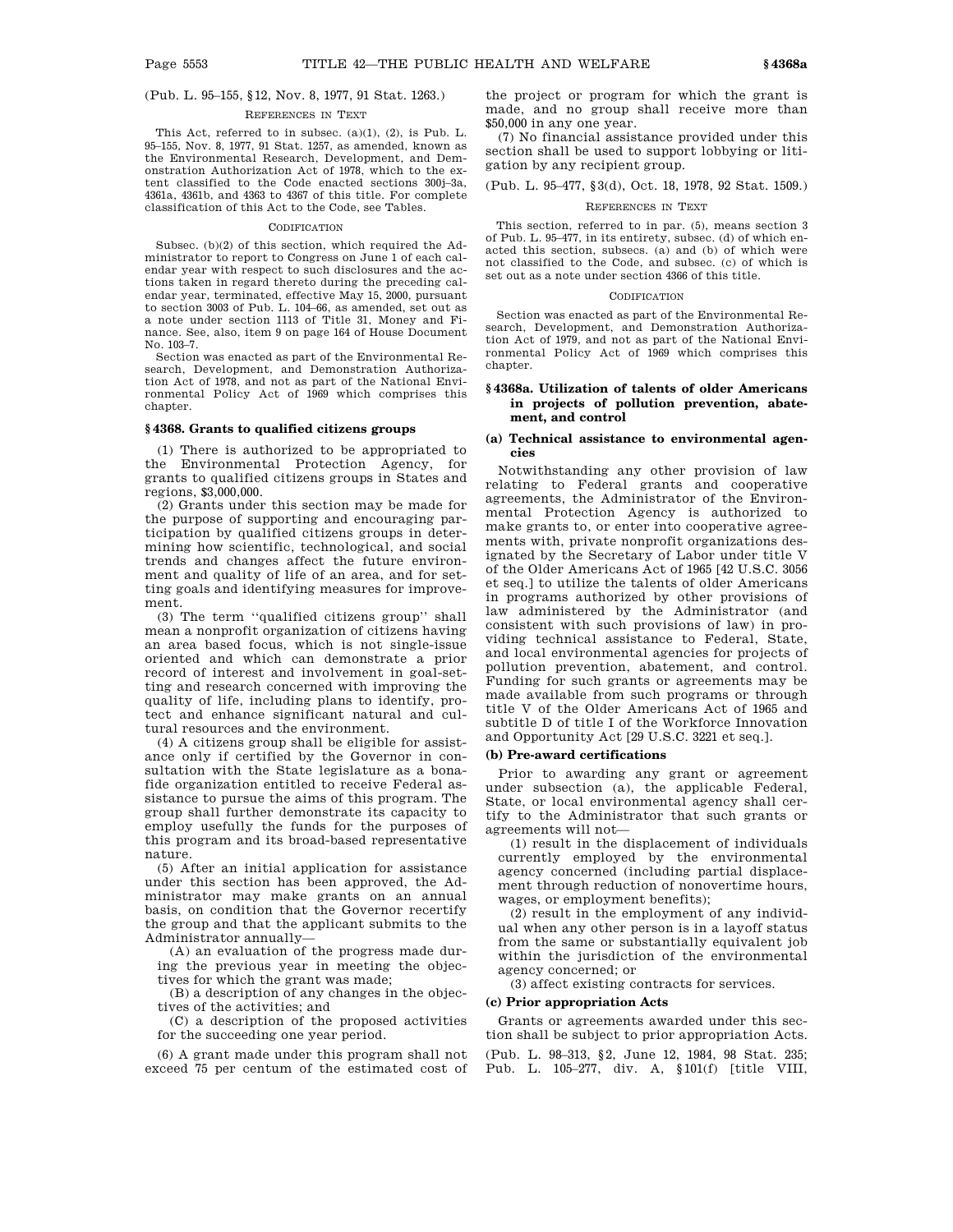(Pub. L. 95–155, §12, Nov. 8, 1977, 91 Stat. 1263.)

REFERENCES IN TEXT

This Act, referred to in subsec. (a)(1), (2), is Pub. L. 95–155, Nov. 8, 1977, 91 Stat. 1257, as amended, known as the Environmental Research, Development, and Demonstration Authorization Act of 1978, which to the extent classified to the Code enacted sections 300j–3a, 4361a, 4361b, and 4363 to 4367 of this title. For complete classification of this Act to the Code, see Tables.

CODIFICATION

Subsec. (b)(2) of this section, which required the Administrator to report to Congress on June 1 of each calendar year with respect to such disclosures and the actions taken in regard thereto during the preceding calendar year, terminated, effective May 15, 2000, pursuant to section 3003 of Pub. L. 104–66, as amended, set out as a note under section 1113 of Title 31, Money and Finance. See, also, item 9 on page 164 of House Document No. 103–7.

Section was enacted as part of the Environmental Research, Development, and Demonstration Authorization Act of 1978, and not as part of the National Environmental Policy Act of 1969 which comprises this chapter.

## §4368. Grants to qualified citizens groups

(1) There is authorized to be appropriated to the Environmental Protection Agency, for grants to qualified citizens groups in States and regions, $3,000,000.

(2) Grants under this section may be made for the purpose of supporting and encouraging participation by qualified citizens groups in determining how scientific, technological, and social trends and changes affect the future environment and quality of life of an area, and for setting goals and identifying measures for improvement.

(3) The term "qualified citizens group" shall mean a nonprofit organization of citizens having an area based focus, which is not single-issue oriented and which can demonstrate a prior record of interest and involvement in goal-setting and research concerned with improving the quality of life, including plans to identify, protect and enhance significant natural and cultural resources and the environment.

(4) A citizens group shall be eligible for assistance only if certified by the Governor in consultation with the State legislature as a bonafide organization entitled to receive Federal assistance to pursue the aims of this program. The group shall further demonstrate its capacity to employ usefully the funds for the purposes of this program and its broad-based representative nature.

(5) After an initial application for assistance under this section has been approved, the Administrator may make grants on an annual basis, on condition that the Governor recertify the group and that the applicant submits to the Administrator annually—

(A) an evaluation of the progress made during the previous year in meeting the objectives for which the grant was made;

(B) a description of any changes in the objectives of the activities; and

(C) a description of the proposed activities for the succeeding one year period.

(6) A grant made under this program shall not exceed 75 per centum of the estimated cost of the project or program for which the grant is made, and no group shall receive more than $50,000 in any one year.

(7) No financial assistance provided under this section shall be used to support lobbying or litigation by any recipient group.

(Pub. L. 95–477, §3(d), Oct. 18, 1978, 92 Stat. 1509.)

REFERENCES IN TEXT

This section, referred to in par. (5), means section 3 of Pub. L. 95–477, in its entirety, subsec. (d) of which enacted this section, subsecs. (a) and (b) of which were not classified to the Code, and subsec. (c) of which is set out as a note under section 4366 of this title.

CODIFICATION

Section was enacted as part of the Environmental Research, Development, and Demonstration Authorization Act of 1979, and not as part of the National Environmental Policy Act of 1969 which comprises this chapter.

## §4368a. Utilization of talents of older Americans in projects of pollution prevention, abatement, and control

### (a) Technical assistance to environmental agencies

Notwithstanding any other provision of law relating to Federal grants and cooperative agreements, the Administrator of the Environmental Protection Agency is authorized to make grants to, or enter into cooperative agreements with, private nonprofit organizations designated by the Secretary of Labor under title V of the Older Americans Act of 1965 [42 U.S.C. 3056 et seq.] to utilize the talents of older Americans in programs authorized by other provisions of law administered by the Administrator (and consistent with such provisions of law) in providing technical assistance to Federal, State, and local environmental agencies for projects of pollution prevention, abatement, and control. Funding for such grants or agreements may be made available from such programs or through title V of the Older Americans Act of 1965 and subtitle D of title I of the Workforce Innovation and Opportunity Act [29 U.S.C. 3221 et seq.].

### (b) Pre-award certifications

Prior to awarding any grant or agreement under subsection (a), the applicable Federal, State, or local environmental agency shall certify to the Administrator that such grants or agreements will not—

(1) result in the displacement of individuals currently employed by the environmental agency concerned (including partial displacement through reduction of nonovertime hours, wages, or employment benefits);

(2) result in the employment of any individual when any other person is in a layoff status from the same or substantially equivalent job within the jurisdiction of the environmental agency concerned; or

(3) affect existing contracts for services.

### (c) Prior appropriation Acts

Grants or agreements awarded under this section shall be subject to prior appropriation Acts.

(Pub. L. 98–313, §2, June 12, 1984, 98 Stat. 235; Pub. L. 105–277, div. A, §101(f) [title VIII,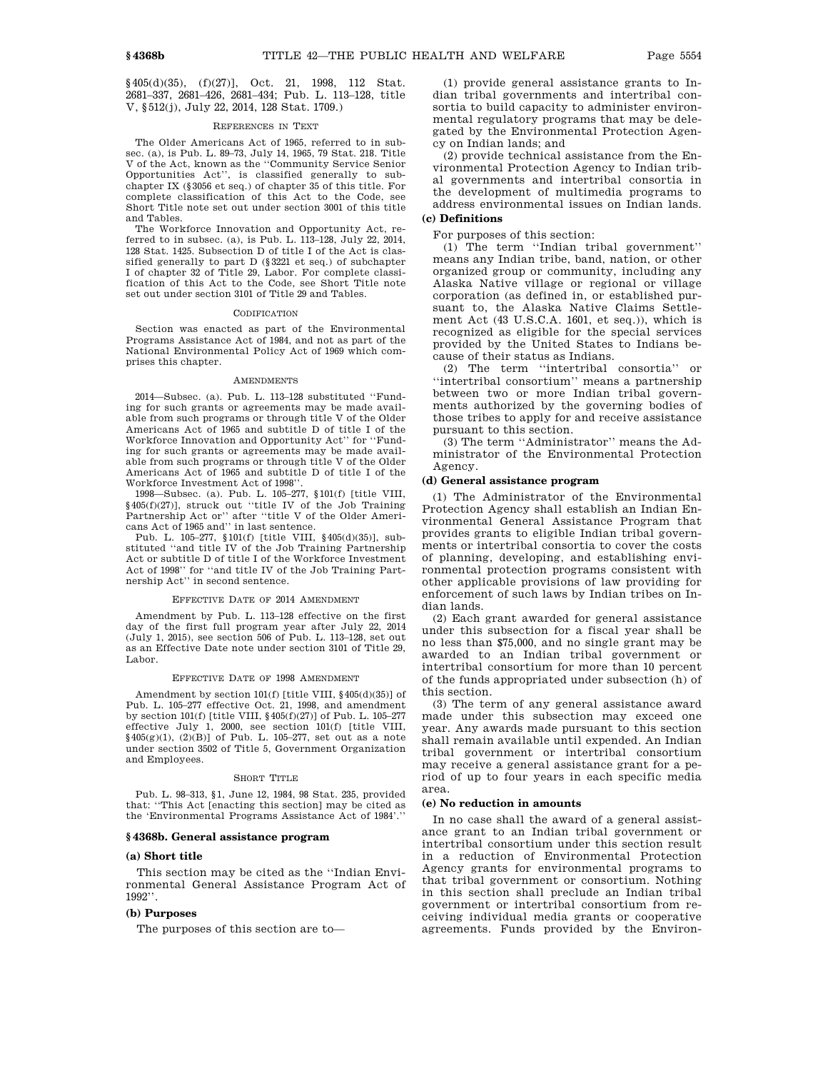§405(d)(35), (f)(27)], Oct. 21, 1998, 112 Stat. 2681–337, 2681–426, 2681–434; Pub. L. 113–128, title V, §512(j), July 22, 2014, 128 Stat. 1709.)

REFERENCES IN TEXT

The Older Americans Act of 1965, referred to in subsec. (a), is Pub. L. 89–73, July 14, 1965, 79 Stat. 218. Title V of the Act, known as the ''Community Service Senior Opportunities Act'', is classified generally to subchapter IX (§3056 et seq.) of chapter 35 of this title. For complete classification of this Act to the Code, see Short Title note set out under section 3001 of this title and Tables.

The Workforce Innovation and Opportunity Act, referred to in subsec. (a), is Pub. L. 113–128, July 22, 2014, 128 Stat. 1425. Subsection D of title I of the Act is classified generally to part D (§3221 et seq.) of subchapter I of chapter 32 of Title 29, Labor. For complete classification of this Act to the Code, see Short Title note set out under section 3101 of Title 29 and Tables.

CODIFICATION

Section was enacted as part of the Environmental Programs Assistance Act of 1984, and not as part of the National Environmental Policy Act of 1969 which comprises this chapter.

AMENDMENTS

2014—Subsec. (a). Pub. L. 113–128 substituted ''Funding for such grants or agreements may be made available from such programs or through title V of the Older Americans Act of 1965 and subtitle D of title I of the Workforce Innovation and Opportunity Act'' for ''Funding for such grants or agreements may be made available from such programs or through title V of the Older Americans Act of 1965 and subtitle D of title I of the Workforce Investment Act of 1998''.

1998—Subsec. (a). Pub. L. 105–277, §101(f) [title VIII, §405(f)(27)], struck out ''title IV of the Job Training Partnership Act or'' after ''title V of the Older Americans Act of 1965 and'' in last sentence.

Pub. L. 105–277, §101(f) [title VIII, §405(d)(35)], substituted ''and title IV of the Job Training Partnership Act or subtitle D of title I of the Workforce Investment Act of 1998'' for ''and title IV of the Job Training Partnership Act'' in second sentence.

EFFECTIVE DATE OF 2014 AMENDMENT

Amendment by Pub. L. 113–128 effective on the first day of the first full program year after July 22, 2014 (July 1, 2015), see section 506 of Pub. L. 113–128, set out as an Effective Date note under section 3101 of Title 29, Labor.

EFFECTIVE DATE OF 1998 AMENDMENT

Amendment by section 101(f) [title VIII, §405(d)(35)] of Pub. L. 105–277 effective Oct. 21, 1998, and amendment by section 101(f) [title VIII, §405(f)(27)] of Pub. L. 105–277 effective July 1, 2000, see section 101(f) [title VIII, §405(g)(1), (2)(B)] of Pub. L. 105–277, set out as a note under section 3502 of Title 5, Government Organization and Employees.

SHORT TITLE

Pub. L. 98–313, §1, June 12, 1984, 98 Stat. 235, provided that: ''This Act [enacting this section] may be cited as the 'Environmental Programs Assistance Act of 1984'.''

## §4368b. General assistance program

### (a) Short title

This section may be cited as the ''Indian Environmental General Assistance Program Act of 1992''.

### (b) Purposes

The purposes of this section are to—

(1) provide general assistance grants to Indian tribal governments and intertribal consortia to build capacity to administer environmental regulatory programs that may be delegated by the Environmental Protection Agency on Indian lands; and

(2) provide technical assistance from the Environmental Protection Agency to Indian tribal governments and intertribal consortia in the development of multimedia programs to address environmental issues on Indian lands.

### (c) Definitions

For purposes of this section:

(1) The term ''Indian tribal government'' means any Indian tribe, band, nation, or other organized group or community, including any Alaska Native village or regional or village corporation (as defined in, or established pursuant to, the Alaska Native Claims Settlement Act (43 U.S.C.A. 1601, et seq.)), which is recognized as eligible for the special services provided by the United States to Indians because of their status as Indians.

(2) The term ''intertribal consortia'' or ''intertribal consortium'' means a partnership between two or more Indian tribal governments authorized by the governing bodies of those tribes to apply for and receive assistance pursuant to this section.

(3) The term ''Administrator'' means the Administrator of the Environmental Protection Agency.

### (d) General assistance program

(1) The Administrator of the Environmental Protection Agency shall establish an Indian Environmental General Assistance Program that provides grants to eligible Indian tribal governments or intertribal consortia to cover the costs of planning, developing, and establishing environmental protection programs consistent with other applicable provisions of law providing for enforcement of such laws by Indian tribes on Indian lands.

(2) Each grant awarded for general assistance under this subsection for a fiscal year shall be no less than $75,000, and no single grant may be awarded to an Indian tribal government or intertribal consortium for more than 10 percent of the funds appropriated under subsection (h) of this section.

(3) The term of any general assistance award made under this subsection may exceed one year. Any awards made pursuant to this section shall remain available until expended. An Indian tribal government or intertribal consortium may receive a general assistance grant for a period of up to four years in each specific media area.

### (e) No reduction in amounts

In no case shall the award of a general assistance grant to an Indian tribal government or intertribal consortium under this section result in a reduction of Environmental Protection Agency grants for environmental programs to that tribal government or consortium. Nothing in this section shall preclude an Indian tribal government or intertribal consortium from receiving individual media grants or cooperative agreements. Funds provided by the Environ-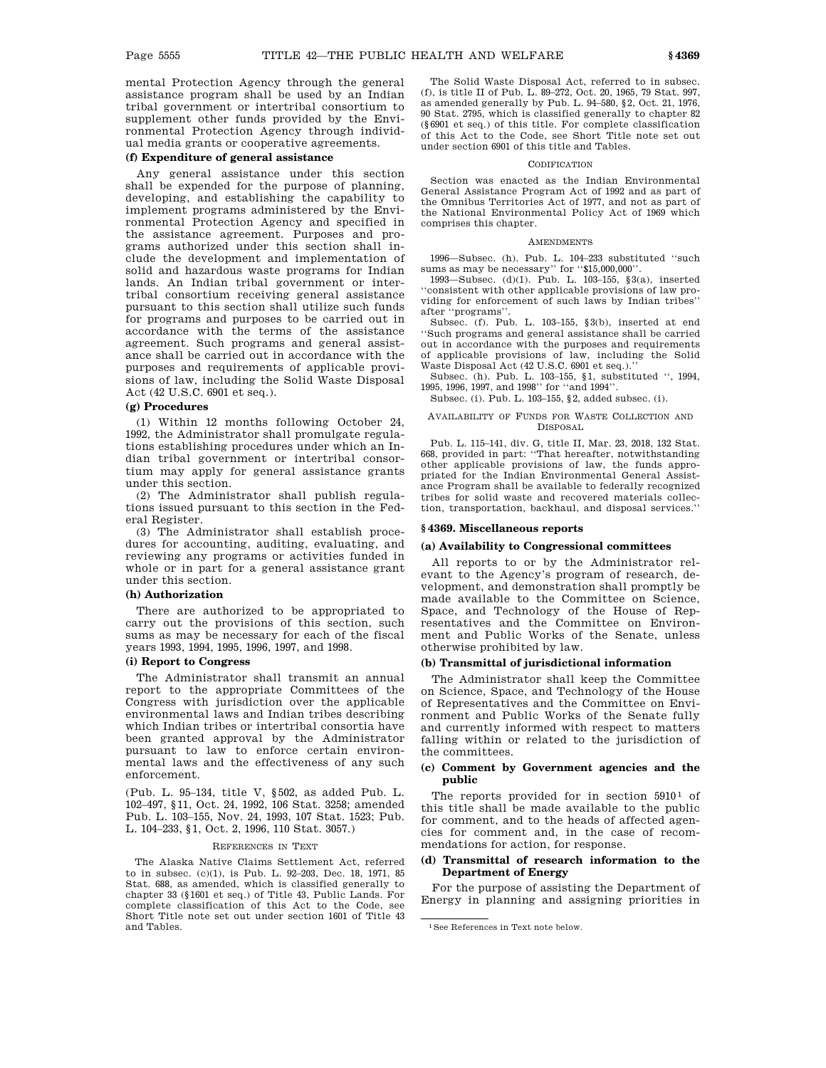mental Protection Agency through the general assistance program shall be used by an Indian tribal government or intertribal consortium to supplement other funds provided by the Environmental Protection Agency through individual media grants or cooperative agreements.

**(f) Expenditure of general assistance**

Any general assistance under this section shall be expended for the purpose of planning, developing, and establishing the capability to implement programs administered by the Environmental Protection Agency and specified in the assistance agreement. Purposes and programs authorized under this section shall include the development and implementation of solid and hazardous waste programs for Indian lands. An Indian tribal government or intertribal consortium receiving general assistance pursuant to this section shall utilize such funds for programs and purposes to be carried out in accordance with the terms of the assistance agreement. Such programs and general assistance shall be carried out in accordance with the purposes and requirements of applicable provisions of law, including the Solid Waste Disposal Act (42 U.S.C. 6901 et seq.).

**(g) Procedures**

(1) Within 12 months following October 24, 1992, the Administrator shall promulgate regulations establishing procedures under which an Indian tribal government or intertribal consortium may apply for general assistance grants under this section.

(2) The Administrator shall publish regulations issued pursuant to this section in the Federal Register.

(3) The Administrator shall establish procedures for accounting, auditing, evaluating, and reviewing any programs or activities funded in whole or in part for a general assistance grant under this section.

**(h) Authorization**

There are authorized to be appropriated to carry out the provisions of this section, such sums as may be necessary for each of the fiscal years 1993, 1994, 1995, 1996, 1997, and 1998.

**(i) Report to Congress**

The Administrator shall transmit an annual report to the appropriate Committees of the Congress with jurisdiction over the applicable environmental laws and Indian tribes describing which Indian tribes or intertribal consortia have been granted approval by the Administrator pursuant to law to enforce certain environmental laws and the effectiveness of any such enforcement.

(Pub. L. 95–134, title V, §502, as added Pub. L. 102–497, §11, Oct. 24, 1992, 106 Stat. 3258; amended Pub. L. 103–155, Nov. 24, 1993, 107 Stat. 1523; Pub. L. 104–233, §1, Oct. 2, 1996, 110 Stat. 3057.)

REFERENCES IN TEXT

The Alaska Native Claims Settlement Act, referred to in subsec. (c)(1), is Pub. L. 92–203, Dec. 18, 1971, 85 Stat. 688, as amended, which is classified generally to chapter 33 (§1601 et seq.) of Title 43, Public Lands. For complete classification of this Act to the Code, see Short Title note set out under section 1601 of Title 43 and Tables.

The Solid Waste Disposal Act, referred to in subsec. (f), is title II of Pub. L. 89–272, Oct. 20, 1965, 79 Stat. 997, as amended generally by Pub. L. 94–580, §2, Oct. 21, 1976, 90 Stat. 2795, which is classified generally to chapter 82 (§6901 et seq.) of this title. For complete classification of this Act to the Code, see Short Title note set out under section 6901 of this title and Tables.

CODIFICATION

Section was enacted as the Indian Environmental General Assistance Program Act of 1992 and as part of the Omnibus Territories Act of 1977, and not as part of the National Environmental Policy Act of 1969 which comprises this chapter.

AMENDMENTS

1996—Subsec. (h). Pub. L. 104–233 substituted "such sums as may be necessary" for "$15,000,000".

1993—Subsec. (d)(1). Pub. L. 103–155, §3(a), inserted "consistent with other applicable provisions of law providing for enforcement of such laws by Indian tribes" after "programs".

Subsec. (f). Pub. L. 103–155, §3(b), inserted at end "Such programs and general assistance shall be carried out in accordance with the purposes and requirements of applicable provisions of law, including the Solid Waste Disposal Act (42 U.S.C. 6901 et seq.)."

Subsec. (h). Pub. L. 103–155, §1, substituted ", 1994, 1995, 1996, 1997, and 1998" for "and 1994".

Subsec. (i). Pub. L. 103–155, §2, added subsec. (i).

AVAILABILITY OF FUNDS FOR WASTE COLLECTION AND DISPOSAL

Pub. L. 115–141, div. G, title II, Mar. 23, 2018, 132 Stat. 668, provided in part: "That hereafter, notwithstanding other applicable provisions of law, the funds appropriated for the Indian Environmental General Assistance Program shall be available to federally recognized tribes for solid waste and recovered materials collection, transportation, backhaul, and disposal services."

## §4369. Miscellaneous reports

**(a) Availability to Congressional committees**

All reports to or by the Administrator relevant to the Agency's program of research, development, and demonstration shall promptly be made available to the Committee on Science, Space, and Technology of the House of Representatives and the Committee on Environment and Public Works of the Senate, unless otherwise prohibited by law.

**(b) Transmittal of jurisdictional information**

The Administrator shall keep the Committee on Science, Space, and Technology of the House of Representatives and the Committee on Environment and Public Works of the Senate fully and currently informed with respect to matters falling within or related to the jurisdiction of the committees.

**(c) Comment by Government agencies and the public**

The reports provided for in section 5910[1] of this title shall be made available to the public for comment, and to the heads of affected agencies for comment and, in the case of recommendations for action, for response.

**(d) Transmittal of research information to the Department of Energy**

For the purpose of assisting the Department of Energy in planning and assigning priorities in

[1] See References in Text note below.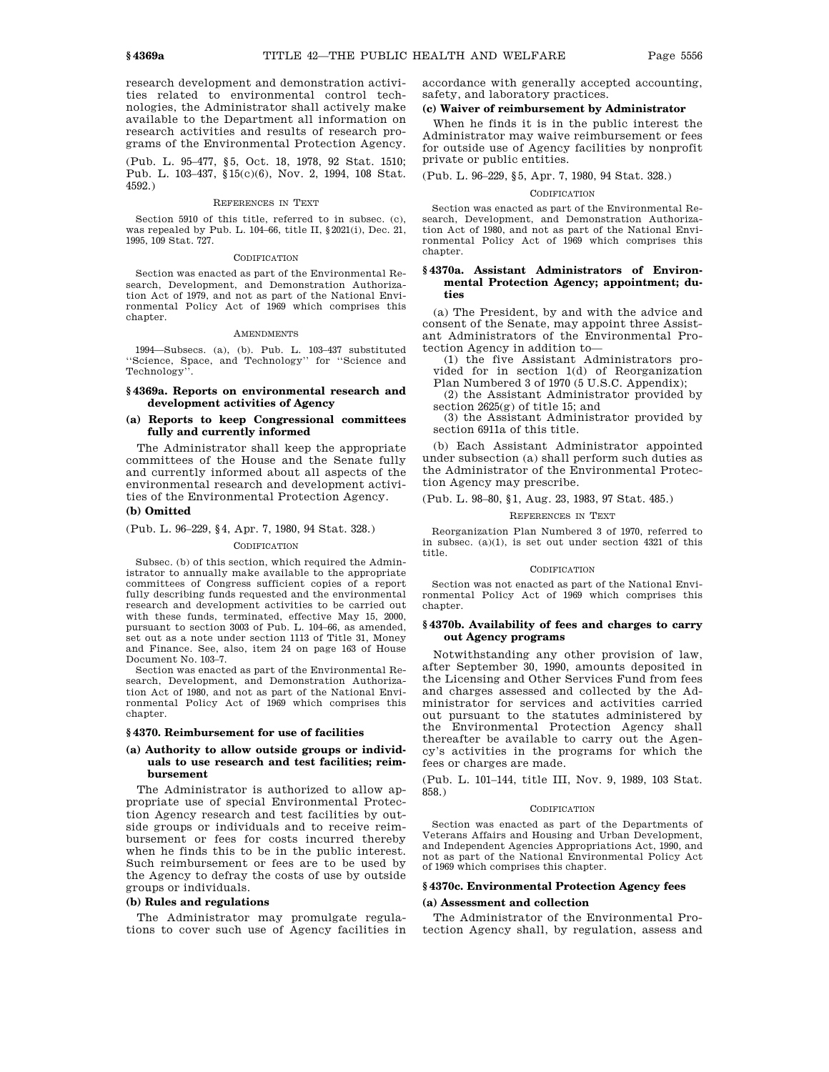research development and demonstration activities related to environmental control technologies, the Administrator shall actively make available to the Department all information on research activities and results of research programs of the Environmental Protection Agency.

(Pub. L. 95–477, §5, Oct. 18, 1978, 92 Stat. 1510; Pub. L. 103–437, §15(c)(6), Nov. 2, 1994, 108 Stat. 4592.)

REFERENCES IN TEXT

Section 5910 of this title, referred to in subsec. (c), was repealed by Pub. L. 104–66, title II, §2021(i), Dec. 21, 1995, 109 Stat. 727.

CODIFICATION

Section was enacted as part of the Environmental Research, Development, and Demonstration Authorization Act of 1979, and not as part of the National Environmental Policy Act of 1969 which comprises this chapter.

AMENDMENTS

1994—Subsecs. (a), (b). Pub. L. 103–437 substituted ''Science, Space, and Technology'' for ''Science and Technology''.

### §4369a. Reports on environmental research and development activities of Agency

#### (a) Reports to keep Congressional committees fully and currently informed

The Administrator shall keep the appropriate committees of the House and the Senate fully and currently informed about all aspects of the environmental research and development activities of the Environmental Protection Agency.

#### (b) Omitted

(Pub. L. 96–229, §4, Apr. 7, 1980, 94 Stat. 328.)

CODIFICATION

Subsec. (b) of this section, which required the Administrator to annually make available to the appropriate committees of Congress sufficient copies of a report fully describing funds requested and the environmental research and development activities to be carried out with these funds, terminated, effective May 15, 2000, pursuant to section 3003 of Pub. L. 104–66, as amended, set out as a note under section 1113 of Title 31, Money and Finance. See, also, item 24 on page 163 of House Document No. 103–7.

Section was enacted as part of the Environmental Research, Development, and Demonstration Authorization Act of 1980, and not as part of the National Environmental Policy Act of 1969 which comprises this chapter.

### §4370. Reimbursement for use of facilities

#### (a) Authority to allow outside groups or individuals to use research and test facilities; reimbursement

The Administrator is authorized to allow appropriate use of special Environmental Protection Agency research and test facilities by outside groups or individuals and to receive reimbursement or fees for costs incurred thereby when he finds this to be in the public interest. Such reimbursement or fees are to be used by the Agency to defray the costs of use by outside groups or individuals.

#### (b) Rules and regulations

The Administrator may promulgate regulations to cover such use of Agency facilities in accordance with generally accepted accounting, safety, and laboratory practices.

#### (c) Waiver of reimbursement by Administrator

When he finds it is in the public interest the Administrator may waive reimbursement or fees for outside use of Agency facilities by nonprofit private or public entities.

(Pub. L. 96–229, §5, Apr. 7, 1980, 94 Stat. 328.)

CODIFICATION

Section was enacted as part of the Environmental Research, Development, and Demonstration Authorization Act of 1980, and not as part of the National Environmental Policy Act of 1969 which comprises this chapter.

### §4370a. Assistant Administrators of Environmental Protection Agency; appointment; duties

(a) The President, by and with the advice and consent of the Senate, may appoint three Assistant Administrators of the Environmental Protection Agency in addition to—

(1) the five Assistant Administrators provided for in section 1(d) of Reorganization Plan Numbered 3 of 1970 (5 U.S.C. Appendix);

(2) the Assistant Administrator provided by section 2625(g) of title 15; and

(3) the Assistant Administrator provided by section 6911a of this title.

(b) Each Assistant Administrator appointed under subsection (a) shall perform such duties as the Administrator of the Environmental Protection Agency may prescribe.

(Pub. L. 98–80, §1, Aug. 23, 1983, 97 Stat. 485.)

REFERENCES IN TEXT

Reorganization Plan Numbered 3 of 1970, referred to in subsec. (a)(1), is set out under section 4321 of this title.

CODIFICATION

Section was not enacted as part of the National Environmental Policy Act of 1969 which comprises this chapter.

### §4370b. Availability of fees and charges to carry out Agency programs

Notwithstanding any other provision of law, after September 30, 1990, amounts deposited in the Licensing and Other Services Fund from fees and charges assessed and collected by the Administrator for services and activities carried out pursuant to the statutes administered by the Environmental Protection Agency shall thereafter be available to carry out the Agency's activities in the programs for which the fees or charges are made.

(Pub. L. 101–144, title III, Nov. 9, 1989, 103 Stat. 858.)

CODIFICATION

Section was enacted as part of the Departments of Veterans Affairs and Housing and Urban Development, and Independent Agencies Appropriations Act, 1990, and not as part of the National Environmental Policy Act of 1969 which comprises this chapter.

### §4370c. Environmental Protection Agency fees

#### (a) Assessment and collection

The Administrator of the Environmental Protection Agency shall, by regulation, assess and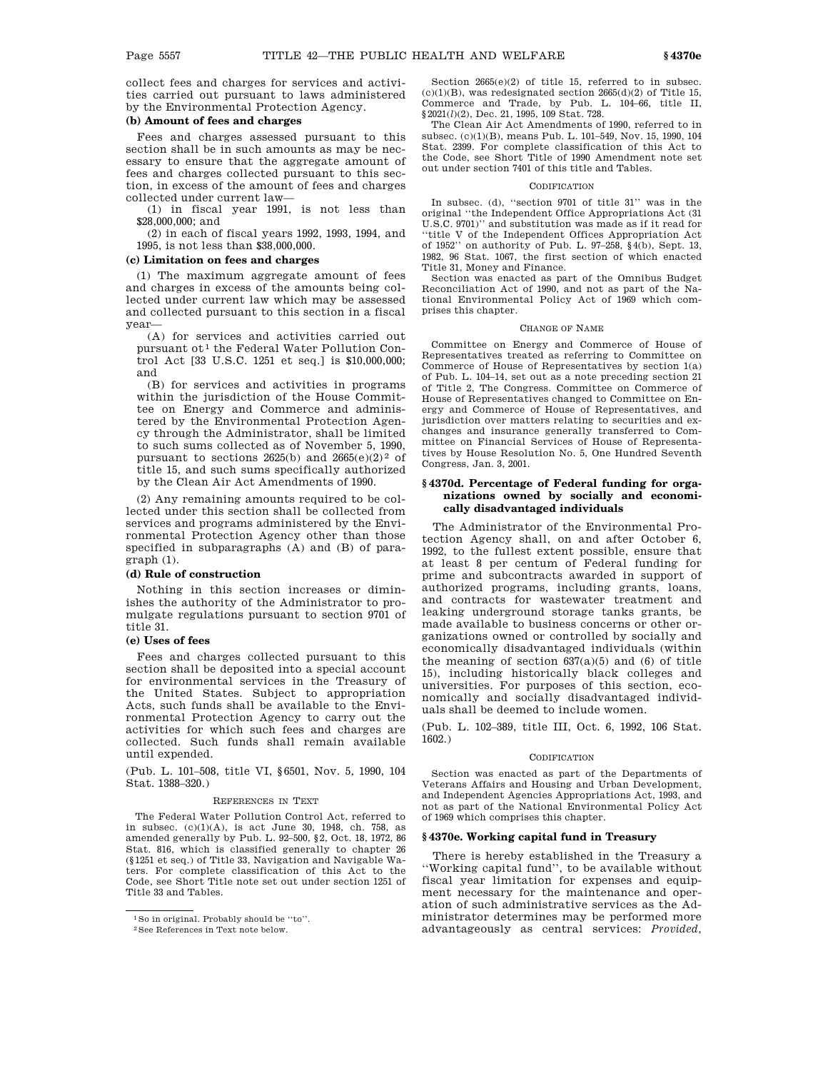collect fees and charges for services and activities carried out pursuant to laws administered by the Environmental Protection Agency.

**(b) Amount of fees and charges**

Fees and charges assessed pursuant to this section shall be in such amounts as may be necessary to ensure that the aggregate amount of fees and charges collected pursuant to this section, in excess of the amount of fees and charges collected under current law—

(1) in fiscal year 1991, is not less than $28,000,000; and

(2) in each of fiscal years 1992, 1993, 1994, and 1995, is not less than $38,000,000.

**(c) Limitation on fees and charges**

(1) The maximum aggregate amount of fees and charges in excess of the amounts being collected under current law which may be assessed and collected pursuant to this section in a fiscal year—

(A) for services and activities carried out pursuant ot[1] the Federal Water Pollution Control Act [33 U.S.C. 1251 et seq.] is $10,000,000; and

(B) for services and activities in programs within the jurisdiction of the House Committee on Energy and Commerce and administered by the Environmental Protection Agency through the Administrator, shall be limited to such sums collected as of November 5, 1990, pursuant to sections 2625(b) and 2665(e)(2)[2] of title 15, and such sums specifically authorized by the Clean Air Act Amendments of 1990.

(2) Any remaining amounts required to be collected under this section shall be collected from services and programs administered by the Environmental Protection Agency other than those specified in subparagraphs (A) and (B) of paragraph (1).

**(d) Rule of construction**

Nothing in this section increases or diminishes the authority of the Administrator to promulgate regulations pursuant to section 9701 of title 31.

**(e) Uses of fees**

Fees and charges collected pursuant to this section shall be deposited into a special account for environmental services in the Treasury of the United States. Subject to appropriation Acts, such funds shall be available to the Environmental Protection Agency to carry out the activities for which such fees and charges are collected. Such funds shall remain available until expended.

(Pub. L. 101–508, title VI, §6501, Nov. 5, 1990, 104 Stat. 1388–320.)

REFERENCES IN TEXT

The Federal Water Pollution Control Act, referred to in subsec. (c)(1)(A), is act June 30, 1948, ch. 758, as amended generally by Pub. L. 92–500, §2, Oct. 18, 1972, 86 Stat. 816, which is classified generally to chapter 26 (§1251 et seq.) of Title 33, Navigation and Navigable Waters. For complete classification of this Act to the Code, see Short Title note set out under section 1251 of Title 33 and Tables.

Section 2665(e)(2) of title 15, referred to in subsec. (c)(1)(B), was redesignated section 2665(d)(2) of Title 15, Commerce and Trade, by Pub. L. 104–66, title II, §2021(*l*)(2), Dec. 21, 1995, 109 Stat. 728.

The Clean Air Act Amendments of 1990, referred to in subsec. (c)(1)(B), means Pub. L. 101–549, Nov. 15, 1990, 104 Stat. 2399. For complete classification of this Act to the Code, see Short Title of 1990 Amendment note set out under section 7401 of this title and Tables.

CODIFICATION

In subsec. (d), "section 9701 of title 31" was in the original "the Independent Office Appropriations Act (31 U.S.C. 9701)" and substitution was made as if it read for "title V of the Independent Offices Appropriation Act of 1952" on authority of Pub. L. 97–258, §4(b), Sept. 13, 1982, 96 Stat. 1067, the first section of which enacted Title 31, Money and Finance.

Section was enacted as part of the Omnibus Budget Reconciliation Act of 1990, and not as part of the National Environmental Policy Act of 1969 which comprises this chapter.

CHANGE OF NAME

Committee on Energy and Commerce of House of Representatives treated as referring to Committee on Commerce of House of Representatives by section 1(a) of Pub. L. 104–14, set out as a note preceding section 21 of Title 2, The Congress. Committee on Commerce of House of Representatives changed to Committee on Energy and Commerce of House of Representatives, and jurisdiction over matters relating to securities and exchanges and insurance generally transferred to Committee on Financial Services of House of Representatives by House Resolution No. 5, One Hundred Seventh Congress, Jan. 3, 2001.

### §4370d. Percentage of Federal funding for organizations owned by socially and economically disadvantaged individuals

The Administrator of the Environmental Protection Agency shall, on and after October 6, 1992, to the fullest extent possible, ensure that at least 8 per centum of Federal funding for prime and subcontracts awarded in support of authorized programs, including grants, loans, and contracts for wastewater treatment and leaking underground storage tanks grants, be made available to business concerns or other organizations owned or controlled by socially and economically disadvantaged individuals (within the meaning of section 637(a)(5) and (6) of title 15), including historically black colleges and universities. For purposes of this section, economically and socially disadvantaged individuals shall be deemed to include women.

(Pub. L. 102–389, title III, Oct. 6, 1992, 106 Stat. 1602.)

CODIFICATION

Section was enacted as part of the Departments of Veterans Affairs and Housing and Urban Development, and Independent Agencies Appropriations Act, 1993, and not as part of the National Environmental Policy Act of 1969 which comprises this chapter.

### §4370e. Working capital fund in Treasury

There is hereby established in the Treasury a "Working capital fund", to be available without fiscal year limitation for expenses and equipment necessary for the maintenance and operation of such administrative services as the Administrator determines may be performed more advantageously as central services: *Provided*,

[1] So in original. Probably should be "to".

[2] See References in Text note below.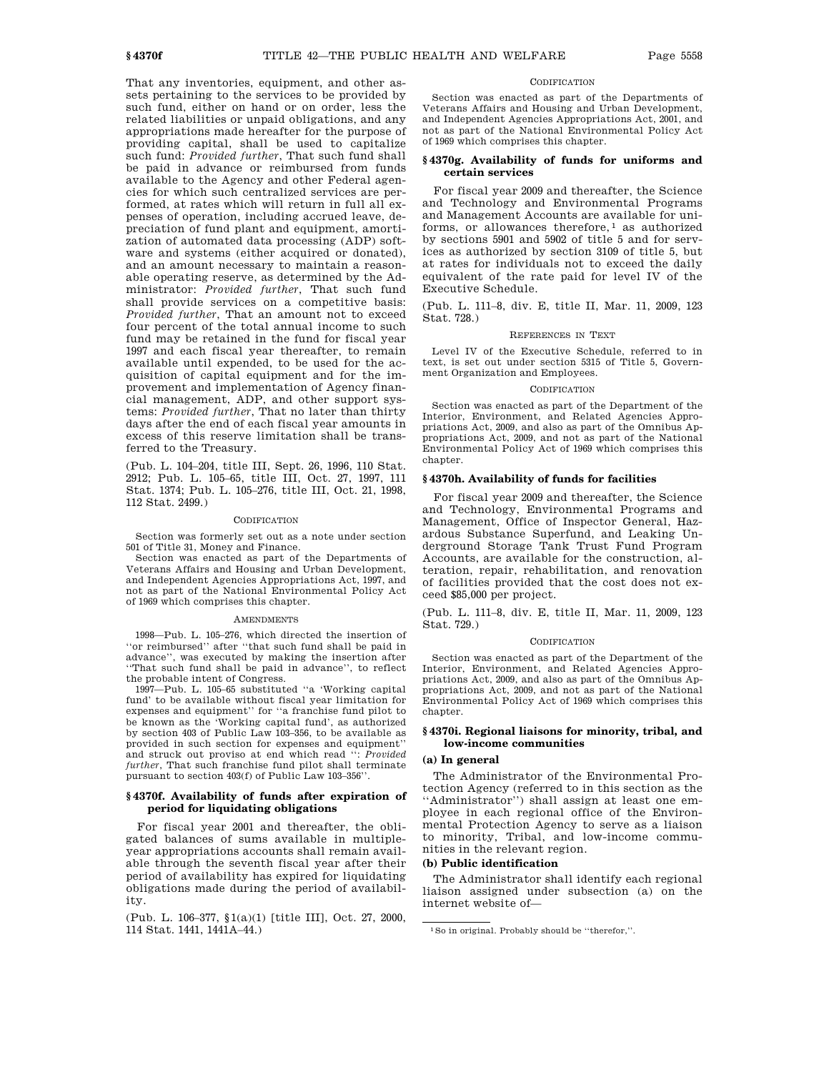That any inventories, equipment, and other assets pertaining to the services to be provided by such fund, either on hand or on order, less the related liabilities or unpaid obligations, and any appropriations made hereafter for the purpose of providing capital, shall be used to capitalize such fund: *Provided further*, That such fund shall be paid in advance or reimbursed from funds available to the Agency and other Federal agencies for which such centralized services are performed, at rates which will return in full all expenses of operation, including accrued leave, depreciation of fund plant and equipment, amortization of automated data processing (ADP) software and systems (either acquired or donated), and an amount necessary to maintain a reasonable operating reserve, as determined by the Administrator: *Provided further*, That such fund shall provide services on a competitive basis: *Provided further*, That an amount not to exceed four percent of the total annual income to such fund may be retained in the fund for fiscal year 1997 and each fiscal year thereafter, to remain available until expended, to be used for the acquisition of capital equipment and for the improvement and implementation of Agency financial management, ADP, and other support systems: *Provided further*, That no later than thirty days after the end of each fiscal year amounts in excess of this reserve limitation shall be transferred to the Treasury.

(Pub. L. 104–204, title III, Sept. 26, 1996, 110 Stat. 2912; Pub. L. 105–65, title III, Oct. 27, 1997, 111 Stat. 1374; Pub. L. 105–276, title III, Oct. 21, 1998, 112 Stat. 2499.)

CODIFICATION

Section was formerly set out as a note under section 501 of Title 31, Money and Finance.

Section was enacted as part of the Departments of Veterans Affairs and Housing and Urban Development, and Independent Agencies Appropriations Act, 1997, and not as part of the National Environmental Policy Act of 1969 which comprises this chapter.

AMENDMENTS

1998—Pub. L. 105–276, which directed the insertion of ''or reimbursed'' after ''that such fund shall be paid in advance'', was executed by making the insertion after ''That such fund shall be paid in advance'', to reflect the probable intent of Congress.

1997—Pub. L. 105–65 substituted ''a 'Working capital fund' to be available without fiscal year limitation for expenses and equipment'' for ''a franchise fund pilot to be known as the 'Working capital fund', as authorized by section 403 of Public Law 103–356, to be available as provided in such section for expenses and equipment'' and struck out proviso at end which read '': *Provided further*, That such franchise fund pilot shall terminate pursuant to section 403(f) of Public Law 103–356''.

### § 4370f. Availability of funds after expiration of period for liquidating obligations

For fiscal year 2001 and thereafter, the obligated balances of sums available in multiple-year appropriations accounts shall remain available through the seventh fiscal year after their period of availability has expired for liquidating obligations made during the period of availability.

(Pub. L. 106–377, §1(a)(1) [title III], Oct. 27, 2000, 114 Stat. 1441, 1441A–44.)

CODIFICATION

Section was enacted as part of the Departments of Veterans Affairs and Housing and Urban Development, and Independent Agencies Appropriations Act, 2001, and not as part of the National Environmental Policy Act of 1969 which comprises this chapter.

### § 4370g. Availability of funds for uniforms and certain services

For fiscal year 2009 and thereafter, the Science and Technology and Environmental Programs and Management Accounts are available for uniforms, or allowances therefore,[1] as authorized by sections 5901 and 5902 of title 5 and for services as authorized by section 3109 of title 5, but at rates for individuals not to exceed the daily equivalent of the rate paid for level IV of the Executive Schedule.

(Pub. L. 111–8, div. E, title II, Mar. 11, 2009, 123 Stat. 728.)

REFERENCES IN TEXT

Level IV of the Executive Schedule, referred to in text, is set out under section 5315 of Title 5, Government Organization and Employees.

CODIFICATION

Section was enacted as part of the Department of the Interior, Environment, and Related Agencies Appropriations Act, 2009, and also as part of the Omnibus Appropriations Act, 2009, and not as part of the National Environmental Policy Act of 1969 which comprises this chapter.

### § 4370h. Availability of funds for facilities

For fiscal year 2009 and thereafter, the Science and Technology, Environmental Programs and Management, Office of Inspector General, Hazardous Substance Superfund, and Leaking Underground Storage Tank Trust Fund Program Accounts, are available for the construction, alteration, repair, rehabilitation, and renovation of facilities provided that the cost does not exceed $85,000 per project.

(Pub. L. 111–8, div. E, title II, Mar. 11, 2009, 123 Stat. 729.)

CODIFICATION

Section was enacted as part of the Department of the Interior, Environment, and Related Agencies Appropriations Act, 2009, and also as part of the Omnibus Appropriations Act, 2009, and not as part of the National Environmental Policy Act of 1969 which comprises this chapter.

### § 4370i. Regional liaisons for minority, tribal, and low-income communities

#### (a) In general

The Administrator of the Environmental Protection Agency (referred to in this section as the ''Administrator'') shall assign at least one employee in each regional office of the Environmental Protection Agency to serve as a liaison to minority, Tribal, and low-income communities in the relevant region.

#### (b) Public identification

The Administrator shall identify each regional liaison assigned under subsection (a) on the internet website of—

[1] So in original. Probably should be ''therefor,''.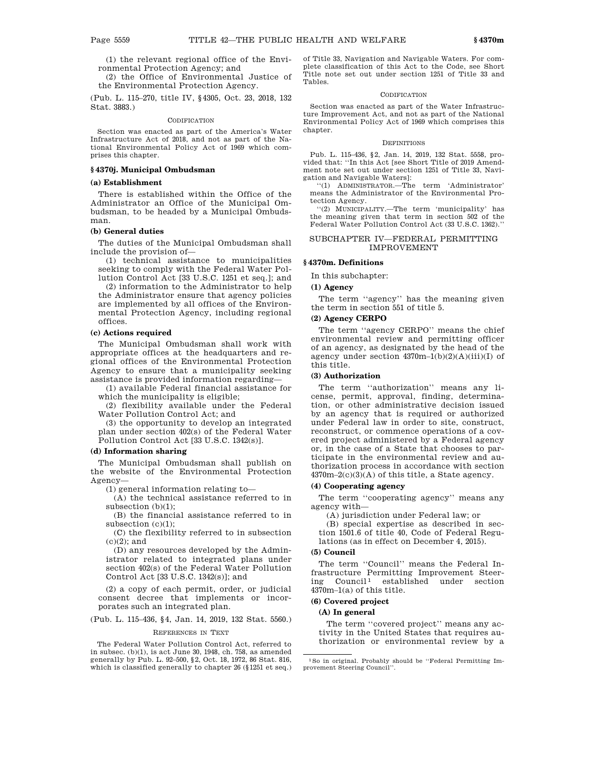(1) the relevant regional office of the Environmental Protection Agency; and

(2) the Office of Environmental Justice of the Environmental Protection Agency.

(Pub. L. 115–270, title IV, §4305, Oct. 23, 2018, 132 Stat. 3883.)

CODIFICATION

Section was enacted as part of the America's Water Infrastructure Act of 2018, and not as part of the National Environmental Policy Act of 1969 which comprises this chapter.

## §4370j. Municipal Ombudsman

### (a) Establishment

There is established within the Office of the Administrator an Office of the Municipal Ombudsman, to be headed by a Municipal Ombudsman.

### (b) General duties

The duties of the Municipal Ombudsman shall include the provision of—

(1) technical assistance to municipalities seeking to comply with the Federal Water Pollution Control Act [33 U.S.C. 1251 et seq.]; and

(2) information to the Administrator to help the Administrator ensure that agency policies are implemented by all offices of the Environmental Protection Agency, including regional offices.

### (c) Actions required

The Municipal Ombudsman shall work with appropriate offices at the headquarters and regional offices of the Environmental Protection Agency to ensure that a municipality seeking assistance is provided information regarding—

(1) available Federal financial assistance for which the municipality is eligible;

(2) flexibility available under the Federal Water Pollution Control Act; and

(3) the opportunity to develop an integrated plan under section 402(s) of the Federal Water Pollution Control Act [33 U.S.C. 1342(s)].

### (d) Information sharing

The Municipal Ombudsman shall publish on the website of the Environmental Protection Agency—

(1) general information relating to—

(A) the technical assistance referred to in subsection (b)(1);

(B) the financial assistance referred to in subsection (c)(1);

(C) the flexibility referred to in subsection (c)(2); and

(D) any resources developed by the Administrator related to integrated plans under section 402(s) of the Federal Water Pollution Control Act [33 U.S.C. 1342(s)]; and

(2) a copy of each permit, order, or judicial consent decree that implements or incorporates such an integrated plan.

(Pub. L. 115–436, §4, Jan. 14, 2019, 132 Stat. 5560.)

REFERENCES IN TEXT

The Federal Water Pollution Control Act, referred to in subsec. (b)(1), is act June 30, 1948, ch. 758, as amended generally by Pub. L. 92–500, §2, Oct. 18, 1972, 86 Stat. 816, which is classified generally to chapter 26 (§1251 et seq.) of Title 33, Navigation and Navigable Waters. For complete classification of this Act to the Code, see Short Title note set out under section 1251 of Title 33 and Tables.

CODIFICATION

Section was enacted as part of the Water Infrastructure Improvement Act, and not as part of the National Environmental Policy Act of 1969 which comprises this chapter.

DEFINITIONS

Pub. L. 115–436, §2, Jan. 14, 2019, 132 Stat. 5558, provided that: "In this Act [see Short Title of 2019 Amendment note set out under section 1251 of Title 33, Navigation and Navigable Waters]:

"(1) ADMINISTRATOR.—The term 'Administrator' means the Administrator of the Environmental Protection Agency.

"(2) MUNICIPALITY.—The term 'municipality' has the meaning given that term in section 502 of the Federal Water Pollution Control Act (33 U.S.C. 1362)."

# SUBCHAPTER IV—FEDERAL PERMITTING IMPROVEMENT

## §4370m. Definitions

In this subchapter:

### (1) Agency

The term "agency" has the meaning given the term in section 551 of title 5.

### (2) Agency CERPO

The term "agency CERPO" means the chief environmental review and permitting officer of an agency, as designated by the head of the agency under section 4370m–1(b)(2)(A)(iii)(I) of this title.

### (3) Authorization

The term "authorization" means any license, permit, approval, finding, determination, or other administrative decision issued by an agency that is required or authorized under Federal law in order to site, construct, reconstruct, or commence operations of a covered project administered by a Federal agency or, in the case of a State that chooses to participate in the environmental review and authorization process in accordance with section 4370m–2(c)(3)(A) of this title, a State agency.

### (4) Cooperating agency

The term "cooperating agency" means any agency with—

(A) jurisdiction under Federal law; or

(B) special expertise as described in section 1501.6 of title 40, Code of Federal Regulations (as in effect on December 4, 2015).

### (5) Council

The term "Council" means the Federal Infrastructure Permitting Improvement Steering Council[1] established under section 4370m–1(a) of this title.

### (6) Covered project

#### (A) In general

The term "covered project" means any activity in the United States that requires authorization or environmental review by a

[1] So in original. Probably should be "Federal Permitting Improvement Steering Council".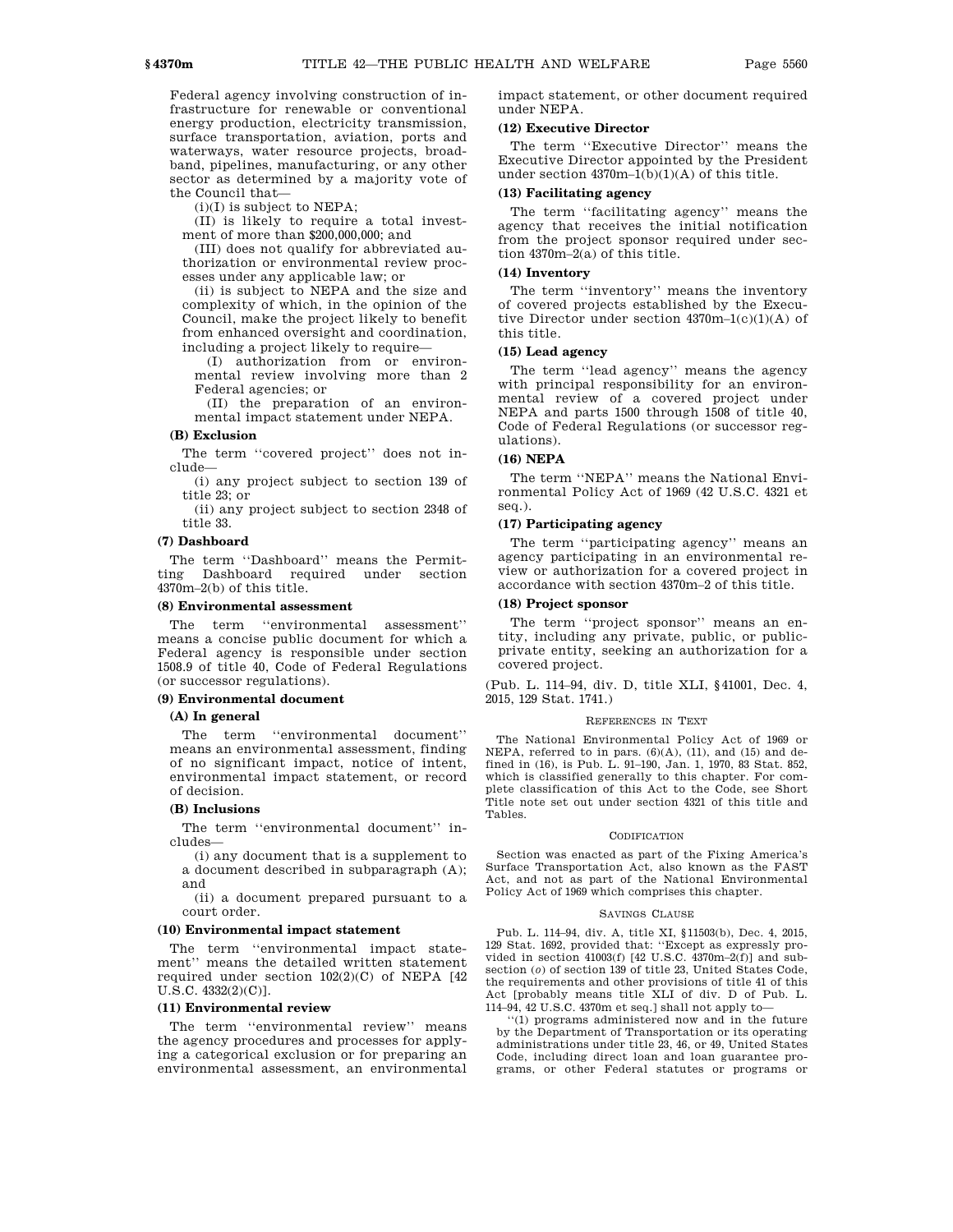Federal agency involving construction of infrastructure for renewable or conventional energy production, electricity transmission, surface transportation, aviation, ports and waterways, water resource projects, broadband, pipelines, manufacturing, or any other sector as determined by a majority vote of the Council that—

(i)(I) is subject to NEPA;

(II) is likely to require a total investment of more than $200,000,000; and

(III) does not qualify for abbreviated authorization or environmental review processes under any applicable law; or

(ii) is subject to NEPA and the size and complexity of which, in the opinion of the Council, make the project likely to benefit from enhanced oversight and coordination, including a project likely to require—

(I) authorization from or environmental review involving more than 2 Federal agencies; or

(II) the preparation of an environmental impact statement under NEPA.

**(B) Exclusion**

The term ''covered project'' does not include—

(i) any project subject to section 139 of title 23; or

(ii) any project subject to section 2348 of title 33.

**(7) Dashboard**

The term ''Dashboard'' means the Permitting Dashboard required under section 4370m–2(b) of this title.

**(8) Environmental assessment**

The term ''environmental assessment'' means a concise public document for which a Federal agency is responsible under section 1508.9 of title 40, Code of Federal Regulations (or successor regulations).

**(9) Environmental document**

**(A) In general**

The term ''environmental document'' means an environmental assessment, finding of no significant impact, notice of intent, environmental impact statement, or record of decision.

**(B) Inclusions**

The term ''environmental document'' includes—

(i) any document that is a supplement to a document described in subparagraph (A); and

(ii) a document prepared pursuant to a court order.

**(10) Environmental impact statement**

The term ''environmental impact statement'' means the detailed written statement required under section 102(2)(C) of NEPA [42 U.S.C. 4332(2)(C)].

**(11) Environmental review**

The term ''environmental review'' means the agency procedures and processes for applying a categorical exclusion or for preparing an environmental assessment, an environmental impact statement, or other document required under NEPA.

**(12) Executive Director**

The term ''Executive Director'' means the Executive Director appointed by the President under section 4370m–1(b)(1)(A) of this title.

**(13) Facilitating agency**

The term ''facilitating agency'' means the agency that receives the initial notification from the project sponsor required under section 4370m–2(a) of this title.

**(14) Inventory**

The term ''inventory'' means the inventory of covered projects established by the Executive Director under section 4370m–1(c)(1)(A) of this title.

**(15) Lead agency**

The term ''lead agency'' means the agency with principal responsibility for an environmental review of a covered project under NEPA and parts 1500 through 1508 of title 40, Code of Federal Regulations (or successor regulations).

**(16) NEPA**

The term ''NEPA'' means the National Environmental Policy Act of 1969 (42 U.S.C. 4321 et seq.).

**(17) Participating agency**

The term ''participating agency'' means an agency participating in an environmental review or authorization for a covered project in accordance with section 4370m–2 of this title.

**(18) Project sponsor**

The term ''project sponsor'' means an entity, including any private, public, or public-private entity, seeking an authorization for a covered project.

(Pub. L. 114–94, div. D, title XLI, §41001, Dec. 4, 2015, 129 Stat. 1741.)

REFERENCES IN TEXT

The National Environmental Policy Act of 1969 or NEPA, referred to in pars. (6)(A), (11), and (15) and defined in (16), is Pub. L. 91–190, Jan. 1, 1970, 83 Stat. 852, which is classified generally to this chapter. For complete classification of this Act to the Code, see Short Title note set out under section 4321 of this title and Tables.

CODIFICATION

Section was enacted as part of the Fixing America's Surface Transportation Act, also known as the FAST Act, and not as part of the National Environmental Policy Act of 1969 which comprises this chapter.

SAVINGS CLAUSE

Pub. L. 114–94, div. A, title XI, §11503(b), Dec. 4, 2015, 129 Stat. 1692, provided that: ''Except as expressly provided in section 41003(f) [42 U.S.C. 4370m–2(f)] and subsection (*o*) of section 139 of title 23, United States Code, the requirements and other provisions of title 41 of this Act [probably means title XLI of div. D of Pub. L. 114–94, 42 U.S.C. 4370m et seq.] shall not apply to—

''(1) programs administered now and in the future by the Department of Transportation or its operating administrations under title 23, 46, or 49, United States Code, including direct loan and loan guarantee programs, or other Federal statutes or programs or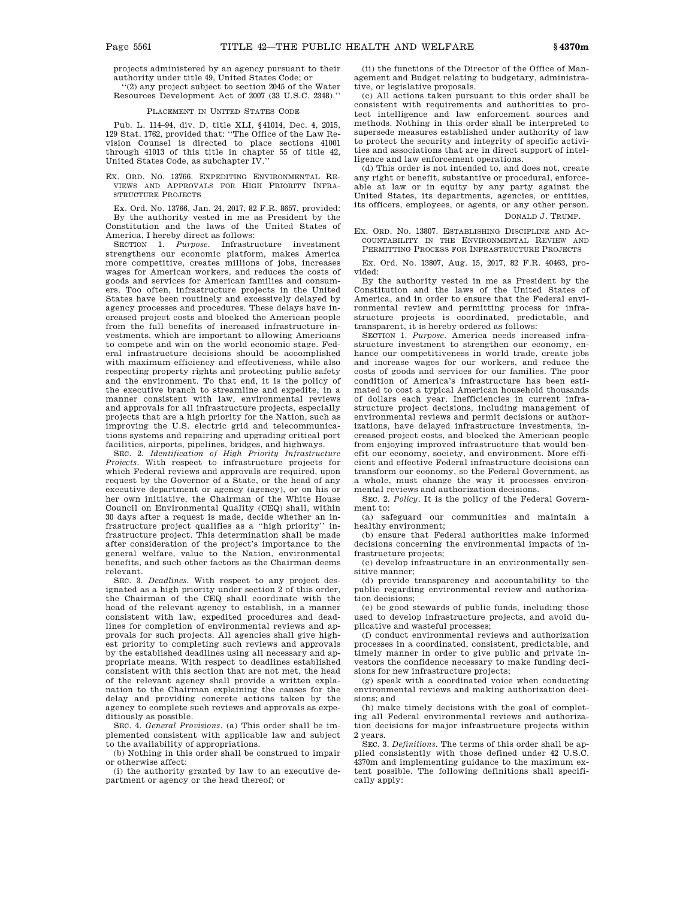projects administered by an agency pursuant to their authority under title 49, United States Code; or

"(2) any project subject to section 2045 of the Water Resources Development Act of 2007 (33 U.S.C. 2348)."

PLACEMENT IN UNITED STATES CODE

Pub. L. 114–94, div. D, title XLI, §41014, Dec. 4, 2015, 129 Stat. 1762, provided that: "The Office of the Law Revision Counsel is directed to place sections 41001 through 41013 of this title in chapter 55 of title 42, United States Code, as subchapter IV."

EX. ORD. NO. 13766. EXPEDITING ENVIRONMENTAL REVIEWS AND APPROVALS FOR HIGH PRIORITY INFRASTRUCTURE PROJECTS

Ex. Ord. No. 13766, Jan. 24, 2017, 82 F.R. 8657, provided:

By the authority vested in me as President by the Constitution and the laws of the United States of America, I hereby direct as follows:

SECTION 1. *Purpose*. Infrastructure investment strengthens our economic platform, makes America more competitive, creates millions of jobs, increases wages for American workers, and reduces the costs of goods and services for American families and consumers. Too often, infrastructure projects in the United States have been routinely and excessively delayed by agency processes and procedures. These delays have increased project costs and blocked the American people from the full benefits of increased infrastructure investments, which are important to allowing Americans to compete and win on the world economic stage. Federal infrastructure decisions should be accomplished with maximum efficiency and effectiveness, while also respecting property rights and protecting public safety and the environment. To that end, it is the policy of the executive branch to streamline and expedite, in a manner consistent with law, environmental reviews and approvals for all infrastructure projects, especially projects that are a high priority for the Nation, such as improving the U.S. electric grid and telecommunications systems and repairing and upgrading critical port facilities, airports, pipelines, bridges, and highways.

SEC. 2. *Identification of High Priority Infrastructure Projects*. With respect to infrastructure projects for which Federal reviews and approvals are required, upon request by the Governor of a State, or the head of any executive department or agency (agency), or on his or her own initiative, the Chairman of the White House Council on Environmental Quality (CEQ) shall, within 30 days after a request is made, decide whether an infrastructure project qualifies as a "high priority" infrastructure project. This determination shall be made after consideration of the project's importance to the general welfare, value to the Nation, environmental benefits, and such other factors as the Chairman deems relevant.

SEC. 3. *Deadlines*. With respect to any project designated as a high priority under section 2 of this order, the Chairman of the CEQ shall coordinate with the head of the relevant agency to establish, in a manner consistent with law, expedited procedures and deadlines for completion of environmental reviews and approvals for such projects. All agencies shall give highest priority to completing such reviews and approvals by the established deadlines using all necessary and appropriate means. With respect to deadlines established consistent with this section that are not met, the head of the relevant agency shall provide a written explanation to the Chairman explaining the causes for the delay and providing concrete actions taken by the agency to complete such reviews and approvals as expeditiously as possible.

SEC. 4. *General Provisions*. (a) This order shall be implemented consistent with applicable law and subject to the availability of appropriations.

(b) Nothing in this order shall be construed to impair or otherwise affect:

(i) the authority granted by law to an executive department or agency or the head thereof; or

(ii) the functions of the Director of the Office of Management and Budget relating to budgetary, administrative, or legislative proposals.

(c) All actions taken pursuant to this order shall be consistent with requirements and authorities to protect intelligence and law enforcement sources and methods. Nothing in this order shall be interpreted to supersede measures established under authority of law to protect the security and integrity of specific activities and associations that are in direct support of intelligence and law enforcement operations.

(d) This order is not intended to, and does not, create any right or benefit, substantive or procedural, enforceable at law or in equity by any party against the United States, its departments, agencies, or entities, its officers, employees, or agents, or any other person.

DONALD J. TRUMP.

EX. ORD. NO. 13807. ESTABLISHING DISCIPLINE AND ACCOUNTABILITY IN THE ENVIRONMENTAL REVIEW AND PERMITTING PROCESS FOR INFRASTRUCTURE PROJECTS

Ex. Ord. No. 13807, Aug. 15, 2017, 82 F.R. 40463, provided:

By the authority vested in me as President by the Constitution and the laws of the United States of America, and in order to ensure that the Federal environmental review and permitting process for infrastructure projects is coordinated, predictable, and transparent, it is hereby ordered as follows:

SECTION 1. *Purpose*. America needs increased infrastructure investment to strengthen our economy, enhance our competitiveness in world trade, create jobs and increase wages for our workers, and reduce the costs of goods and services for our families. The poor condition of America's infrastructure has been estimated to cost a typical American household thousands of dollars each year. Inefficiencies in current infrastructure project decisions, including management of environmental reviews and permit decisions or authorizations, have delayed infrastructure investments, increased project costs, and blocked the American people from enjoying improved infrastructure that would benefit our economy, society, and environment. More efficient and effective Federal infrastructure decisions can transform our economy, so the Federal Government, as a whole, must change the way it processes environmental reviews and authorization decisions.

SEC. 2. *Policy*. It is the policy of the Federal Government to:

(a) safeguard our communities and maintain a healthy environment;

(b) ensure that Federal authorities make informed decisions concerning the environmental impacts of infrastructure projects;

(c) develop infrastructure in an environmentally sensitive manner;

(d) provide transparency and accountability to the public regarding environmental review and authorization decisions;

(e) be good stewards of public funds, including those used to develop infrastructure projects, and avoid duplicative and wasteful processes;

(f) conduct environmental reviews and authorization processes in a coordinated, consistent, predictable, and timely manner in order to give public and private investors the confidence necessary to make funding decisions for new infrastructure projects;

(g) speak with a coordinated voice when conducting environmental reviews and making authorization decisions; and

(h) make timely decisions with the goal of completing all Federal environmental reviews and authorization decisions for major infrastructure projects within 2 years.

SEC. 3. *Definitions*. The terms of this order shall be applied consistently with those defined under 42 U.S.C. 4370m and implementing guidance to the maximum extent possible. The following definitions shall specifically apply: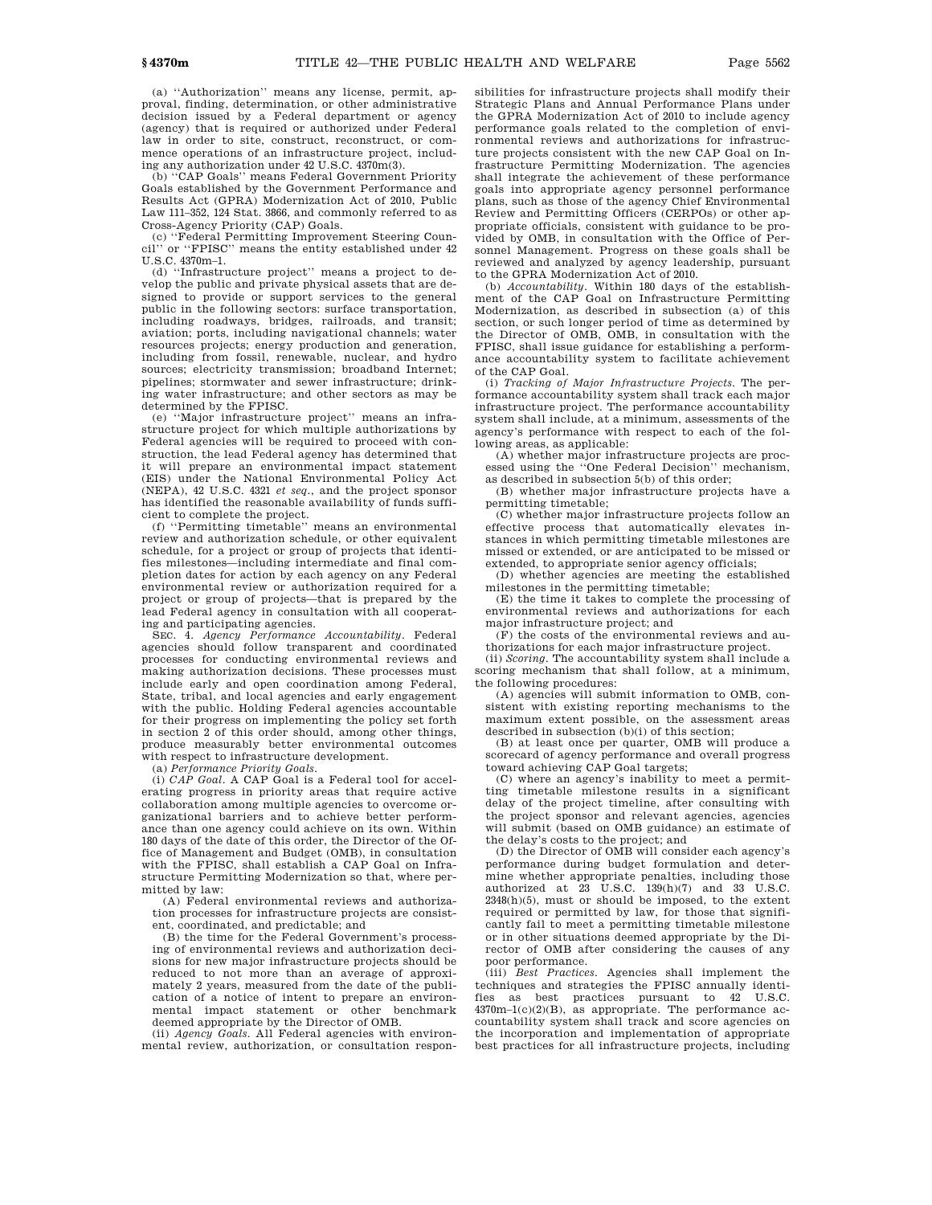(a) ''Authorization'' means any license, permit, approval, finding, determination, or other administrative decision issued by a Federal department or agency (agency) that is required or authorized under Federal law in order to site, construct, reconstruct, or commence operations of an infrastructure project, including any authorization under 42 U.S.C. 4370m(3).

(b) ''CAP Goals'' means Federal Government Priority Goals established by the Government Performance and Results Act (GPRA) Modernization Act of 2010, Public Law 111–352, 124 Stat. 3866, and commonly referred to as Cross-Agency Priority (CAP) Goals.

(c) ''Federal Permitting Improvement Steering Council'' or ''FPISC'' means the entity established under 42 U.S.C. 4370m–1.

(d) ''Infrastructure project'' means a project to develop the public and private physical assets that are designed to provide or support services to the general public in the following sectors: surface transportation, including roadways, bridges, railroads, and transit; aviation; ports, including navigational channels; water resources projects; energy production and generation, including from fossil, renewable, nuclear, and hydro sources; electricity transmission; broadband Internet; pipelines; stormwater and sewer infrastructure; drinking water infrastructure; and other sectors as may be determined by the FPISC.

(e) ''Major infrastructure project'' means an infrastructure project for which multiple authorizations by Federal agencies will be required to proceed with construction, the lead Federal agency has determined that it will prepare an environmental impact statement (EIS) under the National Environmental Policy Act (NEPA), 42 U.S.C. 4321 *et seq.*, and the project sponsor has identified the reasonable availability of funds sufficient to complete the project.

(f) ''Permitting timetable'' means an environmental review and authorization schedule, or other equivalent schedule, for a project or group of projects that identifies milestones—including intermediate and final completion dates for action by each agency on any Federal environmental review or authorization required for a project or group of projects—that is prepared by the lead Federal agency in consultation with all cooperating and participating agencies.

SEC. 4. *Agency Performance Accountability*. Federal agencies should follow transparent and coordinated processes for conducting environmental reviews and making authorization decisions. These processes must include early and open coordination among Federal, State, tribal, and local agencies and early engagement with the public. Holding Federal agencies accountable for their progress on implementing the policy set forth in section 2 of this order should, among other things, produce measurably better environmental outcomes with respect to infrastructure development.

(a) *Performance Priority Goals*.

(i) *CAP Goal*. A CAP Goal is a Federal tool for accelerating progress in priority areas that require active collaboration among multiple agencies to overcome organizational barriers and to achieve better performance than one agency could achieve on its own. Within 180 days of the date of this order, the Director of the Office of Management and Budget (OMB), in consultation with the FPISC, shall establish a CAP Goal on Infrastructure Permitting Modernization so that, where permitted by law:

(A) Federal environmental reviews and authorization processes for infrastructure projects are consistent, coordinated, and predictable; and

(B) the time for the Federal Government's processing of environmental reviews and authorization decisions for new major infrastructure projects should be reduced to not more than an average of approximately 2 years, measured from the date of the publication of a notice of intent to prepare an environmental impact statement or other benchmark deemed appropriate by the Director of OMB.

(ii) *Agency Goals*. All Federal agencies with environmental review, authorization, or consultation responsibilities for infrastructure projects shall modify their Strategic Plans and Annual Performance Plans under the GPRA Modernization Act of 2010 to include agency performance goals related to the completion of environmental reviews and authorizations for infrastructure projects consistent with the new CAP Goal on Infrastructure Permitting Modernization. The agencies shall integrate the achievement of these performance goals into appropriate agency personnel performance plans, such as those of the agency Chief Environmental Review and Permitting Officers (CERPOs) or other appropriate officials, consistent with guidance to be provided by OMB, in consultation with the Office of Personnel Management. Progress on these goals shall be reviewed and analyzed by agency leadership, pursuant to the GPRA Modernization Act of 2010.

(b) *Accountability*. Within 180 days of the establishment of the CAP Goal on Infrastructure Permitting Modernization, as described in subsection (a) of this section, or such longer period of time as determined by the Director of OMB, OMB, in consultation with the FPISC, shall issue guidance for establishing a performance accountability system to facilitate achievement of the CAP Goal.

(i) *Tracking of Major Infrastructure Projects*. The performance accountability system shall track each major infrastructure project. The performance accountability system shall include, at a minimum, assessments of the agency's performance with respect to each of the following areas, as applicable:

(A) whether major infrastructure projects are processed using the ''One Federal Decision'' mechanism, as described in subsection 5(b) of this order;

(B) whether major infrastructure projects have a permitting timetable;

(C) whether major infrastructure projects follow an effective process that automatically elevates instances in which permitting timetable milestones are missed or extended, or are anticipated to be missed or extended, to appropriate senior agency officials;

(D) whether agencies are meeting the established milestones in the permitting timetable;

(E) the time it takes to complete the processing of environmental reviews and authorizations for each major infrastructure project; and

(F) the costs of the environmental reviews and authorizations for each major infrastructure project.

(ii) *Scoring*. The accountability system shall include a scoring mechanism that shall follow, at a minimum, the following procedures:

(A) agencies will submit information to OMB, consistent with existing reporting mechanisms to the maximum extent possible, on the assessment areas described in subsection (b)(i) of this section;

(B) at least once per quarter, OMB will produce a scorecard of agency performance and overall progress toward achieving CAP Goal targets;

(C) where an agency's inability to meet a permitting timetable milestone results in a significant delay of the project timeline, after consulting with the project sponsor and relevant agencies, agencies will submit (based on OMB guidance) an estimate of the delay's costs to the project; and

(D) the Director of OMB will consider each agency's performance during budget formulation and determine whether appropriate penalties, including those authorized at 23 U.S.C. 139(h)(7) and 33 U.S.C. 2348(h)(5), must or should be imposed, to the extent required or permitted by law, for those that significantly fail to meet a permitting timetable milestone or in other situations deemed appropriate by the Director of OMB after considering the causes of any poor performance.

(iii) *Best Practices*. Agencies shall implement the techniques and strategies the FPISC annually identifies as best practices pursuant to 42 U.S.C. 4370m–1(c)(2)(B), as appropriate. The performance accountability system shall track and score agencies on the incorporation and implementation of appropriate best practices for all infrastructure projects, including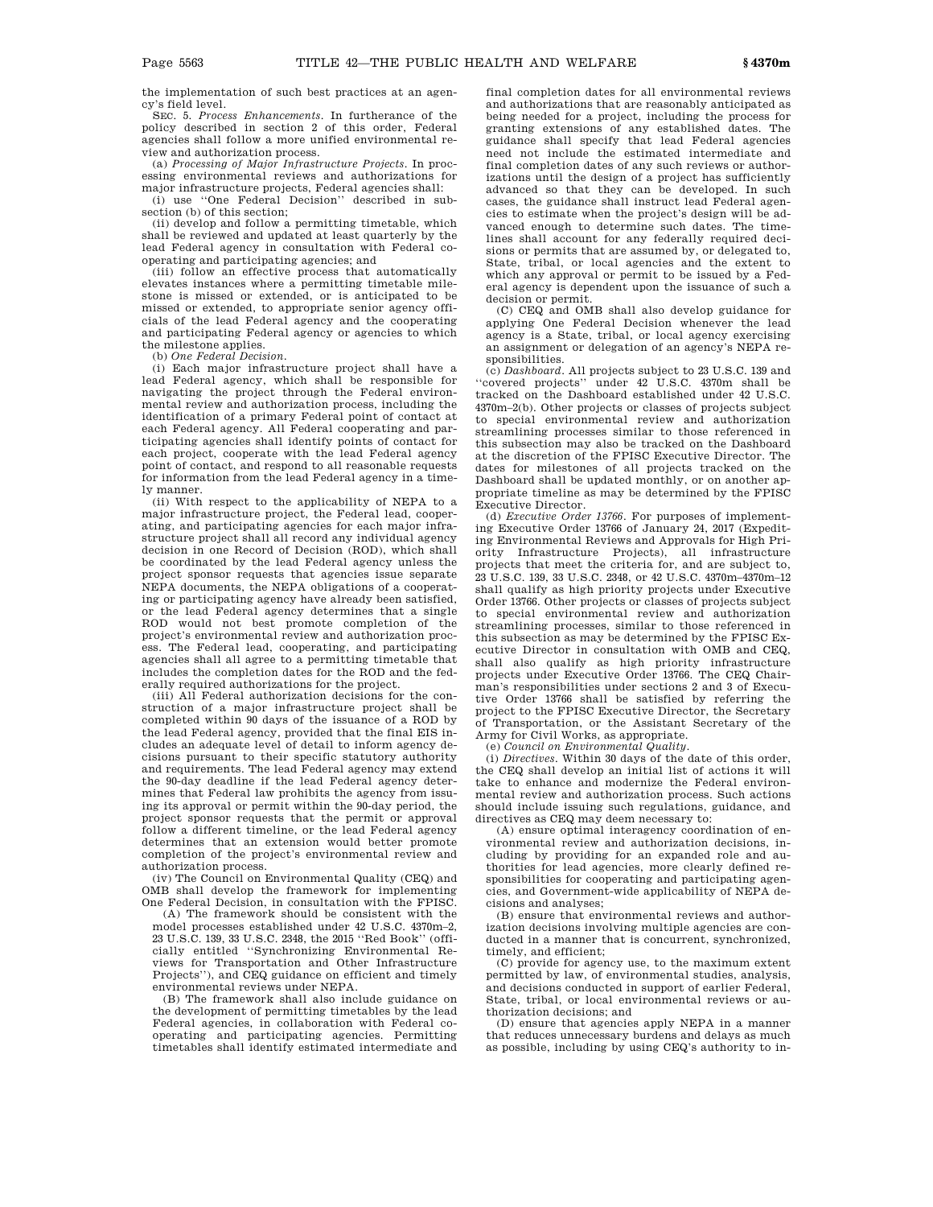the implementation of such best practices at an agency's field level.

SEC. 5. *Process Enhancements*. In furtherance of the policy described in section 2 of this order, Federal agencies shall follow a more unified environmental review and authorization process.

(a) *Processing of Major Infrastructure Projects*. In processing environmental reviews and authorizations for major infrastructure projects, Federal agencies shall:

(i) use ''One Federal Decision'' described in subsection (b) of this section;

(ii) develop and follow a permitting timetable, which shall be reviewed and updated at least quarterly by the lead Federal agency in consultation with Federal cooperating and participating agencies; and

(iii) follow an effective process that automatically elevates instances where a permitting timetable milestone is missed or extended, or is anticipated to be missed or extended, to appropriate senior agency officials of the lead Federal agency and the cooperating and participating Federal agency or agencies to which the milestone applies.

(b) *One Federal Decision*.

(i) Each major infrastructure project shall have a lead Federal agency, which shall be responsible for navigating the project through the Federal environmental review and authorization process, including the identification of a primary Federal point of contact at each Federal agency. All Federal cooperating and participating agencies shall identify points of contact for each project, cooperate with the lead Federal agency point of contact, and respond to all reasonable requests for information from the lead Federal agency in a timely manner.

(ii) With respect to the applicability of NEPA to a major infrastructure project, the Federal lead, cooperating, and participating agencies for each major infrastructure project shall all record any individual agency decision in one Record of Decision (ROD), which shall be coordinated by the lead Federal agency unless the project sponsor requests that agencies issue separate NEPA documents, the NEPA obligations of a cooperating or participating agency have already been satisfied, or the lead Federal agency determines that a single ROD would not best promote completion of the project's environmental review and authorization process. The Federal lead, cooperating, and participating agencies shall all agree to a permitting timetable that includes the completion dates for the ROD and the federally required authorizations for the project.

(iii) All Federal authorization decisions for the construction of a major infrastructure project shall be completed within 90 days of the issuance of a ROD by the lead Federal agency, provided that the final EIS includes an adequate level of detail to inform agency decisions pursuant to their specific statutory authority and requirements. The lead Federal agency may extend the 90-day deadline if the lead Federal agency determines that Federal law prohibits the agency from issuing its approval or permit within the 90-day period, the project sponsor requests that the permit or approval follow a different timeline, or the lead Federal agency determines that an extension would better promote completion of the project's environmental review and authorization process.

(iv) The Council on Environmental Quality (CEQ) and OMB shall develop the framework for implementing One Federal Decision, in consultation with the FPISC.

(A) The framework should be consistent with the model processes established under 42 U.S.C. 4370m–2, 23 U.S.C. 139, 33 U.S.C. 2348, the 2015 ''Red Book'' (officially entitled ''Synchronizing Environmental Reviews for Transportation and Other Infrastructure Projects''), and CEQ guidance on efficient and timely environmental reviews under NEPA.

(B) The framework shall also include guidance on the development of permitting timetables by the lead Federal agencies, in collaboration with Federal cooperating and participating agencies. Permitting timetables shall identify estimated intermediate and final completion dates for all environmental reviews and authorizations that are reasonably anticipated as being needed for a project, including the process for granting extensions of any established dates. The guidance shall specify that lead Federal agencies need not include the estimated intermediate and final completion dates of any such reviews or authorizations until the design of a project has sufficiently advanced so that they can be developed. In such cases, the guidance shall instruct lead Federal agencies to estimate when the project's design will be advanced enough to determine such dates. The timelines shall account for any federally required decisions or permits that are assumed by, or delegated to, State, tribal, or local agencies and the extent to which any approval or permit to be issued by a Federal agency is dependent upon the issuance of such a decision or permit.

(C) CEQ and OMB shall also develop guidance for applying One Federal Decision whenever the lead agency is a State, tribal, or local agency exercising an assignment or delegation of an agency's NEPA responsibilities.

(c) *Dashboard*. All projects subject to 23 U.S.C. 139 and ''covered projects'' under 42 U.S.C. 4370m shall be tracked on the Dashboard established under 42 U.S.C. 4370m–2(b). Other projects or classes of projects subject to special environmental review and authorization streamlining processes similar to those referenced in this subsection may also be tracked on the Dashboard at the discretion of the FPISC Executive Director. The dates for milestones of all projects tracked on the Dashboard shall be updated monthly, or on another appropriate timeline as may be determined by the FPISC Executive Director.

(d) *Executive Order 13766*. For purposes of implementing Executive Order 13766 of January 24, 2017 (Expediting Environmental Reviews and Approvals for High Priority Infrastructure Projects), all infrastructure projects that meet the criteria for, and are subject to, 23 U.S.C. 139, 33 U.S.C. 2348, or 42 U.S.C. 4370m–4370m–12 shall qualify as high priority projects under Executive Order 13766. Other projects or classes of projects subject to special environmental review and authorization streamlining processes, similar to those referenced in this subsection as may be determined by the FPISC Executive Director in consultation with OMB and CEQ, shall also qualify as high priority infrastructure projects under Executive Order 13766. The CEQ Chairman's responsibilities under sections 2 and 3 of Executive Order 13766 shall be satisfied by referring the project to the FPISC Executive Director, the Secretary of Transportation, or the Assistant Secretary of the Army for Civil Works, as appropriate.

(e) *Council on Environmental Quality*.

(i) *Directives*. Within 30 days of the date of this order, the CEQ shall develop an initial list of actions it will take to enhance and modernize the Federal environmental review and authorization process. Such actions should include issuing such regulations, guidance, and directives as CEQ may deem necessary to:

(A) ensure optimal interagency coordination of environmental review and authorization decisions, including by providing for an expanded role and authorities for lead agencies, more clearly defined responsibilities for cooperating and participating agencies, and Government-wide applicability of NEPA decisions and analyses;

(B) ensure that environmental reviews and authorization decisions involving multiple agencies are conducted in a manner that is concurrent, synchronized, timely, and efficient;

(C) provide for agency use, to the maximum extent permitted by law, of environmental studies, analysis, and decisions conducted in support of earlier Federal, State, tribal, or local environmental reviews or authorization decisions; and

(D) ensure that agencies apply NEPA in a manner that reduces unnecessary burdens and delays as much as possible, including by using CEQ's authority to in-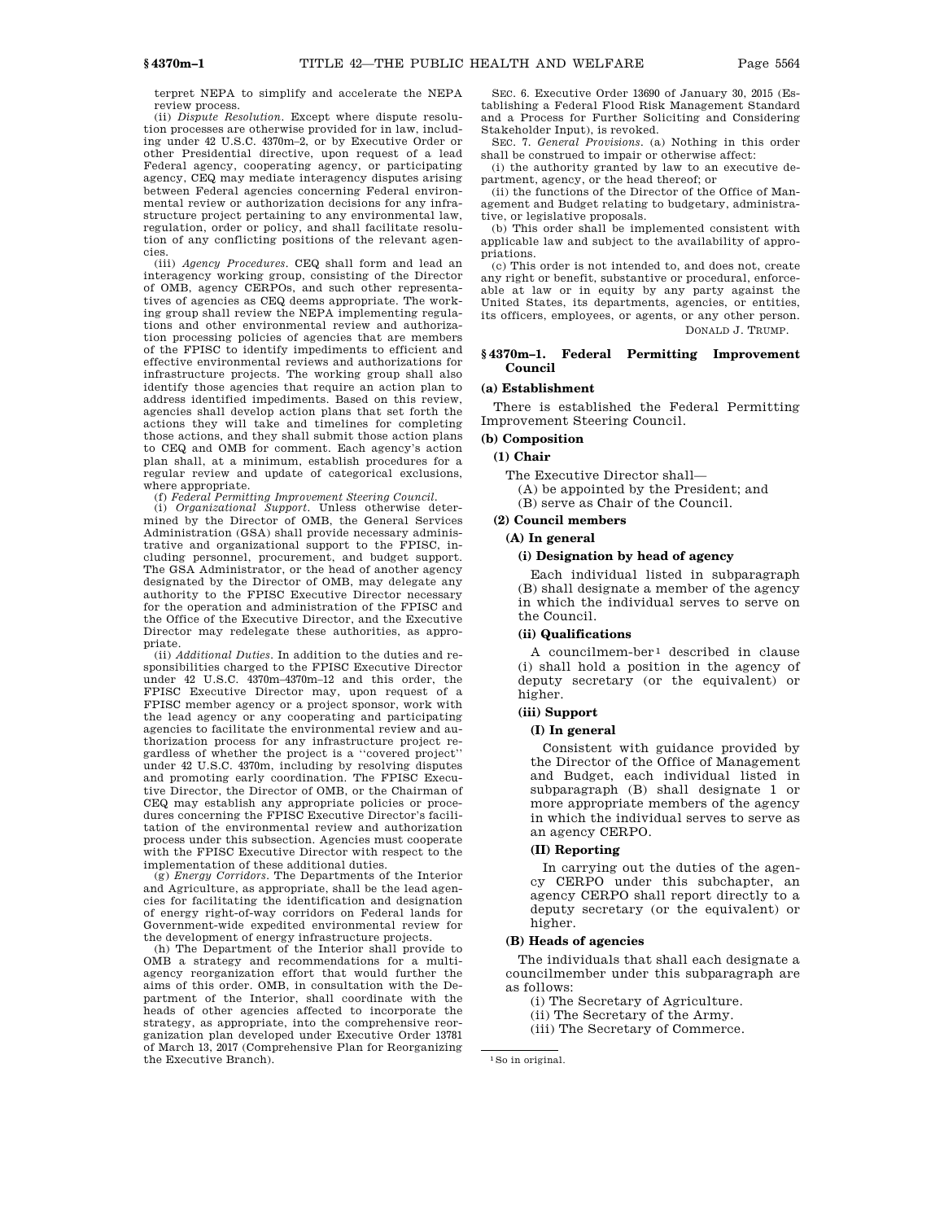terpret NEPA to simplify and accelerate the NEPA review process.

(ii) *Dispute Resolution.* Except where dispute resolution processes are otherwise provided for in law, including under 42 U.S.C. 4370m–2, or by Executive Order or other Presidential directive, upon request of a lead Federal agency, cooperating agency, or participating agency, CEQ may mediate interagency disputes arising between Federal agencies concerning Federal environmental review or authorization decisions for any infrastructure project pertaining to any environmental law, regulation, order or policy, and shall facilitate resolution of any conflicting positions of the relevant agencies.

(iii) *Agency Procedures.* CEQ shall form and lead an interagency working group, consisting of the Director of OMB, agency CERPOs, and such other representatives of agencies as CEQ deems appropriate. The working group shall review the NEPA implementing regulations and other environmental review and authorization processing policies of agencies that are members of the FPISC to identify impediments to efficient and effective environmental reviews and authorizations for infrastructure projects. The working group shall also identify those agencies that require an action plan to address identified impediments. Based on this review, agencies shall develop action plans that set forth the actions they will take and timelines for completing those actions, and they shall submit those action plans to CEQ and OMB for comment. Each agency's action plan shall, at a minimum, establish procedures for a regular review and update of categorical exclusions, where appropriate.

(f) *Federal Permitting Improvement Steering Council.*

(i) *Organizational Support.* Unless otherwise determined by the Director of OMB, the General Services Administration (GSA) shall provide necessary administrative and organizational support to the FPISC, including personnel, procurement, and budget support. The GSA Administrator, or the head of another agency designated by the Director of OMB, may delegate any authority to the FPISC Executive Director necessary for the operation and administration of the FPISC and the Office of the Executive Director, and the Executive Director may redelegate these authorities, as appropriate.

(ii) *Additional Duties.* In addition to the duties and responsibilities charged to the FPISC Executive Director under 42 U.S.C. 4370m–4370m–12 and this order, the FPISC Executive Director may, upon request of a FPISC member agency or a project sponsor, work with the lead agency or any cooperating and participating agencies to facilitate the environmental review and authorization process for any infrastructure project regardless of whether the project is a ''covered project'' under 42 U.S.C. 4370m, including by resolving disputes and promoting early coordination. The FPISC Executive Director, the Director of OMB, or the Chairman of CEQ may establish any appropriate policies or procedures concerning the FPISC Executive Director's facilitation of the environmental review and authorization process under this subsection. Agencies must cooperate with the FPISC Executive Director with respect to the implementation of these additional duties.

(g) *Energy Corridors.* The Departments of the Interior and Agriculture, as appropriate, shall be the lead agencies for facilitating the identification and designation of energy right-of-way corridors on Federal lands for Government-wide expedited environmental review for the development of energy infrastructure projects.

(h) The Department of the Interior shall provide to OMB a strategy and recommendations for a multi-agency reorganization effort that would further the aims of this order. OMB, in consultation with the Department of the Interior, shall coordinate with the heads of other agencies affected to incorporate the strategy, as appropriate, into the comprehensive reorganization plan developed under Executive Order 13781 of March 13, 2017 (Comprehensive Plan for Reorganizing the Executive Branch).

SEC. 6. Executive Order 13690 of January 30, 2015 (Establishing a Federal Flood Risk Management Standard and a Process for Further Soliciting and Considering Stakeholder Input), is revoked.

SEC. 7. *General Provisions.* (a) Nothing in this order shall be construed to impair or otherwise affect:

(i) the authority granted by law to an executive department, agency, or the head thereof; or

(ii) the functions of the Director of the Office of Management and Budget relating to budgetary, administrative, or legislative proposals.

(b) This order shall be implemented consistent with applicable law and subject to the availability of appropriations.

(c) This order is not intended to, and does not, create any right or benefit, substantive or procedural, enforceable at law or in equity by any party against the United States, its departments, agencies, or entities, its officers, employees, or agents, or any other person.

DONALD J. TRUMP.

## §4370m–1. Federal Permitting Improvement Council

### (a) Establishment

There is established the Federal Permitting Improvement Steering Council.

### (b) Composition

#### (1) Chair

The Executive Director shall—

(A) be appointed by the President; and

(B) serve as Chair of the Council.

#### (2) Council members

##### (A) In general

###### (i) Designation by head of agency

Each individual listed in subparagraph (B) shall designate a member of the agency in which the individual serves to serve on the Council.

###### (ii) Qualifications

A councilmem-ber[1] described in clause (i) shall hold a position in the agency of deputy secretary (or the equivalent) or higher.

###### (iii) Support

**(I) In general**

Consistent with guidance provided by the Director of the Office of Management and Budget, each individual listed in subparagraph (B) shall designate 1 or more appropriate members of the agency in which the individual serves to serve as an agency CERPO.

**(II) Reporting**

In carrying out the duties of the agency CERPO under this subchapter, an agency CERPO shall report directly to a deputy secretary (or the equivalent) or higher.

##### (B) Heads of agencies

The individuals that shall each designate a councilmember under this subparagraph are as follows:

(i) The Secretary of Agriculture.

(ii) The Secretary of the Army.

(iii) The Secretary of Commerce.

[1] So in original.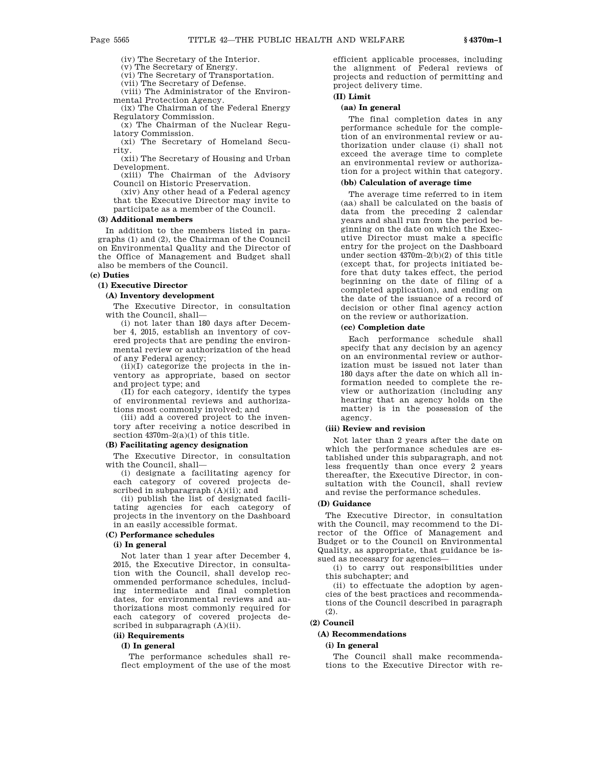(iv) The Secretary of the Interior.

(v) The Secretary of Energy.

(vi) The Secretary of Transportation.

(vii) The Secretary of Defense.

(viii) The Administrator of the Environmental Protection Agency.

(ix) The Chairman of the Federal Energy Regulatory Commission.

(x) The Chairman of the Nuclear Regulatory Commission.

(xi) The Secretary of Homeland Security.

(xii) The Secretary of Housing and Urban Development.

(xiii) The Chairman of the Advisory Council on Historic Preservation.

(xiv) Any other head of a Federal agency that the Executive Director may invite to participate as a member of the Council.

**(3) Additional members**

In addition to the members listed in paragraphs (1) and (2), the Chairman of the Council on Environmental Quality and the Director of the Office of Management and Budget shall also be members of the Council.

**(c) Duties**

**(1) Executive Director**

**(A) Inventory development**

The Executive Director, in consultation with the Council, shall—

(i) not later than 180 days after December 4, 2015, establish an inventory of covered projects that are pending the environmental review or authorization of the head of any Federal agency;

(ii)(I) categorize the projects in the inventory as appropriate, based on sector and project type; and

(II) for each category, identify the types of environmental reviews and authorizations most commonly involved; and

(iii) add a covered project to the inventory after receiving a notice described in section 4370m–2(a)(1) of this title.

**(B) Facilitating agency designation**

The Executive Director, in consultation with the Council, shall—

(i) designate a facilitating agency for each category of covered projects described in subparagraph (A)(ii); and

(ii) publish the list of designated facilitating agencies for each category of projects in the inventory on the Dashboard in an easily accessible format.

**(C) Performance schedules**

**(i) In general**

Not later than 1 year after December 4, 2015, the Executive Director, in consultation with the Council, shall develop recommended performance schedules, including intermediate and final completion dates, for environmental reviews and authorizations most commonly required for each category of covered projects described in subparagraph (A)(ii).

**(ii) Requirements**

**(I) In general**

The performance schedules shall reflect employment of the use of the most efficient applicable processes, including the alignment of Federal reviews of projects and reduction of permitting and project delivery time.

**(II) Limit**

**(aa) In general**

The final completion dates in any performance schedule for the completion of an environmental review or authorization under clause (i) shall not exceed the average time to complete an environmental review or authorization for a project within that category.

**(bb) Calculation of average time**

The average time referred to in item (aa) shall be calculated on the basis of data from the preceding 2 calendar years and shall run from the period beginning on the date on which the Executive Director must make a specific entry for the project on the Dashboard under section 4370m–2(b)(2) of this title (except that, for projects initiated before that duty takes effect, the period beginning on the date of filing of a completed application), and ending on the date of the issuance of a record of decision or other final agency action on the review or authorization.

**(cc) Completion date**

Each performance schedule shall specify that any decision by an agency on an environmental review or authorization must be issued not later than 180 days after the date on which all information needed to complete the review or authorization (including any hearing that an agency holds on the matter) is in the possession of the agency.

**(iii) Review and revision**

Not later than 2 years after the date on which the performance schedules are established under this subparagraph, and not less frequently than once every 2 years thereafter, the Executive Director, in consultation with the Council, shall review and revise the performance schedules.

**(D) Guidance**

The Executive Director, in consultation with the Council, may recommend to the Director of the Office of Management and Budget or to the Council on Environmental Quality, as appropriate, that guidance be issued as necessary for agencies—

(i) to carry out responsibilities under this subchapter; and

(ii) to effectuate the adoption by agencies of the best practices and recommendations of the Council described in paragraph (2).

**(2) Council**

**(A) Recommendations**

**(i) In general**

The Council shall make recommendations to the Executive Director with re-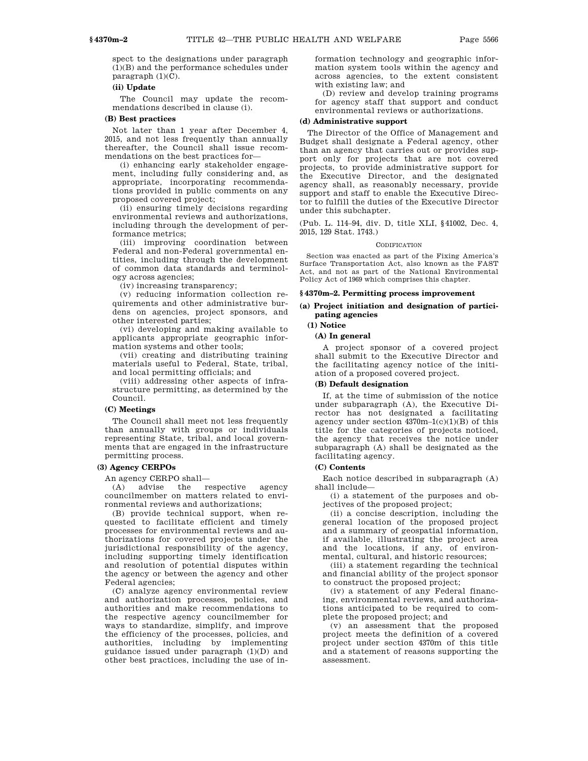spect to the designations under paragraph (1)(B) and the performance schedules under paragraph (1)(C).

**(ii) Update**

The Council may update the recommendations described in clause (i).

**(B) Best practices**

Not later than 1 year after December 4, 2015, and not less frequently than annually thereafter, the Council shall issue recommendations on the best practices for—

(i) enhancing early stakeholder engagement, including fully considering and, as appropriate, incorporating recommendations provided in public comments on any proposed covered project;

(ii) ensuring timely decisions regarding environmental reviews and authorizations, including through the development of performance metrics;

(iii) improving coordination between Federal and non-Federal governmental entities, including through the development of common data standards and terminology across agencies;

(iv) increasing transparency;

(v) reducing information collection requirements and other administrative burdens on agencies, project sponsors, and other interested parties;

(vi) developing and making available to applicants appropriate geographic information systems and other tools;

(vii) creating and distributing training materials useful to Federal, State, tribal, and local permitting officials; and

(viii) addressing other aspects of infrastructure permitting, as determined by the Council.

**(C) Meetings**

The Council shall meet not less frequently than annually with groups or individuals representing State, tribal, and local governments that are engaged in the infrastructure permitting process.

**(3) Agency CERPOs**

An agency CERPO shall—

(A) advise the respective agency councilmember on matters related to environmental reviews and authorizations;

(B) provide technical support, when requested to facilitate efficient and timely processes for environmental reviews and authorizations for covered projects under the jurisdictional responsibility of the agency, including supporting timely identification and resolution of potential disputes within the agency or between the agency and other Federal agencies;

(C) analyze agency environmental review and authorization processes, policies, and authorities and make recommendations to the respective agency councilmember for ways to standardize, simplify, and improve the efficiency of the processes, policies, and authorities, including by implementing guidance issued under paragraph (1)(D) and other best practices, including the use of information technology and geographic information system tools within the agency and across agencies, to the extent consistent with existing law; and

(D) review and develop training programs for agency staff that support and conduct environmental reviews or authorizations.

**(d) Administrative support**

The Director of the Office of Management and Budget shall designate a Federal agency, other than an agency that carries out or provides support only for projects that are not covered projects, to provide administrative support for the Executive Director, and the designated agency shall, as reasonably necessary, provide support and staff to enable the Executive Director to fulfill the duties of the Executive Director under this subchapter.

(Pub. L. 114–94, div. D, title XLI, §41002, Dec. 4, 2015, 129 Stat. 1743.)

CODIFICATION

Section was enacted as part of the Fixing America's Surface Transportation Act, also known as the FAST Act, and not as part of the National Environmental Policy Act of 1969 which comprises this chapter.

## §4370m–2. Permitting process improvement

**(a) Project initiation and designation of participating agencies**

**(1) Notice**

**(A) In general**

A project sponsor of a covered project shall submit to the Executive Director and the facilitating agency notice of the initiation of a proposed covered project.

**(B) Default designation**

If, at the time of submission of the notice under subparagraph (A), the Executive Director has not designated a facilitating agency under section 4370m–1(c)(1)(B) of this title for the categories of projects noticed, the agency that receives the notice under subparagraph (A) shall be designated as the facilitating agency.

**(C) Contents**

Each notice described in subparagraph (A) shall include—

(i) a statement of the purposes and objectives of the proposed project;

(ii) a concise description, including the general location of the proposed project and a summary of geospatial information, if available, illustrating the project area and the locations, if any, of environmental, cultural, and historic resources;

(iii) a statement regarding the technical and financial ability of the project sponsor to construct the proposed project;

(iv) a statement of any Federal financing, environmental reviews, and authorizations anticipated to be required to complete the proposed project; and

(v) an assessment that the proposed project meets the definition of a covered project under section 4370m of this title and a statement of reasons supporting the assessment.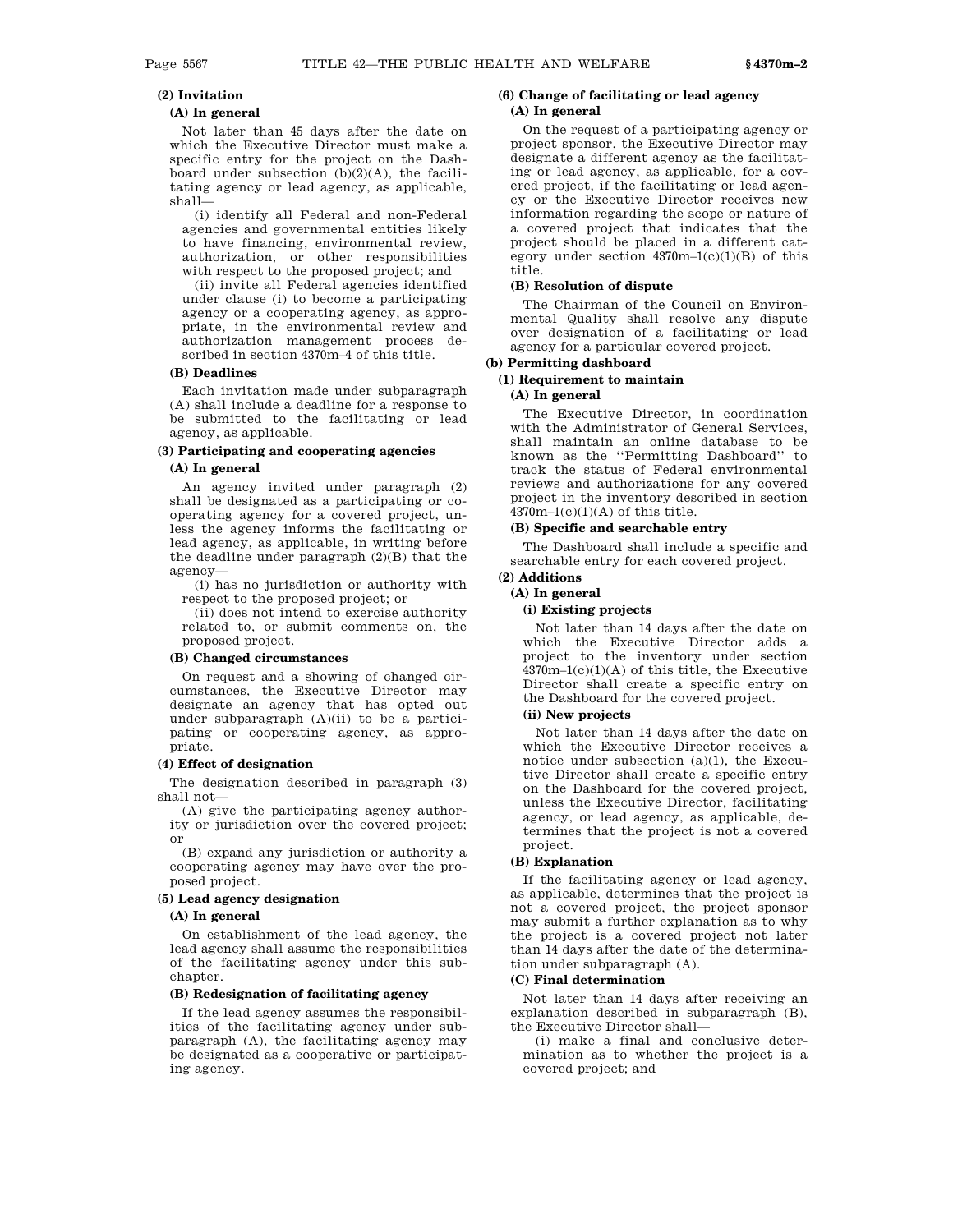**(2) Invitation**

**(A) In general**

Not later than 45 days after the date on which the Executive Director must make a specific entry for the project on the Dashboard under subsection (b)(2)(A), the facilitating agency or lead agency, as applicable, shall—

(i) identify all Federal and non-Federal agencies and governmental entities likely to have financing, environmental review, authorization, or other responsibilities with respect to the proposed project; and

(ii) invite all Federal agencies identified under clause (i) to become a participating agency or a cooperating agency, as appropriate, in the environmental review and authorization management process described in section 4370m–4 of this title.

**(B) Deadlines**

Each invitation made under subparagraph (A) shall include a deadline for a response to be submitted to the facilitating or lead agency, as applicable.

**(3) Participating and cooperating agencies**

**(A) In general**

An agency invited under paragraph (2) shall be designated as a participating or cooperating agency for a covered project, unless the agency informs the facilitating or lead agency, as applicable, in writing before the deadline under paragraph (2)(B) that the agency—

(i) has no jurisdiction or authority with respect to the proposed project; or

(ii) does not intend to exercise authority related to, or submit comments on, the proposed project.

**(B) Changed circumstances**

On request and a showing of changed circumstances, the Executive Director may designate an agency that has opted out under subparagraph (A)(ii) to be a participating or cooperating agency, as appropriate.

**(4) Effect of designation**

The designation described in paragraph (3) shall not—

(A) give the participating agency authority or jurisdiction over the covered project; or

(B) expand any jurisdiction or authority a cooperating agency may have over the proposed project.

**(5) Lead agency designation**

**(A) In general**

On establishment of the lead agency, the lead agency shall assume the responsibilities of the facilitating agency under this subchapter.

**(B) Redesignation of facilitating agency**

If the lead agency assumes the responsibilities of the facilitating agency under subparagraph (A), the facilitating agency may be designated as a cooperative or participating agency.

**(6) Change of facilitating or lead agency**

**(A) In general**

On the request of a participating agency or project sponsor, the Executive Director may designate a different agency as the facilitating or lead agency, as applicable, for a covered project, if the facilitating or lead agency or the Executive Director receives new information regarding the scope or nature of a covered project that indicates that the project should be placed in a different category under section 4370m–1(c)(1)(B) of this title.

**(B) Resolution of dispute**

The Chairman of the Council on Environmental Quality shall resolve any dispute over designation of a facilitating or lead agency for a particular covered project.

**(b) Permitting dashboard**

**(1) Requirement to maintain**

**(A) In general**

The Executive Director, in coordination with the Administrator of General Services, shall maintain an online database to be known as the "Permitting Dashboard" to track the status of Federal environmental reviews and authorizations for any covered project in the inventory described in section 4370m–1(c)(1)(A) of this title.

**(B) Specific and searchable entry**

The Dashboard shall include a specific and searchable entry for each covered project.

**(2) Additions**

**(A) In general**

**(i) Existing projects**

Not later than 14 days after the date on which the Executive Director adds a project to the inventory under section 4370m–1(c)(1)(A) of this title, the Executive Director shall create a specific entry on the Dashboard for the covered project.

**(ii) New projects**

Not later than 14 days after the date on which the Executive Director receives a notice under subsection (a)(1), the Executive Director shall create a specific entry on the Dashboard for the covered project, unless the Executive Director, facilitating agency, or lead agency, as applicable, determines that the project is not a covered project.

**(B) Explanation**

If the facilitating agency or lead agency, as applicable, determines that the project is not a covered project, the project sponsor may submit a further explanation as to why the project is a covered project not later than 14 days after the date of the determination under subparagraph (A).

**(C) Final determination**

Not later than 14 days after receiving an explanation described in subparagraph (B), the Executive Director shall—

(i) make a final and conclusive determination as to whether the project is a covered project; and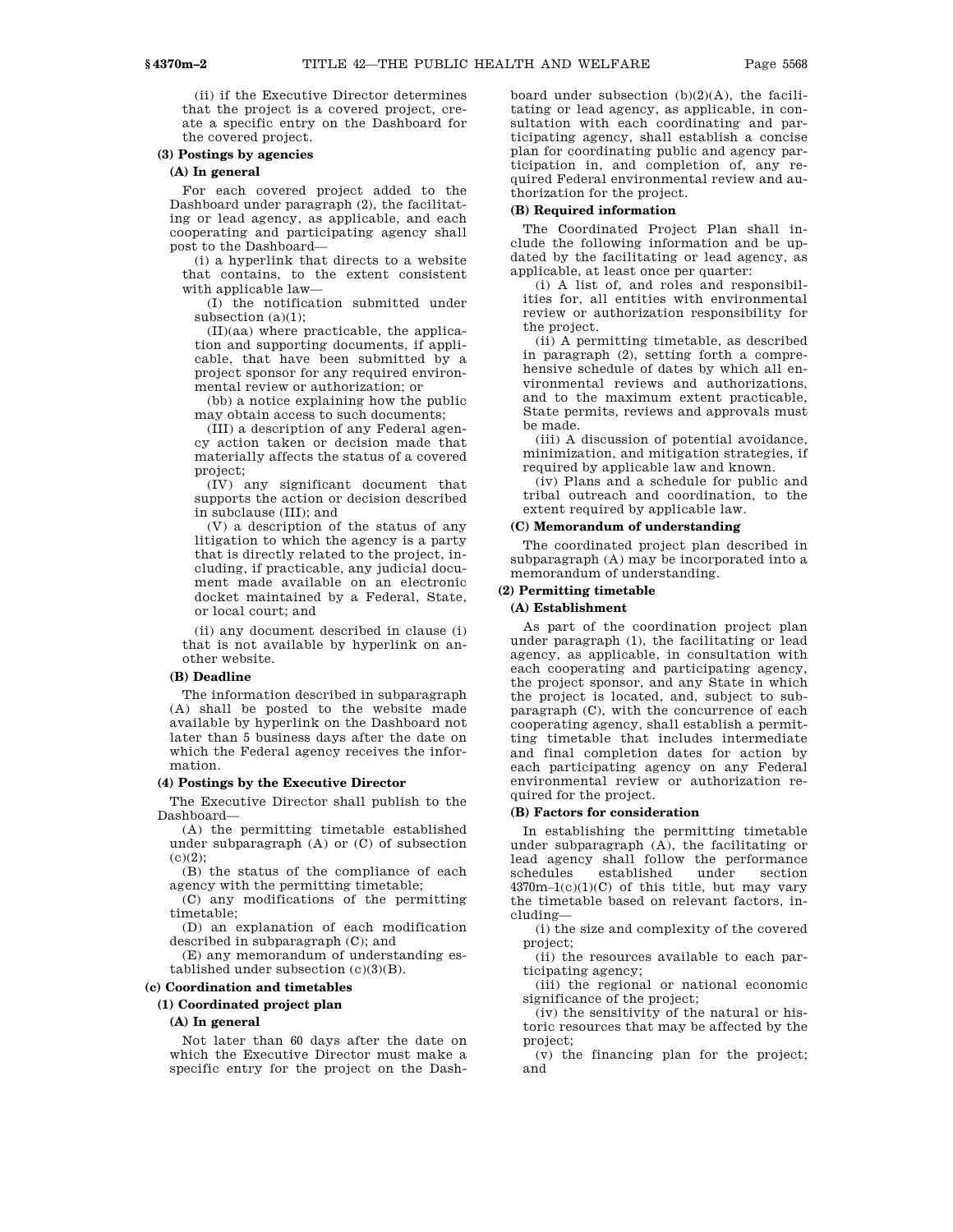(ii) if the Executive Director determines that the project is a covered project, create a specific entry on the Dashboard for the covered project.

**(3) Postings by agencies**

**(A) In general**

For each covered project added to the Dashboard under paragraph (2), the facilitating or lead agency, as applicable, and each cooperating and participating agency shall post to the Dashboard—

(i) a hyperlink that directs to a website that contains, to the extent consistent with applicable law—

(I) the notification submitted under subsection (a)(1);

(II)(aa) where practicable, the application and supporting documents, if applicable, that have been submitted by a project sponsor for any required environmental review or authorization; or

(bb) a notice explaining how the public may obtain access to such documents;

(III) a description of any Federal agency action taken or decision made that materially affects the status of a covered project;

(IV) any significant document that supports the action or decision described in subclause (III); and

(V) a description of the status of any litigation to which the agency is a party that is directly related to the project, including, if practicable, any judicial document made available on an electronic docket maintained by a Federal, State, or local court; and

(ii) any document described in clause (i) that is not available by hyperlink on another website.

**(B) Deadline**

The information described in subparagraph (A) shall be posted to the website made available by hyperlink on the Dashboard not later than 5 business days after the date on which the Federal agency receives the information.

**(4) Postings by the Executive Director**

The Executive Director shall publish to the Dashboard—

(A) the permitting timetable established under subparagraph (A) or (C) of subsection (c)(2);

(B) the status of the compliance of each agency with the permitting timetable;

(C) any modifications of the permitting timetable;

(D) an explanation of each modification described in subparagraph (C); and

(E) any memorandum of understanding established under subsection (c)(3)(B).

**(c) Coordination and timetables**

**(1) Coordinated project plan**

**(A) In general**

Not later than 60 days after the date on which the Executive Director must make a specific entry for the project on the Dashboard under subsection (b)(2)(A), the facilitating or lead agency, as applicable, in consultation with each coordinating and participating agency, shall establish a concise plan for coordinating public and agency participation in, and completion of, any required Federal environmental review and authorization for the project.

**(B) Required information**

The Coordinated Project Plan shall include the following information and be updated by the facilitating or lead agency, as applicable, at least once per quarter:

(i) A list of, and roles and responsibilities for, all entities with environmental review or authorization responsibility for the project.

(ii) A permitting timetable, as described in paragraph (2), setting forth a comprehensive schedule of dates by which all environmental reviews and authorizations, and to the maximum extent practicable, State permits, reviews and approvals must be made.

(iii) A discussion of potential avoidance, minimization, and mitigation strategies, if required by applicable law and known.

(iv) Plans and a schedule for public and tribal outreach and coordination, to the extent required by applicable law.

**(C) Memorandum of understanding**

The coordinated project plan described in subparagraph (A) may be incorporated into a memorandum of understanding.

**(2) Permitting timetable**

**(A) Establishment**

As part of the coordination project plan under paragraph (1), the facilitating or lead agency, as applicable, in consultation with each cooperating and participating agency, the project sponsor, and any State in which the project is located, and, subject to subparagraph (C), with the concurrence of each cooperating agency, shall establish a permitting timetable that includes intermediate and final completion dates for action by each participating agency on any Federal environmental review or authorization required for the project.

**(B) Factors for consideration**

In establishing the permitting timetable under subparagraph (A), the facilitating or lead agency shall follow the performance schedules established under section 4370m–1(c)(1)(C) of this title, but may vary the timetable based on relevant factors, including—

(i) the size and complexity of the covered project;

(ii) the resources available to each participating agency;

(iii) the regional or national economic significance of the project;

(iv) the sensitivity of the natural or historic resources that may be affected by the project;

(v) the financing plan for the project; and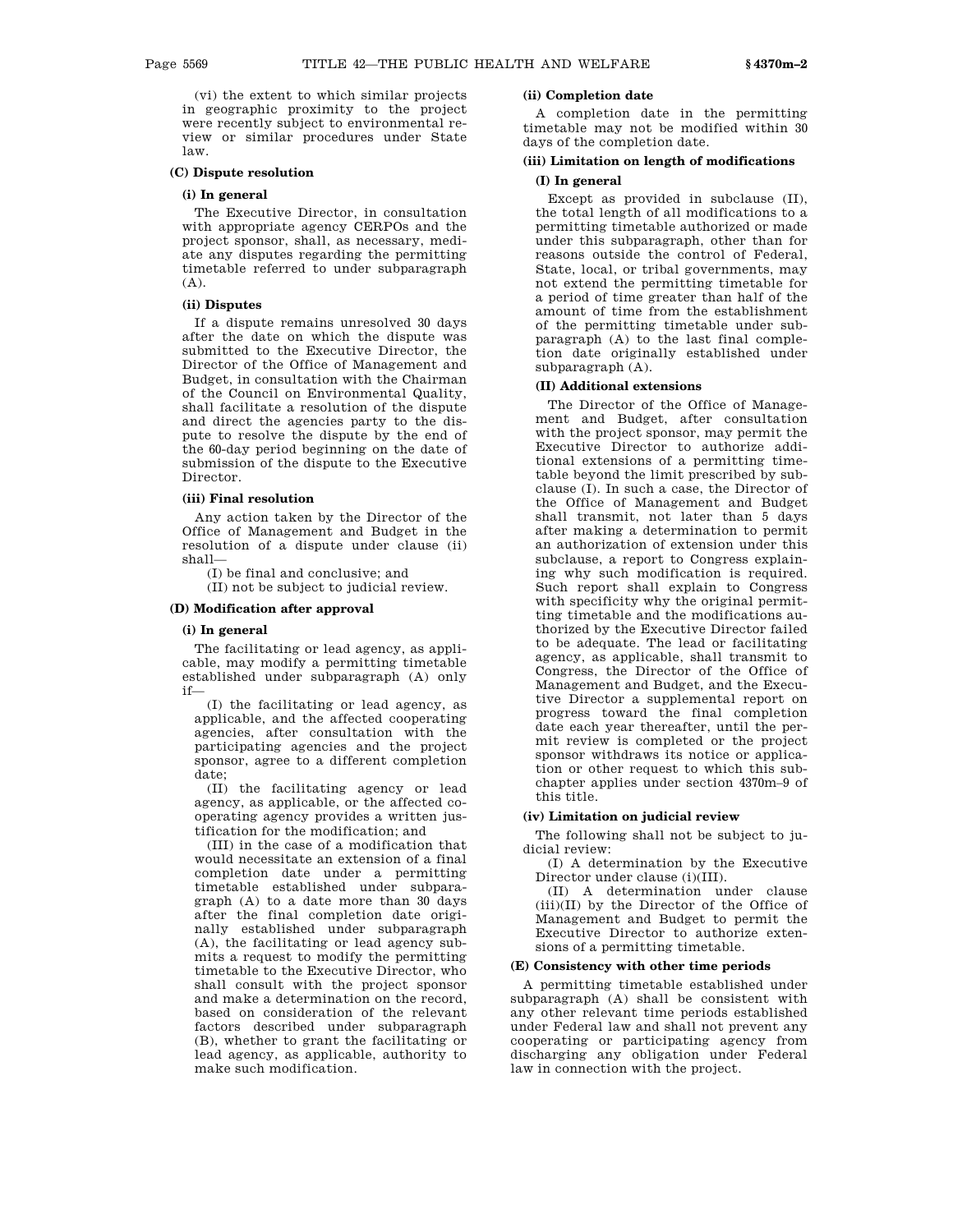(vi) the extent to which similar projects in geographic proximity to the project were recently subject to environmental review or similar procedures under State law.

**(C) Dispute resolution**

**(i) In general**

The Executive Director, in consultation with appropriate agency CERPOs and the project sponsor, shall, as necessary, mediate any disputes regarding the permitting timetable referred to under subparagraph (A).

**(ii) Disputes**

If a dispute remains unresolved 30 days after the date on which the dispute was submitted to the Executive Director, the Director of the Office of Management and Budget, in consultation with the Chairman of the Council on Environmental Quality, shall facilitate a resolution of the dispute and direct the agencies party to the dispute to resolve the dispute by the end of the 60-day period beginning on the date of submission of the dispute to the Executive Director.

**(iii) Final resolution**

Any action taken by the Director of the Office of Management and Budget in the resolution of a dispute under clause (ii) shall—

(I) be final and conclusive; and

(II) not be subject to judicial review.

**(D) Modification after approval**

**(i) In general**

The facilitating or lead agency, as applicable, may modify a permitting timetable established under subparagraph (A) only if—

(I) the facilitating or lead agency, as applicable, and the affected cooperating agencies, after consultation with the participating agencies and the project sponsor, agree to a different completion date;

(II) the facilitating agency or lead agency, as applicable, or the affected cooperating agency provides a written justification for the modification; and

(III) in the case of a modification that would necessitate an extension of a final completion date under a permitting timetable established under subparagraph (A) to a date more than 30 days after the final completion date originally established under subparagraph (A), the facilitating or lead agency submits a request to modify the permitting timetable to the Executive Director, who shall consult with the project sponsor and make a determination on the record, based on consideration of the relevant factors described under subparagraph (B), whether to grant the facilitating or lead agency, as applicable, authority to make such modification.

**(ii) Completion date**

A completion date in the permitting timetable may not be modified within 30 days of the completion date.

**(iii) Limitation on length of modifications**

**(I) In general**

Except as provided in subclause (II), the total length of all modifications to a permitting timetable authorized or made under this subparagraph, other than for reasons outside the control of Federal, State, local, or tribal governments, may not extend the permitting timetable for a period of time greater than half of the amount of time from the establishment of the permitting timetable under subparagraph (A) to the last final completion date originally established under subparagraph (A).

**(II) Additional extensions**

The Director of the Office of Management and Budget, after consultation with the project sponsor, may permit the Executive Director to authorize additional extensions of a permitting timetable beyond the limit prescribed by subclause (I). In such a case, the Director of the Office of Management and Budget shall transmit, not later than 5 days after making a determination to permit an authorization of extension under this subclause, a report to Congress explaining why such modification is required. Such report shall explain to Congress with specificity why the original permitting timetable and the modifications authorized by the Executive Director failed to be adequate. The lead or facilitating agency, as applicable, shall transmit to Congress, the Director of the Office of Management and Budget, and the Executive Director a supplemental report on progress toward the final completion date each year thereafter, until the permit review is completed or the project sponsor withdraws its notice or application or other request to which this subchapter applies under section 4370m–9 of this title.

**(iv) Limitation on judicial review**

The following shall not be subject to judicial review:

(I) A determination by the Executive Director under clause (i)(III).

(II) A determination under clause (iii)(II) by the Director of the Office of Management and Budget to permit the Executive Director to authorize extensions of a permitting timetable.

**(E) Consistency with other time periods**

A permitting timetable established under subparagraph (A) shall be consistent with any other relevant time periods established under Federal law and shall not prevent any cooperating or participating agency from discharging any obligation under Federal law in connection with the project.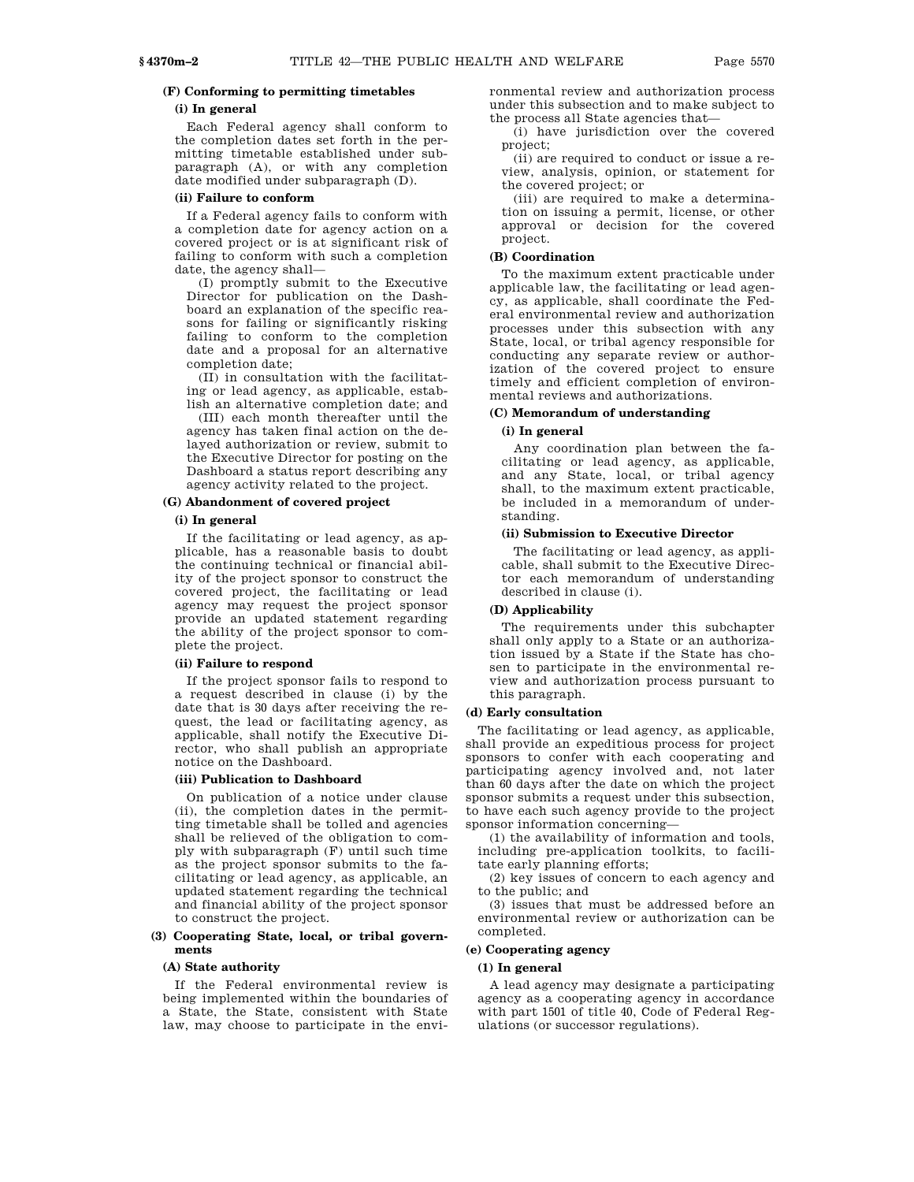#### (F) Conforming to permitting timetables

##### (i) In general

Each Federal agency shall conform to the completion dates set forth in the permitting timetable established under subparagraph (A), or with any completion date modified under subparagraph (D).

##### (ii) Failure to conform

If a Federal agency fails to conform with a completion date for agency action on a covered project or is at significant risk of failing to conform with such a completion date, the agency shall—

(I) promptly submit to the Executive Director for publication on the Dashboard an explanation of the specific reasons for failing or significantly risking failing to conform to the completion date and a proposal for an alternative completion date;

(II) in consultation with the facilitating or lead agency, as applicable, establish an alternative completion date; and

(III) each month thereafter until the agency has taken final action on the delayed authorization or review, submit to the Executive Director for posting on the Dashboard a status report describing any agency activity related to the project.

#### (G) Abandonment of covered project

##### (i) In general

If the facilitating or lead agency, as applicable, has a reasonable basis to doubt the continuing technical or financial ability of the project sponsor to construct the covered project, the facilitating or lead agency may request the project sponsor provide an updated statement regarding the ability of the project sponsor to complete the project.

##### (ii) Failure to respond

If the project sponsor fails to respond to a request described in clause (i) by the date that is 30 days after receiving the request, the lead or facilitating agency, as applicable, shall notify the Executive Director, who shall publish an appropriate notice on the Dashboard.

##### (iii) Publication to Dashboard

On publication of a notice under clause (ii), the completion dates in the permitting timetable shall be tolled and agencies shall be relieved of the obligation to comply with subparagraph (F) until such time as the project sponsor submits to the facilitating or lead agency, as applicable, an updated statement regarding the technical and financial ability of the project sponsor to construct the project.

### (3) Cooperating State, local, or tribal governments

#### (A) State authority

If the Federal environmental review is being implemented within the boundaries of a State, the State, consistent with State law, may choose to participate in the environmental review and authorization process under this subsection and to make subject to the process all State agencies that—

(i) have jurisdiction over the covered project;

(ii) are required to conduct or issue a review, analysis, opinion, or statement for the covered project; or

(iii) are required to make a determination on issuing a permit, license, or other approval or decision for the covered project.

#### (B) Coordination

To the maximum extent practicable under applicable law, the facilitating or lead agency, as applicable, shall coordinate the Federal environmental review and authorization processes under this subsection with any State, local, or tribal agency responsible for conducting any separate review or authorization of the covered project to ensure timely and efficient completion of environmental reviews and authorizations.

#### (C) Memorandum of understanding

##### (i) In general

Any coordination plan between the facilitating or lead agency, as applicable, and any State, local, or tribal agency shall, to the maximum extent practicable, be included in a memorandum of understanding.

##### (ii) Submission to Executive Director

The facilitating or lead agency, as applicable, shall submit to the Executive Director each memorandum of understanding described in clause (i).

#### (D) Applicability

The requirements under this subchapter shall only apply to a State or an authorization issued by a State if the State has chosen to participate in the environmental review and authorization process pursuant to this paragraph.

## (d) Early consultation

The facilitating or lead agency, as applicable, shall provide an expeditious process for project sponsors to confer with each cooperating and participating agency involved and, not later than 60 days after the date on which the project sponsor submits a request under this subsection, to have each such agency provide to the project sponsor information concerning—

(1) the availability of information and tools, including pre-application toolkits, to facilitate early planning efforts;

(2) key issues of concern to each agency and to the public; and

(3) issues that must be addressed before an environmental review or authorization can be completed.

## (e) Cooperating agency

### (1) In general

A lead agency may designate a participating agency as a cooperating agency in accordance with part 1501 of title 40, Code of Federal Regulations (or successor regulations).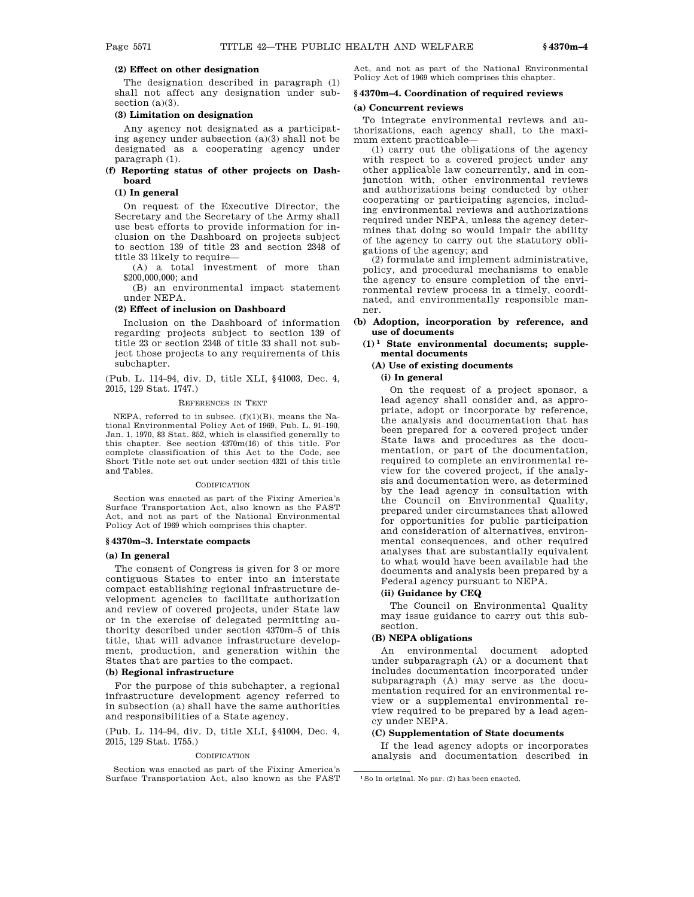**(2) Effect on other designation**

The designation described in paragraph (1) shall not affect any designation under subsection (a)(3).

**(3) Limitation on designation**

Any agency not designated as a participating agency under subsection (a)(3) shall not be designated as a cooperating agency under paragraph (1).

**(f) Reporting status of other projects on Dashboard**

**(1) In general**

On request of the Executive Director, the Secretary and the Secretary of the Army shall use best efforts to provide information for inclusion on the Dashboard on projects subject to section 139 of title 23 and section 2348 of title 33 likely to require—

(A) a total investment of more than $200,000,000; and

(B) an environmental impact statement under NEPA.

**(2) Effect of inclusion on Dashboard**

Inclusion on the Dashboard of information regarding projects subject to section 139 of title 23 or section 2348 of title 33 shall not subject those projects to any requirements of this subchapter.

(Pub. L. 114–94, div. D, title XLI, §41003, Dec. 4, 2015, 129 Stat. 1747.)

REFERENCES IN TEXT

NEPA, referred to in subsec. (f)(1)(B), means the National Environmental Policy Act of 1969, Pub. L. 91–190, Jan. 1, 1970, 83 Stat. 852, which is classified generally to this chapter. See section 4370m(16) of this title. For complete classification of this Act to the Code, see Short Title note set out under section 4321 of this title and Tables.

CODIFICATION

Section was enacted as part of the Fixing America's Surface Transportation Act, also known as the FAST Act, and not as part of the National Environmental Policy Act of 1969 which comprises this chapter.

## §4370m–3. Interstate compacts

**(a) In general**

The consent of Congress is given for 3 or more contiguous States to enter into an interstate compact establishing regional infrastructure development agencies to facilitate authorization and review of covered projects, under State law or in the exercise of delegated permitting authority described under section 4370m–5 of this title, that will advance infrastructure development, production, and generation within the States that are parties to the compact.

**(b) Regional infrastructure**

For the purpose of this subchapter, a regional infrastructure development agency referred to in subsection (a) shall have the same authorities and responsibilities of a State agency.

(Pub. L. 114–94, div. D, title XLI, §41004, Dec. 4, 2015, 129 Stat. 1755.)

CODIFICATION

Section was enacted as part of the Fixing America's Surface Transportation Act, also known as the FAST Act, and not as part of the National Environmental Policy Act of 1969 which comprises this chapter.

## §4370m–4. Coordination of required reviews

**(a) Concurrent reviews**

To integrate environmental reviews and authorizations, each agency shall, to the maximum extent practicable—

(1) carry out the obligations of the agency with respect to a covered project under any other applicable law concurrently, and in conjunction with, other environmental reviews and authorizations being conducted by other cooperating or participating agencies, including environmental reviews and authorizations required under NEPA, unless the agency determines that doing so would impair the ability of the agency to carry out the statutory obligations of the agency; and

(2) formulate and implement administrative, policy, and procedural mechanisms to enable the agency to ensure completion of the environmental review process in a timely, coordinated, and environmentally responsible manner.

**(b) Adoption, incorporation by reference, and use of documents**

**(1)[1] State environmental documents; supplemental documents**

**(A) Use of existing documents**

**(i) In general**

On the request of a project sponsor, a lead agency shall consider and, as appropriate, adopt or incorporate by reference, the analysis and documentation that has been prepared for a covered project under State laws and procedures as the documentation, or part of the documentation, required to complete an environmental review for the covered project, if the analysis and documentation were, as determined by the lead agency in consultation with the Council on Environmental Quality, prepared under circumstances that allowed for opportunities for public participation and consideration of alternatives, environmental consequences, and other required analyses that are substantially equivalent to what would have been available had the documents and analysis been prepared by a Federal agency pursuant to NEPA.

**(ii) Guidance by CEQ**

The Council on Environmental Quality may issue guidance to carry out this subsection.

**(B) NEPA obligations**

An environmental document adopted under subparagraph (A) or a document that includes documentation incorporated under subparagraph (A) may serve as the documentation required for an environmental review or a supplemental environmental review required to be prepared by a lead agency under NEPA.

**(C) Supplementation of State documents**

If the lead agency adopts or incorporates analysis and documentation described in

[1] So in original. No par. (2) has been enacted.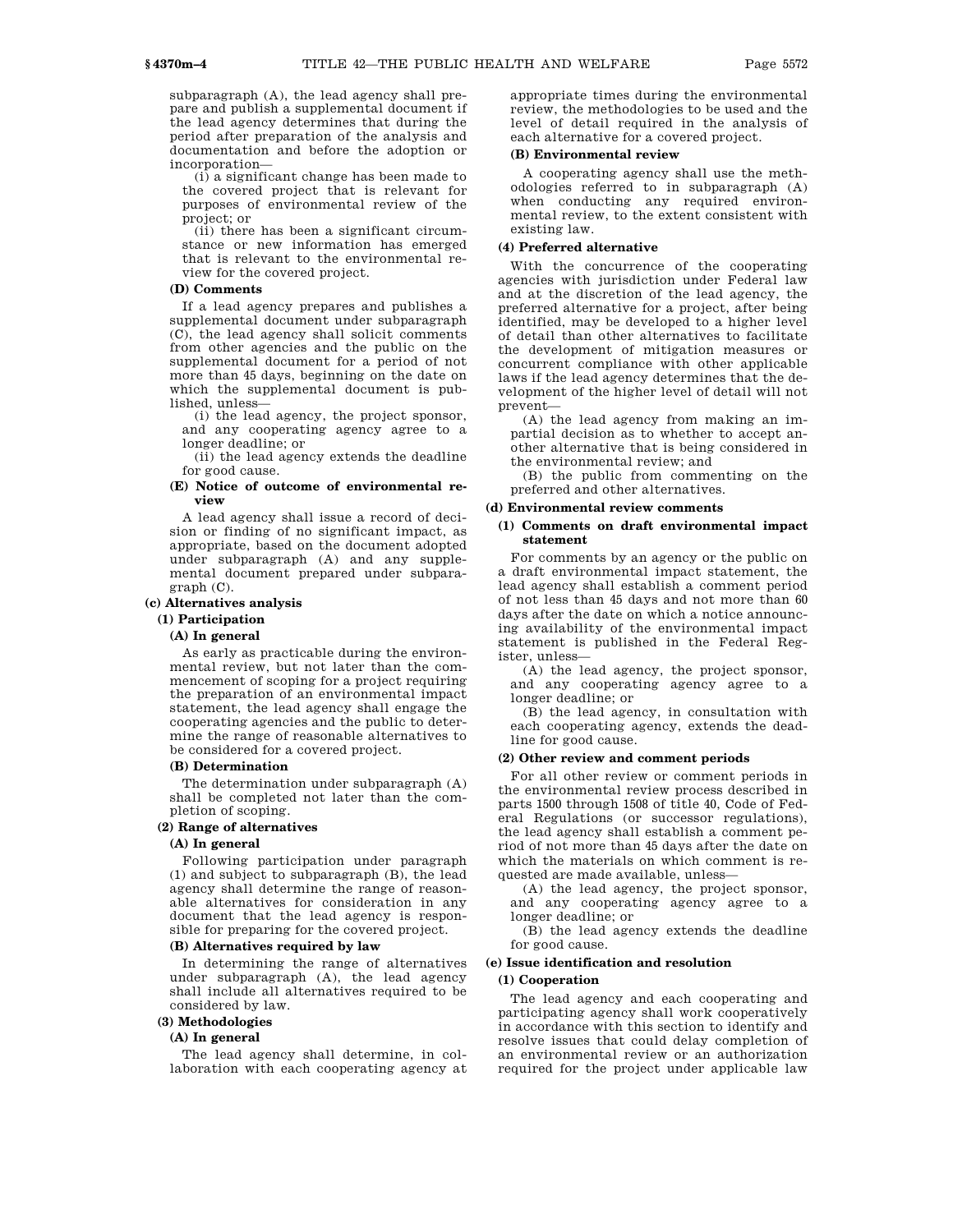subparagraph (A), the lead agency shall prepare and publish a supplemental document if the lead agency determines that during the period after preparation of the analysis and documentation and before the adoption or incorporation—

(i) a significant change has been made to the covered project that is relevant for purposes of environmental review of the project; or

(ii) there has been a significant circumstance or new information has emerged that is relevant to the environmental review for the covered project.

**(D) Comments**

If a lead agency prepares and publishes a supplemental document under subparagraph (C), the lead agency shall solicit comments from other agencies and the public on the supplemental document for a period of not more than 45 days, beginning on the date on which the supplemental document is published, unless—

(i) the lead agency, the project sponsor, and any cooperating agency agree to a longer deadline; or

(ii) the lead agency extends the deadline for good cause.

**(E) Notice of outcome of environmental review**

A lead agency shall issue a record of decision or finding of no significant impact, as appropriate, based on the document adopted under subparagraph (A) and any supplemental document prepared under subparagraph (C).

**(c) Alternatives analysis**

**(1) Participation**

**(A) In general**

As early as practicable during the environmental review, but not later than the commencement of scoping for a project requiring the preparation of an environmental impact statement, the lead agency shall engage the cooperating agencies and the public to determine the range of reasonable alternatives to be considered for a covered project.

**(B) Determination**

The determination under subparagraph (A) shall be completed not later than the completion of scoping.

**(2) Range of alternatives**

**(A) In general**

Following participation under paragraph (1) and subject to subparagraph (B), the lead agency shall determine the range of reasonable alternatives for consideration in any document that the lead agency is responsible for preparing for the covered project.

**(B) Alternatives required by law**

In determining the range of alternatives under subparagraph (A), the lead agency shall include all alternatives required to be considered by law.

**(3) Methodologies**

**(A) In general**

The lead agency shall determine, in collaboration with each cooperating agency at appropriate times during the environmental review, the methodologies to be used and the level of detail required in the analysis of each alternative for a covered project.

**(B) Environmental review**

A cooperating agency shall use the methodologies referred to in subparagraph (A) when conducting any required environmental review, to the extent consistent with existing law.

**(4) Preferred alternative**

With the concurrence of the cooperating agencies with jurisdiction under Federal law and at the discretion of the lead agency, the preferred alternative for a project, after being identified, may be developed to a higher level of detail than other alternatives to facilitate the development of mitigation measures or concurrent compliance with other applicable laws if the lead agency determines that the development of the higher level of detail will not prevent—

(A) the lead agency from making an impartial decision as to whether to accept another alternative that is being considered in the environmental review; and

(B) the public from commenting on the preferred and other alternatives.

**(d) Environmental review comments**

**(1) Comments on draft environmental impact statement**

For comments by an agency or the public on a draft environmental impact statement, the lead agency shall establish a comment period of not less than 45 days and not more than 60 days after the date on which a notice announcing availability of the environmental impact statement is published in the Federal Register, unless—

(A) the lead agency, the project sponsor, and any cooperating agency agree to a longer deadline; or

(B) the lead agency, in consultation with each cooperating agency, extends the deadline for good cause.

**(2) Other review and comment periods**

For all other review or comment periods in the environmental review process described in parts 1500 through 1508 of title 40, Code of Federal Regulations (or successor regulations), the lead agency shall establish a comment period of not more than 45 days after the date on which the materials on which comment is requested are made available, unless—

(A) the lead agency, the project sponsor, and any cooperating agency agree to a longer deadline; or

(B) the lead agency extends the deadline for good cause.

**(e) Issue identification and resolution**

**(1) Cooperation**

The lead agency and each cooperating and participating agency shall work cooperatively in accordance with this section to identify and resolve issues that could delay completion of an environmental review or an authorization required for the project under applicable law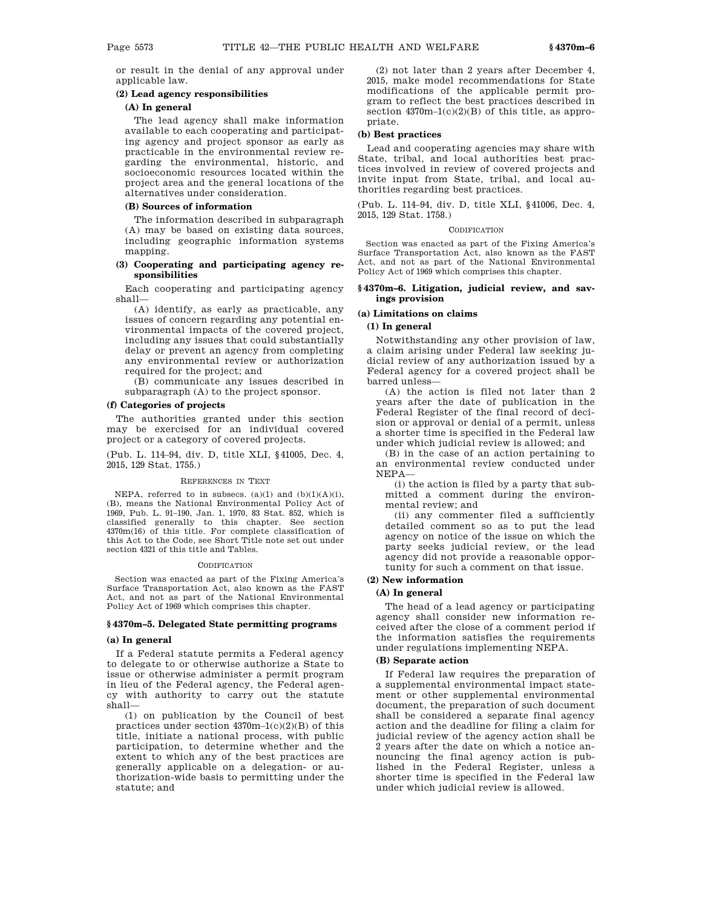or result in the denial of any approval under applicable law.

**(2) Lead agency responsibilities**

**(A) In general**

The lead agency shall make information available to each cooperating and participating agency and project sponsor as early as practicable in the environmental review regarding the environmental, historic, and socioeconomic resources located within the project area and the general locations of the alternatives under consideration.

**(B) Sources of information**

The information described in subparagraph (A) may be based on existing data sources, including geographic information systems mapping.

**(3) Cooperating and participating agency responsibilities**

Each cooperating and participating agency shall—

(A) identify, as early as practicable, any issues of concern regarding any potential environmental impacts of the covered project, including any issues that could substantially delay or prevent an agency from completing any environmental review or authorization required for the project; and

(B) communicate any issues described in subparagraph (A) to the project sponsor.

**(f) Categories of projects**

The authorities granted under this section may be exercised for an individual covered project or a category of covered projects.

(Pub. L. 114–94, div. D, title XLI, §41005, Dec. 4, 2015, 129 Stat. 1755.)

REFERENCES IN TEXT

NEPA, referred to in subsecs. (a)(1) and (b)(1)(A)(i), (B), means the National Environmental Policy Act of 1969, Pub. L. 91–190, Jan. 1, 1970, 83 Stat. 852, which is classified generally to this chapter. See section 4370m(16) of this title. For complete classification of this Act to the Code, see Short Title note set out under section 4321 of this title and Tables.

CODIFICATION

Section was enacted as part of the Fixing America's Surface Transportation Act, also known as the FAST Act, and not as part of the National Environmental Policy Act of 1969 which comprises this chapter.

### §4370m–5. Delegated State permitting programs

**(a) In general**

If a Federal statute permits a Federal agency to delegate to or otherwise authorize a State to issue or otherwise administer a permit program in lieu of the Federal agency, the Federal agency with authority to carry out the statute shall—

(1) on publication by the Council of best practices under section 4370m–1(c)(2)(B) of this title, initiate a national process, with public participation, to determine whether and the extent to which any of the best practices are generally applicable on a delegation- or authorization-wide basis to permitting under the statute; and

(2) not later than 2 years after December 4, 2015, make model recommendations for State modifications of the applicable permit program to reflect the best practices described in section 4370m–1(c)(2)(B) of this title, as appropriate.

**(b) Best practices**

Lead and cooperating agencies may share with State, tribal, and local authorities best practices involved in review of covered projects and invite input from State, tribal, and local authorities regarding best practices.

(Pub. L. 114–94, div. D, title XLI, §41006, Dec. 4, 2015, 129 Stat. 1758.)

CODIFICATION

Section was enacted as part of the Fixing America's Surface Transportation Act, also known as the FAST Act, and not as part of the National Environmental Policy Act of 1969 which comprises this chapter.

### §4370m–6. Litigation, judicial review, and savings provision

**(a) Limitations on claims**

**(1) In general**

Notwithstanding any other provision of law, a claim arising under Federal law seeking judicial review of any authorization issued by a Federal agency for a covered project shall be barred unless—

(A) the action is filed not later than 2 years after the date of publication in the Federal Register of the final record of decision or approval or denial of a permit, unless a shorter time is specified in the Federal law under which judicial review is allowed; and

(B) in the case of an action pertaining to an environmental review conducted under NEPA—

(i) the action is filed by a party that submitted a comment during the environmental review; and

(ii) any commenter filed a sufficiently detailed comment so as to put the lead agency on notice of the issue on which the party seeks judicial review, or the lead agency did not provide a reasonable opportunity for such a comment on that issue.

**(2) New information**

**(A) In general**

The head of a lead agency or participating agency shall consider new information received after the close of a comment period if the information satisfies the requirements under regulations implementing NEPA.

**(B) Separate action**

If Federal law requires the preparation of a supplemental environmental impact statement or other supplemental environmental document, the preparation of such document shall be considered a separate final agency action and the deadline for filing a claim for judicial review of the agency action shall be 2 years after the date on which a notice announcing the final agency action is published in the Federal Register, unless a shorter time is specified in the Federal law under which judicial review is allowed.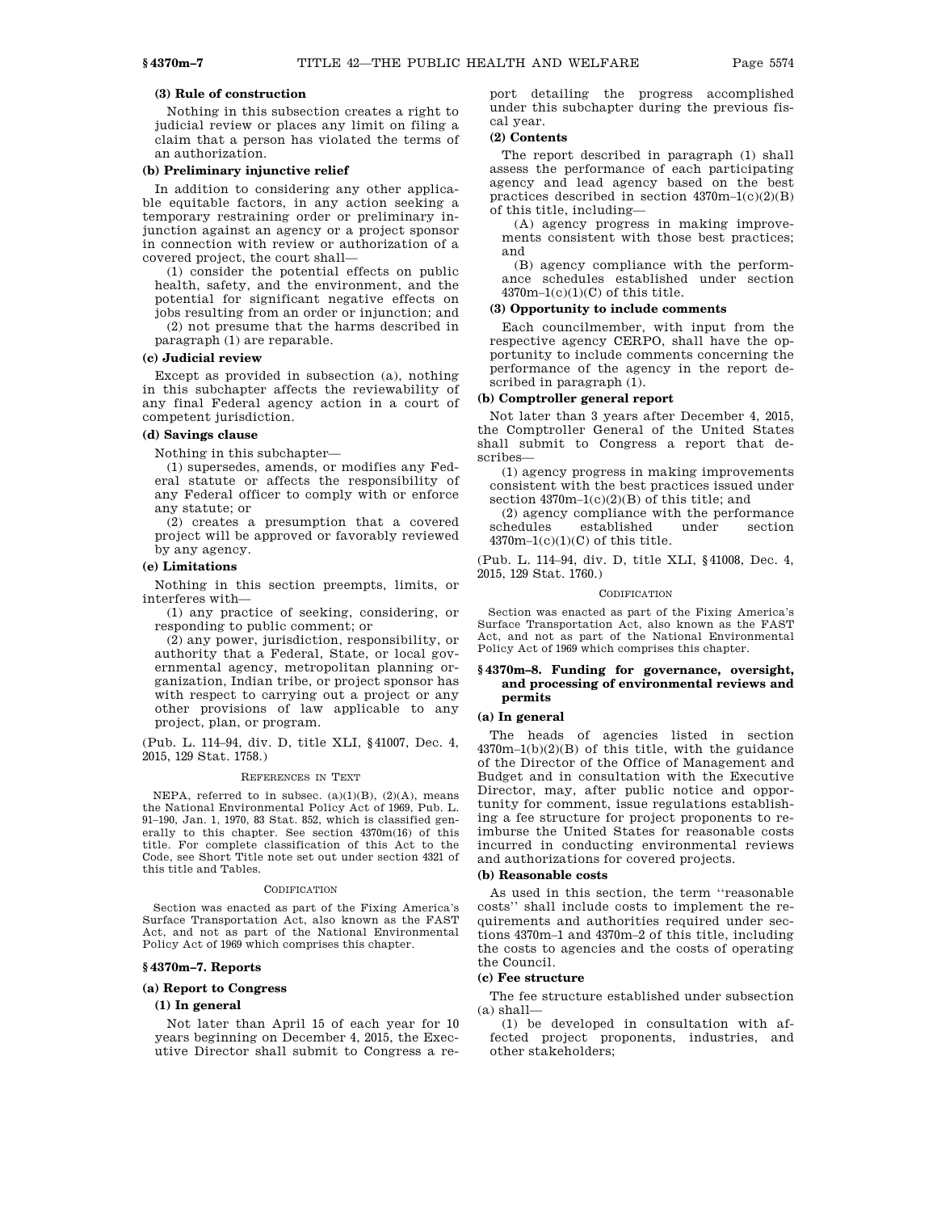**(3) Rule of construction**

Nothing in this subsection creates a right to judicial review or places any limit on filing a claim that a person has violated the terms of an authorization.

**(b) Preliminary injunctive relief**

In addition to considering any other applicable equitable factors, in any action seeking a temporary restraining order or preliminary injunction against an agency or a project sponsor in connection with review or authorization of a covered project, the court shall—

(1) consider the potential effects on public health, safety, and the environment, and the potential for significant negative effects on jobs resulting from an order or injunction; and

(2) not presume that the harms described in paragraph (1) are reparable.

**(c) Judicial review**

Except as provided in subsection (a), nothing in this subchapter affects the reviewability of any final Federal agency action in a court of competent jurisdiction.

**(d) Savings clause**

Nothing in this subchapter—

(1) supersedes, amends, or modifies any Federal statute or affects the responsibility of any Federal officer to comply with or enforce any statute; or

(2) creates a presumption that a covered project will be approved or favorably reviewed by any agency.

**(e) Limitations**

Nothing in this section preempts, limits, or interferes with—

(1) any practice of seeking, considering, or responding to public comment; or

(2) any power, jurisdiction, responsibility, or authority that a Federal, State, or local governmental agency, metropolitan planning organization, Indian tribe, or project sponsor has with respect to carrying out a project or any other provisions of law applicable to any project, plan, or program.

(Pub. L. 114–94, div. D, title XLI, §41007, Dec. 4, 2015, 129 Stat. 1758.)

REFERENCES IN TEXT

NEPA, referred to in subsec. (a)(1)(B), (2)(A), means the National Environmental Policy Act of 1969, Pub. L. 91–190, Jan. 1, 1970, 83 Stat. 852, which is classified generally to this chapter. See section 4370m(16) of this title. For complete classification of this Act to the Code, see Short Title note set out under section 4321 of this title and Tables.

CODIFICATION

Section was enacted as part of the Fixing America's Surface Transportation Act, also known as the FAST Act, and not as part of the National Environmental Policy Act of 1969 which comprises this chapter.

### §4370m–7. Reports

**(a) Report to Congress**

**(1) In general**

Not later than April 15 of each year for 10 years beginning on December 4, 2015, the Executive Director shall submit to Congress a report detailing the progress accomplished under this subchapter during the previous fiscal year.

**(2) Contents**

The report described in paragraph (1) shall assess the performance of each participating agency and lead agency based on the best practices described in section 4370m–1(c)(2)(B) of this title, including—

(A) agency progress in making improvements consistent with those best practices; and

(B) agency compliance with the performance schedules established under section 4370m–1(c)(1)(C) of this title.

**(3) Opportunity to include comments**

Each councilmember, with input from the respective agency CERPO, shall have the opportunity to include comments concerning the performance of the agency in the report described in paragraph (1).

**(b) Comptroller general report**

Not later than 3 years after December 4, 2015, the Comptroller General of the United States shall submit to Congress a report that describes—

(1) agency progress in making improvements consistent with the best practices issued under section 4370m–1(c)(2)(B) of this title; and

(2) agency compliance with the performance schedules established under section 4370m–1(c)(1)(C) of this title.

(Pub. L. 114–94, div. D, title XLI, §41008, Dec. 4, 2015, 129 Stat. 1760.)

CODIFICATION

Section was enacted as part of the Fixing America's Surface Transportation Act, also known as the FAST Act, and not as part of the National Environmental Policy Act of 1969 which comprises this chapter.

### §4370m–8. Funding for governance, oversight, and processing of environmental reviews and permits

**(a) In general**

The heads of agencies listed in section 4370m–1(b)(2)(B) of this title, with the guidance of the Director of the Office of Management and Budget and in consultation with the Executive Director, may, after public notice and opportunity for comment, issue regulations establishing a fee structure for project proponents to reimburse the United States for reasonable costs incurred in conducting environmental reviews and authorizations for covered projects.

**(b) Reasonable costs**

As used in this section, the term "reasonable costs" shall include costs to implement the requirements and authorities required under sections 4370m–1 and 4370m–2 of this title, including the costs to agencies and the costs of operating the Council.

**(c) Fee structure**

The fee structure established under subsection (a) shall—

(1) be developed in consultation with affected project proponents, industries, and other stakeholders;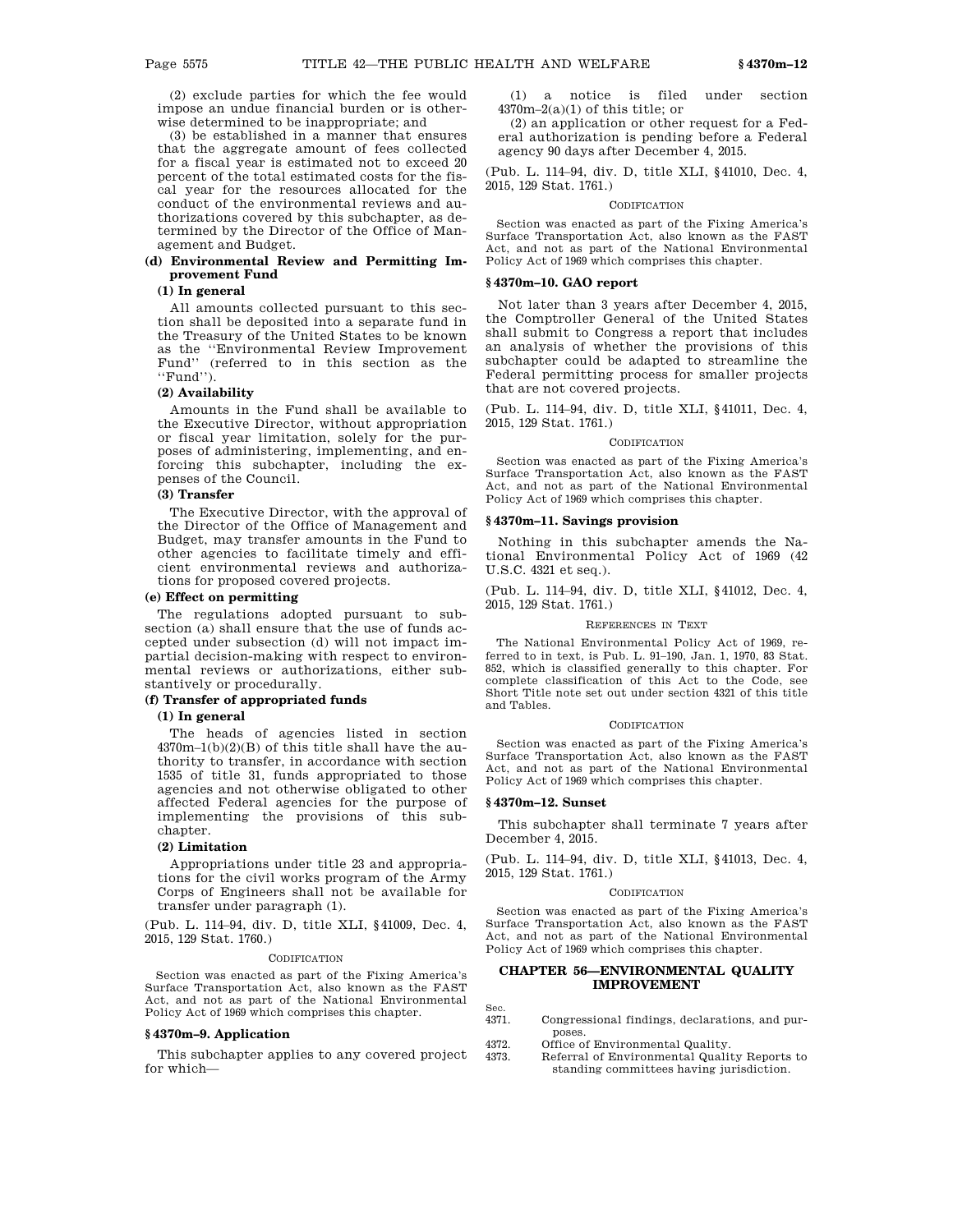(2) exclude parties for which the fee would impose an undue financial burden or is otherwise determined to be inappropriate; and

(3) be established in a manner that ensures that the aggregate amount of fees collected for a fiscal year is estimated not to exceed 20 percent of the total estimated costs for the fiscal year for the resources allocated for the conduct of the environmental reviews and authorizations covered by this subchapter, as determined by the Director of the Office of Management and Budget.

**(d) Environmental Review and Permitting Improvement Fund**

**(1) In general**

All amounts collected pursuant to this section shall be deposited into a separate fund in the Treasury of the United States to be known as the "Environmental Review Improvement Fund" (referred to in this section as the "Fund").

**(2) Availability**

Amounts in the Fund shall be available to the Executive Director, without appropriation or fiscal year limitation, solely for the purposes of administering, implementing, and enforcing this subchapter, including the expenses of the Council.

**(3) Transfer**

The Executive Director, with the approval of the Director of the Office of Management and Budget, may transfer amounts in the Fund to other agencies to facilitate timely and efficient environmental reviews and authorizations for proposed covered projects.

**(e) Effect on permitting**

The regulations adopted pursuant to subsection (a) shall ensure that the use of funds accepted under subsection (d) will not impact impartial decision-making with respect to environmental reviews or authorizations, either substantively or procedurally.

**(f) Transfer of appropriated funds**

**(1) In general**

The heads of agencies listed in section 4370m–1(b)(2)(B) of this title shall have the authority to transfer, in accordance with section 1535 of title 31, funds appropriated to those agencies and not otherwise obligated to other affected Federal agencies for the purpose of implementing the provisions of this subchapter.

**(2) Limitation**

Appropriations under title 23 and appropriations for the civil works program of the Army Corps of Engineers shall not be available for transfer under paragraph (1).

(Pub. L. 114–94, div. D, title XLI, §41009, Dec. 4, 2015, 129 Stat. 1760.)

CODIFICATION

Section was enacted as part of the Fixing America's Surface Transportation Act, also known as the FAST Act, and not as part of the National Environmental Policy Act of 1969 which comprises this chapter.

### §4370m–9. Application

This subchapter applies to any covered project for which—

(1) a notice is filed under section 4370m–2(a)(1) of this title; or

(2) an application or other request for a Federal authorization is pending before a Federal agency 90 days after December 4, 2015.

(Pub. L. 114–94, div. D, title XLI, §41010, Dec. 4, 2015, 129 Stat. 1761.)

CODIFICATION

Section was enacted as part of the Fixing America's Surface Transportation Act, also known as the FAST Act, and not as part of the National Environmental Policy Act of 1969 which comprises this chapter.

### §4370m–10. GAO report

Not later than 3 years after December 4, 2015, the Comptroller General of the United States shall submit to Congress a report that includes an analysis of whether the provisions of this subchapter could be adapted to streamline the Federal permitting process for smaller projects that are not covered projects.

(Pub. L. 114–94, div. D, title XLI, §41011, Dec. 4, 2015, 129 Stat. 1761.)

CODIFICATION

Section was enacted as part of the Fixing America's Surface Transportation Act, also known as the FAST Act, and not as part of the National Environmental Policy Act of 1969 which comprises this chapter.

### §4370m–11. Savings provision

Nothing in this subchapter amends the National Environmental Policy Act of 1969 (42 U.S.C. 4321 et seq.).

(Pub. L. 114–94, div. D, title XLI, §41012, Dec. 4, 2015, 129 Stat. 1761.)

REFERENCES IN TEXT

The National Environmental Policy Act of 1969, referred to in text, is Pub. L. 91–190, Jan. 1, 1970, 83 Stat. 852, which is classified generally to this chapter. For complete classification of this Act to the Code, see Short Title note set out under section 4321 of this title and Tables.

CODIFICATION

Section was enacted as part of the Fixing America's Surface Transportation Act, also known as the FAST Act, and not as part of the National Environmental Policy Act of 1969 which comprises this chapter.

### §4370m–12. Sunset

This subchapter shall terminate 7 years after December 4, 2015.

(Pub. L. 114–94, div. D, title XLI, §41013, Dec. 4, 2015, 129 Stat. 1761.)

CODIFICATION

Section was enacted as part of the Fixing America's Surface Transportation Act, also known as the FAST Act, and not as part of the National Environmental Policy Act of 1969 which comprises this chapter.

## CHAPTER 56—ENVIRONMENTAL QUALITY IMPROVEMENT

| Sec. | |
|---|---|
| 4371. | Congressional findings, declarations, and purposes. |
| 4372. | Office of Environmental Quality. |
| 4373. | Referral of Environmental Quality Reports to standing committees having jurisdiction. |